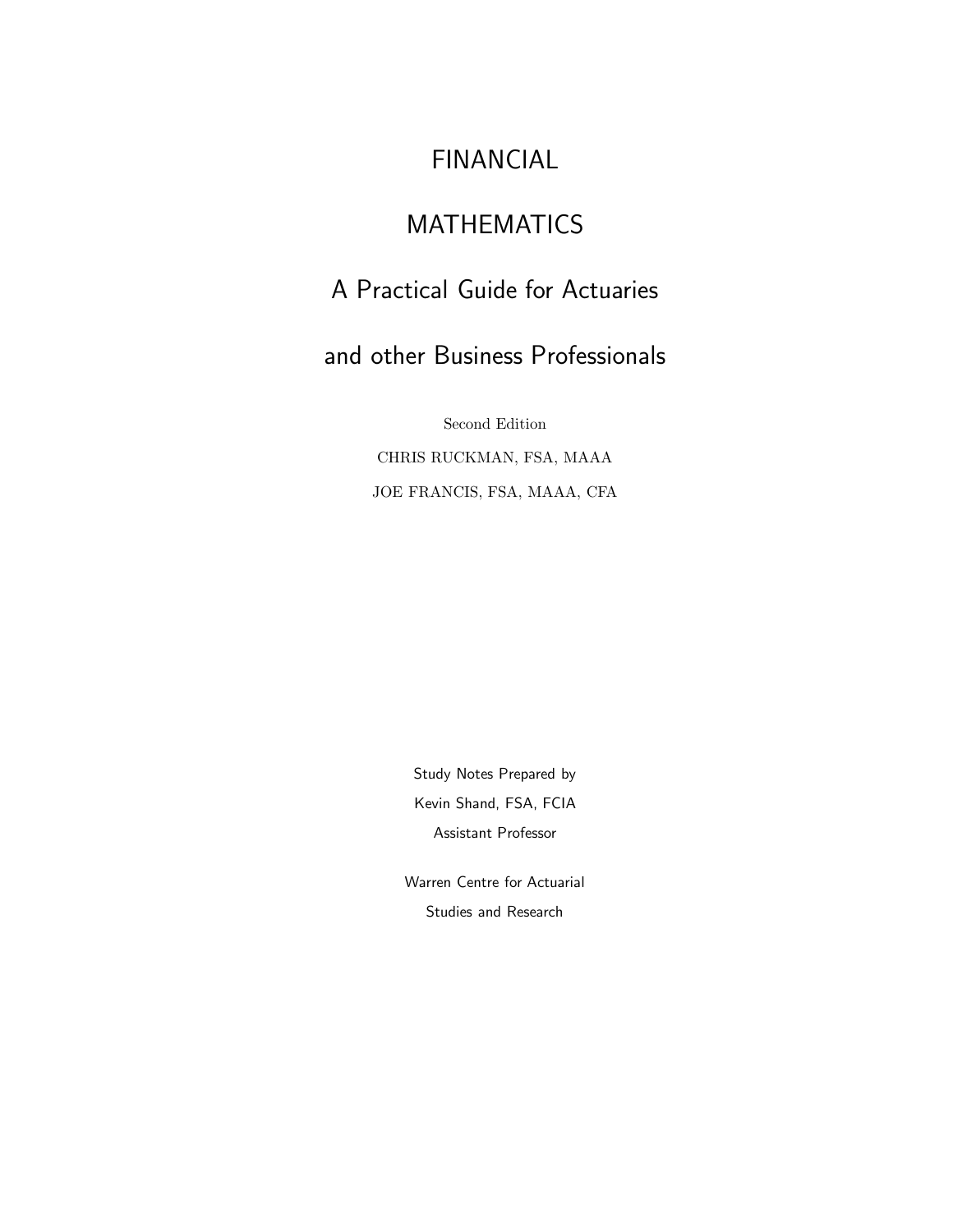# FINANCIAL

# MATHEMATICS

## A Practical Guide for Actuaries

## and other Business Professionals

Second Edition

CHRIS RUCKMAN, FSA, MAAA

JOE FRANCIS, FSA, MAAA, CFA

Study Notes Prepared by

Kevin Shand, FSA, FCIA

Assistant Professor

Warren Centre for Actuarial

Studies and Research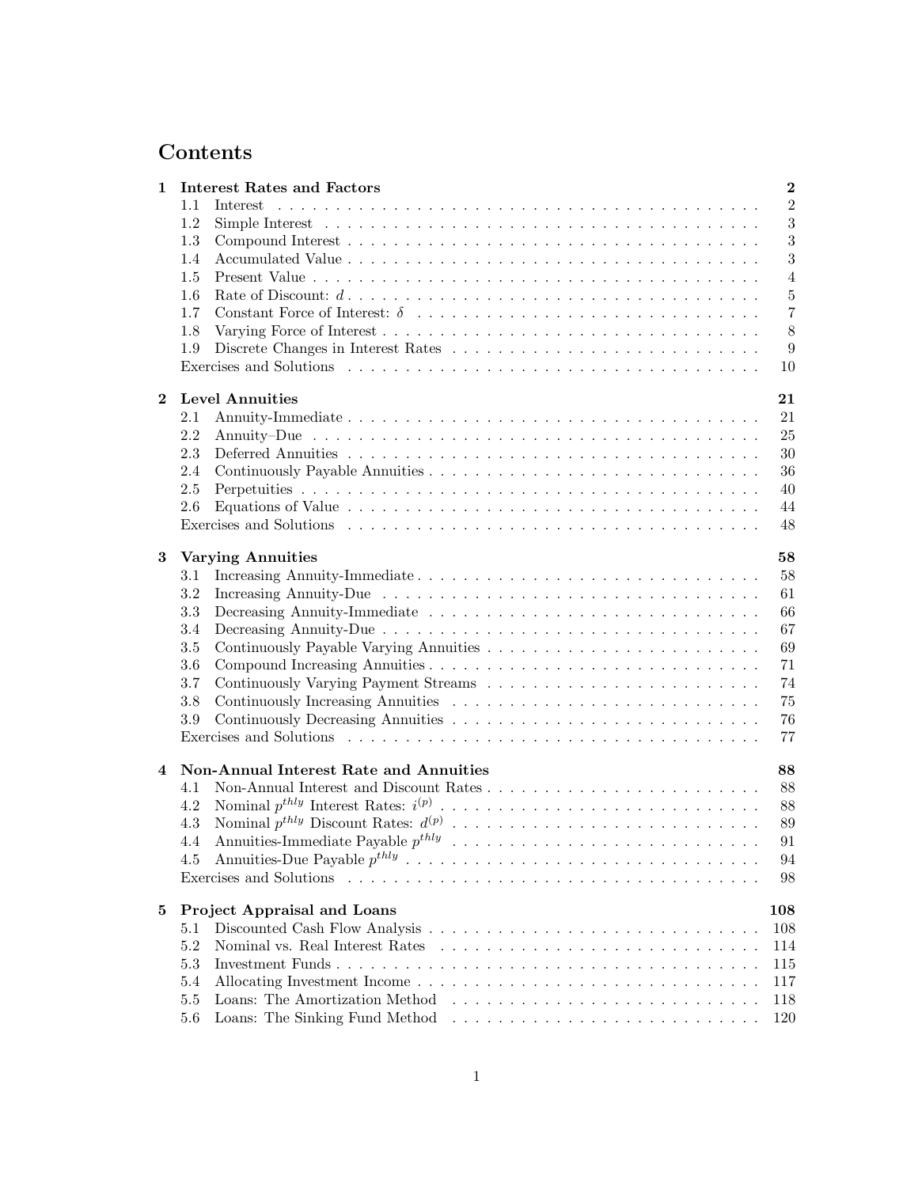# Contents

**1 Interest Rates and Factors** **2**

- 1.1 Interest . . . 2
- 1.2 Simple Interest . . . 3
- 1.3 Compound Interest . . . 3
- 1.4 Accumulated Value . . . 3
- 1.5 Present Value . . . 4
- 1.6 Rate of Discount: $d$ . . . 5
- 1.7 Constant Force of Interest: $\delta$ . . . 7
- 1.8 Varying Force of Interest . . . 8
- 1.9 Discrete Changes in Interest Rates . . . 9
- Exercises and Solutions . . . 10

**2 Level Annuities** **21**

- 2.1 Annuity-Immediate . . . 21
- 2.2 Annuity–Due . . . 25
- 2.3 Deferred Annuities . . . 30
- 2.4 Continuously Payable Annuities . . . 36
- 2.5 Perpetuities . . . 40
- 2.6 Equations of Value . . . 44
- Exercises and Solutions . . . 48

**3 Varying Annuities** **58**

- 3.1 Increasing Annuity-Immediate . . . 58
- 3.2 Increasing Annuity-Due . . . 61
- 3.3 Decreasing Annuity-Immediate . . . 66
- 3.4 Decreasing Annuity-Due . . . 67
- 3.5 Continuously Payable Varying Annuities . . . 69
- 3.6 Compound Increasing Annuities . . . 71
- 3.7 Continuously Varying Payment Streams . . . 74
- 3.8 Continuously Increasing Annuities . . . 75
- 3.9 Continuously Decreasing Annuities . . . 76
- Exercises and Solutions . . . 77

**4 Non-Annual Interest Rate and Annuities** **88**

- 4.1 Non-Annual Interest and Discount Rates . . . 88
- 4.2 Nominal $p^{thly}$ Interest Rates: $i^{(p)}$ . . . 88
- 4.3 Nominal $p^{thly}$ Discount Rates: $d^{(p)}$ . . . 89
- 4.4 Annuities-Immediate Payable $p^{thly}$ . . . 91
- 4.5 Annuities-Due Payable $p^{thly}$ . . . 94
- Exercises and Solutions . . . 98

**5 Project Appraisal and Loans** **108**

- 5.1 Discounted Cash Flow Analysis . . . 108
- 5.2 Nominal vs. Real Interest Rates . . . 114
- 5.3 Investment Funds . . . 115
- 5.4 Allocating Investment Income . . . 117
- 5.5 Loans: The Amortization Method . . . 118
- 5.6 Loans: The Sinking Fund Method . . . 120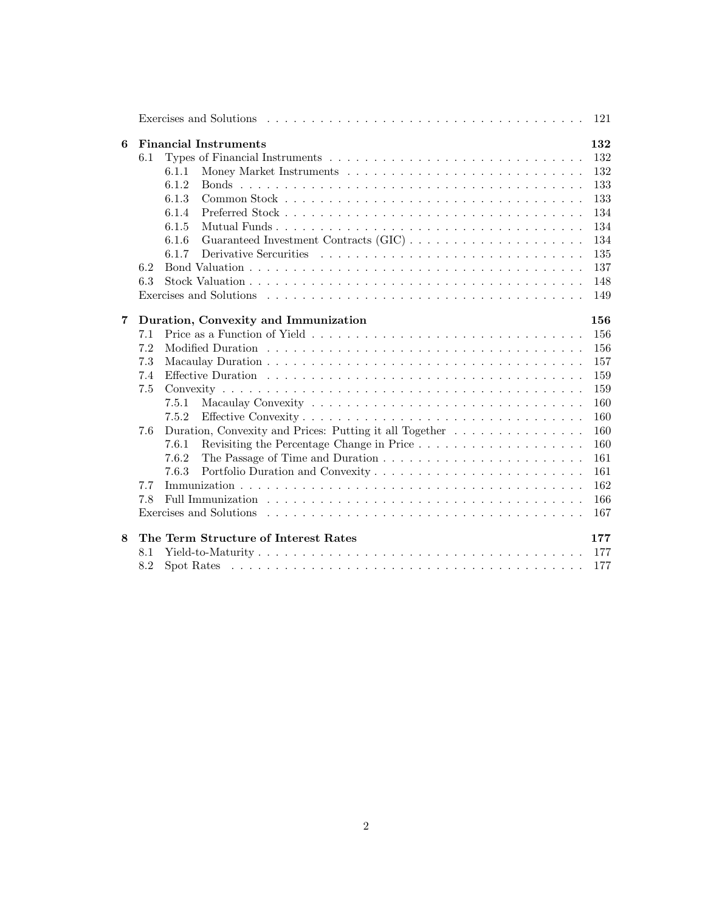Exercises and Solutions . . . . . . . . . . . . . . . . . . . . . . . . . . . . . . . . . . . . 121

**6 Financial Instruments** **132**

6.1 Types of Financial Instruments . . . . . . . . . . . . . . . . . . . . . . . . . . . . 132

6.1.1 Money Market Instruments . . . . . . . . . . . . . . . . . . . . . . . . . 132

6.1.2 Bonds . . . . . . . . . . . . . . . . . . . . . . . . . . . . . . . . . . . . . 133

6.1.3 Common Stock . . . . . . . . . . . . . . . . . . . . . . . . . . . . . . . . 133

6.1.4 Preferred Stock . . . . . . . . . . . . . . . . . . . . . . . . . . . . . . . . 134

6.1.5 Mutual Funds . . . . . . . . . . . . . . . . . . . . . . . . . . . . . . . . . 134

6.1.6 Guaranteed Investment Contracts (GIC) . . . . . . . . . . . . . . . . . . 134

6.1.7 Derivative Sercurities . . . . . . . . . . . . . . . . . . . . . . . . . . . . 135

6.2 Bond Valuation . . . . . . . . . . . . . . . . . . . . . . . . . . . . . . . . . . . 137

6.3 Stock Valuation . . . . . . . . . . . . . . . . . . . . . . . . . . . . . . . . . . . 148

Exercises and Solutions . . . . . . . . . . . . . . . . . . . . . . . . . . . . . . . . . . . . 149

**7 Duration, Convexity and Immunization** **156**

7.1 Price as a Function of Yield . . . . . . . . . . . . . . . . . . . . . . . . . . . . . 156

7.2 Modified Duration . . . . . . . . . . . . . . . . . . . . . . . . . . . . . . . . . . 156

7.3 Macaulay Duration . . . . . . . . . . . . . . . . . . . . . . . . . . . . . . . . . 157

7.4 Effective Duration . . . . . . . . . . . . . . . . . . . . . . . . . . . . . . . . . . 159

7.5 Convexity . . . . . . . . . . . . . . . . . . . . . . . . . . . . . . . . . . . . . . 159

7.5.1 Macaulay Convexity . . . . . . . . . . . . . . . . . . . . . . . . . . . . . 160

7.5.2 Effective Convexity . . . . . . . . . . . . . . . . . . . . . . . . . . . . . . 160

7.6 Duration, Convexity and Prices: Putting it all Together . . . . . . . . . . . . . . 160

7.6.1 Revisiting the Percentage Change in Price . . . . . . . . . . . . . . . . . 160

7.6.2 The Passage of Time and Duration . . . . . . . . . . . . . . . . . . . . . 161

7.6.3 Portfolio Duration and Convexity . . . . . . . . . . . . . . . . . . . . . . 161

7.7 Immunization . . . . . . . . . . . . . . . . . . . . . . . . . . . . . . . . . . . . 162

7.8 Full Immunization . . . . . . . . . . . . . . . . . . . . . . . . . . . . . . . . . 166

Exercises and Solutions . . . . . . . . . . . . . . . . . . . . . . . . . . . . . . . . . . . . 167

**8 The Term Structure of Interest Rates** **177**

8.1 Yield-to-Maturity . . . . . . . . . . . . . . . . . . . . . . . . . . . . . . . . . . 177

8.2 Spot Rates . . . . . . . . . . . . . . . . . . . . . . . . . . . . . . . . . . . . . . 177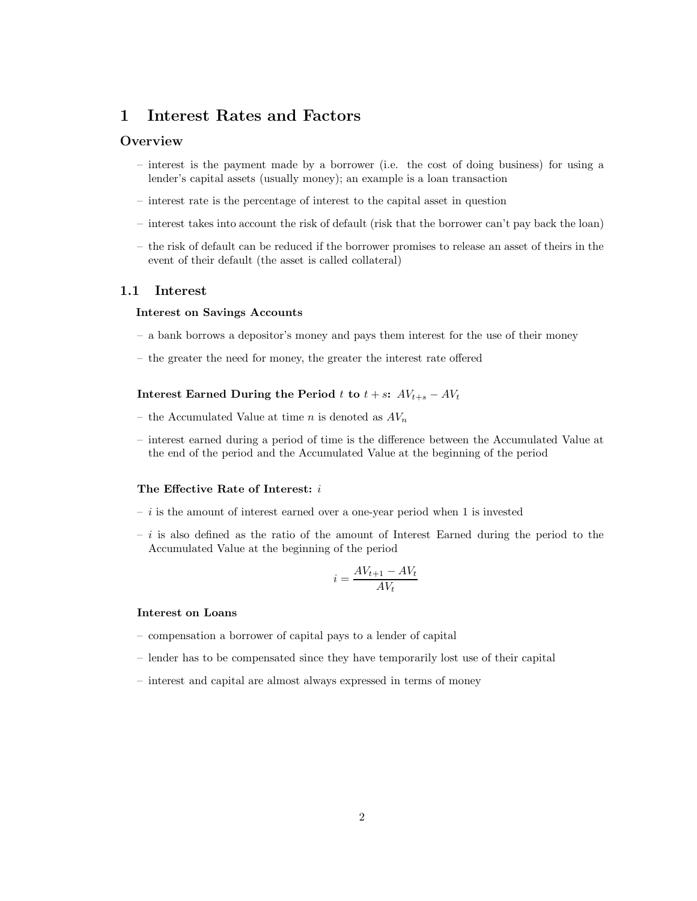# 1 Interest Rates and Factors

## Overview

- interest is the payment made by a borrower (i.e. the cost of doing business) for using a lender's capital assets (usually money); an example is a loan transaction
- interest rate is the percentage of interest to the capital asset in question
- interest takes into account the risk of default (risk that the borrower can't pay back the loan)
- the risk of default can be reduced if the borrower promises to release an asset of theirs in the event of their default (the asset is called collateral)

## 1.1 Interest

**Interest on Savings Accounts**

- a bank borrows a depositor's money and pays them interest for the use of their money
- the greater the need for money, the greater the interest rate offered

**Interest Earned During the Period $t$ to $t + s$: $AV_{t+s} - AV_t$**

- the Accumulated Value at time $n$ is denoted as $AV_n$
- interest earned during a period of time is the difference between the Accumulated Value at the end of the period and the Accumulated Value at the beginning of the period

**The Effective Rate of Interest: $i$**

- $i$ is the amount of interest earned over a one-year period when 1 is invested
- $i$ is also defined as the ratio of the amount of Interest Earned during the period to the Accumulated Value at the beginning of the period

$$i = \frac{AV_{t+1} - AV_t}{AV_t}$$

**Interest on Loans**

- compensation a borrower of capital pays to a lender of capital
- lender has to be compensated since they have temporarily lost use of their capital
- interest and capital are almost always expressed in terms of money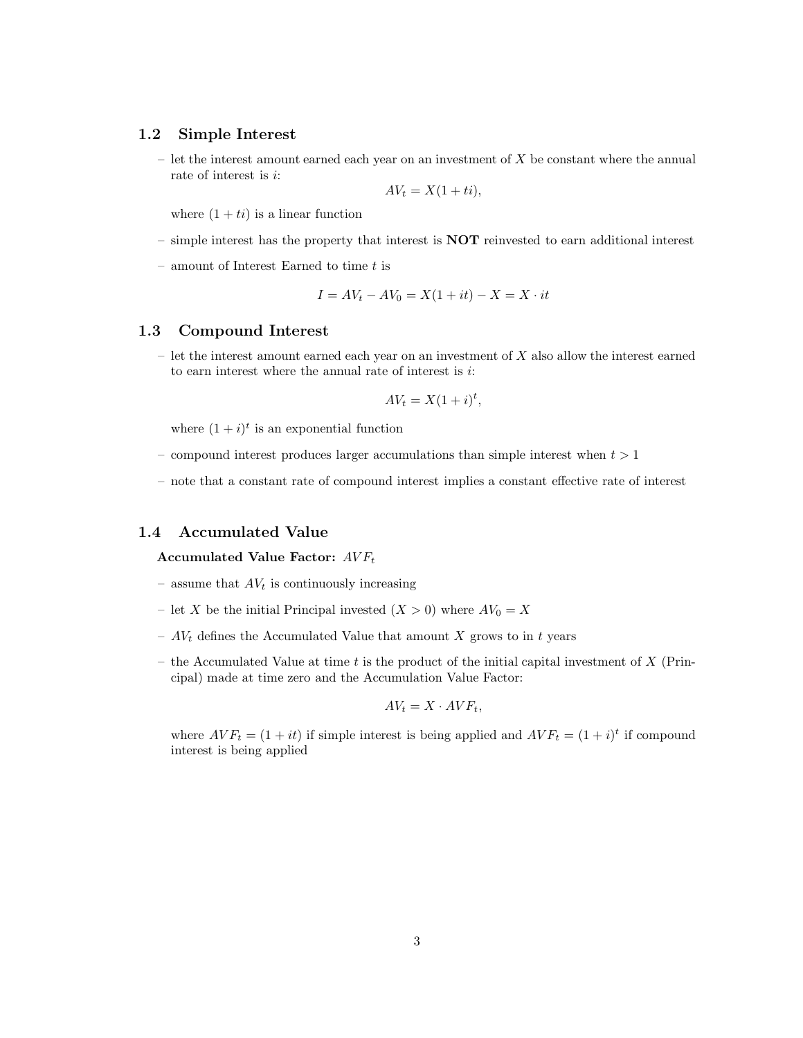## 1.2 Simple Interest

- let the interest amount earned each year on an investment of $X$ be constant where the annual rate of interest is $i$:

$$AV_t = X(1 + ti),$$

  where $(1 + ti)$ is a linear function

- simple interest has the property that interest is **NOT** reinvested to earn additional interest
- amount of Interest Earned to time $t$ is

$$I = AV_t - AV_0 = X(1 + it) - X = X \cdot it$$

## 1.3 Compound Interest

- let the interest amount earned each year on an investment of $X$ also allow the interest earned to earn interest where the annual rate of interest is $i$:

$$AV_t = X(1 + i)^t,$$

  where $(1 + i)^t$ is an exponential function

- compound interest produces larger accumulations than simple interest when $t > 1$
- note that a constant rate of compound interest implies a constant effective rate of interest

## 1.4 Accumulated Value

**Accumulated Value Factor:** $AVF_t$

- assume that $AV_t$ is continuously increasing
- let $X$ be the initial Principal invested ($X > 0$) where $AV_0 = X$
- $AV_t$ defines the Accumulated Value that amount $X$ grows to in $t$ years
- the Accumulated Value at time $t$ is the product of the initial capital investment of $X$ (Principal) made at time zero and the Accumulation Value Factor:

$$AV_t = X \cdot AVF_t,$$

  where $AVF_t = (1 + it)$ if simple interest is being applied and $AVF_t = (1 + i)^t$ if compound interest is being applied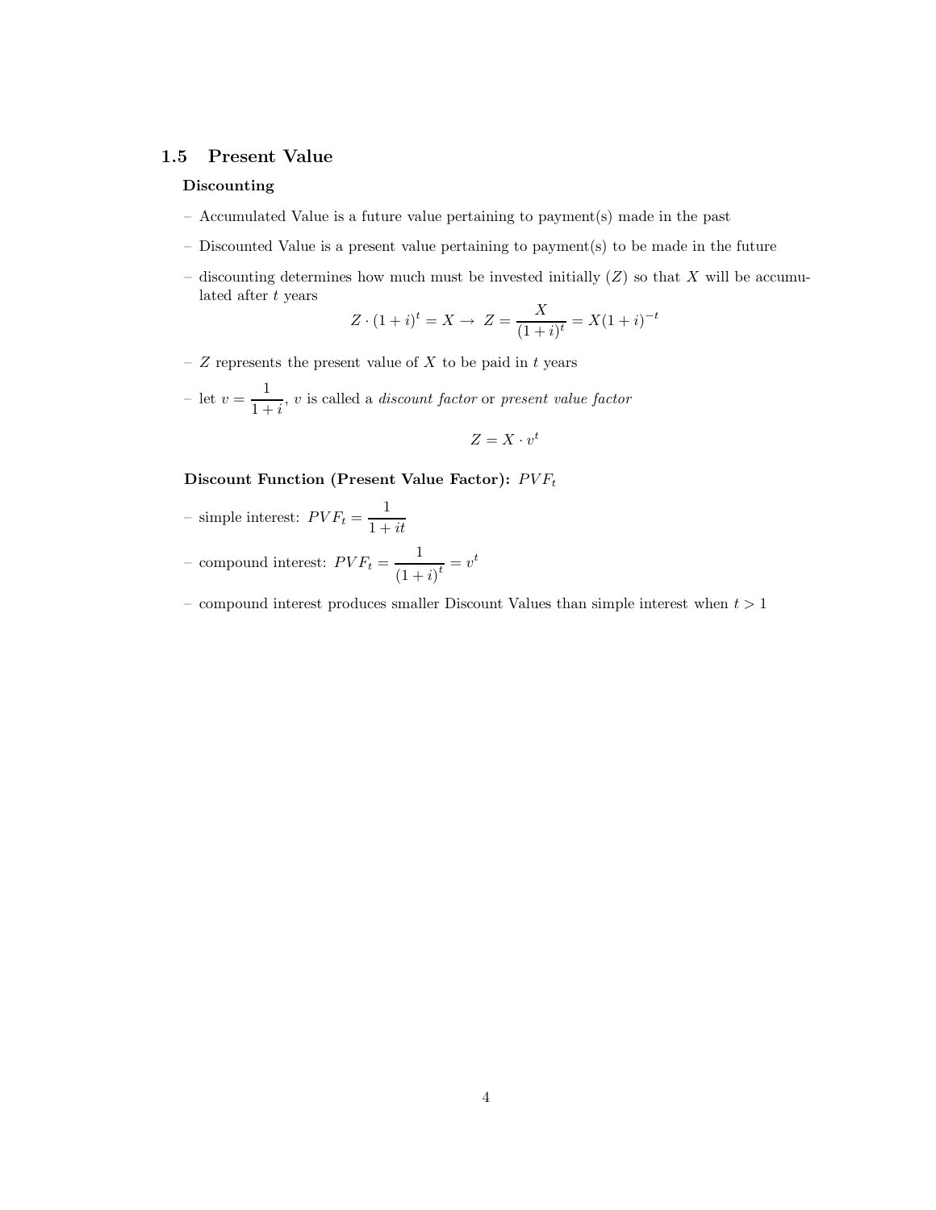## 1.5 Present Value

**Discounting**

- Accumulated Value is a future value pertaining to payment(s) made in the past
- Discounted Value is a present value pertaining to payment(s) to be made in the future
- discounting determines how much must be invested initially ($Z$) so that $X$ will be accumulated after $t$ years

$$Z \cdot (1+i)^t = X \rightarrow \; Z = \frac{X}{(1+i)^t} = X(1+i)^{-t}$$

- $Z$ represents the present value of $X$ to be paid in $t$ years
- let $v = \dfrac{1}{1+i}$, $v$ is called a *discount factor* or *present value factor*

$$Z = X \cdot v^t$$

**Discount Function (Present Value Factor):** $PVF_t$

- simple interest: $PVF_t = \dfrac{1}{1+it}$
- compound interest: $PVF_t = \dfrac{1}{(1+i)^t} = v^t$
- compound interest produces smaller Discount Values than simple interest when $t > 1$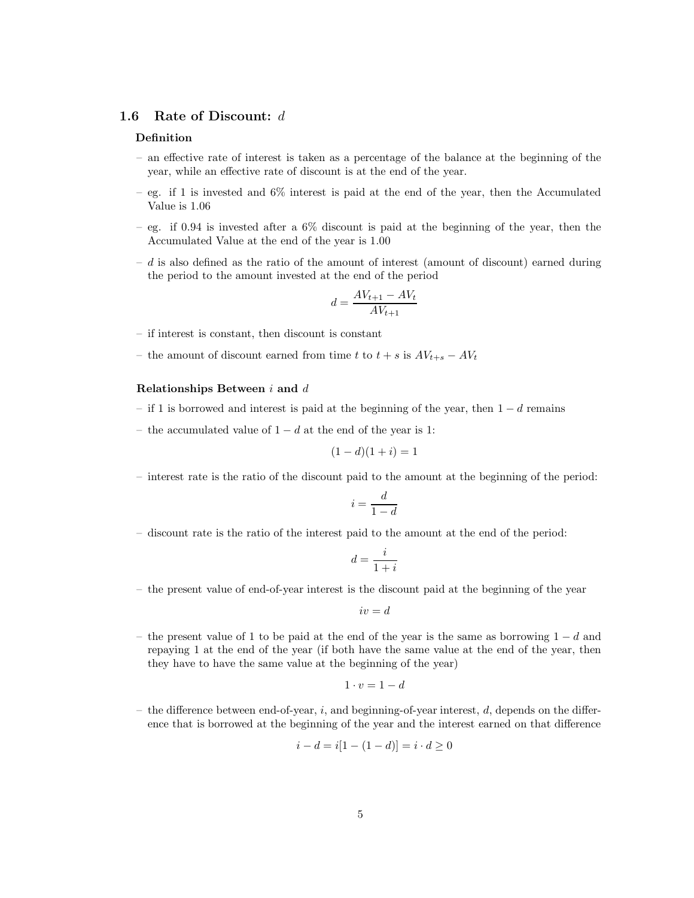## 1.6 Rate of Discount: $d$

### Definition

- an effective rate of interest is taken as a percentage of the balance at the beginning of the year, while an effective rate of discount is at the end of the year.
- eg. if 1 is invested and 6% interest is paid at the end of the year, then the Accumulated Value is 1.06
- eg. if 0.94 is invested after a 6% discount is paid at the beginning of the year, then the Accumulated Value at the end of the year is 1.00
- $d$ is also defined as the ratio of the amount of interest (amount of discount) earned during the period to the amount invested at the end of the period

$$d = \frac{AV_{t+1} - AV_t}{AV_{t+1}}$$

- if interest is constant, then discount is constant
- the amount of discount earned from time $t$ to $t+s$ is $AV_{t+s} - AV_t$

### Relationships Between $i$ and $d$

- if 1 is borrowed and interest is paid at the beginning of the year, then $1-d$ remains
- the accumulated value of $1-d$ at the end of the year is 1:

$$(1-d)(1+i) = 1$$

- interest rate is the ratio of the discount paid to the amount at the beginning of the period:

$$i = \frac{d}{1-d}$$

- discount rate is the ratio of the interest paid to the amount at the end of the period:

$$d = \frac{i}{1+i}$$

- the present value of end-of-year interest is the discount paid at the beginning of the year

$$iv = d$$

- the present value of 1 to be paid at the end of the year is the same as borrowing $1-d$ and repaying 1 at the end of the year (if both have the same value at the end of the year, then they have to have the same value at the beginning of the year)

$$1 \cdot v = 1 - d$$

- the difference between end-of-year, $i$, and beginning-of-year interest, $d$, depends on the difference that is borrowed at the beginning of the year and the interest earned on that difference

$$i - d = i[1 - (1-d)] = i \cdot d \geq 0$$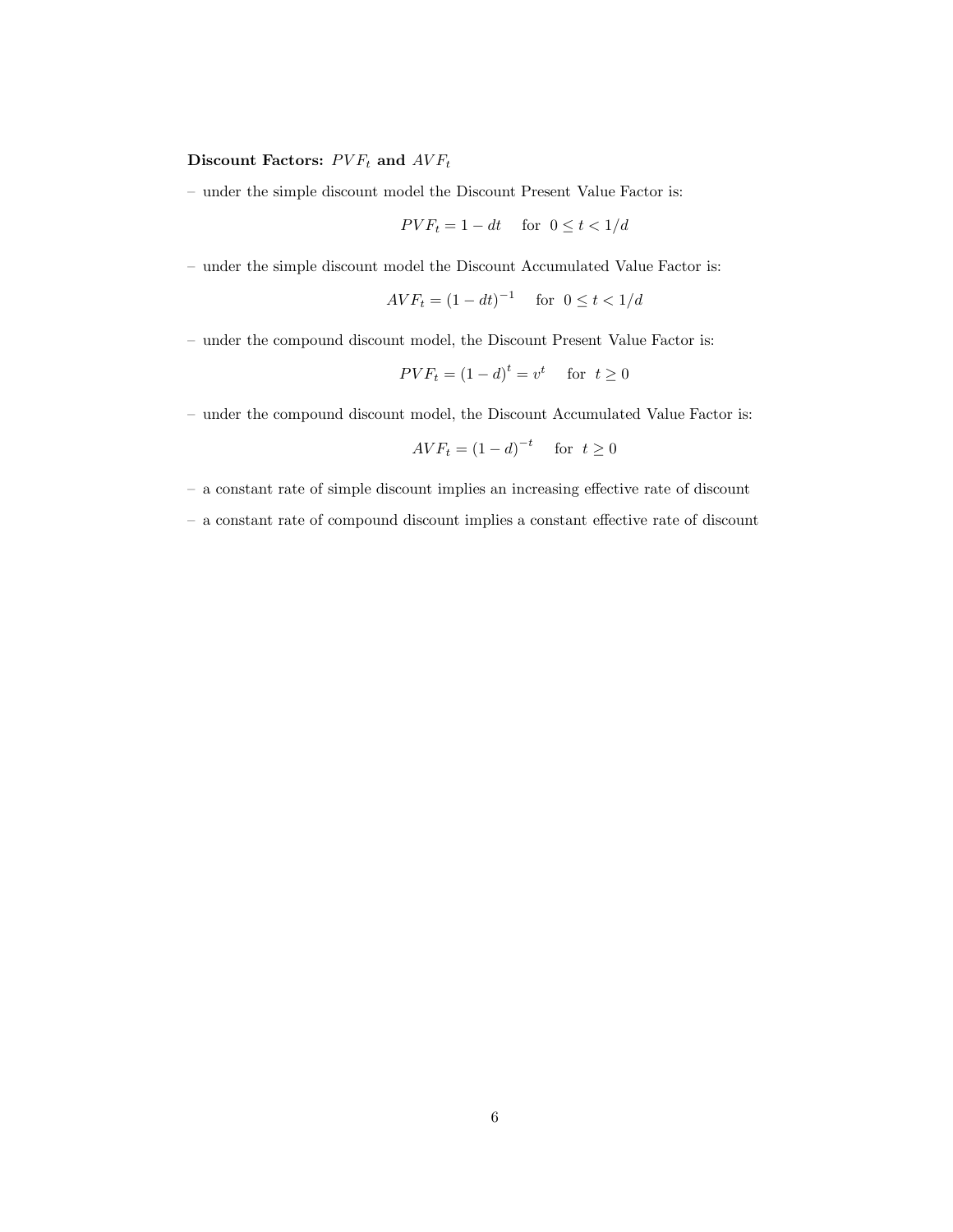**Discount Factors: $PVF_t$ and $AVF_t$**

– under the simple discount model the Discount Present Value Factor is:

$$PVF_t = 1 - dt \quad \text{ for } \ 0 \leq t < 1/d$$

– under the simple discount model the Discount Accumulated Value Factor is:

$$AVF_t = (1 - dt)^{-1} \quad \text{ for } \ 0 \leq t < 1/d$$

– under the compound discount model, the Discount Present Value Factor is:

$$PVF_t = (1 - d)^t = v^t \quad \text{ for } \ t \geq 0$$

– under the compound discount model, the Discount Accumulated Value Factor is:

$$AVF_t = (1 - d)^{-t} \quad \text{ for } \ t \geq 0$$

– a constant rate of simple discount implies an increasing effective rate of discount

– a constant rate of compound discount implies a constant effective rate of discount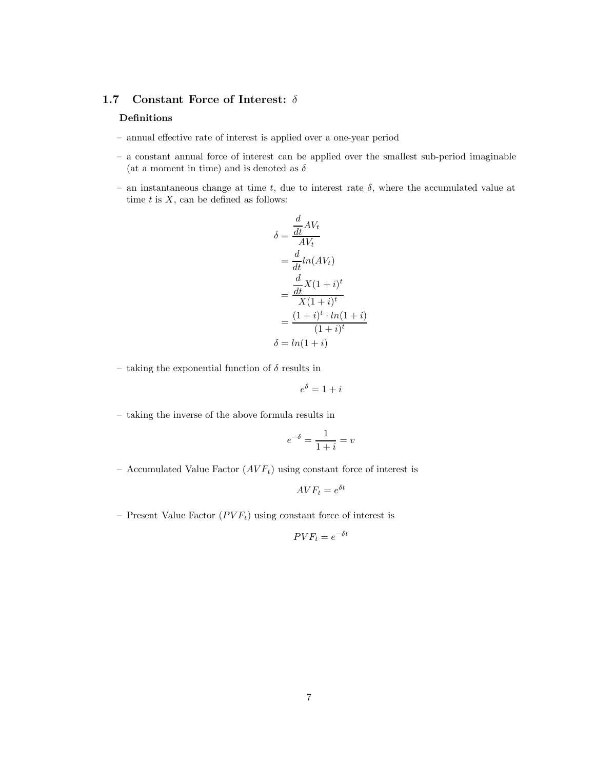## 1.7 Constant Force of Interest: $\delta$

**Definitions**

- annual effective rate of interest is applied over a one-year period
- a constant annual force of interest can be applied over the smallest sub-period imaginable (at a moment in time) and is denoted as $\delta$
- an instantaneous change at time $t$, due to interest rate $\delta$, where the accumulated value at time $t$ is $X$, can be defined as follows:

$$
\begin{aligned}
\delta &= \frac{\frac{d}{dt}AV_t}{AV_t} \\
&= \frac{d}{dt}ln(AV_t) \\
&= \frac{\frac{d}{dt}X(1+i)^t}{X(1+i)^t} \\
&= \frac{(1+i)^t \cdot ln(1+i)}{(1+i)^t} \\
\delta &= ln(1+i)
\end{aligned}
$$

- taking the exponential function of $\delta$ results in

$$e^{\delta} = 1+i$$

- taking the inverse of the above formula results in

$$e^{-\delta} = \frac{1}{1+i} = v$$

- Accumulated Value Factor ($AVF_t$) using constant force of interest is

$$AVF_t = e^{\delta t}$$

- Present Value Factor ($PVF_t$) using constant force of interest is

$$PVF_t = e^{-\delta t}$$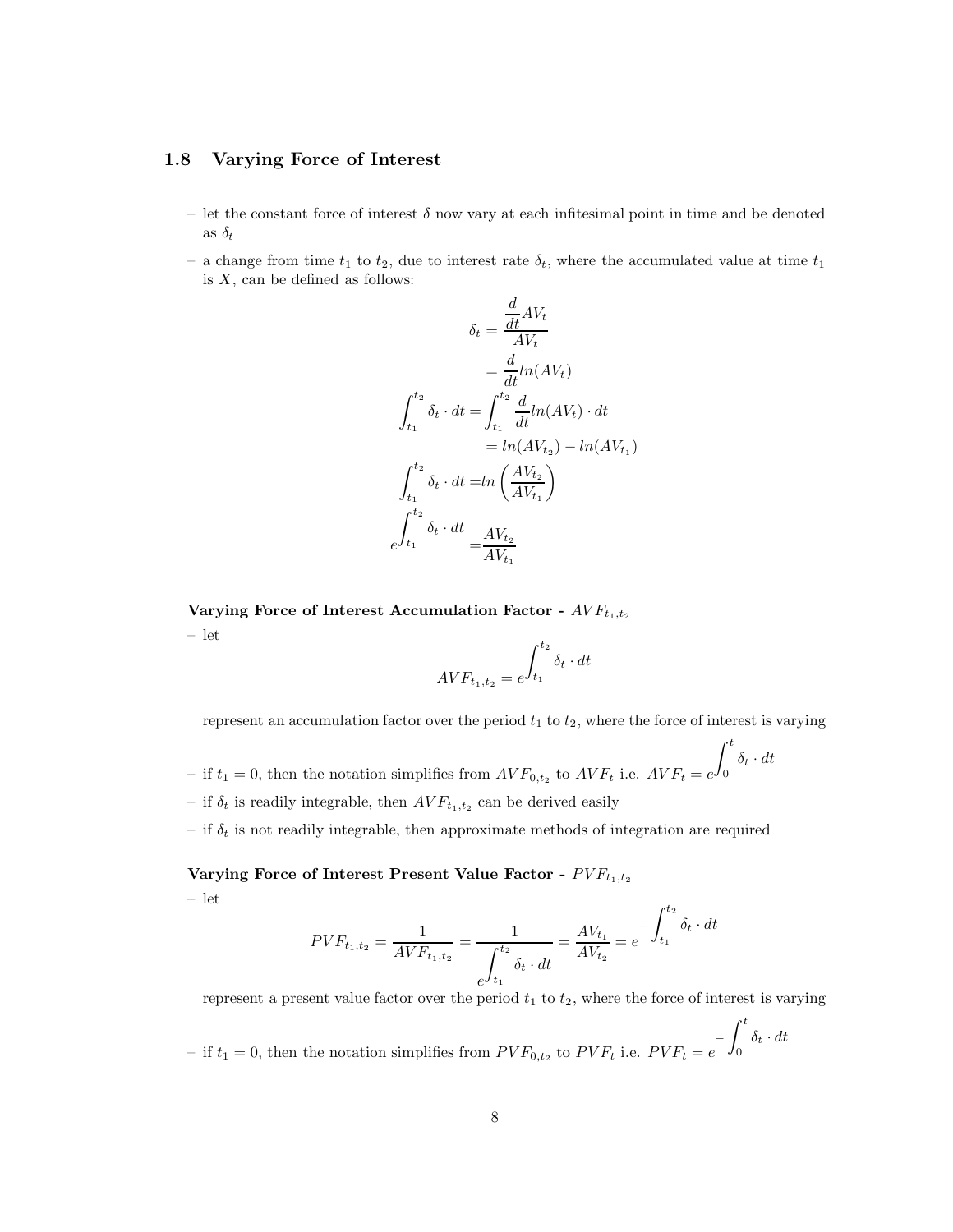## 1.8 Varying Force of Interest

– let the constant force of interest $\delta$ now vary at each infitesimal point in time and be denoted as $\delta_t$

– a change from time $t_1$ to $t_2$, due to interest rate $\delta_t$, where the accumulated value at time $t_1$ is $X$, can be defined as follows:

$$\begin{aligned}
\delta_t &= \frac{\frac{d}{dt}AV_t}{AV_t} \\
&= \frac{d}{dt}ln(AV_t) \\
\int_{t_1}^{t_2} \delta_t \cdot dt &= \int_{t_1}^{t_2} \frac{d}{dt}ln(AV_t) \cdot dt \\
&= ln(AV_{t_2}) - ln(AV_{t_1}) \\
\int_{t_1}^{t_2} \delta_t \cdot dt &= ln\left(\frac{AV_{t_2}}{AV_{t_1}}\right) \\
e^{\int_{t_1}^{t_2} \delta_t \cdot dt} &= \frac{AV_{t_2}}{AV_{t_1}}
\end{aligned}$$

**Varying Force of Interest Accumulation Factor -** $AVF_{t_1,t_2}$

– let

$$AVF_{t_1,t_2} = e^{\int_{t_1}^{t_2} \delta_t \cdot dt}$$

represent an accumulation factor over the period $t_1$ to $t_2$, where the force of interest is varying

– if $t_1 = 0$, then the notation simplifies from $AVF_{0,t_2}$ to $AVF_t$ i.e. $AVF_t = e^{\int_0^t \delta_t \cdot dt}$

– if $\delta_t$ is readily integrable, then $AVF_{t_1,t_2}$ can be derived easily

– if $\delta_t$ is not readily integrable, then approximate methods of integration are required

**Varying Force of Interest Present Value Factor -** $PVF_{t_1,t_2}$

– let

$$PVF_{t_1,t_2} = \frac{1}{AVF_{t_1,t_2}} = \frac{1}{e^{\int_{t_1}^{t_2} \delta_t \cdot dt}} = \frac{AV_{t_1}}{AV_{t_2}} = e^{-\int_{t_1}^{t_2} \delta_t \cdot dt}$$

represent a present value factor over the period $t_1$ to $t_2$, where the force of interest is varying

– if $t_1 = 0$, then the notation simplifies from $PVF_{0,t_2}$ to $PVF_t$ i.e. $PVF_t = e^{-\int_0^t \delta_t \cdot dt}$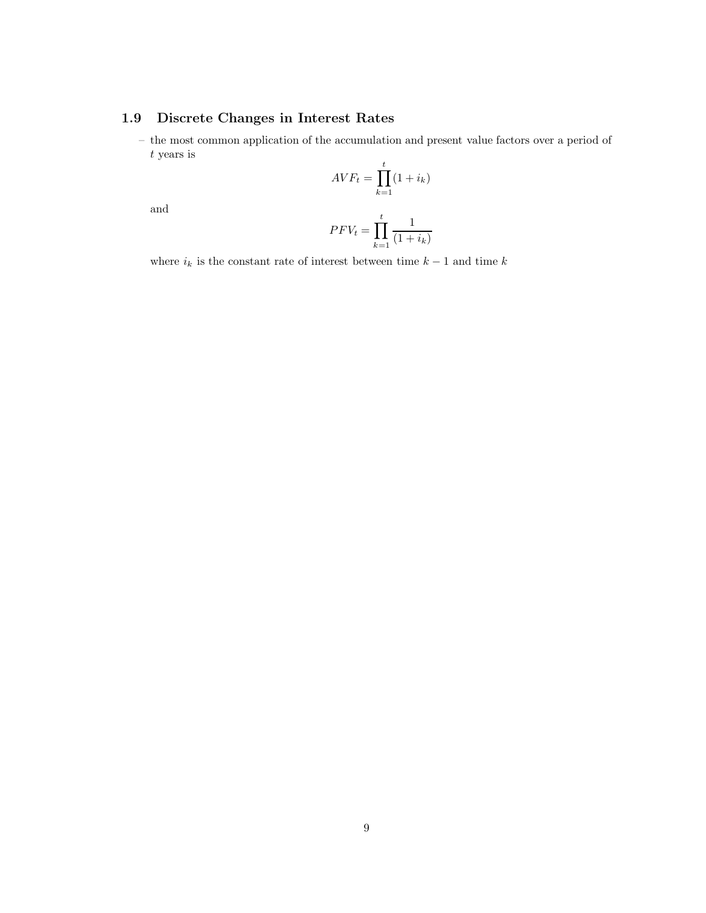### 1.9 Discrete Changes in Interest Rates

– the most common application of the accumulation and present value factors over a period of $t$ years is

$$AVF_t = \prod_{k=1}^{t} (1 + i_k)$$

and

$$PFV_t = \prod_{k=1}^{t} \frac{1}{(1 + i_k)}$$

where $i_k$ is the constant rate of interest between time $k - 1$ and time $k$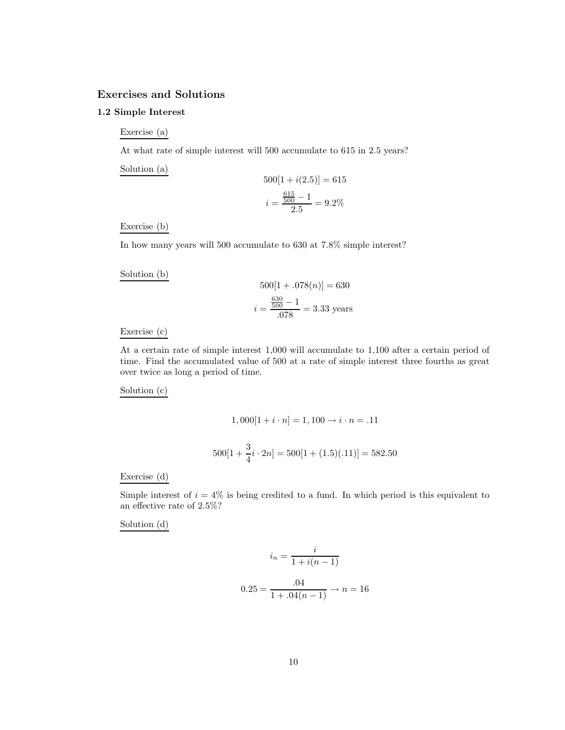## Exercises and Solutions

### 1.2 Simple Interest

Exercise (a)

At what rate of simple interest will 500 accumulate to 615 in 2.5 years?

Solution (a)

$$500[1 + i(2.5)] = 615$$

$$i = \frac{\frac{615}{500} - 1}{2.5} = 9.2\%$$

Exercise (b)

In how many years will 500 accumulate to 630 at 7.8% simple interest?

Solution (b)

$$500[1 + .078(n)] = 630$$

$$i = \frac{\frac{630}{500} - 1}{.078} = 3.33 \text{ years}$$

Exercise (c)

At a certain rate of simple interest 1,000 will accumulate to 1,100 after a certain period of time. Find the accumulated value of 500 at a rate of simple interest three fourths as great over twice as long a period of time.

Solution (c)

$$1,000[1 + i \cdot n] = 1,100 \rightarrow i \cdot n = .11$$

$$500[1 + \frac{3}{4}i \cdot 2n] = 500[1 + (1.5)(.11)] = 582.50$$

Exercise (d)

Simple interest of $i = 4\%$ is being credited to a fund. In which period is this equivalent to an effective rate of 2.5%?

Solution (d)

$$i_n = \frac{i}{1 + i(n-1)}$$

$$0.25 = \frac{.04}{1 + .04(n-1)} \rightarrow n = 16$$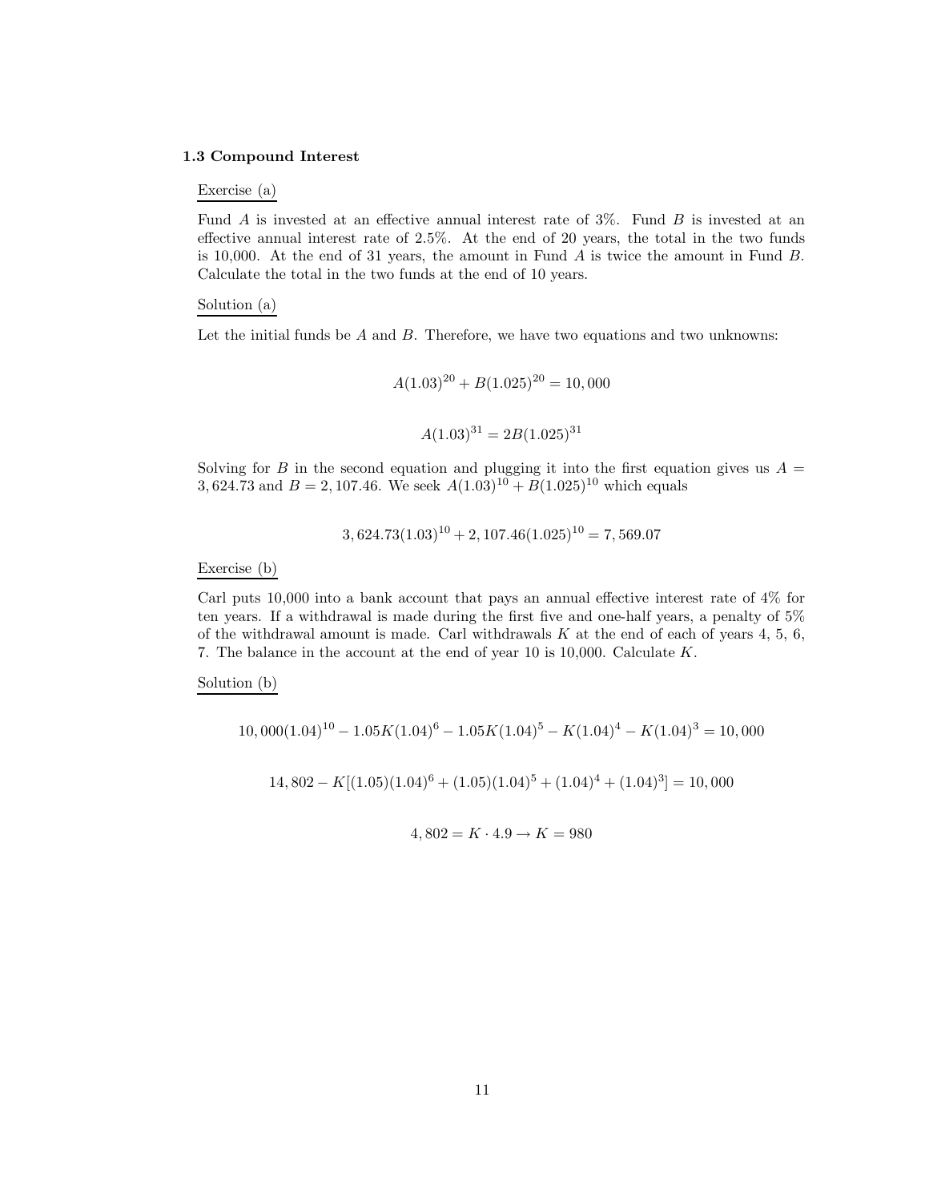### 1.3 Compound Interest

Exercise (a)

Fund $A$ is invested at an effective annual interest rate of 3%. Fund $B$ is invested at an effective annual interest rate of 2.5%. At the end of 20 years, the total in the two funds is 10,000. At the end of 31 years, the amount in Fund $A$ is twice the amount in Fund $B$. Calculate the total in the two funds at the end of 10 years.

Solution (a)

Let the initial funds be $A$ and $B$. Therefore, we have two equations and two unknowns:

$$A(1.03)^{20} + B(1.025)^{20} = 10,000$$

$$A(1.03)^{31} = 2B(1.025)^{31}$$

Solving for $B$ in the second equation and plugging it into the first equation gives us $A = 3,624.73$ and $B = 2,107.46$. We seek $A(1.03)^{10} + B(1.025)^{10}$ which equals

$$3,624.73(1.03)^{10} + 2,107.46(1.025)^{10} = 7,569.07$$

Exercise (b)

Carl puts 10,000 into a bank account that pays an annual effective interest rate of 4% for ten years. If a withdrawal is made during the first five and one-half years, a penalty of 5% of the withdrawal amount is made. Carl withdrawals $K$ at the end of each of years 4, 5, 6, 7. The balance in the account at the end of year 10 is 10,000. Calculate $K$.

Solution (b)

$$10,000(1.04)^{10} - 1.05K(1.04)^{6} - 1.05K(1.04)^{5} - K(1.04)^{4} - K(1.04)^{3} = 10,000$$

$$14,802 - K[(1.05)(1.04)^{6} + (1.05)(1.04)^{5} + (1.04)^{4} + (1.04)^{3}] = 10,000$$

$$4,802 = K \cdot 4.9 \rightarrow K = 980$$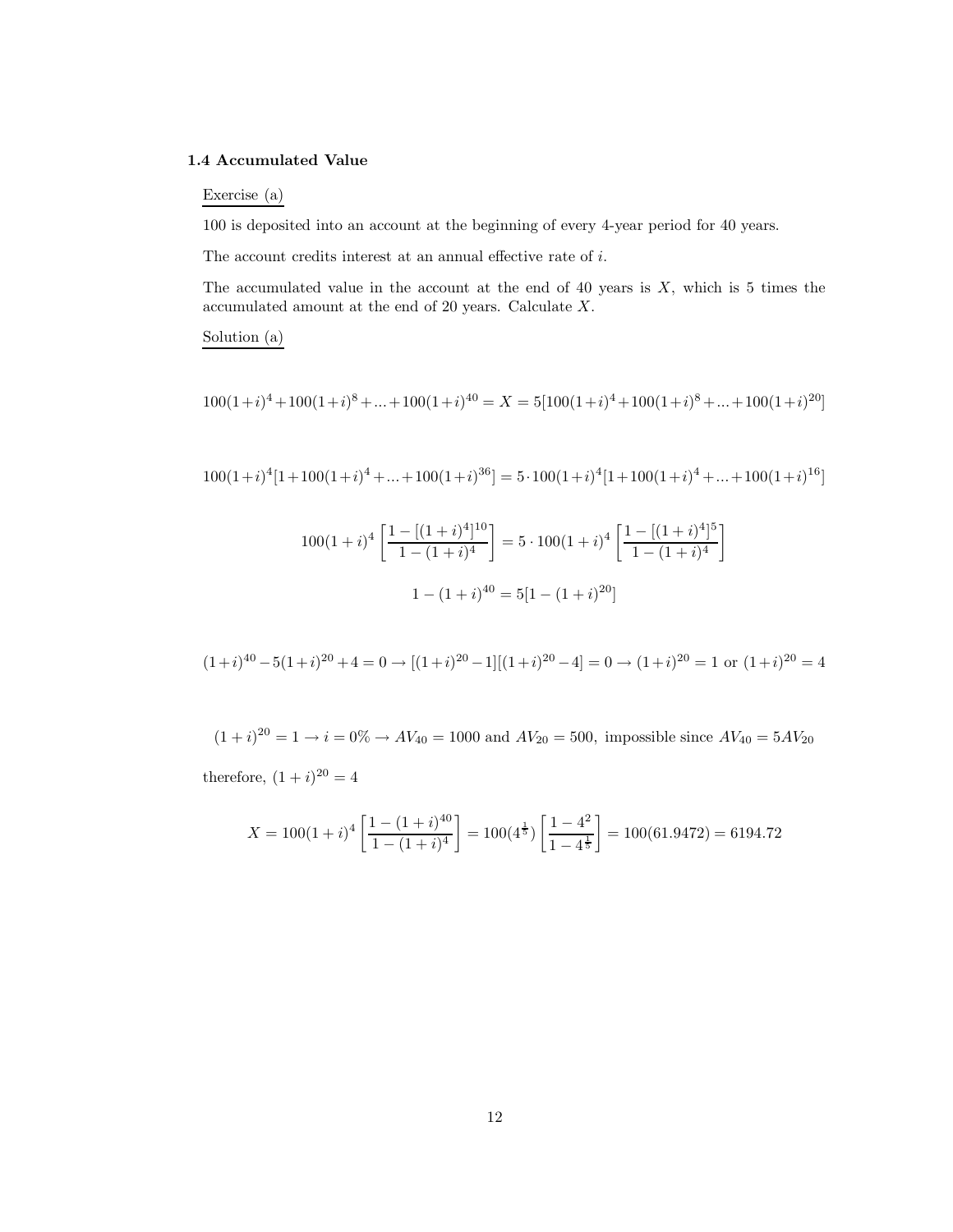### 1.4 Accumulated Value

Exercise (a)

100 is deposited into an account at the beginning of every 4-year period for 40 years.

The account credits interest at an annual effective rate of $i$.

The accumulated value in the account at the end of 40 years is $X$, which is 5 times the accumulated amount at the end of 20 years. Calculate $X$.

Solution (a)

$$100(1+i)^4+100(1+i)^8+...+100(1+i)^{40} = X = 5[100(1+i)^4+100(1+i)^8+...+100(1+i)^{20}]$$

$$100(1+i)^4[1+100(1+i)^4+...+100(1+i)^{36}] = 5\cdot 100(1+i)^4[1+100(1+i)^4+...+100(1+i)^{16}]$$

$$100(1+i)^4\left[\frac{1-[(1+i)^4]^{10}}{1-(1+i)^4}\right] = 5\cdot 100(1+i)^4\left[\frac{1-[(1+i)^4]^5}{1-(1+i)^4}\right]$$

$$1-(1+i)^{40} = 5[1-(1+i)^{20}]$$

$$(1+i)^{40}-5(1+i)^{20}+4 = 0 \rightarrow [(1+i)^{20}-1][(1+i)^{20}-4] = 0 \rightarrow (1+i)^{20} = 1 \text{ or } (1+i)^{20} = 4$$

$$(1+i)^{20} = 1 \rightarrow i = 0\% \rightarrow AV_{40} = 1000 \text{ and } AV_{20} = 500, \text{ impossible since } AV_{40} = 5AV_{20}$$

therefore, $(1+i)^{20} = 4$

$$X = 100(1+i)^4\left[\frac{1-(1+i)^{40}}{1-(1+i)^4}\right] = 100(4^{\frac{1}{5}})\left[\frac{1-4^2}{1-4^{\frac{1}{5}}}\right] = 100(61.9472) = 6194.72$$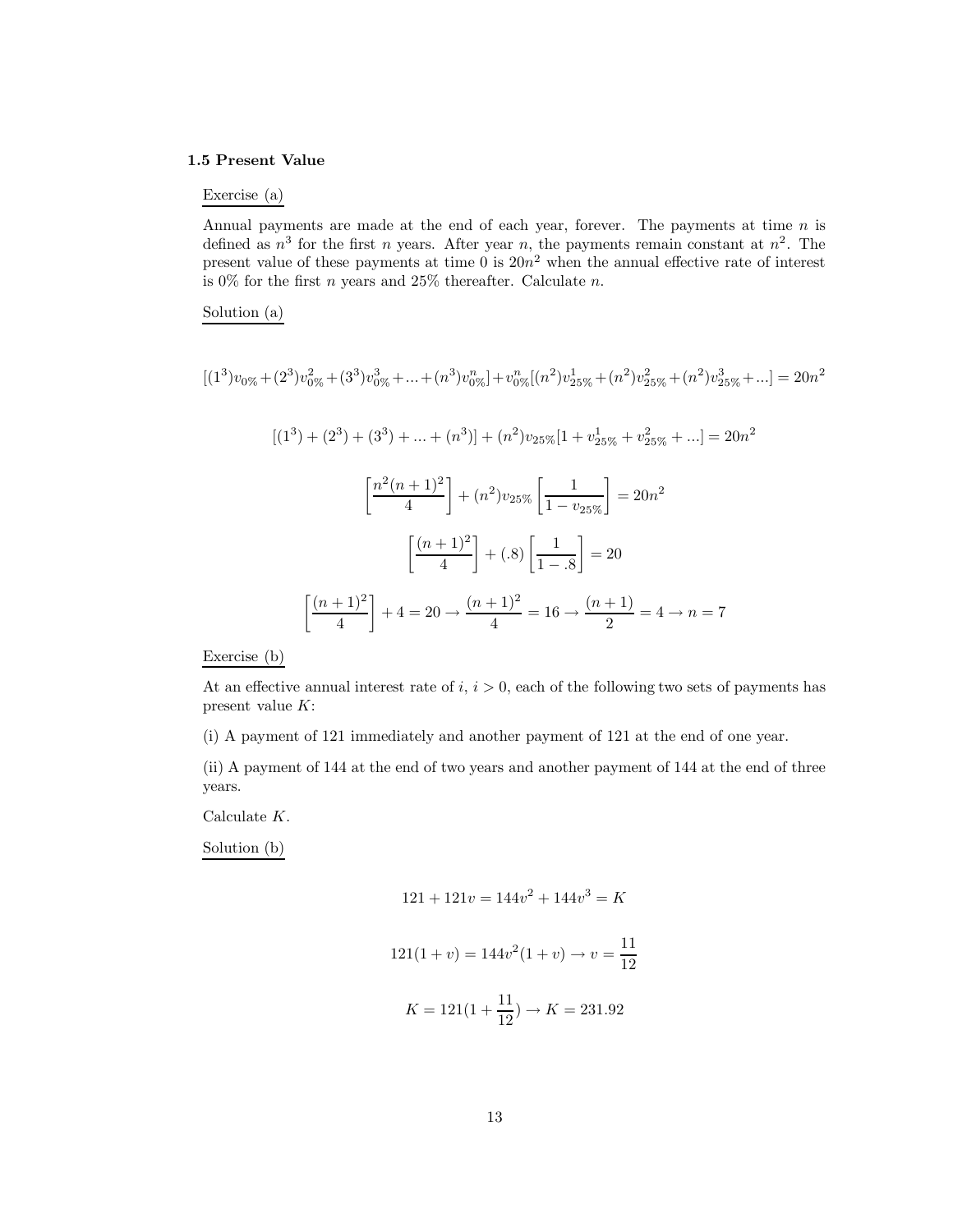### 1.5 Present Value

Exercise (a)

Annual payments are made at the end of each year, forever. The payments at time $n$ is defined as $n^3$ for the first $n$ years. After year $n$, the payments remain constant at $n^2$. The present value of these payments at time 0 is $20n^2$ when the annual effective rate of interest is 0% for the first $n$ years and 25% thereafter. Calculate $n$.

Solution (a)

$$[(1^3)v_{0\%} + (2^3)v_{0\%}^2 + (3^3)v_{0\%}^3 + ... + (n^3)v_{0\%}^n] + v_{0\%}^n[(n^2)v_{25\%}^1 + (n^2)v_{25\%}^2 + (n^2)v_{25\%}^3 + ...] = 20n^2$$

$$[(1^3) + (2^3) + (3^3) + ... + (n^3)] + (n^2)v_{25\%}[1 + v_{25\%}^1 + v_{25\%}^2 + ...] = 20n^2$$

$$\left[\frac{n^2(n+1)^2}{4}\right] + (n^2)v_{25\%}\left[\frac{1}{1 - v_{25\%}}\right] = 20n^2$$

$$\left[\frac{(n+1)^2}{4}\right] + (.8)\left[\frac{1}{1 - .8}\right] = 20$$

$$\left[\frac{(n+1)^2}{4}\right] + 4 = 20 \rightarrow \frac{(n+1)^2}{4} = 16 \rightarrow \frac{(n+1)}{2} = 4 \rightarrow n = 7$$

Exercise (b)

At an effective annual interest rate of $i$, $i > 0$, each of the following two sets of payments has present value $K$:

(i) A payment of 121 immediately and another payment of 121 at the end of one year.

(ii) A payment of 144 at the end of two years and another payment of 144 at the end of three years.

Calculate $K$.

Solution (b)

$$121 + 121v = 144v^2 + 144v^3 = K$$

$$121(1 + v) = 144v^2(1 + v) \rightarrow v = \frac{11}{12}$$

$$K = 121(1 + \frac{11}{12}) \rightarrow K = 231.92$$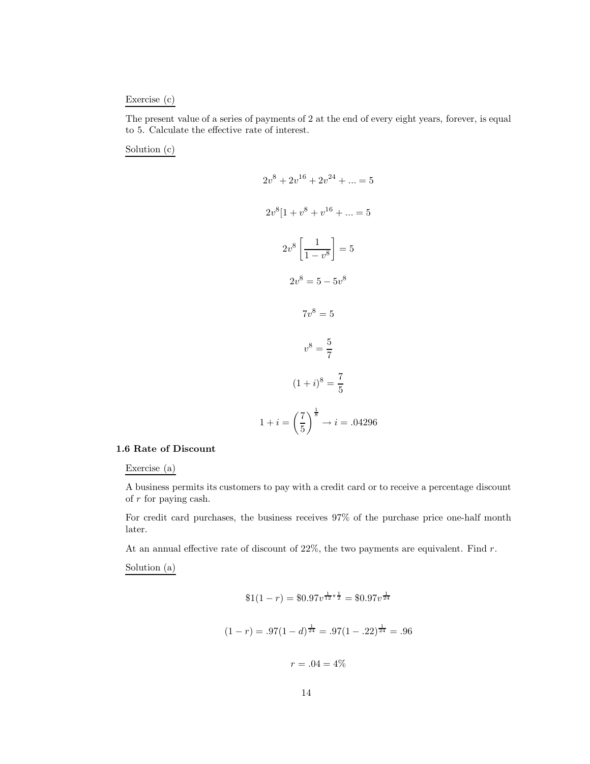Exercise (c)

The present value of a series of payments of 2 at the end of every eight years, forever, is equal to 5. Calculate the effective rate of interest.

Solution (c)

$$2v^8 + 2v^{16} + 2v^{24} + ... = 5$$

$$2v^8[1 + v^8 + v^{16} + ... = 5$$

$$2v^8 \left[ \frac{1}{1 - v^8} \right] = 5$$

$$2v^8 = 5 - 5v^8$$

$$7v^8 = 5$$

$$v^8 = \frac{5}{7}$$

$$(1 + i)^8 = \frac{7}{5}$$

$$1 + i = \left( \frac{7}{5} \right)^{\frac{1}{8}} \rightarrow i = .04296$$

### 1.6 Rate of Discount

Exercise (a)

A business permits its customers to pay with a credit card or to receive a percentage discount of $r$ for paying cash.

For credit card purchases, the business receives 97% of the purchase price one-half month later.

At an annual effective rate of discount of 22%, the two payments are equivalent. Find $r$.

Solution (a)

$$\$1(1 - r) = \$0.97v^{\frac{1}{12} * \frac{1}{2}} = \$0.97v^{\frac{1}{24}}$$

$$(1 - r) = .97(1 - d)^{\frac{1}{24}} = .97(1 - .22)^{\frac{1}{24}} = .96$$

$$r = .04 = 4\%$$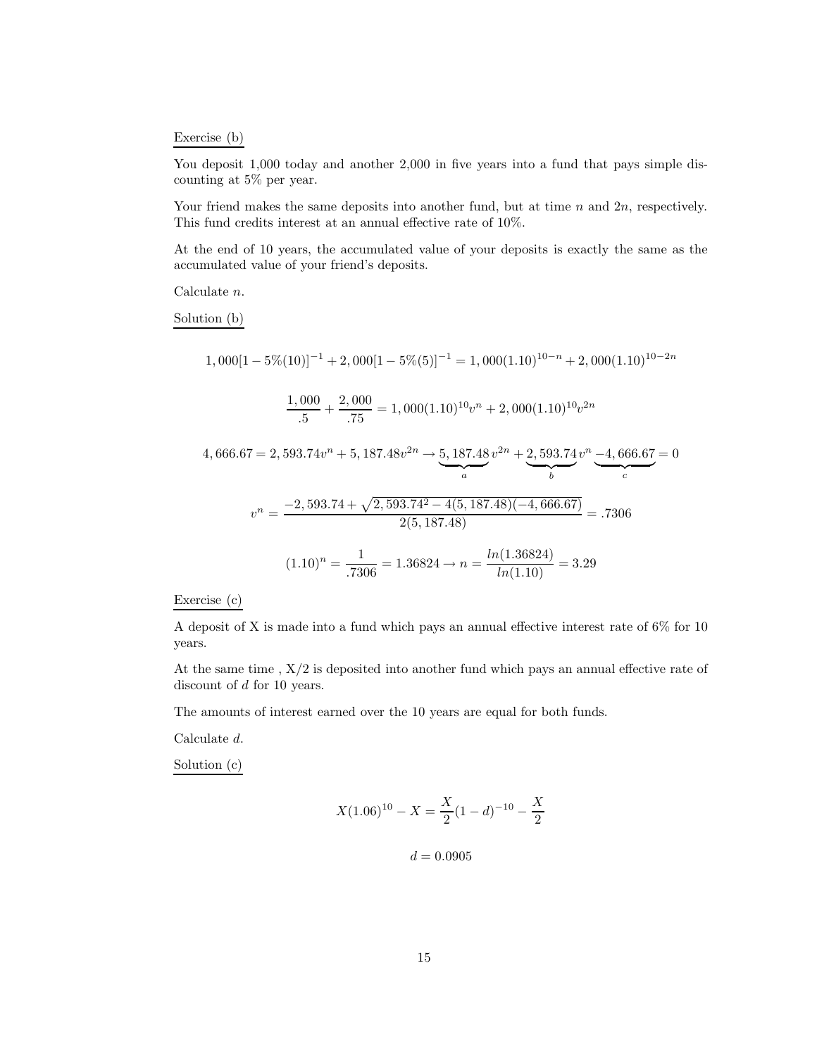Exercise (b)

You deposit 1,000 today and another 2,000 in five years into a fund that pays simple discounting at 5% per year.

Your friend makes the same deposits into another fund, but at time $n$ and $2n$, respectively. This fund credits interest at an annual effective rate of 10%.

At the end of 10 years, the accumulated value of your deposits is exactly the same as the accumulated value of your friend's deposits.

Calculate $n$.

Solution (b)

$$1,000[1 - 5\%(10)]^{-1} + 2,000[1 - 5\%(5)]^{-1} = 1,000(1.10)^{10-n} + 2,000(1.10)^{10-2n}$$

$$\frac{1,000}{.5} + \frac{2,000}{.75} = 1,000(1.10)^{10}v^n + 2,000(1.10)^{10}v^{2n}$$

$$4,666.67 = 2,593.74v^n + 5,187.48v^{2n} \rightarrow \underbrace{5,187.48}_{a}v^{2n} + \underbrace{2,593.74}_{b}v^n \underbrace{-4,666.67}_{c} = 0$$

$$v^n = \frac{-2,593.74 + \sqrt{2,593.74^2 - 4(5,187.48)(-4,666.67)}}{2(5,187.48)} = .7306$$

$$(1.10)^n = \frac{1}{.7306} = 1.36824 \rightarrow n = \frac{ln(1.36824)}{ln(1.10)} = 3.29$$

Exercise (c)

A deposit of X is made into a fund which pays an annual effective interest rate of 6% for 10 years.

At the same time , X/2 is deposited into another fund which pays an annual effective rate of discount of $d$ for 10 years.

The amounts of interest earned over the 10 years are equal for both funds.

Calculate $d$.

Solution (c)

$$X(1.06)^{10} - X = \frac{X}{2}(1-d)^{-10} - \frac{X}{2}$$

$$d = 0.0905$$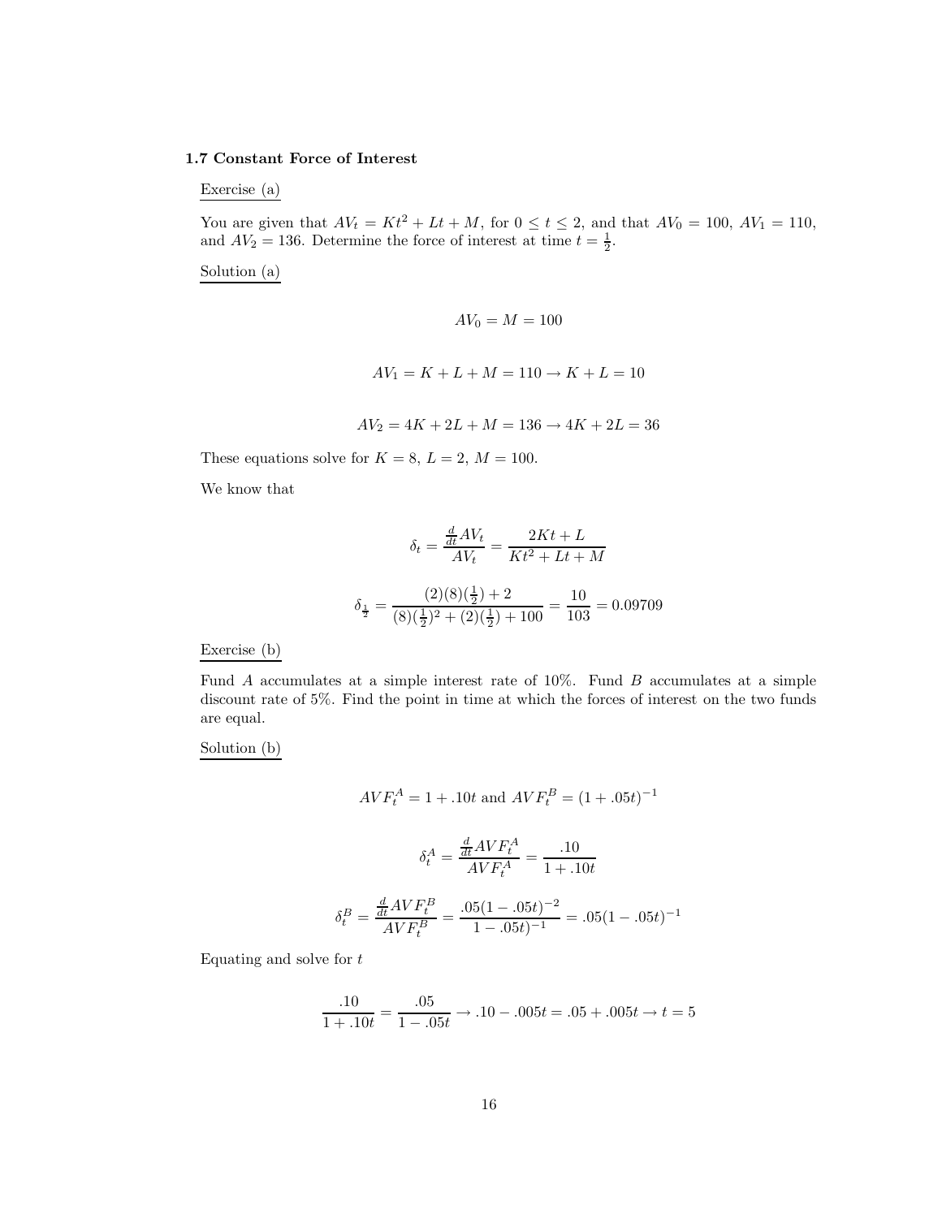### 1.7 Constant Force of Interest

Exercise (a)

You are given that $AV_t = Kt^2 + Lt + M$, for $0 \leq t \leq 2$, and that $AV_0 = 100$, $AV_1 = 110$, and $AV_2 = 136$. Determine the force of interest at time $t = \frac{1}{2}$.

Solution (a)

$$AV_0 = M = 100$$

$$AV_1 = K + L + M = 110 \rightarrow K + L = 10$$

$$AV_2 = 4K + 2L + M = 136 \rightarrow 4K + 2L = 36$$

These equations solve for $K = 8$, $L = 2$, $M = 100$.

We know that

$$\delta_t = \frac{\frac{d}{dt}AV_t}{AV_t} = \frac{2Kt + L}{Kt^2 + Lt + M}$$

$$\delta_{\frac{1}{2}} = \frac{(2)(8)(\frac{1}{2}) + 2}{(8)(\frac{1}{2})^2 + (2)(\frac{1}{2}) + 100} = \frac{10}{103} = 0.09709$$

Exercise (b)

Fund $A$ accumulates at a simple interest rate of 10%. Fund $B$ accumulates at a simple discount rate of 5%. Find the point in time at which the forces of interest on the two funds are equal.

Solution (b)

$$AVF_t^A = 1 + .10t \text{ and } AVF_t^B = (1 + .05t)^{-1}$$

$$\delta_t^A = \frac{\frac{d}{dt}AVF_t^A}{AVF_t^A} = \frac{.10}{1 + .10t}$$

$$\delta_t^B = \frac{\frac{d}{dt}AVF_t^B}{AVF_t^B} = \frac{.05(1 - .05t)^{-2}}{1 - .05t)^{-1}} = .05(1 - .05t)^{-1}$$

Equating and solve for $t$

$$\frac{.10}{1 + .10t} = \frac{.05}{1 - .05t} \rightarrow .10 - .005t = .05 + .005t \rightarrow t = 5$$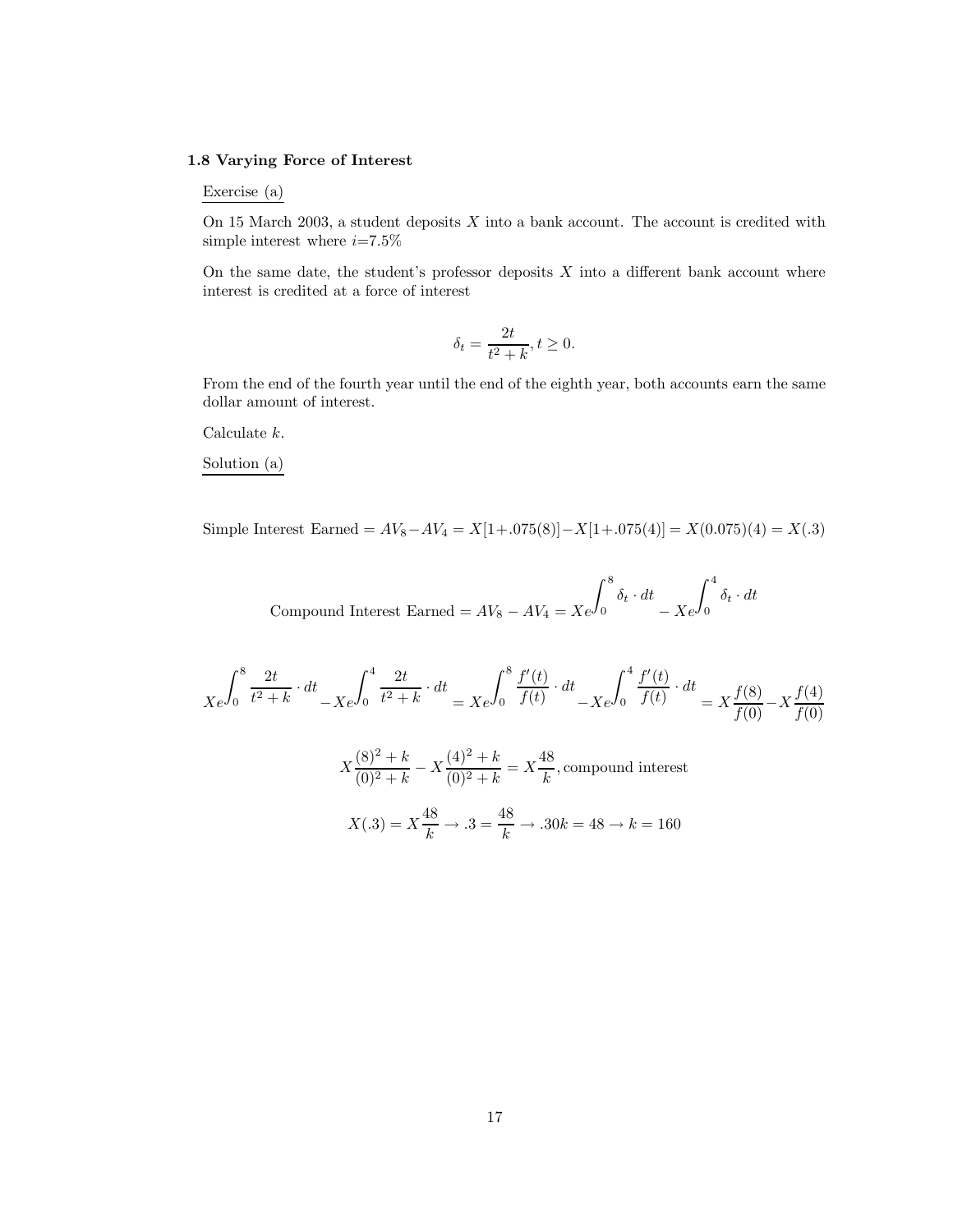### 1.8 Varying Force of Interest

Exercise (a)

On 15 March 2003, a student deposits $X$ into a bank account. The account is credited with simple interest where $i$=7.5%

On the same date, the student's professor deposits $X$ into a different bank account where interest is credited at a force of interest

$$\delta_t = \frac{2t}{t^2+k}, t \geq 0.$$

From the end of the fourth year until the end of the eighth year, both accounts earn the same dollar amount of interest.

Calculate $k$.

Solution (a)

$$\text{Simple Interest Earned} = AV_8 - AV_4 = X[1+.075(8)] - X[1+.075(4)] = X(0.075)(4) = X(.3)$$

$$\text{Compound Interest Earned} = AV_8 - AV_4 = Xe^{\int_0^8 \delta_t \cdot dt} - Xe^{\int_0^4 \delta_t \cdot dt}$$

$$Xe^{\int_0^8 \frac{2t}{t^2+k} \cdot dt} - Xe^{\int_0^4 \frac{2t}{t^2+k} \cdot dt} = Xe^{\int_0^8 \frac{f'(t)}{f(t)} \cdot dt} - Xe^{\int_0^4 \frac{f'(t)}{f(t)} \cdot dt} = X\frac{f(8)}{f(0)} - X\frac{f(4)}{f(0)}$$

$$X\frac{(8)^2+k}{(0)^2+k} - X\frac{(4)^2+k}{(0)^2+k} = X\frac{48}{k}, \text{compound interest}$$

$$X(.3) = X\frac{48}{k} \rightarrow .3 = \frac{48}{k} \rightarrow .30k = 48 \rightarrow k = 160$$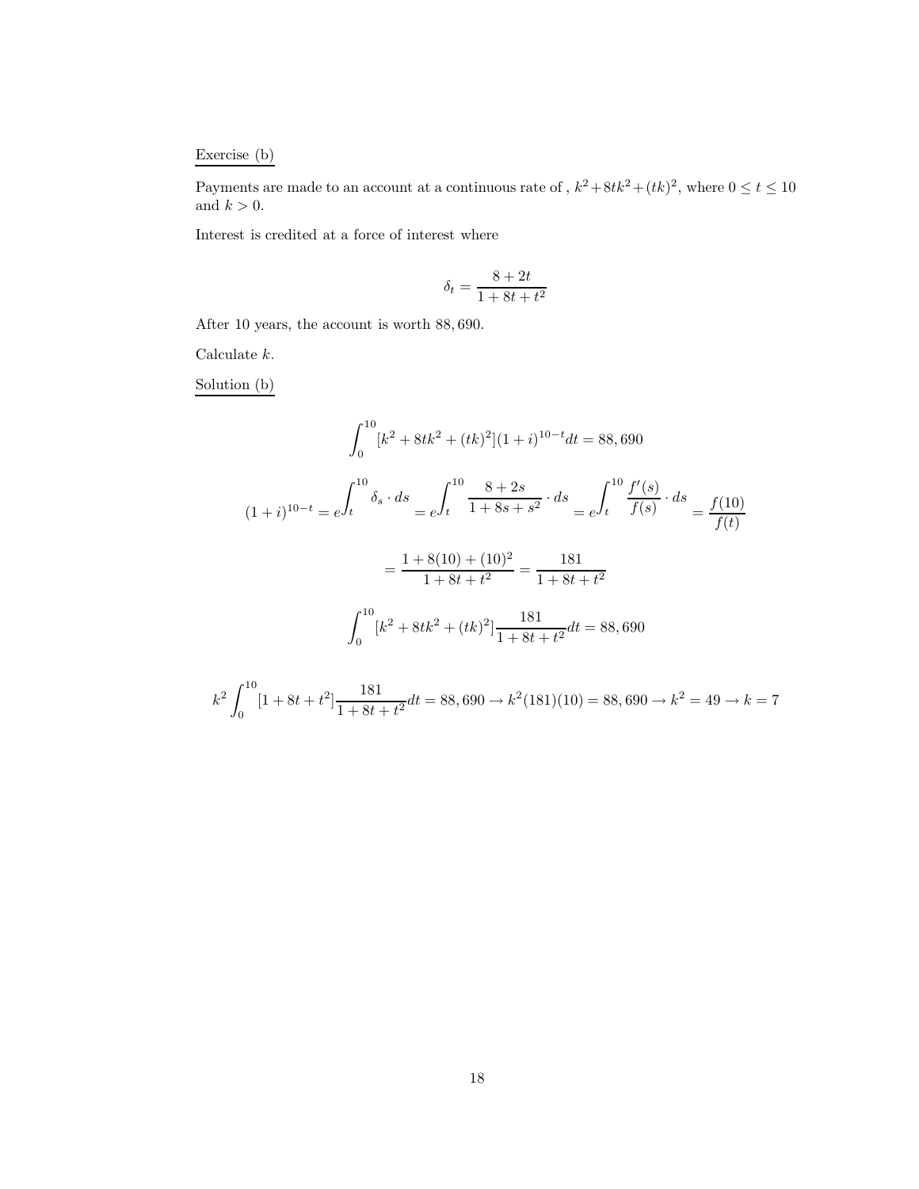Exercise (b)

Payments are made to an account at a continuous rate of , $k^2 + 8tk^2 + (tk)^2$, where $0 \leq t \leq 10$ and $k > 0$.

Interest is credited at a force of interest where

$$\delta_t = \frac{8 + 2t}{1 + 8t + t^2}$$

After 10 years, the account is worth 88, 690.

Calculate $k$.

Solution (b)

$$\int_0^{10} [k^2 + 8tk^2 + (tk)^2](1+i)^{10-t} dt = 88,690$$

$$(1+i)^{10-t} = e^{\int_t^{10} \delta_s \cdot ds} = e^{\int_t^{10} \frac{8+2s}{1+8s+s^2} \cdot ds} = e^{\int_t^{10} \frac{f'(s)}{f(s)} \cdot ds} = \frac{f(10)}{f(t)}$$

$$= \frac{1 + 8(10) + (10)^2}{1 + 8t + t^2} = \frac{181}{1 + 8t + t^2}$$

$$\int_0^{10} [k^2 + 8tk^2 + (tk)^2] \frac{181}{1 + 8t + t^2} dt = 88,690$$

$$k^2 \int_0^{10} [1 + 8t + t^2] \frac{181}{1 + 8t + t^2} dt = 88,690 \rightarrow k^2(181)(10) = 88,690 \rightarrow k^2 = 49 \rightarrow k = 7$$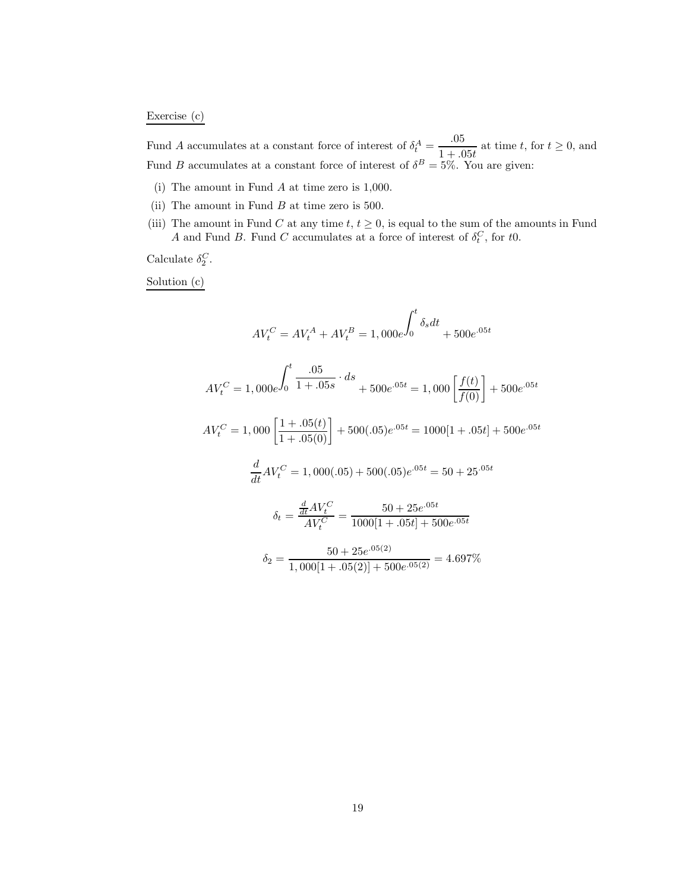Exercise (c)

Fund $A$ accumulates at a constant force of interest of $\delta_t^A = \dfrac{.05}{1+.05t}$ at time $t$, for $t \geq 0$, and Fund $B$ accumulates at a constant force of interest of $\delta^B = 5\%$. You are given:

(i) The amount in Fund $A$ at time zero is 1,000.

(ii) The amount in Fund $B$ at time zero is 500.

(iii) The amount in Fund $C$ at any time $t$, $t \geq 0$, is equal to the sum of the amounts in Fund $A$ and Fund $B$. Fund $C$ accumulates at a force of interest of $\delta_t^C$, for $t0$.

Calculate $\delta_2^C$.

Solution (c)

$$AV_t^C = AV_t^A + AV_t^B = 1,000e^{\int_0^t \delta_s dt} + 500e^{.05t}$$

$$AV_t^C = 1,000e^{\int_0^t \frac{.05}{1+.05s} \cdot ds} + 500e^{.05t} = 1,000\left[\frac{f(t)}{f(0)}\right] + 500e^{.05t}$$

$$AV_t^C = 1,000\left[\frac{1+.05(t)}{1+.05(0)}\right] + 500(.05)e^{.05t} = 1000[1+.05t] + 500e^{.05t}$$

$$\frac{d}{dt}AV_t^C = 1,000(.05) + 500(.05)e^{.05t} = 50 + 25^{.05t}$$

$$\delta_t = \frac{\frac{d}{dt}AV_t^C}{AV_t^C} = \frac{50+25e^{.05t}}{1000[1+.05t]+500e^{.05t}}$$

$$\delta_2 = \frac{50+25e^{.05(2)}}{1,000[1+.05(2)]+500e^{.05(2)}} = 4.697\%$$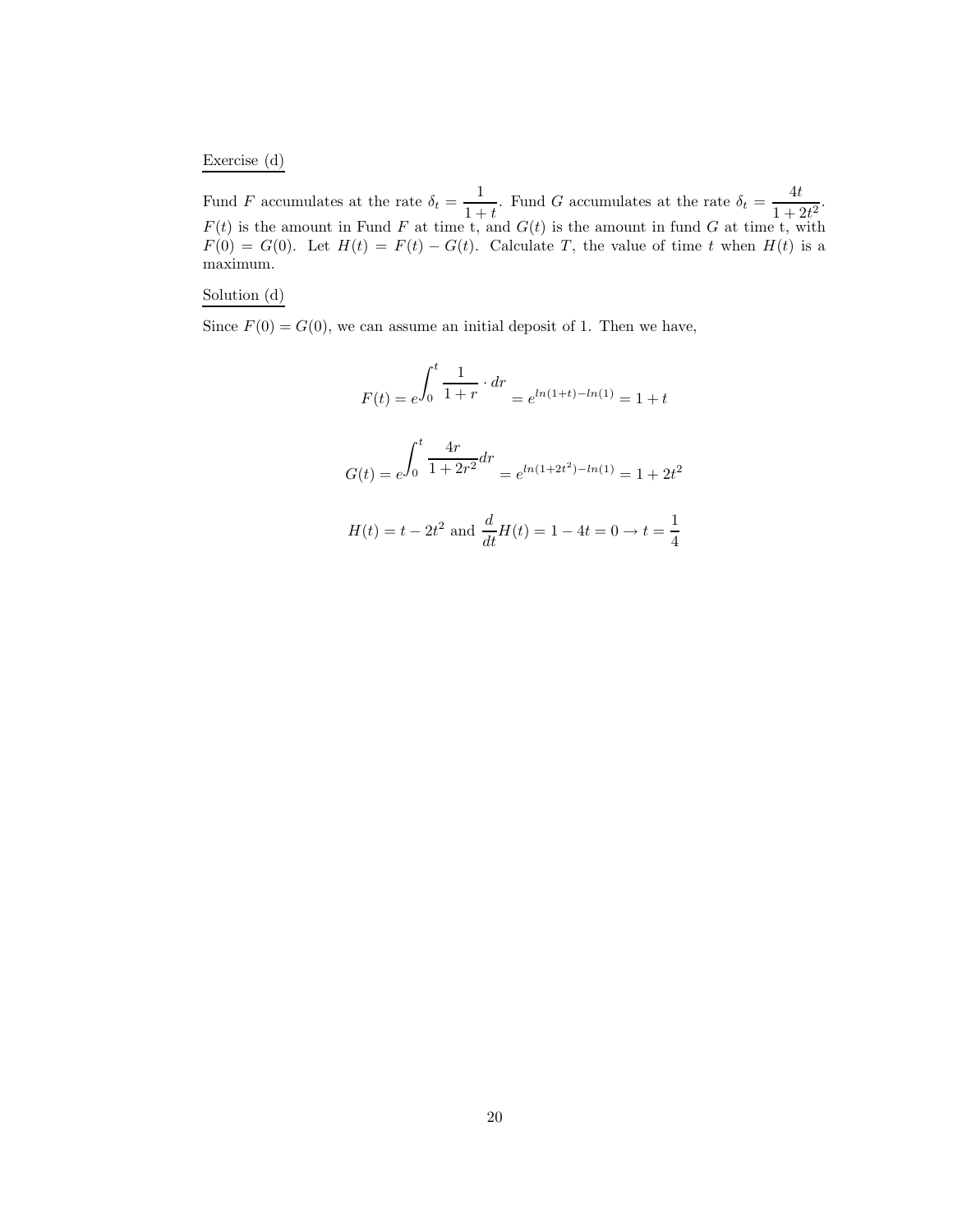Exercise (d)

Fund $F$ accumulates at the rate $\delta_t = \dfrac{1}{1+t}$. Fund $G$ accumulates at the rate $\delta_t = \dfrac{4t}{1+2t^2}$. $F(t)$ is the amount in Fund $F$ at time t, and $G(t)$ is the amount in fund $G$ at time t, with $F(0) = G(0)$. Let $H(t) = F(t) - G(t)$. Calculate $T$, the value of time $t$ when $H(t)$ is a maximum.

Solution (d)

Since $F(0) = G(0)$, we can assume an initial deposit of 1. Then we have,

$$F(t) = e^{\displaystyle\int_0^t \frac{1}{1+r} \cdot dr} = e^{ln(1+t) - ln(1)} = 1 + t$$

$$G(t) = e^{\displaystyle\int_0^t \frac{4r}{1+2r^2} dr} = e^{ln(1+2t^2) - ln(1)} = 1 + 2t^2$$

$$H(t) = t - 2t^2 \text{ and } \frac{d}{dt}H(t) = 1 - 4t = 0 \rightarrow t = \frac{1}{4}$$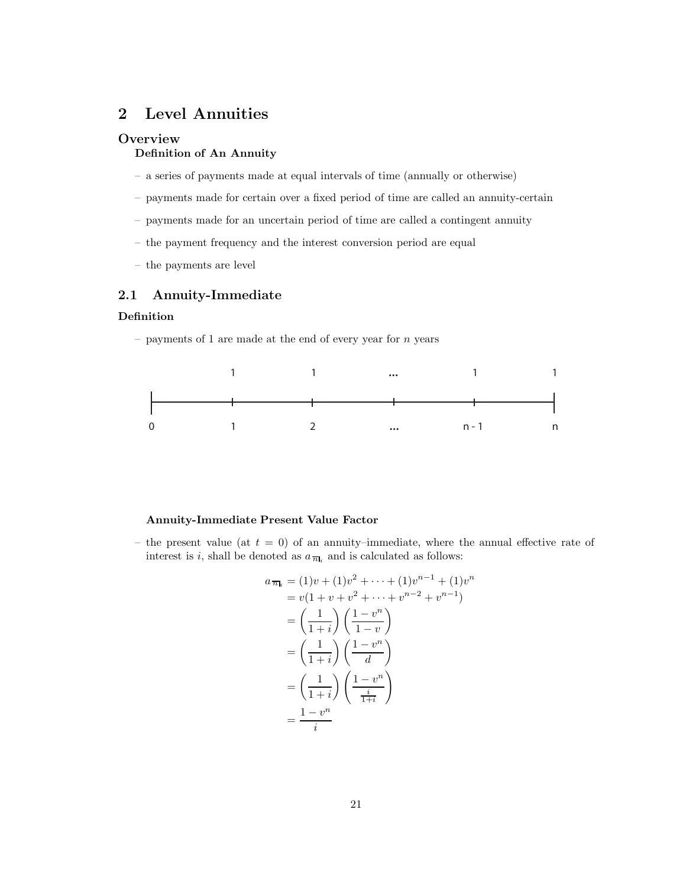# 2 Level Annuities

## Overview

### Definition of An Annuity

- a series of payments made at equal intervals of time (annually or otherwise)
- payments made for certain over a fixed period of time are called an annuity-certain
- payments made for an uncertain period of time are called a contingent annuity
- the payment frequency and the interest conversion period are equal
- the payments are level

## 2.1 Annuity-Immediate

### Definition

- payments of 1 are made at the end of every year for $n$ years

| 0 | 1 | 2 | ... | n - 1 | n |
|---|---|---|---|---|---|
|  | 1 | 1 | ... | 1 | 1 |

#### Annuity-Immediate Present Value Factor

- the present value (at $t = 0$) of an annuity–immediate, where the annual effective rate of interest is $i$, shall be denoted as $a_{\overline{n}|i}$ and is calculated as follows:

$$
\begin{aligned}
a_{\overline{n}|i} &= (1)v + (1)v^2 + \cdots + (1)v^{n-1} + (1)v^n \\
&= v(1 + v + v^2 + \cdots + v^{n-2} + v^{n-1}) \\
&= \left(\frac{1}{1+i}\right)\left(\frac{1-v^n}{1-v}\right) \\
&= \left(\frac{1}{1+i}\right)\left(\frac{1-v^n}{d}\right) \\
&= \left(\frac{1}{1+i}\right)\left(\frac{1-v^n}{\frac{i}{1+i}}\right) \\
&= \frac{1-v^n}{i}
\end{aligned}
$$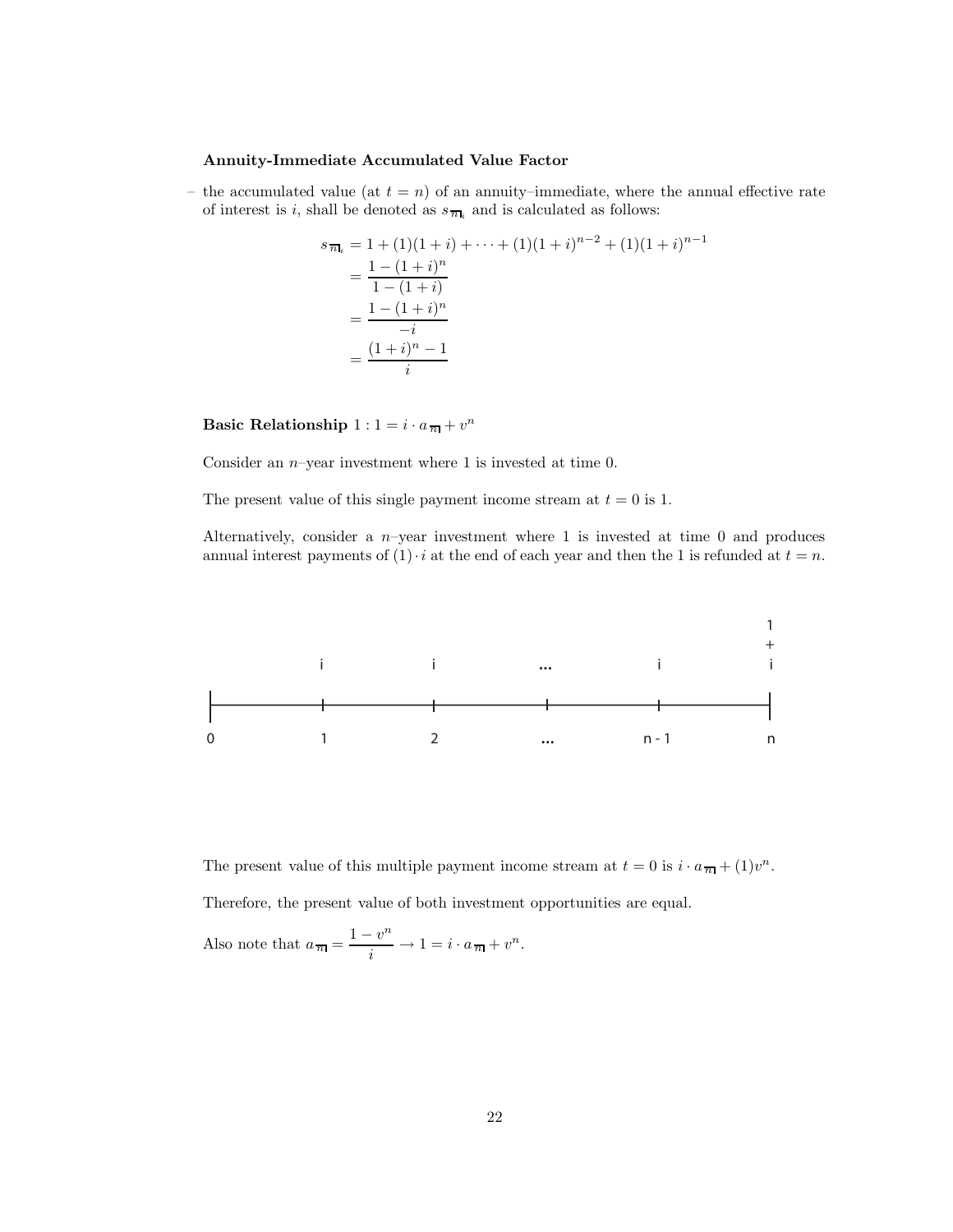**Annuity-Immediate Accumulated Value Factor**

– the accumulated value (at $t = n$) of an annuity–immediate, where the annual effective rate of interest is $i$, shall be denoted as $s_{\overline{n}|_i}$ and is calculated as follows:

$$
\begin{aligned}
s_{\overline{n}|_i} &= 1 + (1)(1+i) + \cdots + (1)(1+i)^{n-2} + (1)(1+i)^{n-1} \\
&= \frac{1-(1+i)^n}{1-(1+i)} \\
&= \frac{1-(1+i)^n}{-i} \\
&= \frac{(1+i)^n - 1}{i}
\end{aligned}
$$

**Basic Relationship** $1 : 1 = i \cdot a_{\overline{n}|} + v^n$

Consider an $n$–year investment where 1 is invested at time 0.

The present value of this single payment income stream at $t = 0$ is 1.

Alternatively, consider a $n$–year investment where 1 is invested at time 0 and produces annual interest payments of $(1) \cdot i$ at the end of each year and then the 1 is refunded at $t = n$.

| Time | 0 | 1 | 2 | ... | n - 1 | n |
|---|---|---|---|---|---|---|
| Payment | | i | i | ... | i | 1 + i |

The present value of this multiple payment income stream at $t = 0$ is $i \cdot a_{\overline{n}|} + (1)v^n$.

Therefore, the present value of both investment opportunities are equal.

Also note that $a_{\overline{n}|} = \dfrac{1-v^n}{i} \rightarrow 1 = i \cdot a_{\overline{n}|} + v^n$.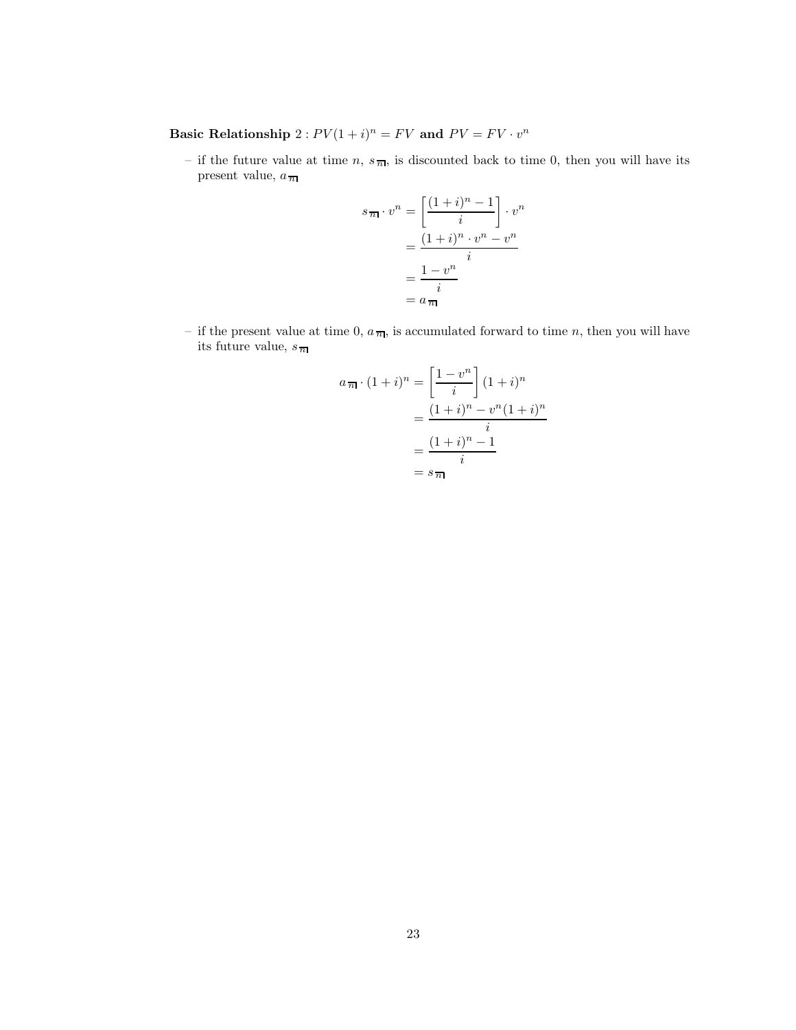**Basic Relationship** $2 : PV(1+i)^n = FV$ **and** $PV = FV \cdot v^n$

– if the future value at time $n$, $s_{\overline{n|}}$, is discounted back to time 0, then you will have its present value, $a_{\overline{n|}}$

$$
\begin{aligned}
s_{\overline{n|}} \cdot v^n &= \left[\frac{(1+i)^n - 1}{i}\right] \cdot v^n \\
&= \frac{(1+i)^n \cdot v^n - v^n}{i} \\
&= \frac{1 - v^n}{i} \\
&= a_{\overline{n|}}
\end{aligned}
$$

– if the present value at time 0, $a_{\overline{n|}}$, is accumulated forward to time $n$, then you will have its future value, $s_{\overline{n|}}$

$$
\begin{aligned}
a_{\overline{n|}} \cdot (1+i)^n &= \left[\frac{1 - v^n}{i}\right](1+i)^n \\
&= \frac{(1+i)^n - v^n(1+i)^n}{i} \\
&= \frac{(1+i)^n - 1}{i} \\
&= s_{\overline{n|}}
\end{aligned}
$$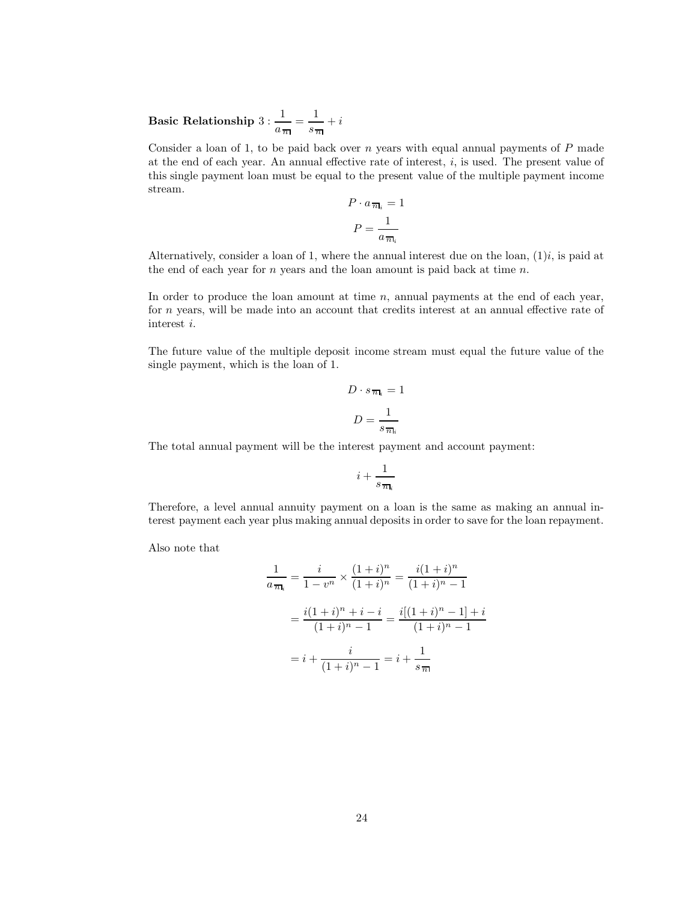**Basic Relationship** $3 : \dfrac{1}{a_{\overline{n|}}} = \dfrac{1}{s_{\overline{n|}}} + i$

Consider a loan of 1, to be paid back over $n$ years with equal annual payments of $P$ made at the end of each year. An annual effective rate of interest, $i$, is used. The present value of this single payment loan must be equal to the present value of the multiple payment income stream.

$$P \cdot a_{\overline{n|}i} = 1$$

$$P = \frac{1}{a_{\overline{n|}i}}$$

Alternatively, consider a loan of 1, where the annual interest due on the loan, $(1)i$, is paid at the end of each year for $n$ years and the loan amount is paid back at time $n$.

In order to produce the loan amount at time $n$, annual payments at the end of each year, for $n$ years, will be made into an account that credits interest at an annual effective rate of interest $i$.

The future value of the multiple deposit income stream must equal the future value of the single payment, which is the loan of 1.

$$D \cdot s_{\overline{n|}i} = 1$$

$$D = \frac{1}{s_{\overline{n|}i}}$$

The total annual payment will be the interest payment and account payment:

$$i + \frac{1}{s_{\overline{n|}i}}$$

Therefore, a level annual annuity payment on a loan is the same as making an annual interest payment each year plus making annual deposits in order to save for the loan repayment.

Also note that

$$\frac{1}{a_{\overline{n|}i}} = \frac{i}{1 - v^n} \times \frac{(1+i)^n}{(1+i)^n} = \frac{i(1+i)^n}{(1+i)^n - 1}$$

$$= \frac{i(1+i)^n + i - i}{(1+i)^n - 1} = \frac{i[(1+i)^n - 1] + i}{(1+i)^n - 1}$$

$$= i + \frac{i}{(1+i)^n - 1} = i + \frac{1}{s_{\overline{n|}}}$$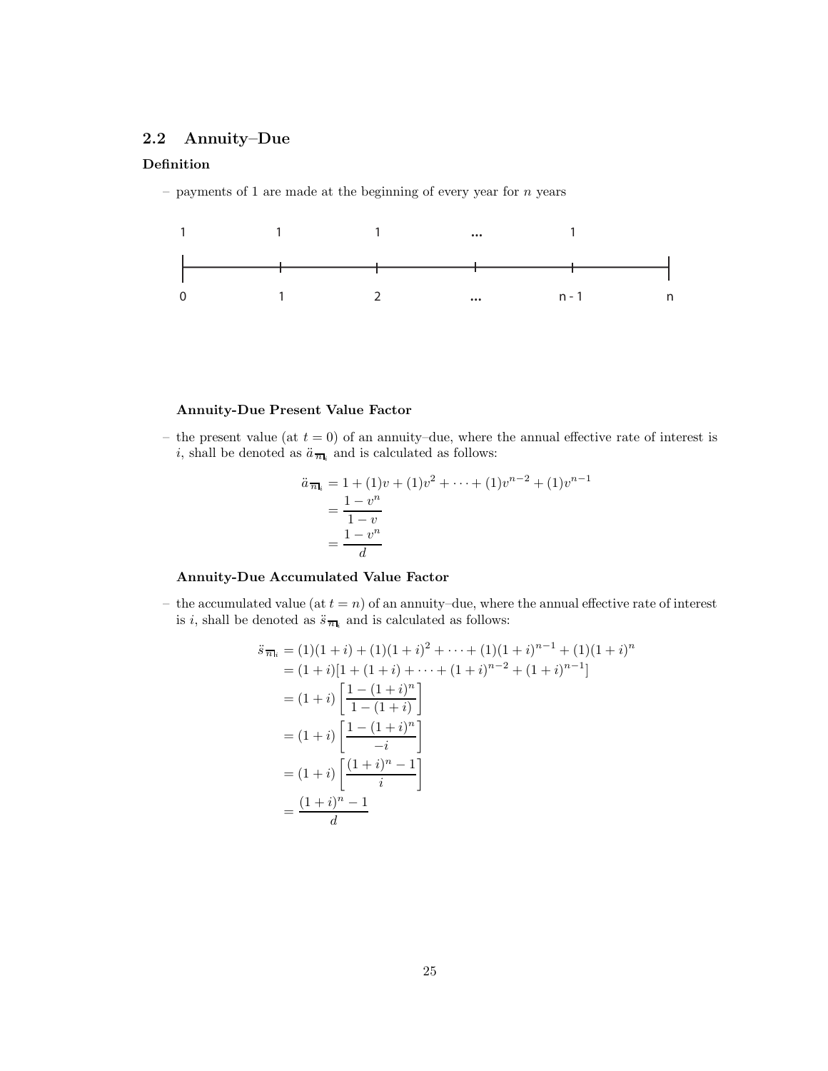## 2.2 Annuity–Due

### Definition

– payments of 1 are made at the beginning of every year for $n$ years

| 1 | 1 | 1 | ... | 1 | |
|---|---|---|---|---|---|
| 0 | 1 | 2 | ... | n - 1 | n |

#### Annuity-Due Present Value Factor

– the present value (at $t = 0$) of an annuity–due, where the annual effective rate of interest is $i$, shall be denoted as $\ddot{a}_{\overline{n}|i}$ and is calculated as follows:

$$
\begin{aligned}
\ddot{a}_{\overline{n}|i} &= 1 + (1)v + (1)v^2 + \cdots + (1)v^{n-2} + (1)v^{n-1} \\
&= \frac{1 - v^n}{1 - v} \\
&= \frac{1 - v^n}{d}
\end{aligned}
$$

#### Annuity-Due Accumulated Value Factor

– the accumulated value (at $t = n$) of an annuity–due, where the annual effective rate of interest is $i$, shall be denoted as $\ddot{s}_{\overline{n}|i}$ and is calculated as follows:

$$
\begin{aligned}
\ddot{s}_{\overline{n}|i} &= (1)(1+i) + (1)(1+i)^2 + \cdots + (1)(1+i)^{n-1} + (1)(1+i)^n \\
&= (1+i)[1 + (1+i) + \cdots + (1+i)^{n-2} + (1+i)^{n-1}] \\
&= (1+i)\left[\frac{1 - (1+i)^n}{1 - (1+i)}\right] \\
&= (1+i)\left[\frac{1 - (1+i)^n}{-i}\right] \\
&= (1+i)\left[\frac{(1+i)^n - 1}{i}\right] \\
&= \frac{(1+i)^n - 1}{d}
\end{aligned}
$$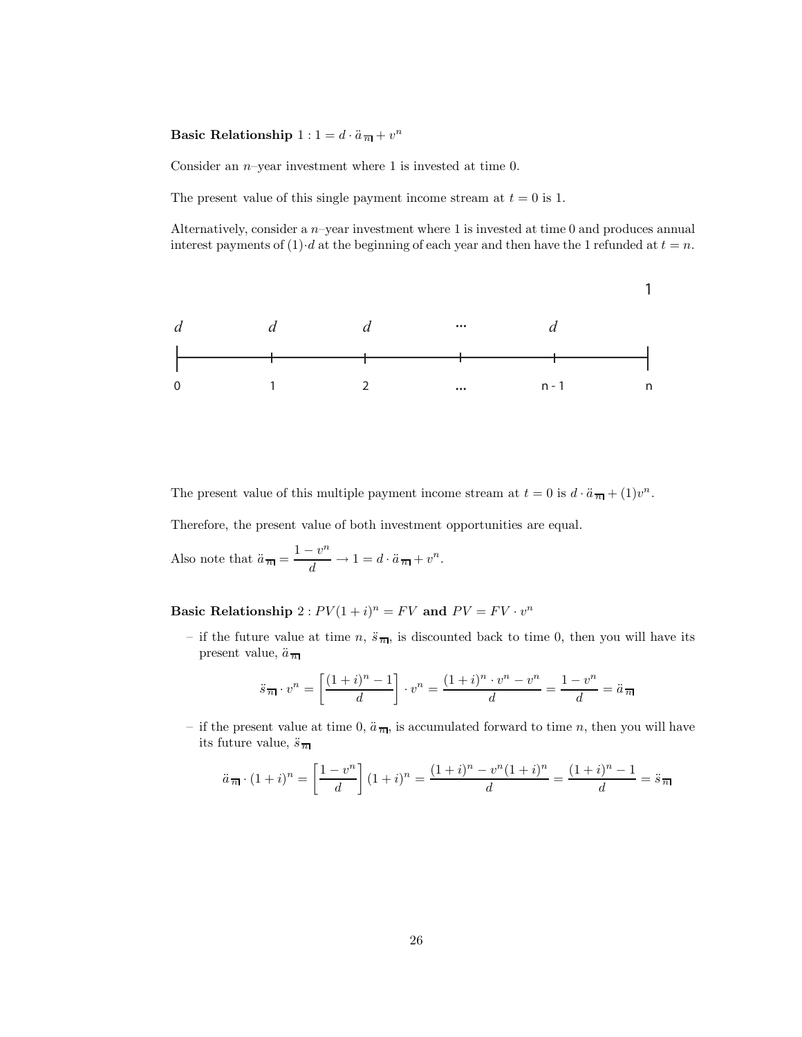**Basic Relationship** $1 : 1 = d \cdot \ddot{a}_{\overline{n}|} + v^n$

Consider an $n$–year investment where 1 is invested at time 0.

The present value of this single payment income stream at $t = 0$ is 1.

Alternatively, consider a $n$–year investment where 1 is invested at time 0 and produces annual interest payments of $(1) \cdot d$ at the beginning of each year and then have the 1 refunded at $t = n$.

| 0 | 1 | 2 | ... | n - 1 | n |
|---|---|---|---|---|---|
| $d$ | $d$ | $d$ | ... | $d$ | 1 |

The present value of this multiple payment income stream at $t = 0$ is $d \cdot \ddot{a}_{\overline{n}|} + (1)v^n$.

Therefore, the present value of both investment opportunities are equal.

Also note that $\ddot{a}_{\overline{n}|} = \dfrac{1 - v^n}{d} \rightarrow 1 = d \cdot \ddot{a}_{\overline{n}|} + v^n$.

**Basic Relationship** $2 : PV(1 + i)^n = FV$ **and** $PV = FV \cdot v^n$

– if the future value at time $n$, $\ddot{s}_{\overline{n}|}$, is discounted back to time 0, then you will have its present value, $\ddot{a}_{\overline{n}|}$

$$\ddot{s}_{\overline{n}|} \cdot v^n = \left[\frac{(1 + i)^n - 1}{d}\right] \cdot v^n = \frac{(1 + i)^n \cdot v^n - v^n}{d} = \frac{1 - v^n}{d} = \ddot{a}_{\overline{n}|}$$

– if the present value at time 0, $\ddot{a}_{\overline{n}|}$, is accumulated forward to time $n$, then you will have its future value, $\ddot{s}_{\overline{n}|}$

$$\ddot{a}_{\overline{n}|} \cdot (1 + i)^n = \left[\frac{1 - v^n}{d}\right](1 + i)^n = \frac{(1 + i)^n - v^n(1 + i)^n}{d} = \frac{(1 + i)^n - 1}{d} = \ddot{s}_{\overline{n}|}$$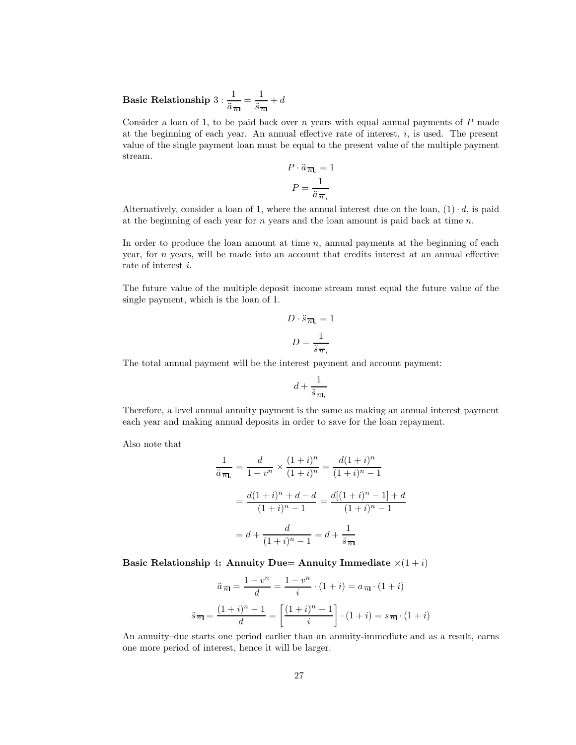**Basic Relationship** $3 : \dfrac{1}{\ddot{a}_{\overline{n}|}} = \dfrac{1}{\ddot{s}_{\overline{n}|}} + d$

Consider a loan of 1, to be paid back over $n$ years with equal annual payments of $P$ made at the beginning of each year. An annual effective rate of interest, $i$, is used. The present value of the single payment loan must be equal to the present value of the multiple payment stream.

$$P \cdot \ddot{a}_{\overline{n}|_i} = 1$$

$$P = \frac{1}{\ddot{a}_{\overline{n}|_i}}$$

Alternatively, consider a loan of 1, where the annual interest due on the loan, $(1) \cdot d$, is paid at the beginning of each year for $n$ years and the loan amount is paid back at time $n$.

In order to produce the loan amount at time $n$, annual payments at the beginning of each year, for $n$ years, will be made into an account that credits interest at an annual effective rate of interest $i$.

The future value of the multiple deposit income stream must equal the future value of the single payment, which is the loan of 1.

$$D \cdot \ddot{s}_{\overline{n}|_i} = 1$$

$$D = \frac{1}{\ddot{s}_{\overline{n}|_i}}$$

The total annual payment will be the interest payment and account payment:

$$d + \frac{1}{\ddot{s}_{\overline{n}|_i}}$$

Therefore, a level annual annuity payment is the same as making an annual interest payment each year and making annual deposits in order to save for the loan repayment.

Also note that

$$\frac{1}{\ddot{a}_{\overline{n}|_i}} = \frac{d}{1-v^n} \times \frac{(1+i)^n}{(1+i)^n} = \frac{d(1+i)^n}{(1+i)^n - 1}$$

$$= \frac{d(1+i)^n + d - d}{(1+i)^n - 1} = \frac{d[(1+i)^n - 1] + d}{(1+i)^n - 1}$$

$$= d + \frac{d}{(1+i)^n - 1} = d + \frac{1}{\ddot{s}_{\overline{n}|}}$$

**Basic Relationship** 4**: Annuity Due= Annuity Immediate** $\times(1+i)$

$$\ddot{a}_{\overline{n}|} = \frac{1-v^n}{d} = \frac{1-v^n}{i} \cdot (1+i) = a_{\overline{n}|} \cdot (1+i)$$

$$\ddot{s}_{\overline{n}|} = \frac{(1+i)^n - 1}{d} = \left[\frac{(1+i)^n - 1}{i}\right] \cdot (1+i) = s_{\overline{n}|} \cdot (1+i)$$

An annuity–due starts one period earlier than an annuity-immediate and as a result, earns one more period of interest, hence it will be larger.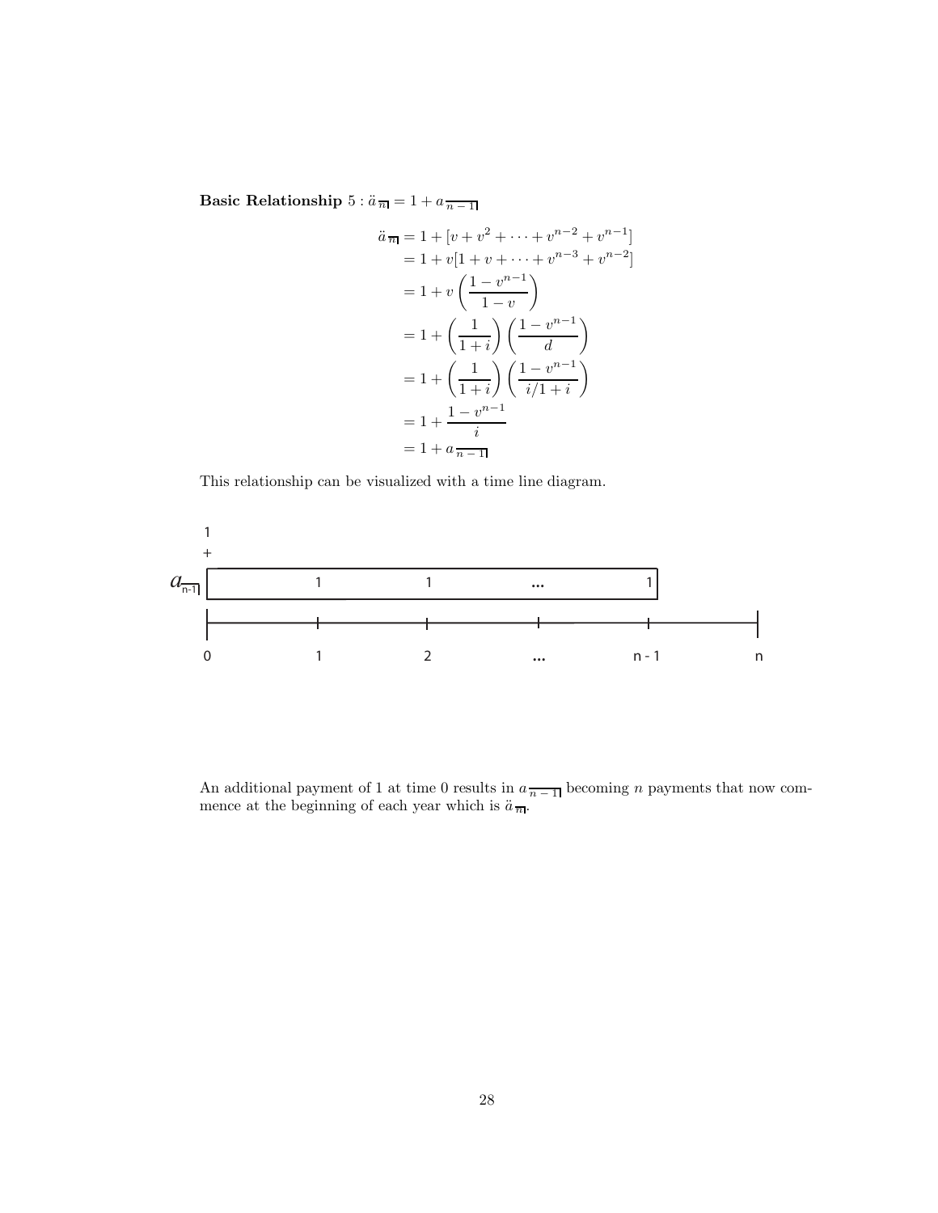**Basic Relationship** $5 : \ddot{a}_{\overline{n}|} = 1 + a_{\overline{n-1}|}$

$$
\begin{aligned}
\ddot{a}_{\overline{n}|} &= 1 + [v + v^2 + \cdots + v^{n-2} + v^{n-1}] \\
&= 1 + v[1 + v + \cdots + v^{n-3} + v^{n-2}] \\
&= 1 + v\left(\frac{1 - v^{n-1}}{1 - v}\right) \\
&= 1 + \left(\frac{1}{1+i}\right)\left(\frac{1 - v^{n-1}}{d}\right) \\
&= 1 + \left(\frac{1}{1+i}\right)\left(\frac{1 - v^{n-1}}{i/1+i}\right) \\
&= 1 + \frac{1 - v^{n-1}}{i} \\
&= 1 + a_{\overline{n-1}|}
\end{aligned}
$$

This relationship can be visualized with a time line diagram.

An additional payment of 1 at time 0 results in $a_{\overline{n-1}|}$ becoming $n$ payments that now commence at the beginning of each year which is $\ddot{a}_{\overline{n}|}$.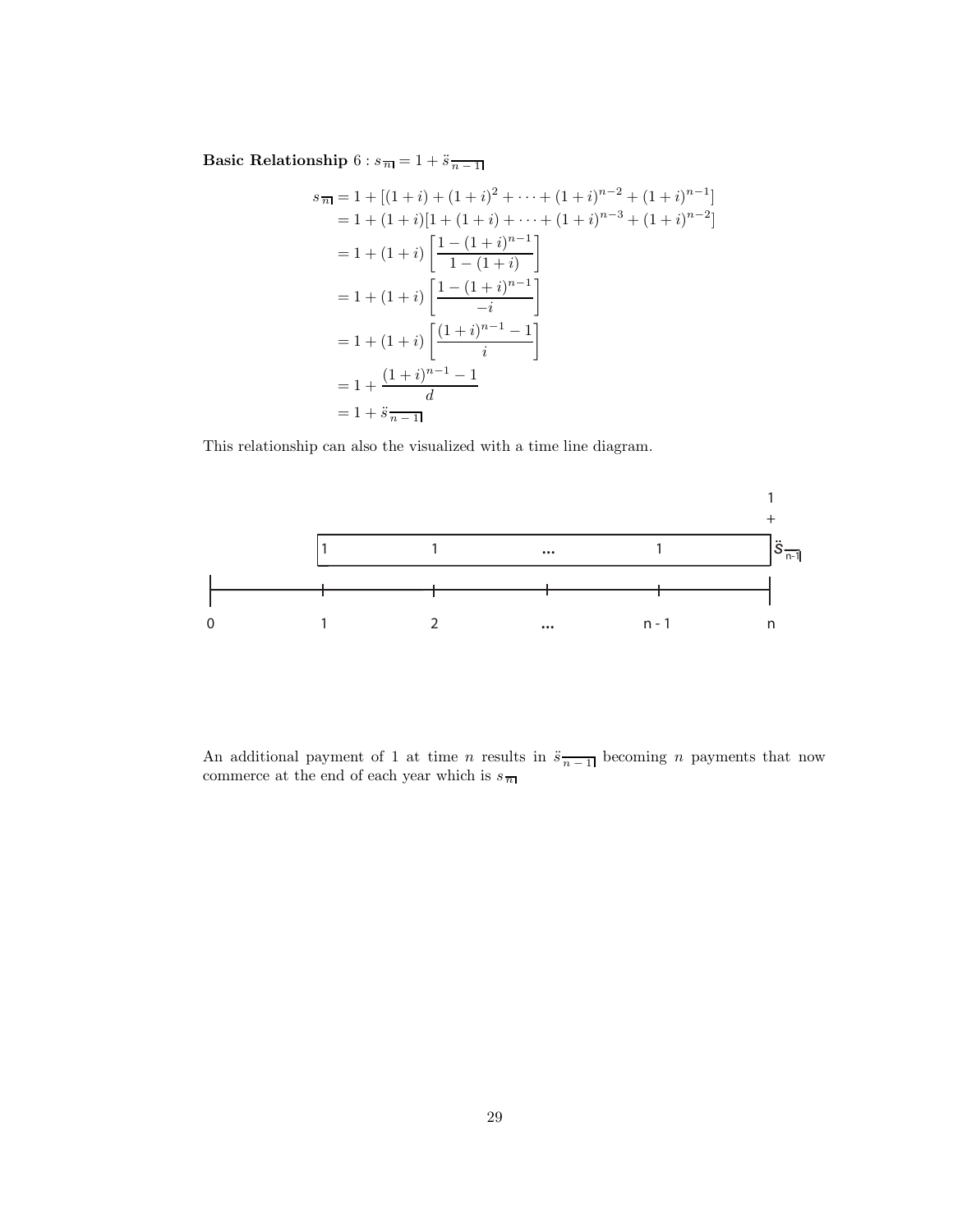**Basic Relationship** $6 : s_{\overline{n}|} = 1 + \ddot{s}_{\overline{n-1}|}$

$$
\begin{aligned}
s_{\overline{n}|} &= 1 + [(1+i) + (1+i)^2 + \cdots + (1+i)^{n-2} + (1+i)^{n-1}] \\
&= 1 + (1+i)[1 + (1+i) + \cdots + (1+i)^{n-3} + (1+i)^{n-2}] \\
&= 1 + (1+i)\left[\frac{1-(1+i)^{n-1}}{1-(1+i)}\right] \\
&= 1 + (1+i)\left[\frac{1-(1+i)^{n-1}}{-i}\right] \\
&= 1 + (1+i)\left[\frac{(1+i)^{n-1}-1}{i}\right] \\
&= 1 + \frac{(1+i)^{n-1}-1}{d} \\
&= 1 + \ddot{s}_{\overline{n-1}|}
\end{aligned}
$$

This relationship can also the visualized with a time line diagram.

| 0 | 1 | 2 | ... | n - 1 | n |
|---|---|---|---|---|---|
| | 1 | 1 | ... | 1 | $\ddot{s}_{\overline{n-1}|}$ + 1 |

An additional payment of 1 at time $n$ results in $\ddot{s}_{\overline{n-1}|}$ becoming $n$ payments that now commerce at the end of each year which is $s_{\overline{n}|}$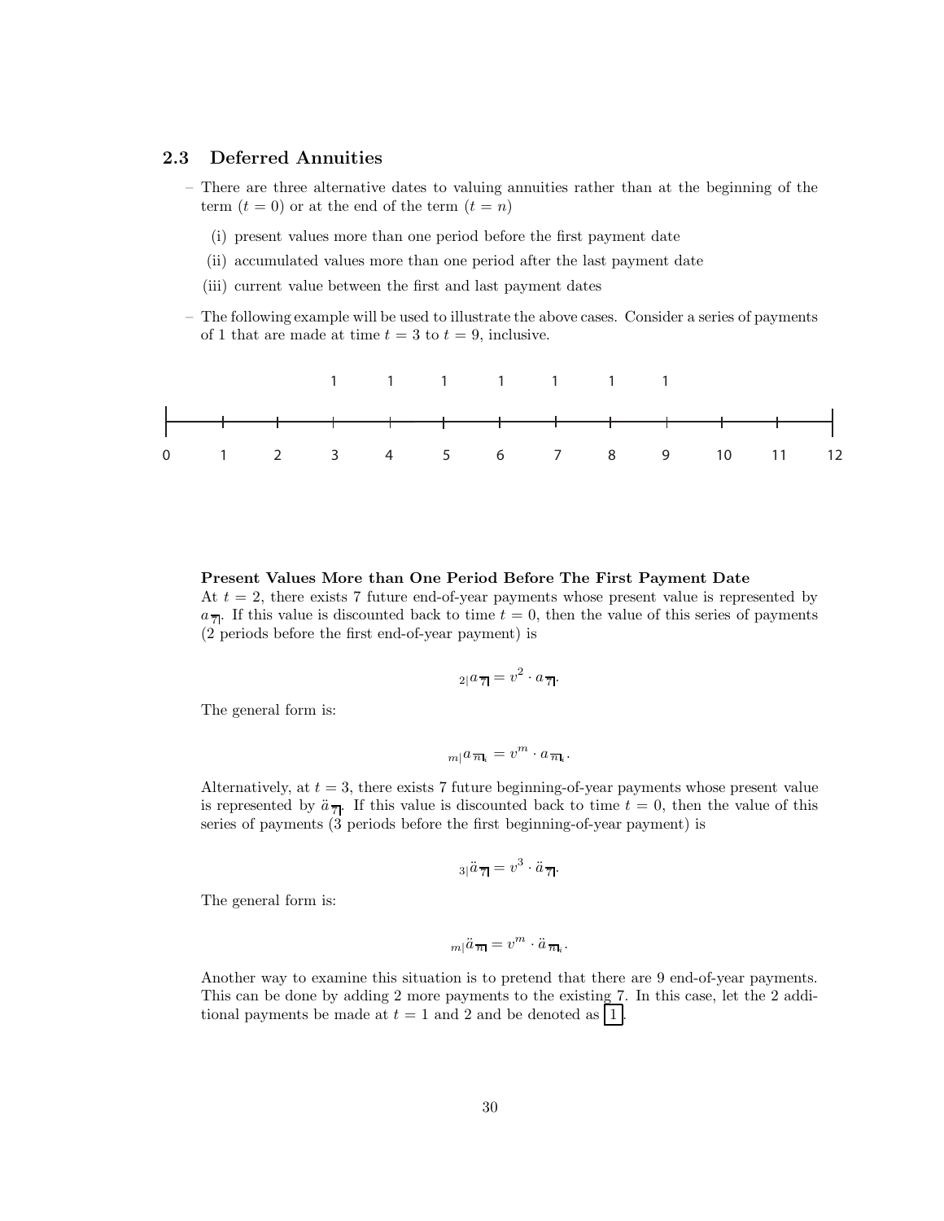### 2.3 Deferred Annuities

– There are three alternative dates to valuing annuities rather than at the beginning of the term ($t = 0$) or at the end of the term ($t = n$)

  (i) present values more than one period before the first payment date

  (ii) accumulated values more than one period after the last payment date

  (iii) current value between the first and last payment dates

– The following example will be used to illustrate the above cases. Consider a series of payments of 1 that are made at time $t = 3$ to $t = 9$, inclusive.

| Time | 0 | 1 | 2 | 3 | 4 | 5 | 6 | 7 | 8 | 9 | 10 | 11 | 12 |
|---|---|---|---|---|---|---|---|---|---|---|---|---|---|
| Payment | | | | 1 | 1 | 1 | 1 | 1 | 1 | 1 | | | |

**Present Values More than One Period Before The First Payment Date**
At $t = 2$, there exists 7 future end-of-year payments whose present value is represented by $a_{\overline{7|}}$. If this value is discounted back to time $t = 0$, then the value of this series of payments (2 periods before the first end-of-year payment) is

$$_{2|}a_{\overline{7|}} = v^2 \cdot a_{\overline{7|}}.$$

The general form is:

$$_{m|}a_{\overline{n|}i} = v^m \cdot a_{\overline{n|}i}.$$

Alternatively, at $t = 3$, there exists 7 future beginning-of-year payments whose present value is represented by $\ddot{a}_{\overline{7|}}$. If this value is discounted back to time $t = 0$, then the value of this series of payments (3 periods before the first beginning-of-year payment) is

$$_{3|}\ddot{a}_{\overline{7|}} = v^3 \cdot \ddot{a}_{\overline{7|}}.$$

The general form is:

$$_{m|}\ddot{a}_{\overline{n|}} = v^m \cdot \ddot{a}_{\overline{n|}i}.$$

Another way to examine this situation is to pretend that there are 9 end-of-year payments. This can be done by adding 2 more payments to the existing 7. In this case, let the 2 additional payments be made at $t = 1$ and 2 and be denoted as $\boxed{1}$.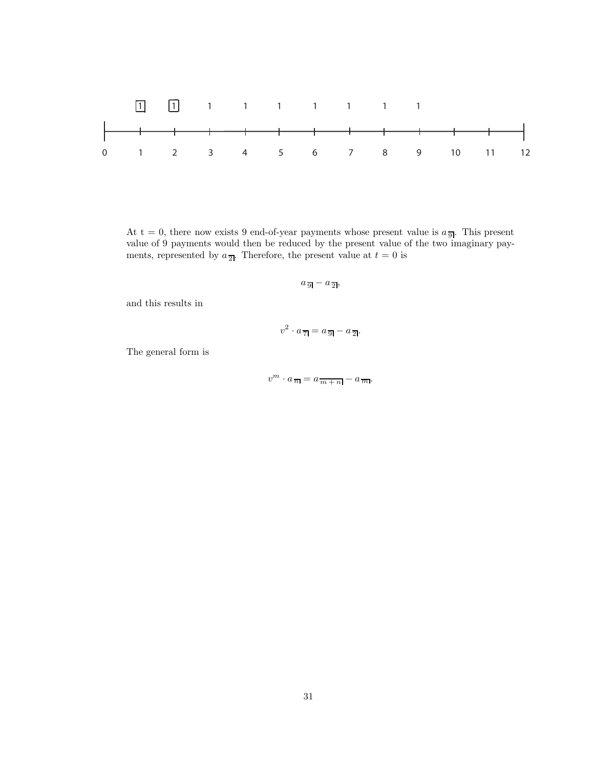At t = 0, there now exists 9 end-of-year payments whose present value is $a_{\overline{9|}}$. This present value of 9 payments would then be reduced by the present value of the two imaginary payments, represented by $a_{\overline{2|}}$. Therefore, the present value at $t = 0$ is

$$a_{\overline{9|}} - a_{\overline{2|}},$$

and this results in

$$v^2 \cdot a_{\overline{7|}} = a_{\overline{9|}} - a_{\overline{2|}}.$$

The general form is

$$v^m \cdot a_{\overline{n|}} = a_{\overline{m+n|}} - a_{\overline{m|}}.$$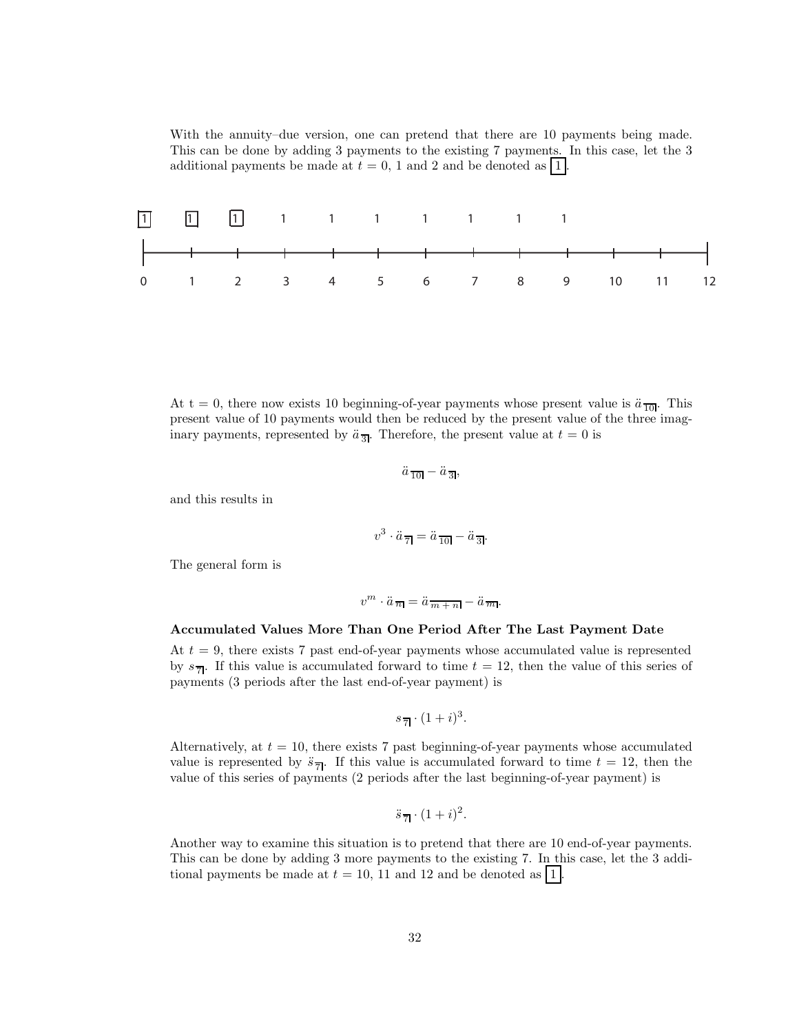With the annuity–due version, one can pretend that there are 10 payments being made. This can be done by adding 3 payments to the existing 7 payments. In this case, let the 3 additional payments be made at $t = 0$, 1 and 2 and be denoted as $\boxed{1}$.

| $\boxed{1}$ | $\boxed{1}$ | $\boxed{1}$ | 1 | 1 | 1 | 1 | 1 | 1 | 1 | | | |
|---|---|---|---|---|---|---|---|---|---|---|---|---|
| 0 | 1 | 2 | 3 | 4 | 5 | 6 | 7 | 8 | 9 | 10 | 11 | 12 |

At t = 0, there now exists 10 beginning-of-year payments whose present value is $\ddot{a}_{\overline{10}|}$. This present value of 10 payments would then be reduced by the present value of the three imaginary payments, represented by $\ddot{a}_{\overline{3}|}$. Therefore, the present value at $t = 0$ is

$$\ddot{a}_{\overline{10}|} - \ddot{a}_{\overline{3}|},$$

and this results in

$$v^3 \cdot \ddot{a}_{\overline{7}|} = \ddot{a}_{\overline{10}|} - \ddot{a}_{\overline{3}|}.$$

The general form is

$$v^m \cdot \ddot{a}_{\overline{n}|} = \ddot{a}_{\overline{m+n}|} - \ddot{a}_{\overline{m}|}.$$

**Accumulated Values More Than One Period After The Last Payment Date**

At $t = 9$, there exists 7 past end-of-year payments whose accumulated value is represented by $s_{\overline{7}|}$. If this value is accumulated forward to time $t = 12$, then the value of this series of payments (3 periods after the last end-of-year payment) is

$$s_{\overline{7}|} \cdot (1+i)^3.$$

Alternatively, at $t = 10$, there exists 7 past beginning-of-year payments whose accumulated value is represented by $\ddot{s}_{\overline{7}|}$. If this value is accumulated forward to time $t = 12$, then the value of this series of payments (2 periods after the last beginning-of-year payment) is

$$\ddot{s}_{\overline{7}|} \cdot (1+i)^2.$$

Another way to examine this situation is to pretend that there are 10 end-of-year payments. This can be done by adding 3 more payments to the existing 7. In this case, let the 3 additional payments be made at $t = 10$, 11 and 12 and be denoted as $\boxed{1}$.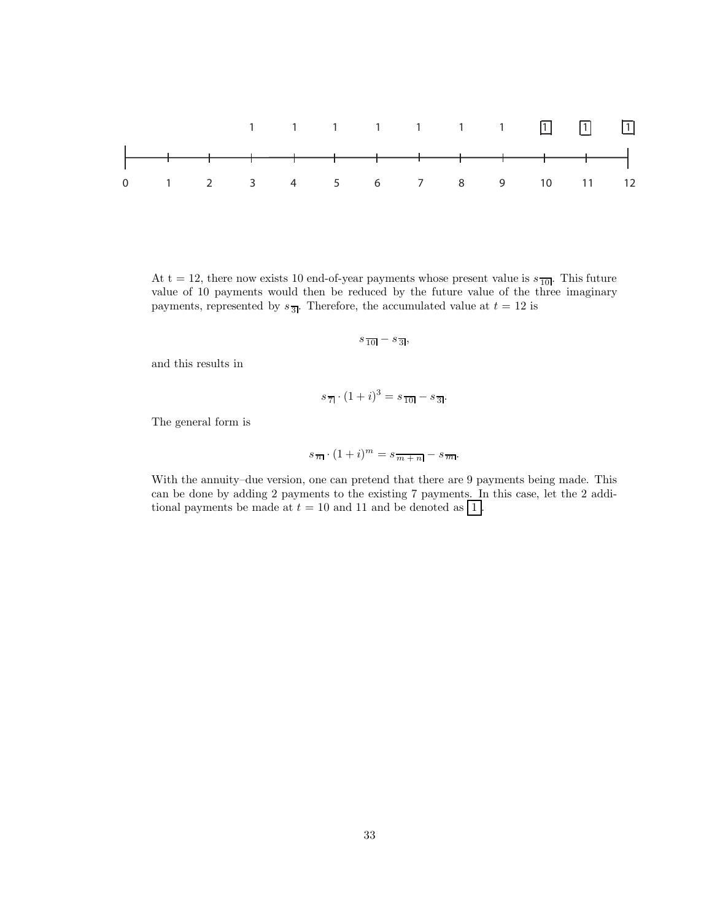| | | | | | | | | | | | | |
|---|---|---|---|---|---|---|---|---|---|---|---|---|
| | | | 1 | 1 | 1 | 1 | 1 | 1 | 1 | [1] | [1] | [1] |
| 0 | 1 | 2 | 3 | 4 | 5 | 6 | 7 | 8 | 9 | 10 | 11 | 12 |

At t = 12, there now exists 10 end-of-year payments whose present value is $s_{\overline{10}|}$. This future value of 10 payments would then be reduced by the future value of the three imaginary payments, represented by $s_{\overline{3}|}$. Therefore, the accumulated value at $t = 12$ is

$$s_{\overline{10}|} - s_{\overline{3}|},$$

and this results in

$$s_{\overline{7}|} \cdot (1+i)^3 = s_{\overline{10}|} - s_{\overline{3}|}.$$

The general form is

$$s_{\overline{n}|} \cdot (1+i)^m = s_{\overline{m+n}|} - s_{\overline{m}|}.$$

With the annuity–due version, one can pretend that there are 9 payments being made. This can be done by adding 2 payments to the existing 7 payments. In this case, let the 2 additional payments be made at $t = 10$ and 11 and be denoted as $\boxed{1}$.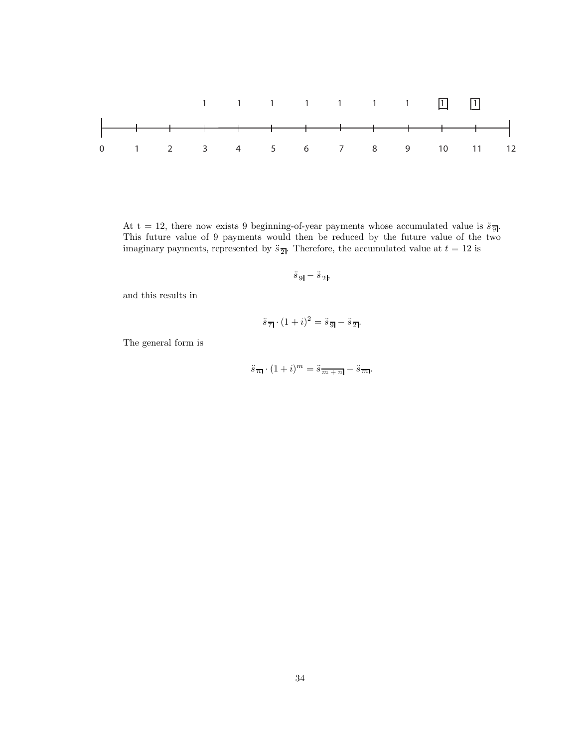At t = 12, there now exists 9 beginning-of-year payments whose accumulated value is $\ddot{s}_{\overline{9}|}$. This future value of 9 payments would then be reduced by the future value of the two imaginary payments, represented by $\ddot{s}_{\overline{2}|}$. Therefore, the accumulated value at $t = 12$ is

$$\ddot{s}_{\overline{9}|} - \ddot{s}_{\overline{2}|},$$

and this results in

$$\ddot{s}_{\overline{7}|} \cdot (1+i)^2 = \ddot{s}_{\overline{9}|} - \ddot{s}_{\overline{2}|}.$$

The general form is

$$\ddot{s}_{\overline{n}|} \cdot (1+i)^m = \ddot{s}_{\overline{m+n}|} - \ddot{s}_{\overline{m}|}.$$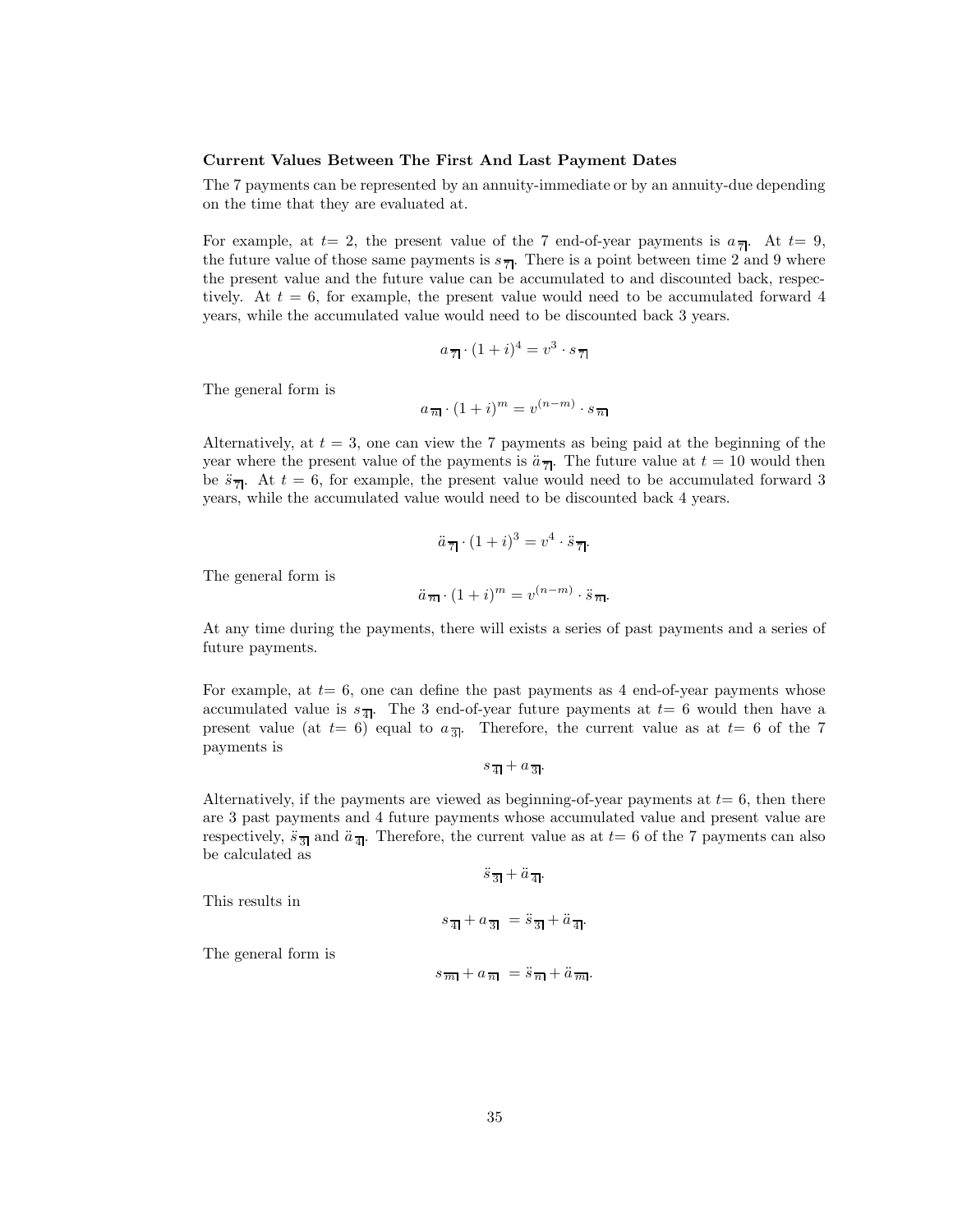**Current Values Between The First And Last Payment Dates**

The 7 payments can be represented by an annuity-immediate or by an annuity-due depending on the time that they are evaluated at.

For example, at $t=2$, the present value of the 7 end-of-year payments is $a_{\overline{7}|}$. At $t=9$, the future value of those same payments is $s_{\overline{7}|}$. There is a point between time 2 and 9 where the present value and the future value can be accumulated to and discounted back, respectively. At $t=6$, for example, the present value would need to be accumulated forward 4 years, while the accumulated value would need to be discounted back 3 years.

$$a_{\overline{7}|} \cdot (1+i)^4 = v^3 \cdot s_{\overline{7}|}$$

The general form is

$$a_{\overline{n}|} \cdot (1+i)^m = v^{(n-m)} \cdot s_{\overline{n}|}$$

Alternatively, at $t=3$, one can view the 7 payments as being paid at the beginning of the year where the present value of the payments is $\ddot{a}_{\overline{7}|}$. The future value at $t=10$ would then be $\ddot{s}_{\overline{7}|}$. At $t=6$, for example, the present value would need to be accumulated forward 3 years, while the accumulated value would need to be discounted back 4 years.

$$\ddot{a}_{\overline{7}|} \cdot (1+i)^3 = v^4 \cdot \ddot{s}_{\overline{7}|}.$$

The general form is

$$\ddot{a}_{\overline{n}|} \cdot (1+i)^m = v^{(n-m)} \cdot \ddot{s}_{\overline{n}|}.$$

At any time during the payments, there will exists a series of past payments and a series of future payments.

For example, at $t=6$, one can define the past payments as 4 end-of-year payments whose accumulated value is $s_{\overline{4}|}$. The 3 end-of-year future payments at $t=6$ would then have a present value (at $t=6$) equal to $a_{\overline{3}|}$. Therefore, the current value as at $t=6$ of the 7 payments is

$$s_{\overline{4}|} + a_{\overline{3}|}.$$

Alternatively, if the payments are viewed as beginning-of-year payments at $t=6$, then there are 3 past payments and 4 future payments whose accumulated value and present value are respectively, $\ddot{s}_{\overline{3}|}$ and $\ddot{a}_{\overline{4}|}$. Therefore, the current value as at $t=6$ of the 7 payments can also be calculated as

$$\ddot{s}_{\overline{3}|} + \ddot{a}_{\overline{4}|}.$$

This results in

$$s_{\overline{4}|} + a_{\overline{3}|} = \ddot{s}_{\overline{3}|} + \ddot{a}_{\overline{4}|}.$$

The general form is

$$s_{\overline{m}|} + a_{\overline{n}|} = \ddot{s}_{\overline{n}|} + \ddot{a}_{\overline{m}|}.$$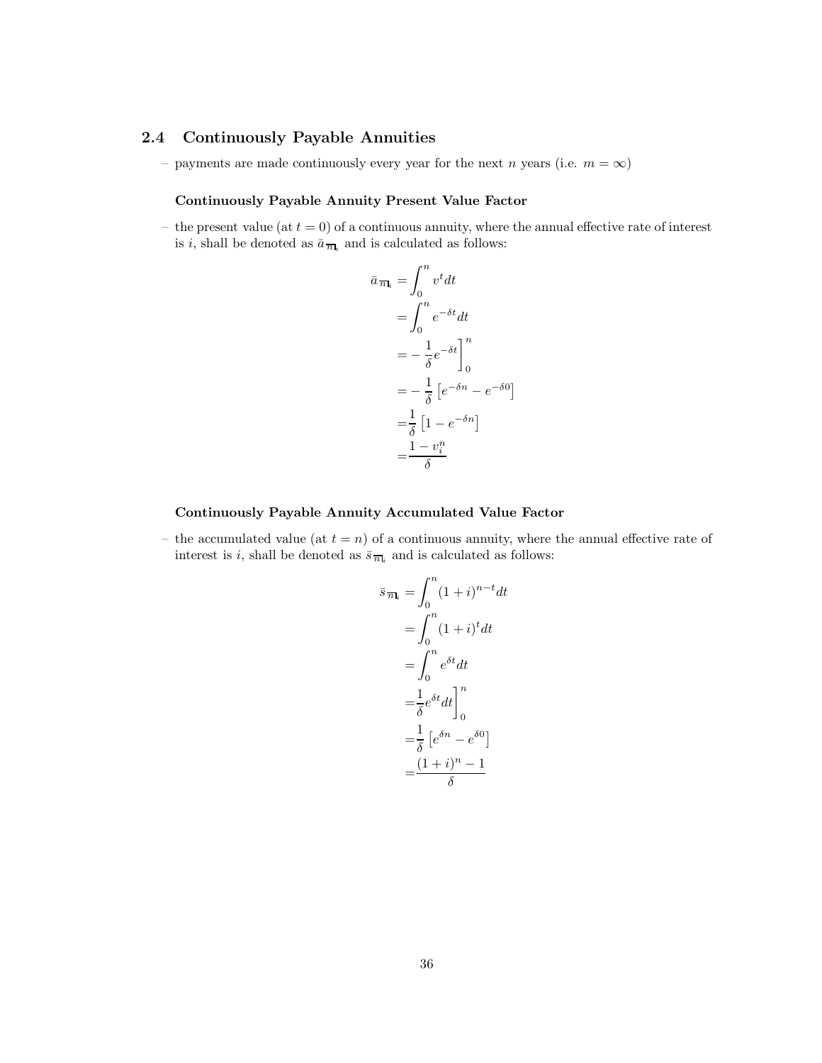## 2.4 Continuously Payable Annuities

– payments are made continuously every year for the next $n$ years (i.e. $m = \infty$)

**Continuously Payable Annuity Present Value Factor**

– the present value (at $t = 0$) of a continuous annuity, where the annual effective rate of interest is $i$, shall be denoted as $\bar{a}_{\overline{n|}i}$ and is calculated as follows:

$$
\begin{aligned}
\bar{a}_{\overline{n|}i} &= \int_0^n v^t dt \\
&= \int_0^n e^{-\delta t} dt \\
&= -\frac{1}{\delta} e^{-\delta t} \Big]_0^n \\
&= -\frac{1}{\delta}\left[e^{-\delta n} - e^{-\delta 0}\right] \\
&= \frac{1}{\delta}\left[1 - e^{-\delta n}\right] \\
&= \frac{1 - v_i^n}{\delta}
\end{aligned}
$$

**Continuously Payable Annuity Accumulated Value Factor**

– the accumulated value (at $t = n$) of a continuous annuity, where the annual effective rate of interest is $i$, shall be denoted as $\bar{s}_{\overline{n|}i}$ and is calculated as follows:

$$
\begin{aligned}
\bar{s}_{\overline{n|}i} &= \int_0^n (1+i)^{n-t} dt \\
&= \int_0^n (1+i)^t dt \\
&= \int_0^n e^{\delta t} dt \\
&= \frac{1}{\delta} e^{\delta t} dt \Big]_0^n \\
&= \frac{1}{\delta}\left[e^{\delta n} - e^{\delta 0}\right] \\
&= \frac{(1+i)^n - 1}{\delta}
\end{aligned}
$$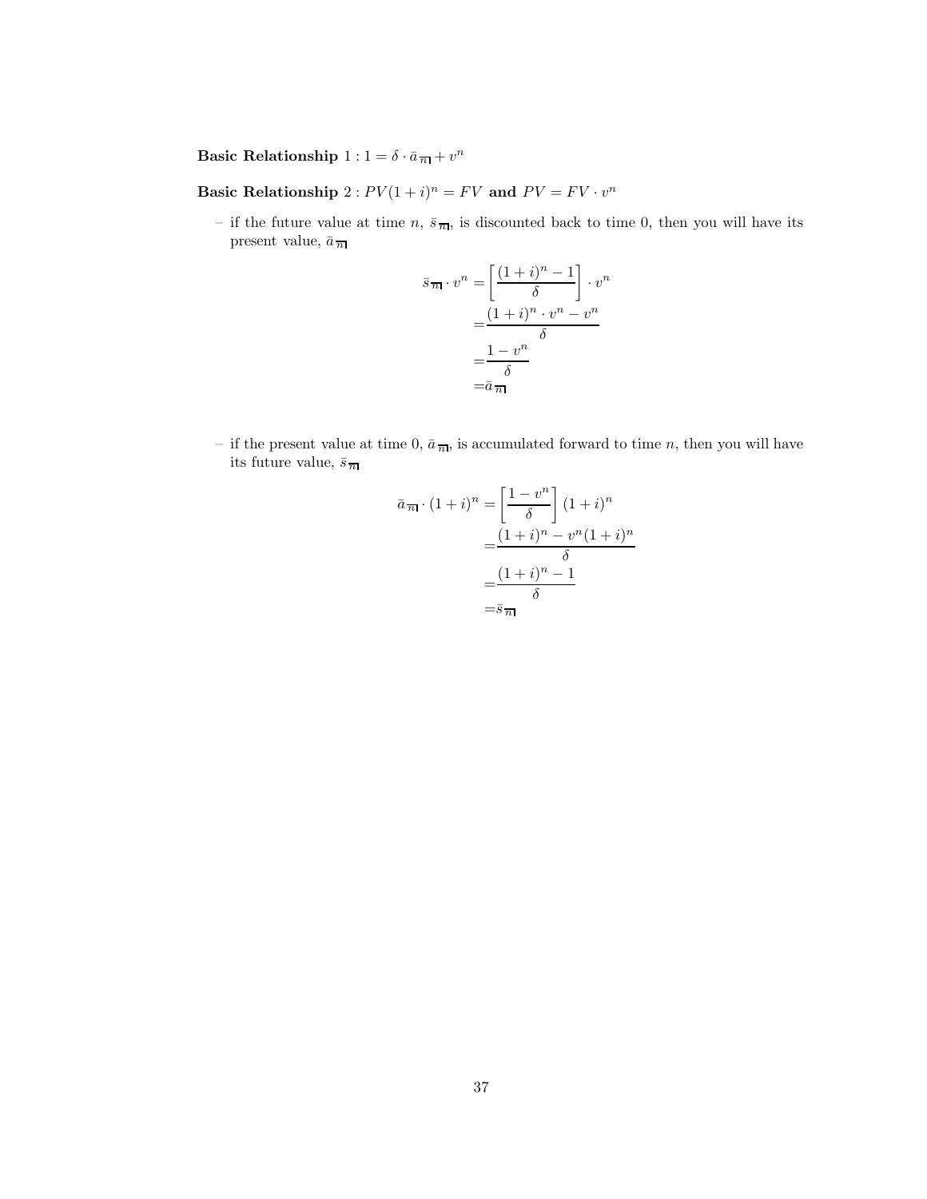**Basic Relationship** $1 : 1 = \delta \cdot \bar{a}_{\overline{n|}} + v^n$

**Basic Relationship** $2 : PV(1+i)^n = FV$ **and** $PV = FV \cdot v^n$

– if the future value at time $n$, $\bar{s}_{\overline{n|}}$, is discounted back to time 0, then you will have its present value, $\bar{a}_{\overline{n|}}$

$$
\begin{aligned}
\bar{s}_{\overline{n|}} \cdot v^n &= \left[\frac{(1+i)^n - 1}{\delta}\right] \cdot v^n \\
&= \frac{(1+i)^n \cdot v^n - v^n}{\delta} \\
&= \frac{1 - v^n}{\delta} \\
&= \bar{a}_{\overline{n|}}
\end{aligned}
$$

– if the present value at time 0, $\bar{a}_{\overline{n|}}$, is accumulated forward to time $n$, then you will have its future value, $\bar{s}_{\overline{n|}}$

$$
\begin{aligned}
\bar{a}_{\overline{n|}} \cdot (1+i)^n &= \left[\frac{1 - v^n}{\delta}\right](1+i)^n \\
&= \frac{(1+i)^n - v^n(1+i)^n}{\delta} \\
&= \frac{(1+i)^n - 1}{\delta} \\
&= \bar{s}_{\overline{n|}}
\end{aligned}
$$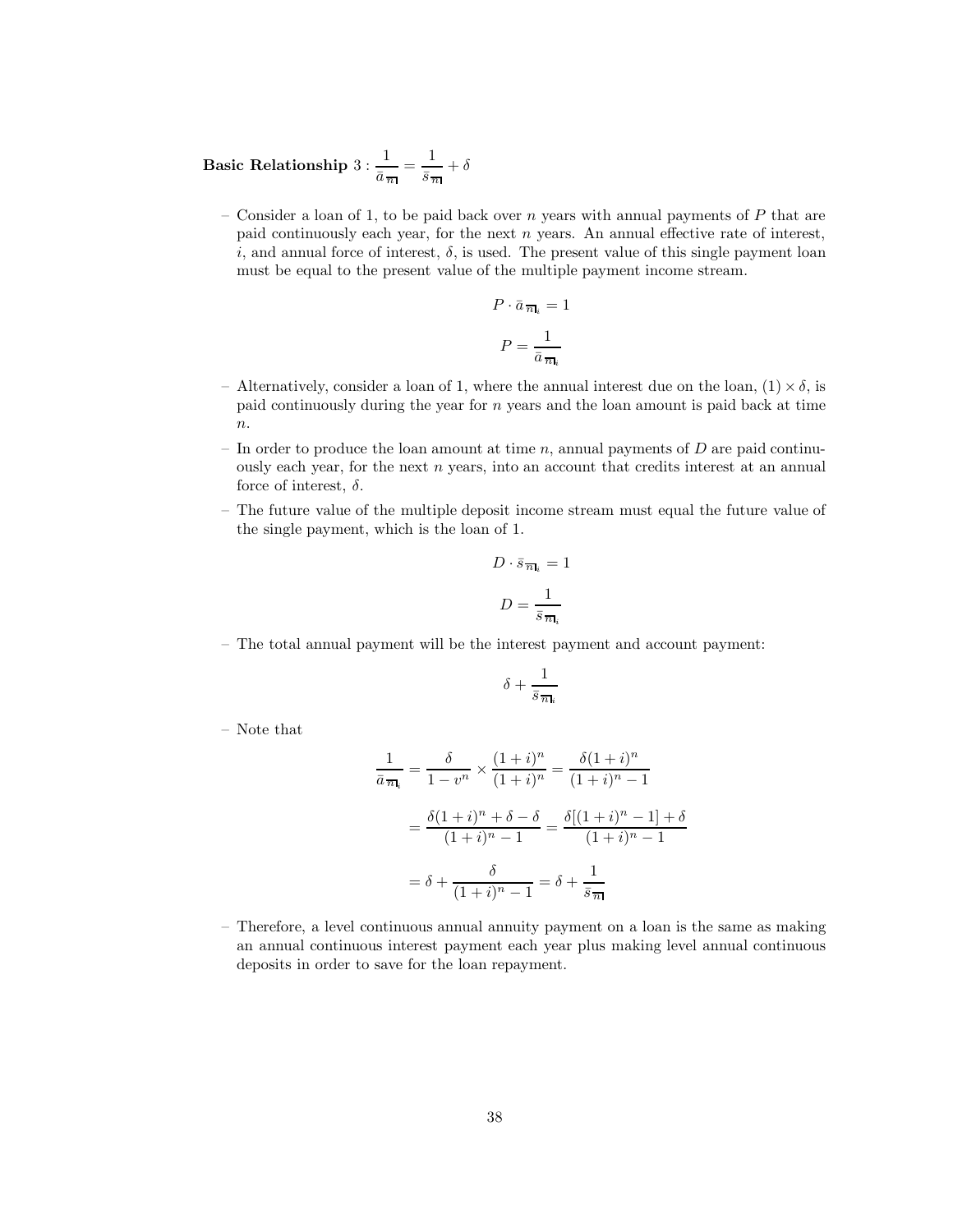**Basic Relationship** $3 : \dfrac{1}{\bar{a}_{\overline{n}|}} = \dfrac{1}{\bar{s}_{\overline{n}|}} + \delta$

- Consider a loan of 1, to be paid back over $n$ years with annual payments of $P$ that are paid continuously each year, for the next $n$ years. An annual effective rate of interest, $i$, and annual force of interest, $\delta$, is used. The present value of this single payment loan must be equal to the present value of the multiple payment income stream.

$$P \cdot \bar{a}_{\overline{n}|_i} = 1$$

$$P = \frac{1}{\bar{a}_{\overline{n}|_i}}$$

- Alternatively, consider a loan of 1, where the annual interest due on the loan, $(1) \times \delta$, is paid continuously during the year for $n$ years and the loan amount is paid back at time $n$.
- In order to produce the loan amount at time $n$, annual payments of $D$ are paid continuously each year, for the next $n$ years, into an account that credits interest at an annual force of interest, $\delta$.
- The future value of the multiple deposit income stream must equal the future value of the single payment, which is the loan of 1.

$$D \cdot \bar{s}_{\overline{n}|_i} = 1$$

$$D = \frac{1}{\bar{s}_{\overline{n}|_i}}$$

- The total annual payment will be the interest payment and account payment:

$$\delta + \frac{1}{\bar{s}_{\overline{n}|_i}}$$

- Note that

$$\frac{1}{\bar{a}_{\overline{n}|_i}} = \frac{\delta}{1-v^n} \times \frac{(1+i)^n}{(1+i)^n} = \frac{\delta(1+i)^n}{(1+i)^n - 1}$$

$$= \frac{\delta(1+i)^n + \delta - \delta}{(1+i)^n - 1} = \frac{\delta[(1+i)^n - 1] + \delta}{(1+i)^n - 1}$$

$$= \delta + \frac{\delta}{(1+i)^n - 1} = \delta + \frac{1}{\bar{s}_{\overline{n}|}}$$

- Therefore, a level continuous annual annuity payment on a loan is the same as making an annual continuous interest payment each year plus making level annual continuous deposits in order to save for the loan repayment.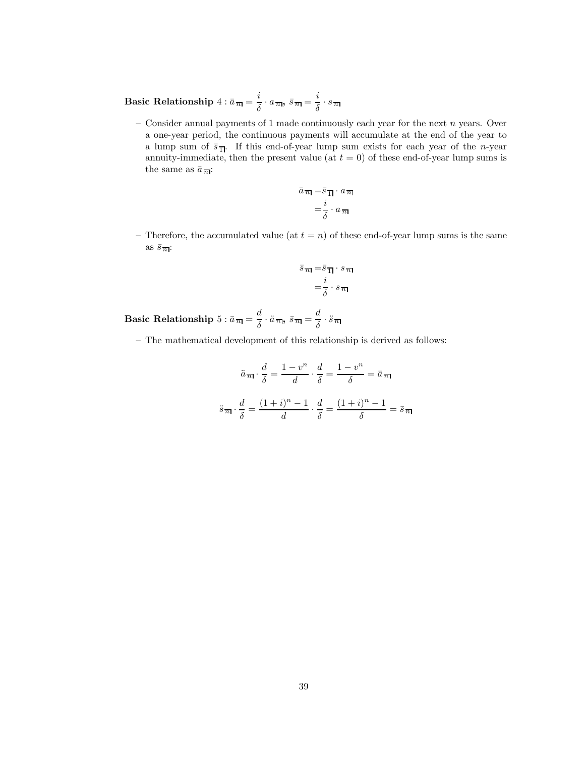**Basic Relationship** 4 : $\bar{a}_{\overline{n|}} = \frac{i}{\delta} \cdot a_{\overline{n|}}$, $\bar{s}_{\overline{n|}} = \frac{i}{\delta} \cdot s_{\overline{n|}}$

– Consider annual payments of 1 made continuously each year for the next $n$ years. Over a one-year period, the continuous payments will accumulate at the end of the year to a lump sum of $\bar{s}_{\overline{1|}}$. If this end-of-year lump sum exists for each year of the $n$-year annuity-immediate, then the present value (at $t = 0$) of these end-of-year lump sums is the same as $\bar{a}_{\overline{n|}}$:

$$
\begin{aligned}
\bar{a}_{\overline{n|}} &= \bar{s}_{\overline{1|}} \cdot a_{\overline{n|}} \\
&= \frac{i}{\delta} \cdot a_{\overline{n|}}
\end{aligned}
$$

– Therefore, the accumulated value (at $t = n$) of these end-of-year lump sums is the same as $\bar{s}_{\overline{n|}}$:

$$
\begin{aligned}
\bar{s}_{\overline{n|}} &= \bar{s}_{\overline{1|}} \cdot s_{\overline{n|}} \\
&= \frac{i}{\delta} \cdot s_{\overline{n|}}
\end{aligned}
$$

**Basic Relationship** 5 : $\bar{a}_{\overline{n|}} = \frac{d}{\delta} \cdot \ddot{a}_{\overline{n|}}$, $\bar{s}_{\overline{n|}} = \frac{d}{\delta} \cdot \ddot{s}_{\overline{n|}}$

– The mathematical development of this relationship is derived as follows:

$$
\ddot{a}_{\overline{n|}} \cdot \frac{d}{\delta} = \frac{1 - v^n}{d} \cdot \frac{d}{\delta} = \frac{1 - v^n}{\delta} = \bar{a}_{\overline{n|}}
$$

$$
\ddot{s}_{\overline{n|}} \cdot \frac{d}{\delta} = \frac{(1+i)^n - 1}{d} \cdot \frac{d}{\delta} = \frac{(1+i)^n - 1}{\delta} = \bar{s}_{\overline{n|}}
$$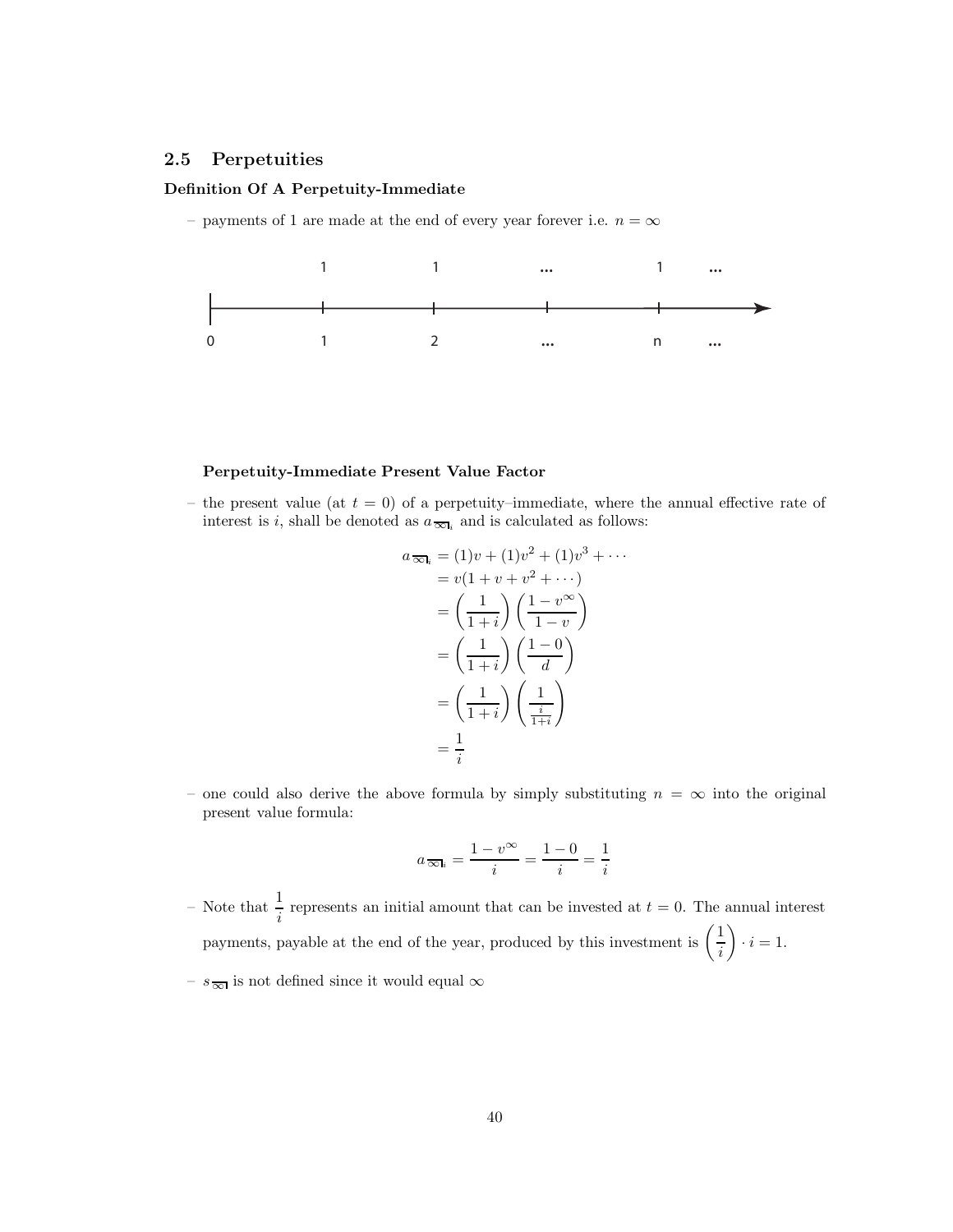## 2.5 Perpetuities

**Definition Of A Perpetuity-Immediate**

– payments of 1 are made at the end of every year forever i.e. $n = \infty$

**Perpetuity-Immediate Present Value Factor**

– the present value (at $t = 0$) of a perpetuity–immediate, where the annual effective rate of interest is $i$, shall be denoted as $a_{\overline{\infty}|i}$ and is calculated as follows:

$$
\begin{aligned}
a_{\overline{\infty}|i} &= (1)v + (1)v^2 + (1)v^3 + \cdots \\
&= v(1 + v + v^2 + \cdots) \\
&= \left(\frac{1}{1+i}\right)\left(\frac{1-v^{\infty}}{1-v}\right) \\
&= \left(\frac{1}{1+i}\right)\left(\frac{1-0}{d}\right) \\
&= \left(\frac{1}{1+i}\right)\left(\frac{1}{\frac{i}{1+i}}\right) \\
&= \frac{1}{i}
\end{aligned}
$$

– one could also derive the above formula by simply substituting $n = \infty$ into the original present value formula:

$$
a_{\overline{\infty}|i} = \frac{1-v^{\infty}}{i} = \frac{1-0}{i} = \frac{1}{i}
$$

– Note that $\frac{1}{i}$ represents an initial amount that can be invested at $t = 0$. The annual interest payments, payable at the end of the year, produced by this investment is $\left(\frac{1}{i}\right) \cdot i = 1$.

– $s_{\overline{\infty}|}$ is not defined since it would equal $\infty$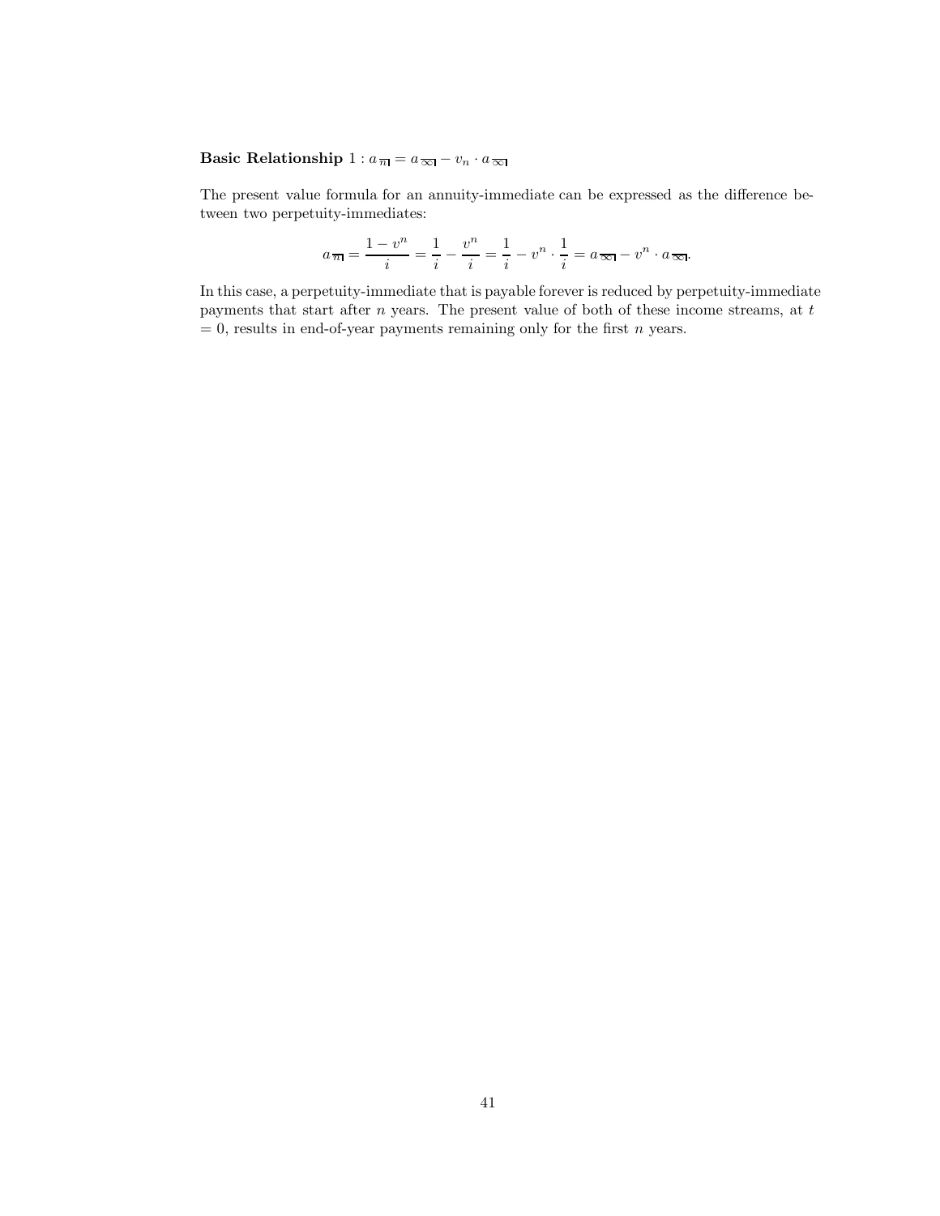**Basic Relationship** $1 : a_{\overline{n|}} = a_{\overline{\infty|}} - v_n \cdot a_{\overline{\infty|}}$

The present value formula for an annuity-immediate can be expressed as the difference between two perpetuity-immediates:

$$a_{\overline{n|}} = \frac{1 - v^n}{i} = \frac{1}{i} - \frac{v^n}{i} = \frac{1}{i} - v^n \cdot \frac{1}{i} = a_{\overline{\infty|}} - v^n \cdot a_{\overline{\infty|}}.$$

In this case, a perpetuity-immediate that is payable forever is reduced by perpetuity-immediate payments that start after $n$ years. The present value of both of these income streams, at $t = 0$, results in end-of-year payments remaining only for the first $n$ years.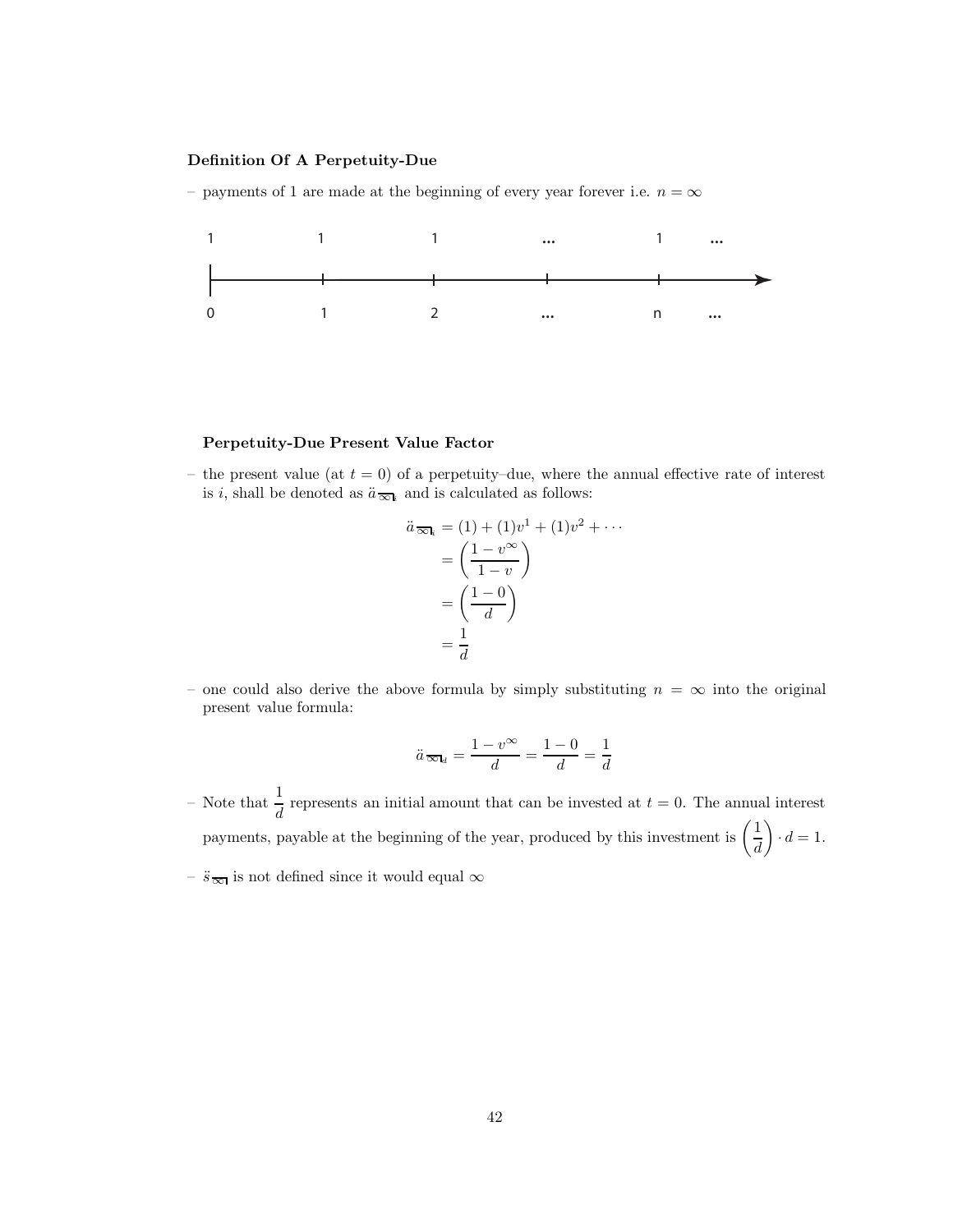**Definition Of A Perpetuity-Due**

– payments of 1 are made at the beginning of every year forever i.e. $n = \infty$

| 1 | 1 | 1 | ... | 1 | ... |
|---|---|---|---|---|---|
| 0 | 1 | 2 | ... | n | ... |

**Perpetuity-Due Present Value Factor**

– the present value (at $t = 0$) of a perpetuity–due, where the annual effective rate of interest is $i$, shall be denoted as $\ddot{a}_{\overline{\infty}|i}$ and is calculated as follows:

$$
\begin{aligned}
\ddot{a}_{\overline{\infty}|i} &= (1) + (1)v^1 + (1)v^2 + \cdots \\
&= \left(\frac{1 - v^\infty}{1 - v}\right) \\
&= \left(\frac{1 - 0}{d}\right) \\
&= \frac{1}{d}
\end{aligned}
$$

– one could also derive the above formula by simply substituting $n = \infty$ into the original present value formula:

$$
\ddot{a}_{\overline{\infty}|d} = \frac{1 - v^\infty}{d} = \frac{1 - 0}{d} = \frac{1}{d}
$$

– Note that $\frac{1}{d}$ represents an initial amount that can be invested at $t = 0$. The annual interest payments, payable at the beginning of the year, produced by this investment is $\left(\frac{1}{d}\right) \cdot d = 1$.

– $\ddot{s}_{\overline{\infty}|}$ is not defined since it would equal $\infty$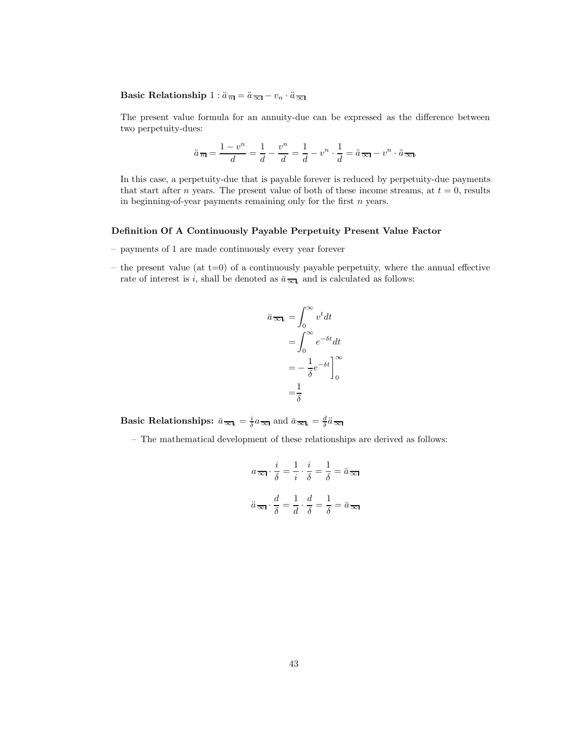**Basic Relationship** 1 : $\ddot{a}_{\overline{n}|} = \ddot{a}_{\overline{\infty}|} - v_n \cdot \ddot{a}_{\overline{\infty}|}$

The present value formula for an annuity-due can be expressed as the difference between two perpetuity-dues:

$$\ddot{a}_{\overline{n}|} = \frac{1-v^n}{d} = \frac{1}{d} - \frac{v^n}{d} = \frac{1}{d} - v^n \cdot \frac{1}{d} = \ddot{a}_{\overline{\infty}|} - v^n \cdot \ddot{a}_{\overline{\infty}|}.$$

In this case, a perpetuity-due that is payable forever is reduced by perpetuity-due payments that start after $n$ years. The present value of both of these income streams, at $t = 0$, results in beginning-of-year payments remaining only for the first $n$ years.

### Definition Of A Continuously Payable Perpetuity Present Value Factor

- payments of 1 are made continuously every year forever
- the present value (at t=0) of a continuously payable perpetuity, where the annual effective rate of interest is $i$, shall be denoted as $\bar{a}_{\overline{\infty}|i}$ and is calculated as follows:

$$\begin{aligned}
\bar{a}_{\overline{\infty}|i} &= \int_0^\infty v^t dt \\
&= \int_0^\infty e^{-\delta t} dt \\
&= -\frac{1}{\delta} e^{-\delta t}\Big]_0^\infty \\
&= \frac{1}{\delta}
\end{aligned}$$

**Basic Relationships:** $\bar{a}_{\overline{\infty}|i} = \frac{i}{\delta} a_{\overline{\infty}|}$ and $\bar{a}_{\overline{\infty}|i} = \frac{d}{\delta} \ddot{a}_{\overline{\infty}|}$

- The mathematical development of these relationships are derived as follows:

$$a_{\overline{\infty}|} \cdot \frac{i}{\delta} = \frac{1}{i} \cdot \frac{i}{\delta} = \frac{1}{\delta} = \bar{a}_{\overline{\infty}|}$$

$$\ddot{a}_{\overline{\infty}|} \cdot \frac{d}{\delta} = \frac{1}{d} \cdot \frac{d}{\delta} = \frac{1}{\delta} = \bar{a}_{\overline{\infty}|}$$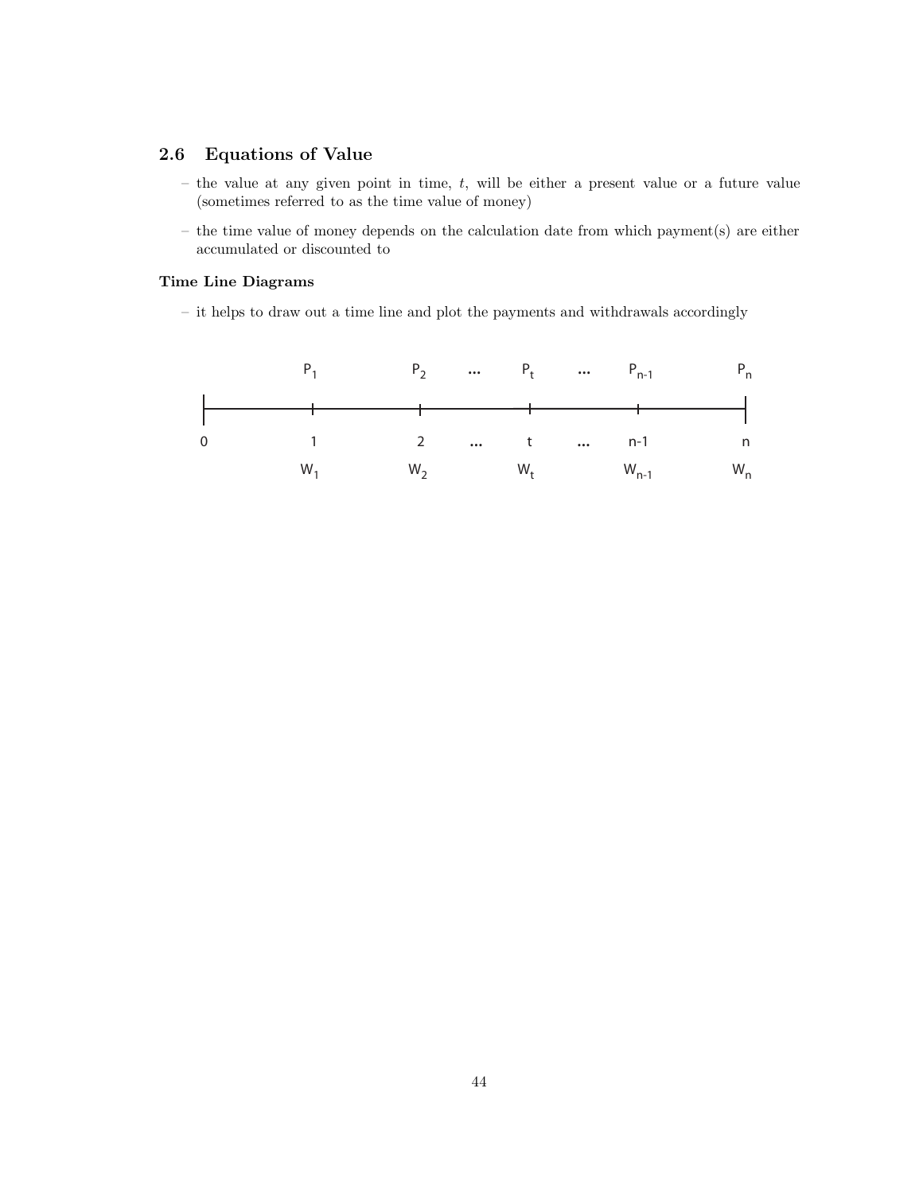## 2.6 Equations of Value

- the value at any given point in time, $t$, will be either a present value or a future value (sometimes referred to as the time value of money)
- the time value of money depends on the calculation date from which payment(s) are either accumulated or discounted to

### Time Line Diagrams

- it helps to draw out a time line and plot the payments and withdrawals accordingly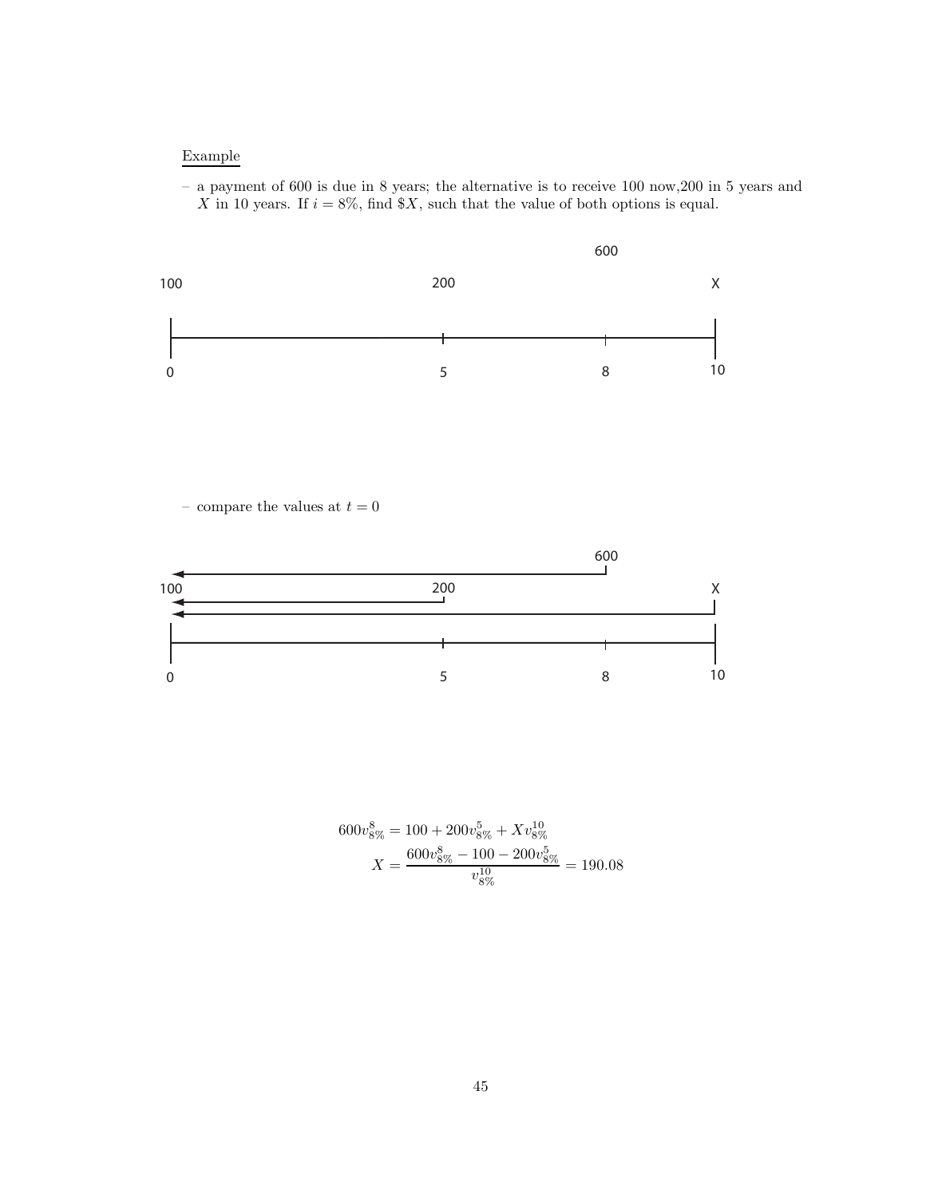Example

– a payment of 600 is due in 8 years; the alternative is to receive 100 now,200 in 5 years and $X$ in 10 years. If $i = 8\%$, find $\$X$, such that the value of both options is equal.

– compare the values at $t = 0$

$$600v_{8\%}^{8} = 100 + 200v_{8\%}^{5} + Xv_{8\%}^{10}$$

$$X = \frac{600v_{8\%}^{8} - 100 - 200v_{8\%}^{5}}{v_{8\%}^{10}} = 190.08$$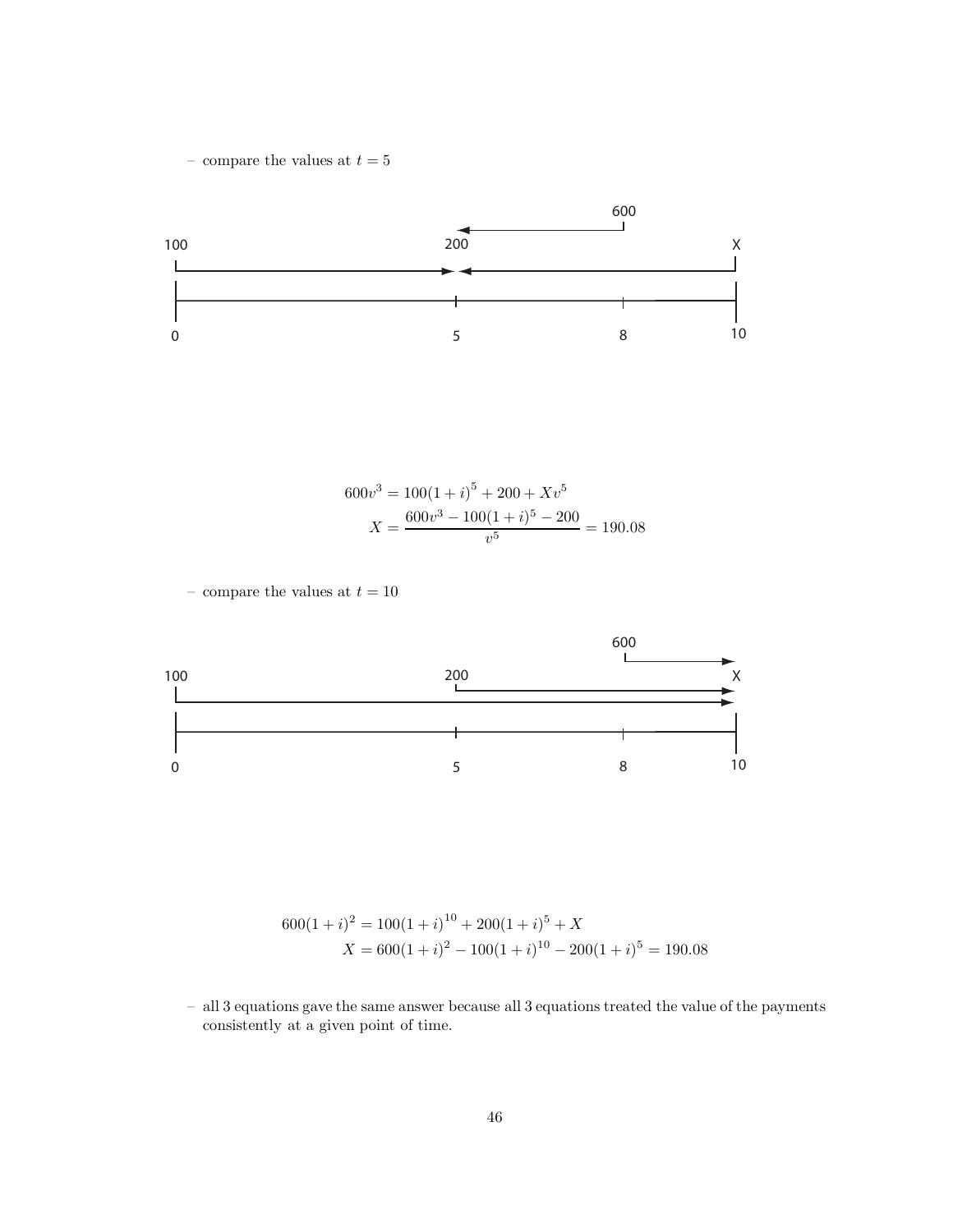– compare the values at $t = 5$

$$600v^3 = 100(1+i)^5 + 200 + Xv^5$$
$$X = \frac{600v^3 - 100(1+i)^5 - 200}{v^5} = 190.08$$

– compare the values at $t = 10$

$$600(1+i)^2 = 100(1+i)^{10} + 200(1+i)^5 + X$$
$$X = 600(1+i)^2 - 100(1+i)^{10} - 200(1+i)^5 = 190.08$$

– all 3 equations gave the same answer because all 3 equations treated the value of the payments consistently at a given point of time.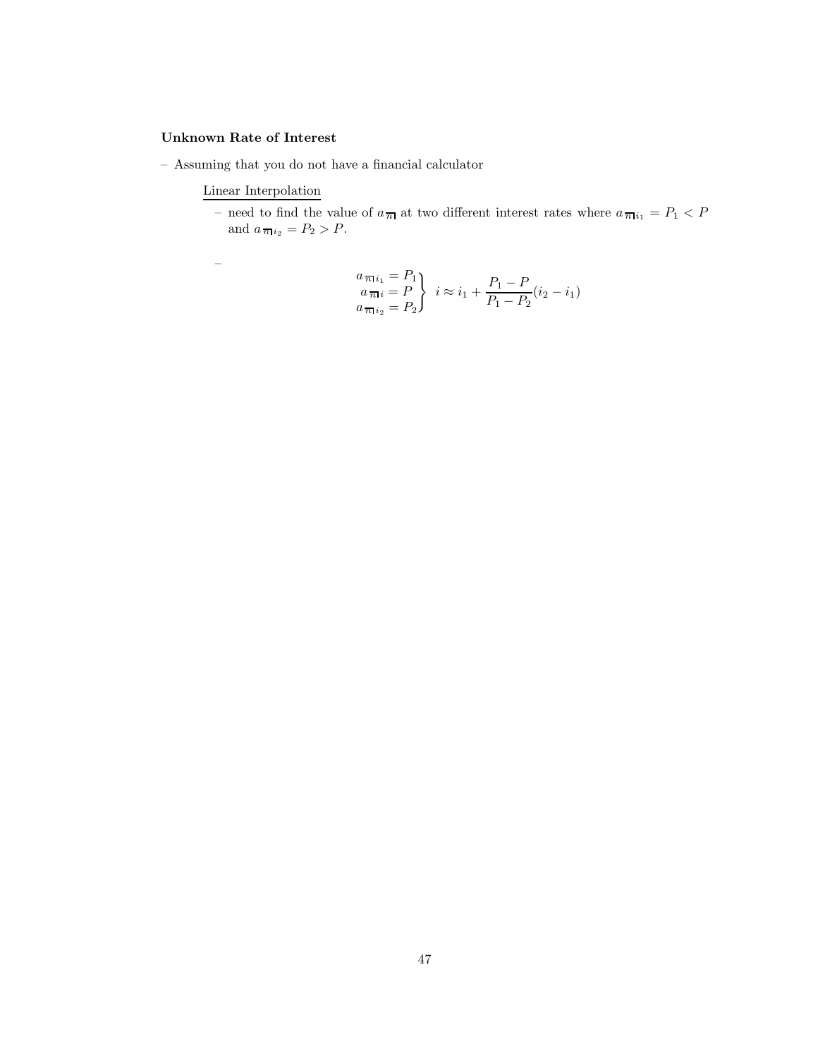### Unknown Rate of Interest

– Assuming that you do not have a financial calculator

Linear Interpolation

– need to find the value of $a_{\overline{n}|}$ at two different interest rates where $a_{\overline{n}|i_1} = P_1 < P$ and $a_{\overline{n}|i_2} = P_2 > P$.

–

$$\left.\begin{aligned} a_{\overline{n}|i_1} &= P_1 \\ a_{\overline{n}|i} &= P \\ a_{\overline{n}|i_2} &= P_2 \end{aligned}\right\} \; i \approx i_1 + \frac{P_1 - P}{P_1 - P_2}(i_2 - i_1)$$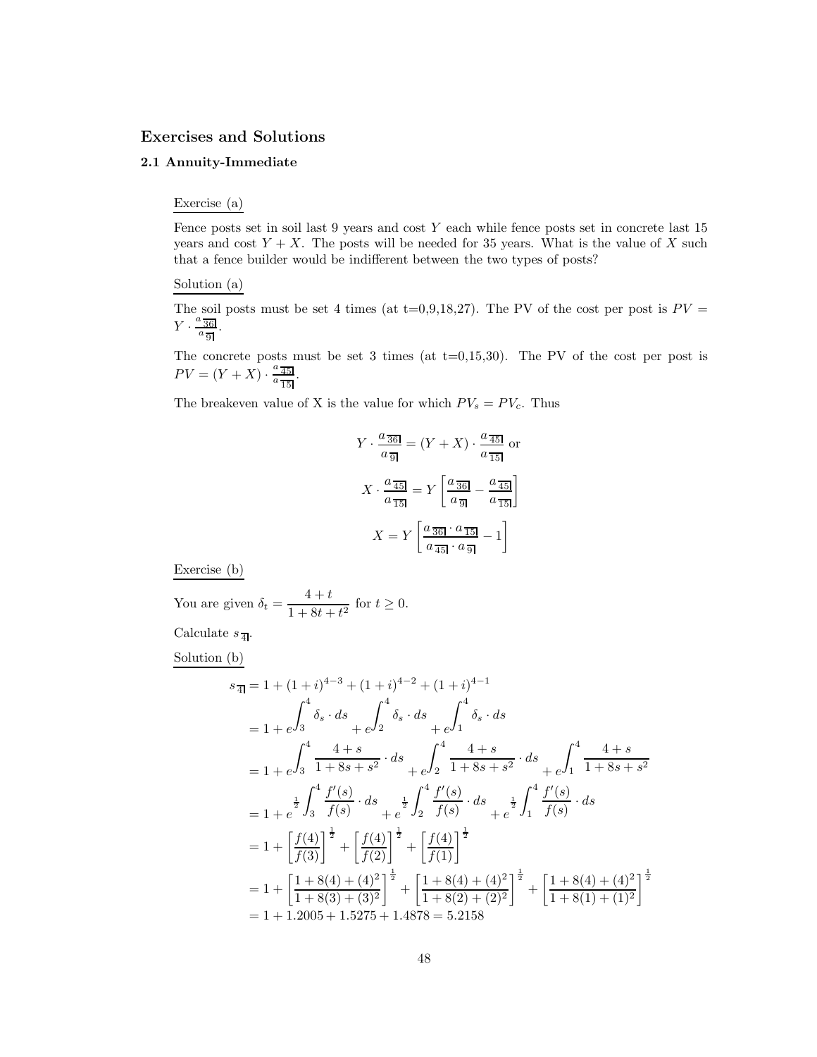## Exercises and Solutions

### 2.1 Annuity-Immediate

Exercise (a)

Fence posts set in soil last 9 years and cost $Y$ each while fence posts set in concrete last 15 years and cost $Y + X$. The posts will be needed for 35 years. What is the value of $X$ such that a fence builder would be indifferent between the two types of posts?

Solution (a)

The soil posts must be set 4 times (at t=0,9,18,27). The PV of the cost per post is $PV = Y \cdot \frac{a_{\overline{36|}}}{a_{\overline{9|}}}$.

The concrete posts must be set 3 times (at t=0,15,30). The PV of the cost per post is $PV = (Y + X) \cdot \frac{a_{\overline{45|}}}{a_{\overline{15|}}}$.

The breakeven value of X is the value for which $PV_s = PV_c$. Thus

$$Y \cdot \frac{a_{\overline{36|}}}{a_{\overline{9|}}} = (Y + X) \cdot \frac{a_{\overline{45|}}}{a_{\overline{15|}}} \text{ or}$$

$$X \cdot \frac{a_{\overline{45|}}}{a_{\overline{15|}}} = Y \left[ \frac{a_{\overline{36|}}}{a_{\overline{9|}}} - \frac{a_{\overline{45|}}}{a_{\overline{15|}}} \right]$$

$$X = Y \left[ \frac{a_{\overline{36|}} \cdot a_{\overline{15|}}}{a_{\overline{45|}} \cdot a_{\overline{9|}}} - 1 \right]$$

Exercise (b)

You are given $\delta_t = \dfrac{4 + t}{1 + 8t + t^2}$ for $t \geq 0$.

Calculate $s_{\overline{4|}}$.

Solution (b)

$$\begin{aligned}
s_{\overline{4|}} &= 1 + (1+i)^{4-3} + (1+i)^{4-2} + (1+i)^{4-1} \\
&= 1 + e^{\int_3^4 \delta_s \cdot ds} + e^{\int_2^4 \delta_s \cdot ds} + e^{\int_1^4 \delta_s \cdot ds} \\
&= 1 + e^{\int_3^4 \frac{4+s}{1+8s+s^2} \cdot ds} + e^{\int_2^4 \frac{4+s}{1+8s+s^2} \cdot ds} + e^{\int_1^4 \frac{4+s}{1+8s+s^2}} \\
&= 1 + e^{\frac{1}{2}\int_3^4 \frac{f'(s)}{f(s)} \cdot ds} + e^{\frac{1}{2}\int_2^4 \frac{f'(s)}{f(s)} \cdot ds} + e^{\frac{1}{2}\int_1^4 \frac{f'(s)}{f(s)} \cdot ds} \\
&= 1 + \left[\frac{f(4)}{f(3)}\right]^{\frac{1}{2}} + \left[\frac{f(4)}{f(2)}\right]^{\frac{1}{2}} + \left[\frac{f(4)}{f(1)}\right]^{\frac{1}{2}} \\
&= 1 + \left[\frac{1+8(4)+(4)^2}{1+8(3)+(3)^2}\right]^{\frac{1}{2}} + \left[\frac{1+8(4)+(4)^2}{1+8(2)+(2)^2}\right]^{\frac{1}{2}} + \left[\frac{1+8(4)+(4)^2}{1+8(1)+(1)^2}\right]^{\frac{1}{2}} \\
&= 1 + 1.2005 + 1.5275 + 1.4878 = 5.2158
\end{aligned}$$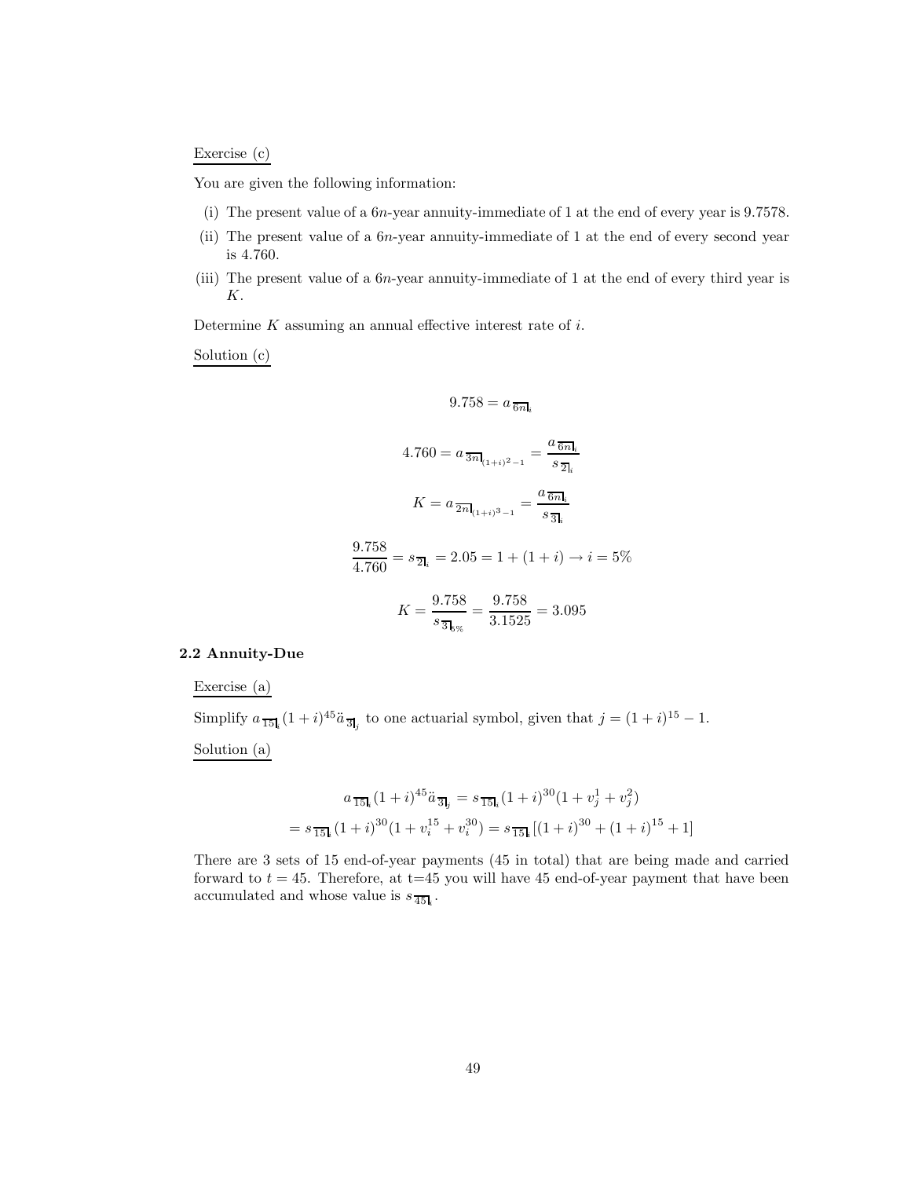Exercise (c)

You are given the following information:

(i) The present value of a $6n$-year annuity-immediate of 1 at the end of every year is 9.7578.

(ii) The present value of a $6n$-year annuity-immediate of 1 at the end of every second year is 4.760.

(iii) The present value of a $6n$-year annuity-immediate of 1 at the end of every third year is $K$.

Determine $K$ assuming an annual effective interest rate of $i$.

Solution (c)

$$9.758 = a_{\overline{6n}|_i}$$

$$4.760 = a_{\overline{3n}|_{(1+i)^2-1}} = \frac{a_{\overline{6n}|_i}}{s_{\overline{2}|_i}}$$

$$K = a_{\overline{2n}|_{(1+i)^3-1}} = \frac{a_{\overline{6n}|_i}}{s_{\overline{3}|_i}}$$

$$\frac{9.758}{4.760} = s_{\overline{2}|_i} = 2.05 = 1 + (1+i) \rightarrow i = 5\%$$

$$K = \frac{9.758}{s_{\overline{3}|_{5\%}}} = \frac{9.758}{3.1525} = 3.095$$

### 2.2 Annuity-Due

Exercise (a)

Simplify $a_{\overline{15}|_i}(1+i)^{45}\ddot{a}_{\overline{3}|_j}$ to one actuarial symbol, given that $j = (1+i)^{15} - 1$.

Solution (a)

$$a_{\overline{15}|_i}(1+i)^{45}\ddot{a}_{\overline{3}|_j} = s_{\overline{15}|_i}(1+i)^{30}(1 + v_j^1 + v_j^2)$$
$$= s_{\overline{15}|_i}(1+i)^{30}(1 + v_i^{15} + v_i^{30}) = s_{\overline{15}|_i}[(1+i)^{30} + (1+i)^{15} + 1]$$

There are 3 sets of 15 end-of-year payments (45 in total) that are being made and carried forward to $t = 45$. Therefore, at t=45 you will have 45 end-of-year payment that have been accumulated and whose value is $s_{\overline{45}|_i}$.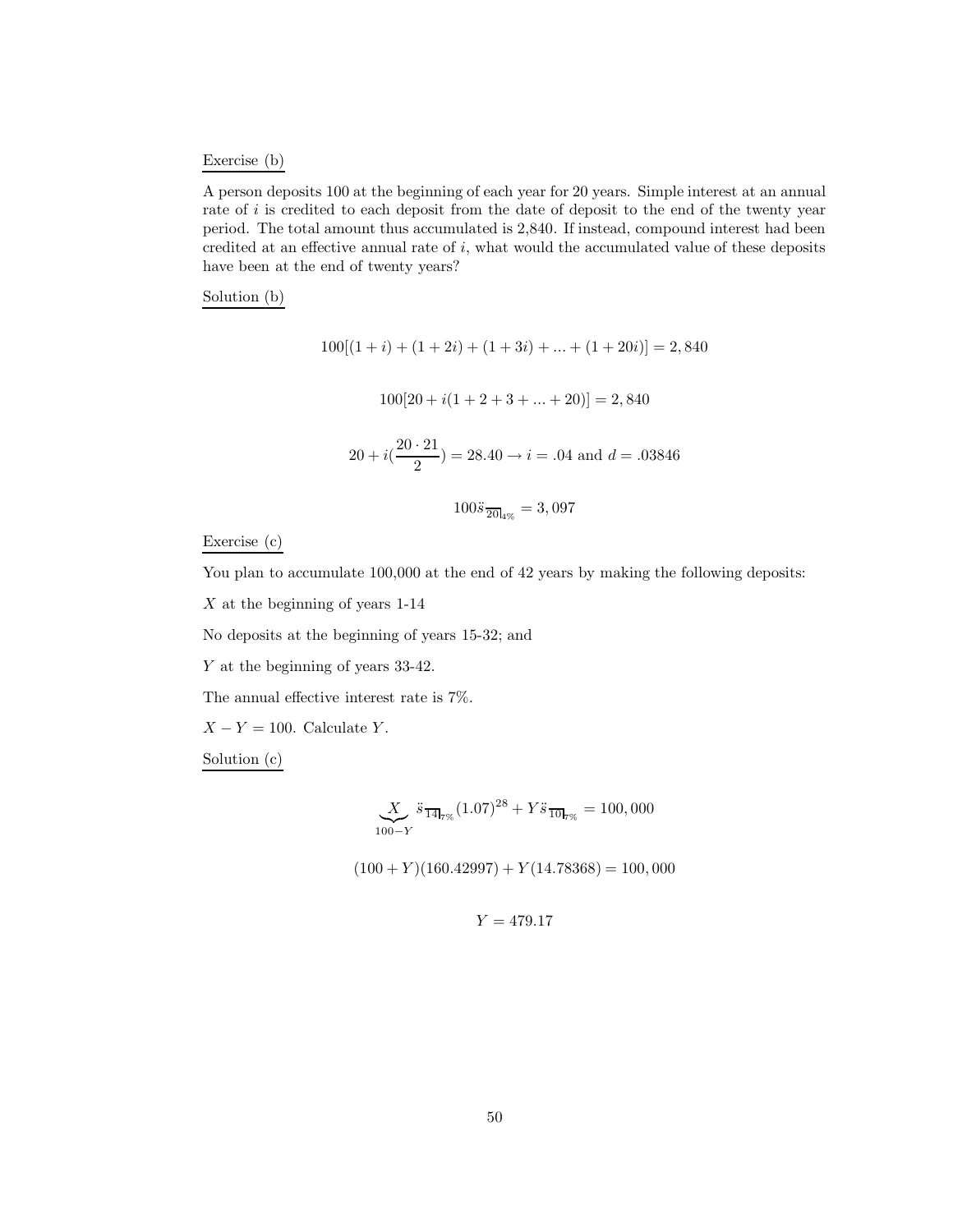Exercise (b)

A person deposits 100 at the beginning of each year for 20 years. Simple interest at an annual rate of $i$ is credited to each deposit from the date of deposit to the end of the twenty year period. The total amount thus accumulated is 2,840. If instead, compound interest had been credited at an effective annual rate of $i$, what would the accumulated value of these deposits have been at the end of twenty years?

Solution (b)

$$100[(1+i)+(1+2i)+(1+3i)+...+(1+20i)] = 2,840$$

$$100[20+i(1+2+3+...+20)] = 2,840$$

$$20+i\left(\frac{20\cdot 21}{2}\right) = 28.40 \rightarrow i = .04 \text{ and } d = .03846$$

$$100\ddot{s}_{\overline{20}|4\%} = 3,097$$

Exercise (c)

You plan to accumulate 100,000 at the end of 42 years by making the following deposits:

$X$ at the beginning of years 1-14

No deposits at the beginning of years 15-32; and

$Y$ at the beginning of years 33-42.

The annual effective interest rate is 7%.

$X - Y = 100$. Calculate $Y$.

Solution (c)

$$\underbrace{X}_{100-Y}\ddot{s}_{\overline{14}|7\%}(1.07)^{28} + Y\ddot{s}_{\overline{10}|7\%} = 100,000$$

$$(100+Y)(160.42997) + Y(14.78368) = 100,000$$

$$Y = 479.17$$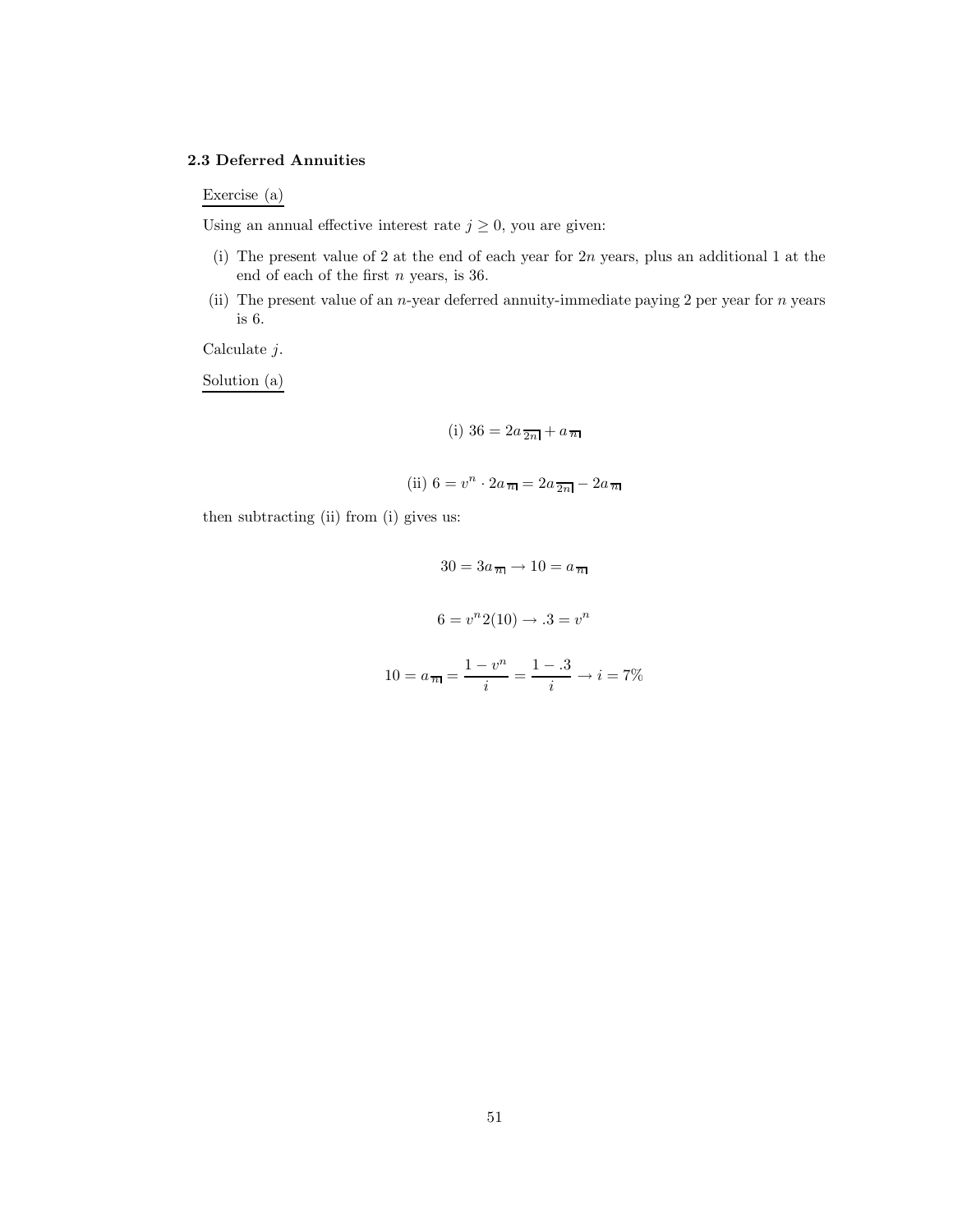### 2.3 Deferred Annuities

Exercise (a)

Using an annual effective interest rate $j \geq 0$, you are given:

(i) The present value of 2 at the end of each year for $2n$ years, plus an additional 1 at the end of each of the first $n$ years, is 36.

(ii) The present value of an $n$-year deferred annuity-immediate paying 2 per year for $n$ years is 6.

Calculate $j$.

Solution (a)

$$\text{(i) } 36 = 2a_{\overline{2n}|} + a_{\overline{n}|}$$

$$\text{(ii) } 6 = v^n \cdot 2a_{\overline{n}|} = 2a_{\overline{2n}|} - 2a_{\overline{n}|}$$

then subtracting (ii) from (i) gives us:

$$30 = 3a_{\overline{n}|} \rightarrow 10 = a_{\overline{n}|}$$

$$6 = v^n 2(10) \rightarrow .3 = v^n$$

$$10 = a_{\overline{n}|} = \frac{1 - v^n}{i} = \frac{1 - .3}{i} \rightarrow i = 7\%$$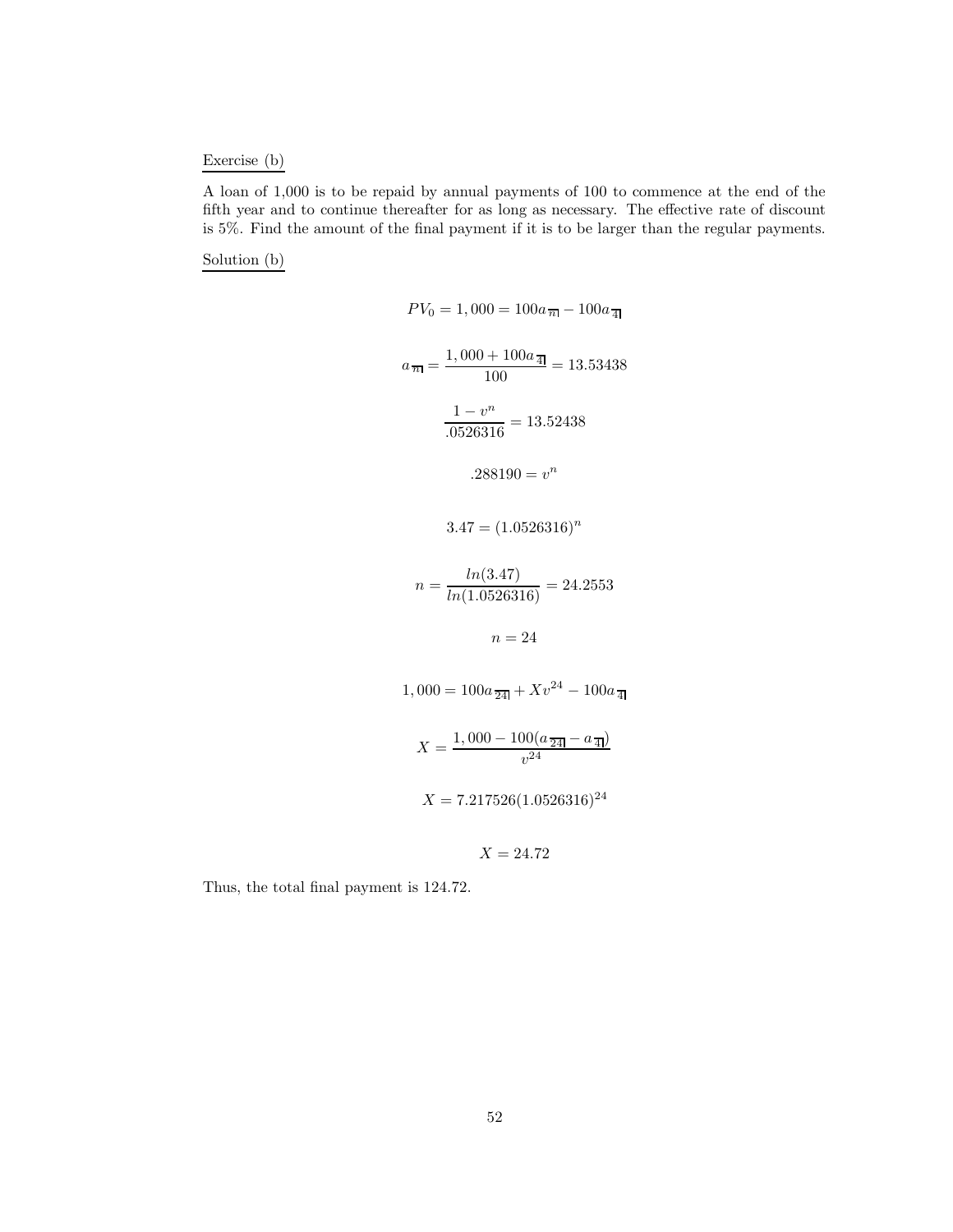Exercise (b)

A loan of 1,000 is to be repaid by annual payments of 100 to commence at the end of the fifth year and to continue thereafter for as long as necessary. The effective rate of discount is 5%. Find the amount of the final payment if it is to be larger than the regular payments.

Solution (b)

$$PV_0 = 1,000 = 100a_{\overline{n}|} - 100a_{\overline{4}|}$$

$$a_{\overline{n}|} = \frac{1,000 + 100a_{\overline{4}|}}{100} = 13.53438$$

$$\frac{1 - v^n}{.0526316} = 13.52438$$

$$.288190 = v^n$$

$$3.47 = (1.0526316)^n$$

$$n = \frac{ln(3.47)}{ln(1.0526316)} = 24.2553$$

$$n = 24$$

$$1,000 = 100a_{\overline{24}|} + Xv^{24} - 100a_{\overline{4}|}$$

$$X = \frac{1,000 - 100(a_{\overline{24}|} - a_{\overline{4}|})}{v^{24}}$$

$$X = 7.217526(1.0526316)^{24}$$

$$X = 24.72$$

Thus, the total final payment is 124.72.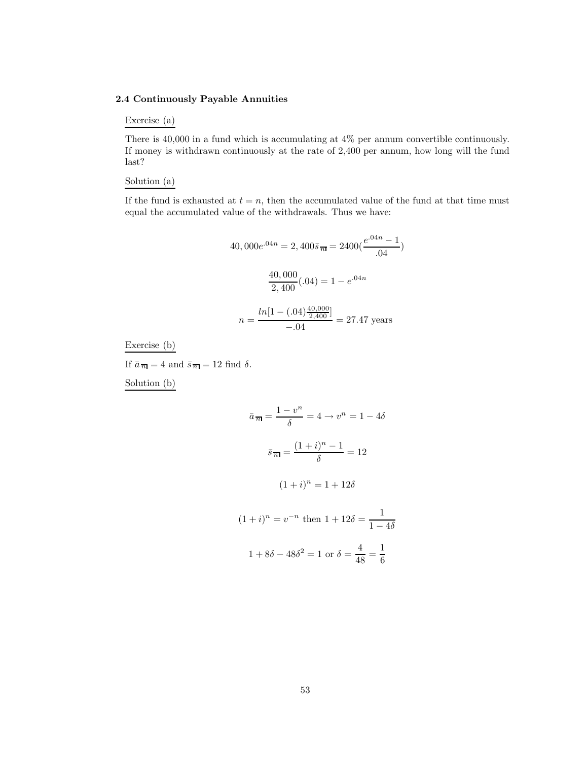### 2.4 Continuously Payable Annuities

Exercise (a)

There is 40,000 in a fund which is accumulating at 4% per annum convertible continuously. If money is withdrawn continuously at the rate of 2,400 per annum, how long will the fund last?

Solution (a)

If the fund is exhausted at $t = n$, then the accumulated value of the fund at that time must equal the accumulated value of the withdrawals. Thus we have:

$$40,000e^{.04n} = 2,400\bar{s}_{\overline{n|}} = 2400(\frac{e^{.04n} - 1}{.04})$$

$$\frac{40,000}{2,400}(.04) = 1 - e^{.04n}$$

$$n = \frac{ln[1 - (.04)\frac{40,000}{2,400}]}{-.04} = 27.47 \text{ years}$$

Exercise (b)

If $\bar{a}_{\overline{n|}} = 4$ and $\bar{s}_{\overline{n|}} = 12$ find $\delta$.

Solution (b)

$$\bar{a}_{\overline{n|}} = \frac{1 - v^n}{\delta} = 4 \rightarrow v^n = 1 - 4\delta$$

$$\bar{s}_{\overline{n|}} = \frac{(1+i)^n - 1}{\delta} = 12$$

$$(1+i)^n = 1 + 12\delta$$

$$(1+i)^n = v^{-n} \text{ then } 1 + 12\delta = \frac{1}{1 - 4\delta}$$

$$1 + 8\delta - 48\delta^2 = 1 \text{ or } \delta = \frac{4}{48} = \frac{1}{6}$$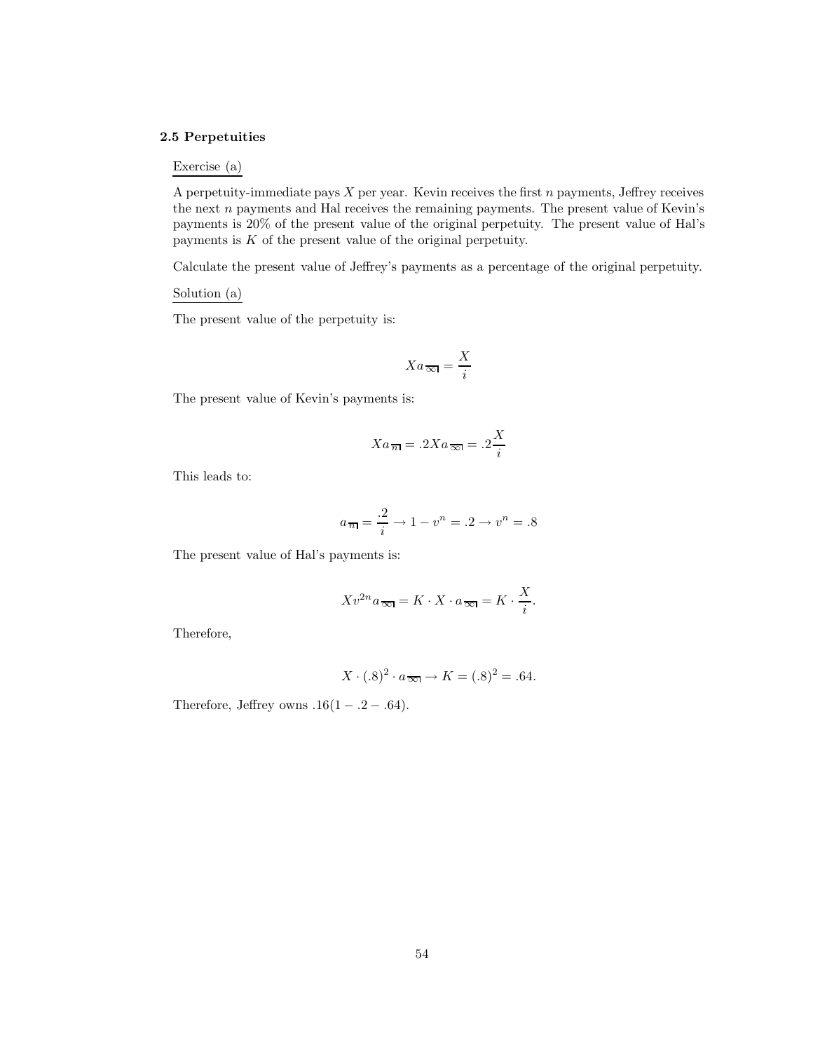### 2.5 Perpetuities

Exercise (a)

A perpetuity-immediate pays $X$ per year. Kevin receives the first $n$ payments, Jeffrey receives the next $n$ payments and Hal receives the remaining payments. The present value of Kevin's payments is 20% of the present value of the original perpetuity. The present value of Hal's payments is $K$ of the present value of the original perpetuity.

Calculate the present value of Jeffrey's payments as a percentage of the original perpetuity.

Solution (a)

The present value of the perpetuity is:

$$Xa_{\overline{\infty}|} = \frac{X}{i}$$

The present value of Kevin's payments is:

$$Xa_{\overline{n}|} = .2Xa_{\overline{\infty}|} = .2\frac{X}{i}$$

This leads to:

$$a_{\overline{n}|} = \frac{.2}{i} \rightarrow 1 - v^n = .2 \rightarrow v^n = .8$$

The present value of Hal's payments is:

$$Xv^{2n}a_{\overline{\infty}|} = K \cdot X \cdot a_{\overline{\infty}|} = K \cdot \frac{X}{i}.$$

Therefore,

$$X \cdot (.8)^2 \cdot a_{\overline{\infty}|} \rightarrow K = (.8)^2 = .64.$$

Therefore, Jeffrey owns $.16(1 - .2 - .64)$.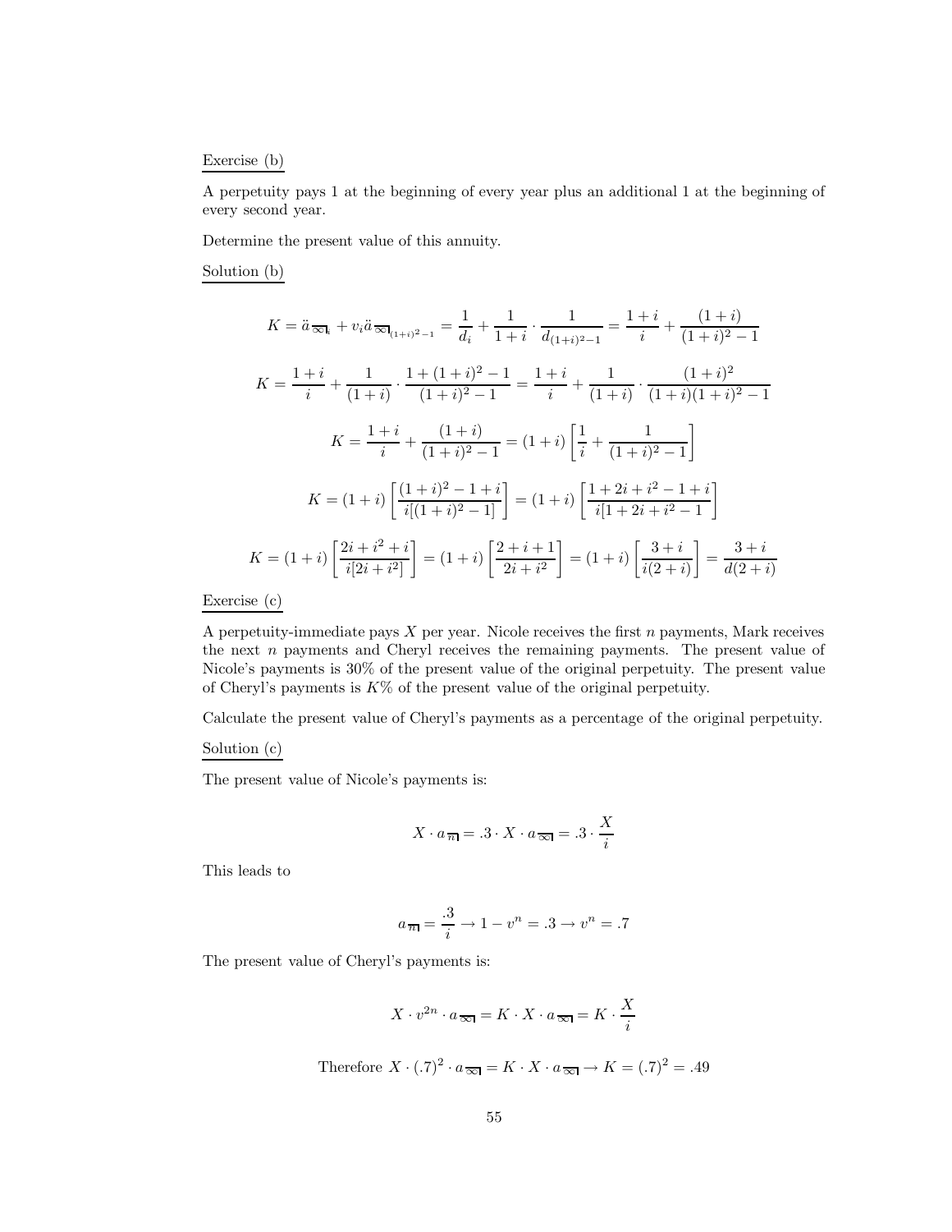Exercise (b)

A perpetuity pays 1 at the beginning of every year plus an additional 1 at the beginning of every second year.

Determine the present value of this annuity.

Solution (b)

$$K = \ddot{a}_{\overline{\infty}|_i} + v_i \ddot{a}_{\overline{\infty}|_{(1+i)^2-1}} = \frac{1}{d_i} + \frac{1}{1+i} \cdot \frac{1}{d_{(1+i)^2-1}} = \frac{1+i}{i} + \frac{(1+i)}{(1+i)^2-1}$$

$$K = \frac{1+i}{i} + \frac{1}{(1+i)} \cdot \frac{1+(1+i)^2-1}{(1+i)^2-1} = \frac{1+i}{i} + \frac{1}{(1+i)} \cdot \frac{(1+i)^2}{(1+i)(1+i)^2-1}$$

$$K = \frac{1+i}{i} + \frac{(1+i)}{(1+i)^2-1} = (1+i)\left[\frac{1}{i} + \frac{1}{(1+i)^2-1}\right]$$

$$K = (1+i)\left[\frac{(1+i)^2-1+i}{i[(1+i)^2-1]}\right] = (1+i)\left[\frac{1+2i+i^2-1+i}{i[1+2i+i^2-1}\right]$$

$$K = (1+i)\left[\frac{2i+i^2+i}{i[2i+i^2]}\right] = (1+i)\left[\frac{2+i+1}{2i+i^2}\right] = (1+i)\left[\frac{3+i}{i(2+i)}\right] = \frac{3+i}{d(2+i)}$$

Exercise (c)

A perpetuity-immediate pays $X$ per year. Nicole receives the first $n$ payments, Mark receives the next $n$ payments and Cheryl receives the remaining payments. The present value of Nicole's payments is 30% of the present value of the original perpetuity. The present value of Cheryl's payments is $K$% of the present value of the original perpetuity.

Calculate the present value of Cheryl's payments as a percentage of the original perpetuity.

Solution (c)

The present value of Nicole's payments is:

$$X \cdot a_{\overline{n}|} = .3 \cdot X \cdot a_{\overline{\infty}|} = .3 \cdot \frac{X}{i}$$

This leads to

$$a_{\overline{n}|} = \frac{.3}{i} \rightarrow 1 - v^n = .3 \rightarrow v^n = .7$$

The present value of Cheryl's payments is:

$$X \cdot v^{2n} \cdot a_{\overline{\infty}|} = K \cdot X \cdot a_{\overline{\infty}|} = K \cdot \frac{X}{i}$$

$$\text{Therefore } X \cdot (.7)^2 \cdot a_{\overline{\infty}|} = K \cdot X \cdot a_{\overline{\infty}|} \rightarrow K = (.7)^2 = .49$$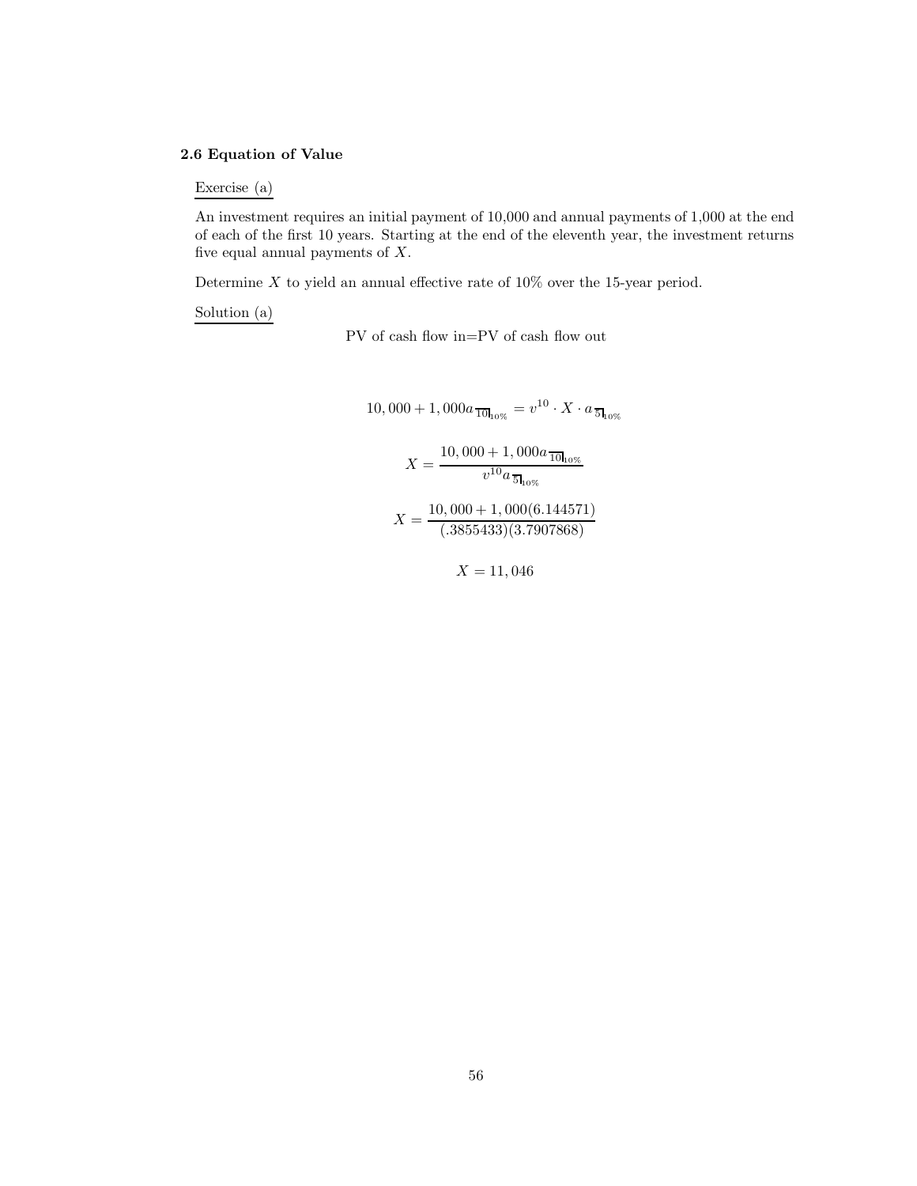### 2.6 Equation of Value

Exercise (a)

An investment requires an initial payment of 10,000 and annual payments of 1,000 at the end of each of the first 10 years. Starting at the end of the eleventh year, the investment returns five equal annual payments of $X$.

Determine $X$ to yield an annual effective rate of 10% over the 15-year period.

Solution (a)

PV of cash flow in=PV of cash flow out

$$10,000 + 1,000a_{\overline{10}|_{10\%}} = v^{10} \cdot X \cdot a_{\overline{5}|_{10\%}}$$

$$X = \frac{10,000 + 1,000a_{\overline{10}|_{10\%}}}{v^{10}a_{\overline{5}|_{10\%}}}$$

$$X = \frac{10,000 + 1,000(6.144571)}{(.3855433)(3.7907868)}$$

$$X = 11,046$$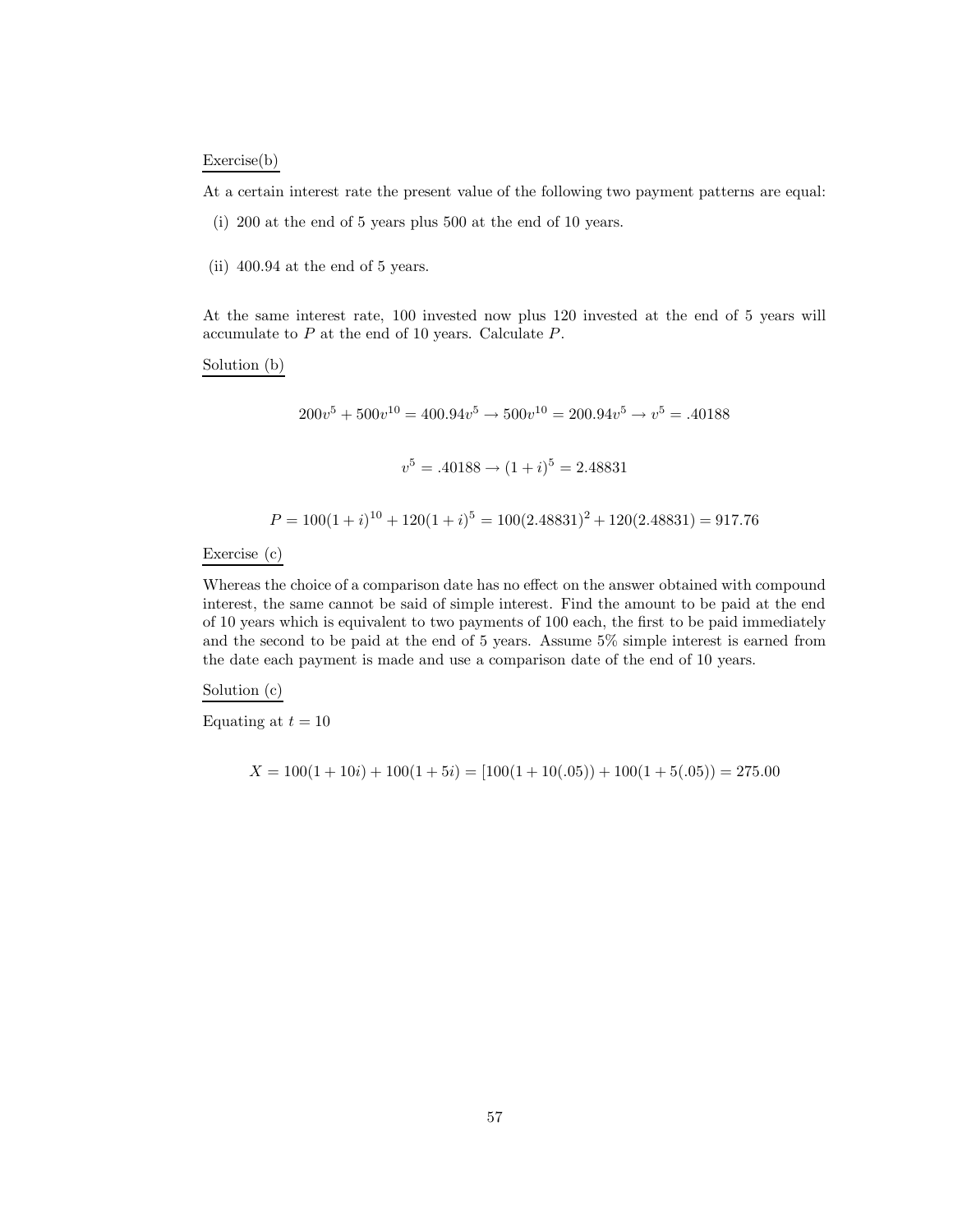Exercise(b)

At a certain interest rate the present value of the following two payment patterns are equal:

(i) 200 at the end of 5 years plus 500 at the end of 10 years.

(ii) 400.94 at the end of 5 years.

At the same interest rate, 100 invested now plus 120 invested at the end of 5 years will accumulate to $P$ at the end of 10 years. Calculate $P$.

Solution (b)

$$200v^5 + 500v^{10} = 400.94v^5 \rightarrow 500v^{10} = 200.94v^5 \rightarrow v^5 = .40188$$

$$v^5 = .40188 \rightarrow (1+i)^5 = 2.48831$$

$$P = 100(1+i)^{10} + 120(1+i)^5 = 100(2.48831)^2 + 120(2.48831) = 917.76$$

Exercise (c)

Whereas the choice of a comparison date has no effect on the answer obtained with compound interest, the same cannot be said of simple interest. Find the amount to be paid at the end of 10 years which is equivalent to two payments of 100 each, the first to be paid immediately and the second to be paid at the end of 5 years. Assume 5% simple interest is earned from the date each payment is made and use a comparison date of the end of 10 years.

Solution (c)

Equating at $t = 10$

$$X = 100(1+10i) + 100(1+5i) = [100(1+10(.05)) + 100(1+5(.05)) = 275.00$$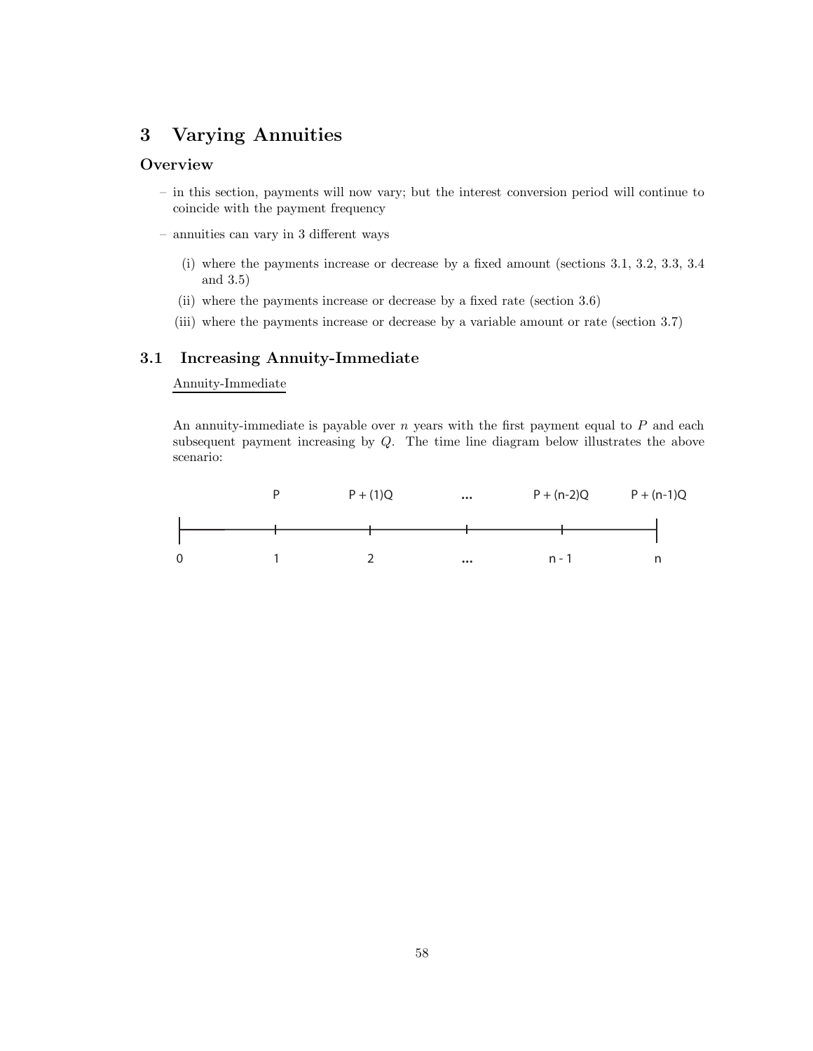# 3 Varying Annuities

## Overview

- in this section, payments will now vary; but the interest conversion period will continue to coincide with the payment frequency
- annuities can vary in 3 different ways
  - (i) where the payments increase or decrease by a fixed amount (sections 3.1, 3.2, 3.3, 3.4 and 3.5)
  - (ii) where the payments increase or decrease by a fixed rate (section 3.6)
  - (iii) where the payments increase or decrease by a variable amount or rate (section 3.7)

## 3.1 Increasing Annuity-Immediate

Annuity-Immediate

An annuity-immediate is payable over $n$ years with the first payment equal to $P$ and each subsequent payment increasing by $Q$. The time line diagram below illustrates the above scenario:

| Time | 0 | 1 | 2 | ... | n - 1 | n |
|---|---|---|---|---|---|---|
| Payment | | $P$ | $P + (1)Q$ | ... | $P + (n-2)Q$ | $P + (n-1)Q$ |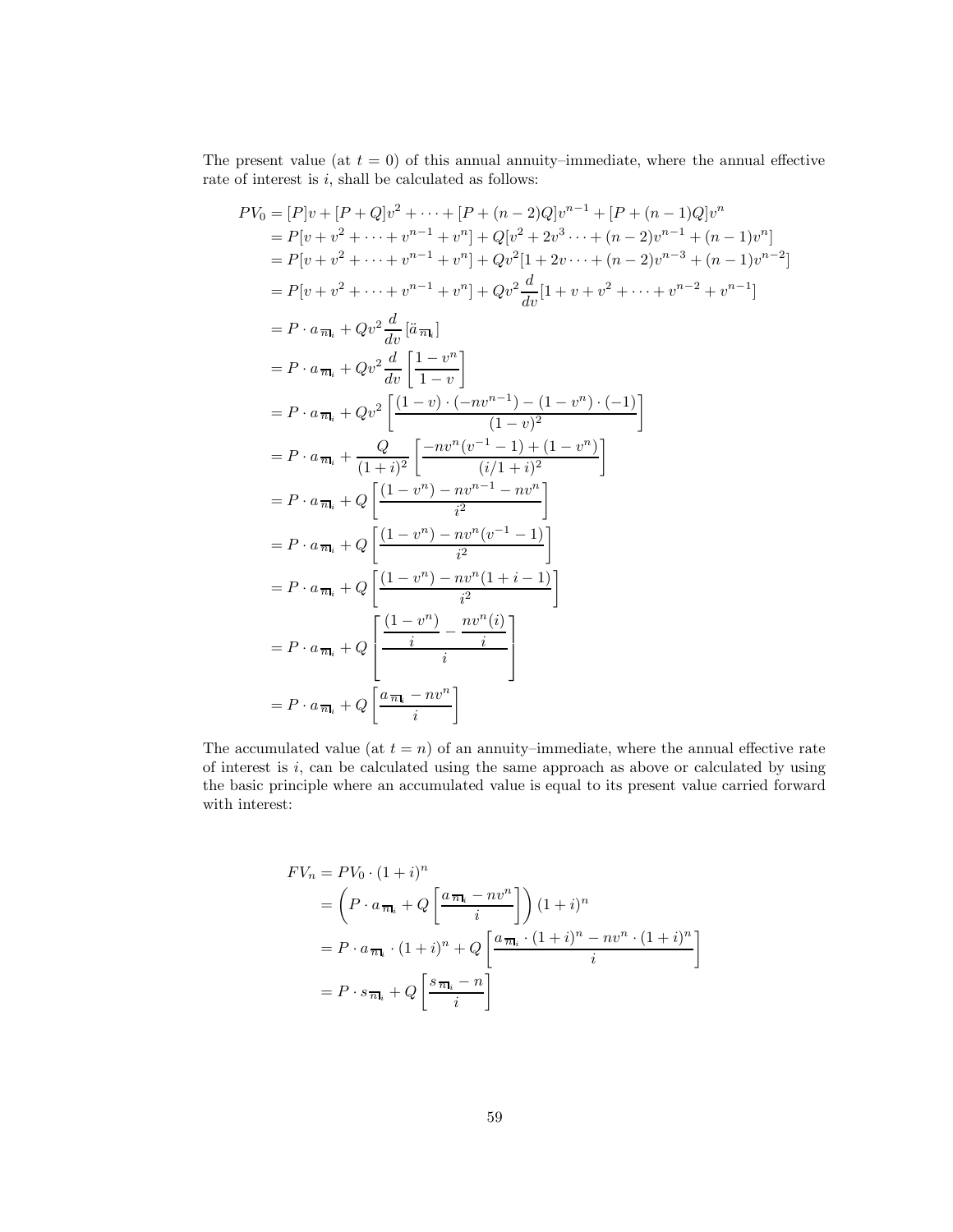The present value (at $t = 0$) of this annual annuity–immediate, where the annual effective rate of interest is $i$, shall be calculated as follows:

$$
\begin{aligned}
PV_0 &= [P]v + [P+Q]v^2 + \cdots + [P+(n-2)Q]v^{n-1} + [P+(n-1)Q]v^n \\
&= P[v + v^2 + \cdots + v^{n-1} + v^n] + Q[v^2 + 2v^3 \cdots + (n-2)v^{n-1} + (n-1)v^n] \\
&= P[v + v^2 + \cdots + v^{n-1} + v^n] + Qv^2[1 + 2v \cdots + (n-2)v^{n-3} + (n-1)v^{n-2}] \\
&= P[v + v^2 + \cdots + v^{n-1} + v^n] + Qv^2 \frac{d}{dv}[1 + v + v^2 + \cdots + v^{n-2} + v^{n-1}] \\
&= P \cdot a_{\overline{n}|i} + Qv^2 \frac{d}{dv}\left[\ddot{a}_{\overline{n}|i}\right] \\
&= P \cdot a_{\overline{n}|i} + Qv^2 \frac{d}{dv}\left[\frac{1-v^n}{1-v}\right] \\
&= P \cdot a_{\overline{n}|i} + Qv^2 \left[\frac{(1-v)\cdot(-nv^{n-1}) - (1-v^n)\cdot(-1)}{(1-v)^2}\right] \\
&= P \cdot a_{\overline{n}|i} + \frac{Q}{(1+i)^2}\left[\frac{-nv^n(v^{-1}-1) + (1-v^n)}{(i/1+i)^2}\right] \\
&= P \cdot a_{\overline{n}|i} + Q\left[\frac{(1-v^n) - nv^{n-1} - nv^n}{i^2}\right] \\
&= P \cdot a_{\overline{n}|i} + Q\left[\frac{(1-v^n) - nv^n(v^{-1}-1)}{i^2}\right] \\
&= P \cdot a_{\overline{n}|i} + Q\left[\frac{(1-v^n) - nv^n(1+i-1)}{i^2}\right] \\
&= P \cdot a_{\overline{n}|i} + Q\left[\frac{\frac{(1-v^n)}{i} - \frac{nv^n(i)}{i}}{i}\right] \\
&= P \cdot a_{\overline{n}|i} + Q\left[\frac{a_{\overline{n}|i} - nv^n}{i}\right]
\end{aligned}
$$

The accumulated value (at $t = n$) of an annuity–immediate, where the annual effective rate of interest is $i$, can be calculated using the same approach as above or calculated by using the basic principle where an accumulated value is equal to its present value carried forward with interest:

$$
\begin{aligned}
FV_n &= PV_0 \cdot (1+i)^n \\
&= \left(P \cdot a_{\overline{n}|i} + Q\left[\frac{a_{\overline{n}|i} - nv^n}{i}\right]\right)(1+i)^n \\
&= P \cdot a_{\overline{n}|i} \cdot (1+i)^n + Q\left[\frac{a_{\overline{n}|i} \cdot (1+i)^n - nv^n \cdot (1+i)^n}{i}\right] \\
&= P \cdot s_{\overline{n}|i} + Q\left[\frac{s_{\overline{n}|i} - n}{i}\right]
\end{aligned}
$$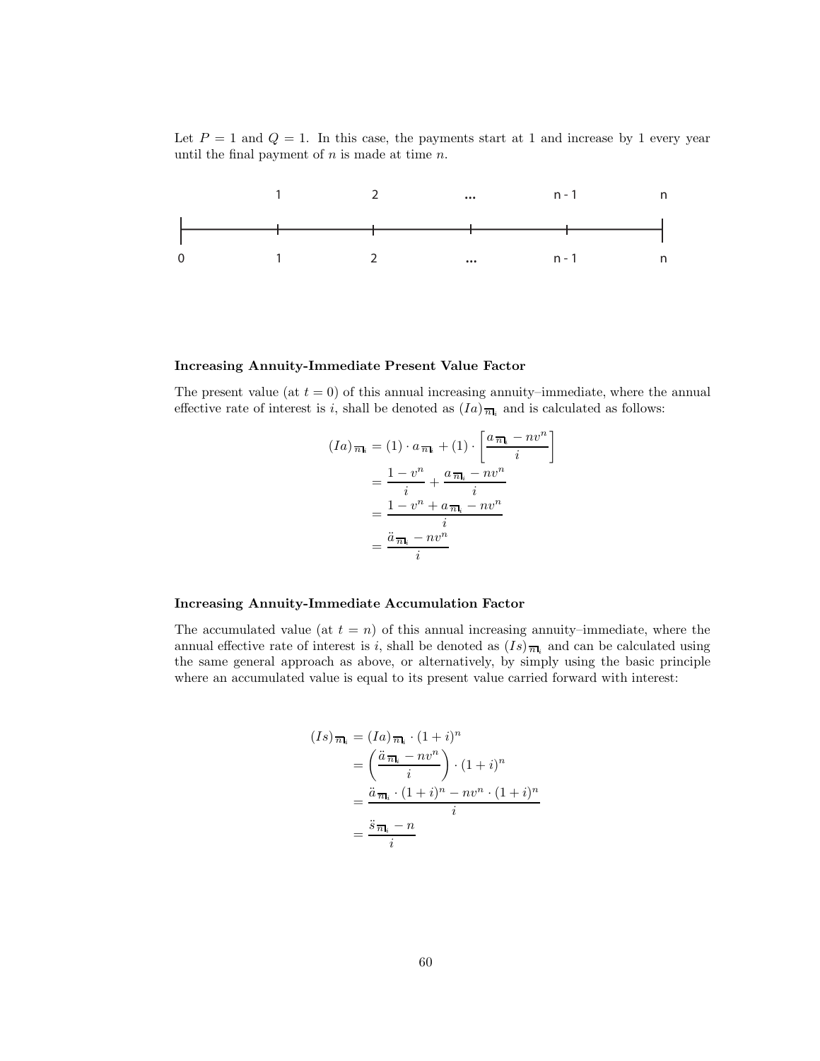Let $P = 1$ and $Q = 1$. In this case, the payments start at 1 and increase by 1 every year until the final payment of $n$ is made at time $n$.

| | 1 | 2 | ... | n - 1 | n |
|---|---|---|---|---|---|
| 0 | 1 | 2 | ... | n - 1 | n |

#### Increasing Annuity-Immediate Present Value Factor

The present value (at $t = 0$) of this annual increasing annuity–immediate, where the annual effective rate of interest is $i$, shall be denoted as $(Ia)_{\overline{n}|i}$ and is calculated as follows:

$$
\begin{aligned}
(Ia)_{\overline{n}|i} &= (1) \cdot a_{\overline{n}|i} + (1) \cdot \left[ \frac{a_{\overline{n}|i} - nv^n}{i} \right] \\
&= \frac{1 - v^n}{i} + \frac{a_{\overline{n}|i} - nv^n}{i} \\
&= \frac{1 - v^n + a_{\overline{n}|i} - nv^n}{i} \\
&= \frac{\ddot{a}_{\overline{n}|i} - nv^n}{i}
\end{aligned}
$$

#### Increasing Annuity-Immediate Accumulation Factor

The accumulated value (at $t = n$) of this annual increasing annuity–immediate, where the annual effective rate of interest is $i$, shall be denoted as $(Is)_{\overline{n}|i}$ and can be calculated using the same general approach as above, or alternatively, by simply using the basic principle where an accumulated value is equal to its present value carried forward with interest:

$$
\begin{aligned}
(Is)_{\overline{n}|i} &= (Ia)_{\overline{n}|i} \cdot (1+i)^n \\
&= \left( \frac{\ddot{a}_{\overline{n}|i} - nv^n}{i} \right) \cdot (1+i)^n \\
&= \frac{\ddot{a}_{\overline{n}|i} \cdot (1+i)^n - nv^n \cdot (1+i)^n}{i} \\
&= \frac{\ddot{s}_{\overline{n}|i} - n}{i}
\end{aligned}
$$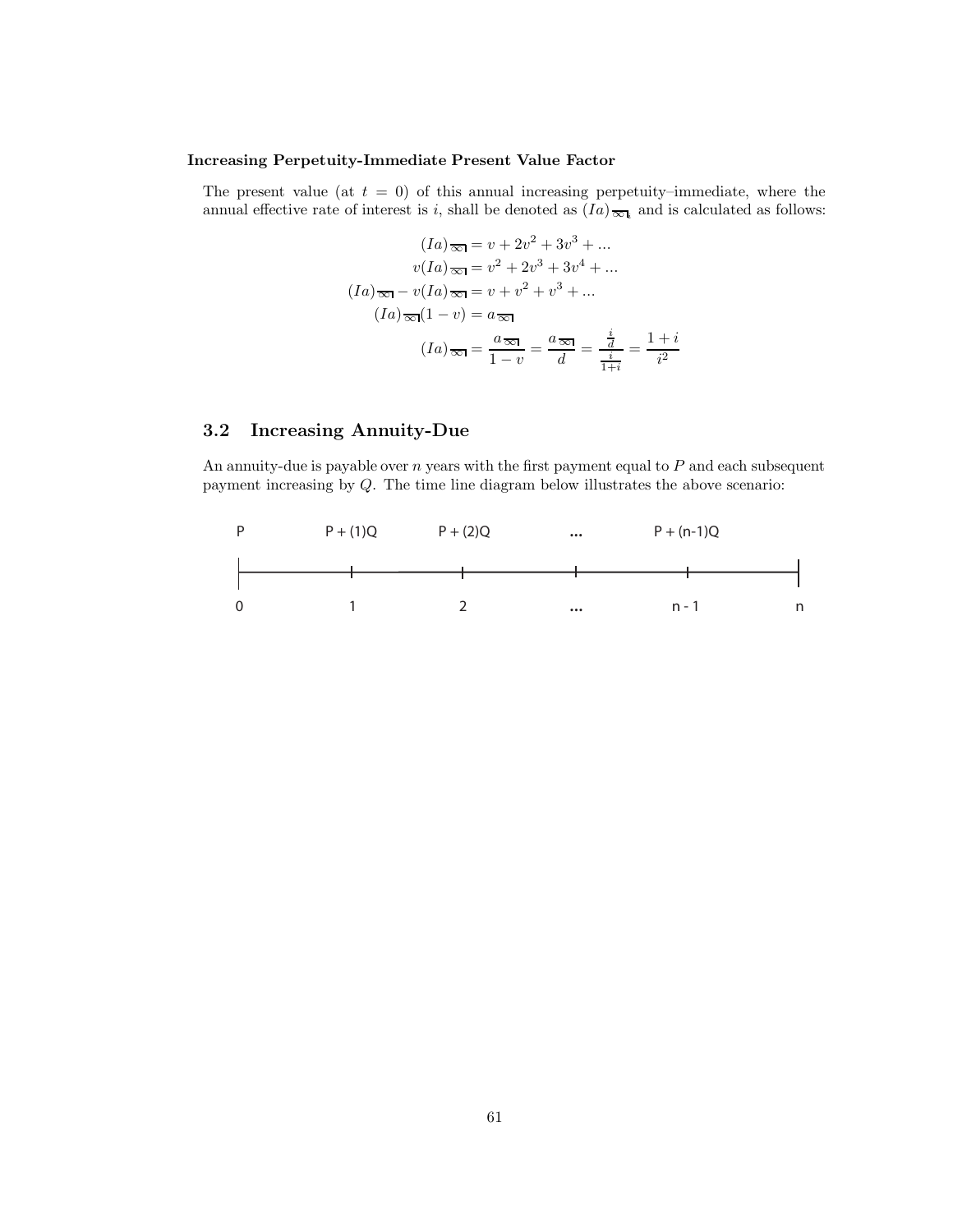**Increasing Perpetuity-Immediate Present Value Factor**

The present value (at $t = 0$) of this annual increasing perpetuity–immediate, where the annual effective rate of interest is $i$, shall be denoted as $(Ia)_{\overline{\infty|}}$ and is calculated as follows:

$$
\begin{aligned}
(Ia)_{\overline{\infty|}} &= v + 2v^2 + 3v^3 + ... \\
v(Ia)_{\overline{\infty|}} &= v^2 + 2v^3 + 3v^4 + ... \\
(Ia)_{\overline{\infty|}} - v(Ia)_{\overline{\infty|}} &= v + v^2 + v^3 + ... \\
(Ia)_{\overline{\infty|}}(1 - v) &= a_{\overline{\infty|}} \\
(Ia)_{\overline{\infty|}} &= \frac{a_{\overline{\infty|}}}{1 - v} = \frac{a_{\overline{\infty|}}}{d} = \frac{\frac{i}{d}}{\frac{i}{1+i}} = \frac{1+i}{i^2}
\end{aligned}
$$

## 3.2 Increasing Annuity-Due

An annuity-due is payable over $n$ years with the first payment equal to $P$ and each subsequent payment increasing by $Q$. The time line diagram below illustrates the above scenario:

| Time | 0 | 1 | 2 | ... | n - 1 | n |
|---|---|---|---|---|---|---|
| Payment | P | P + (1)Q | P + (2)Q | ... | P + (n-1)Q | |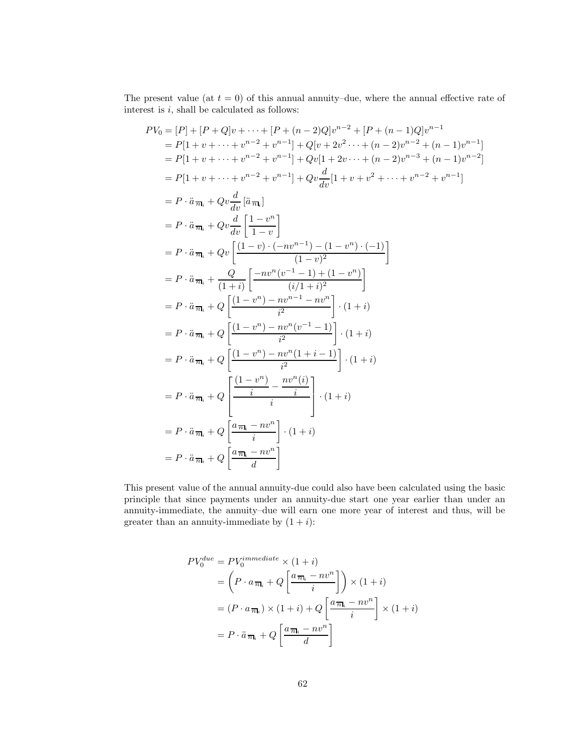The present value (at $t = 0$) of this annual annuity–due, where the annual effective rate of interest is $i$, shall be calculated as follows:

$$
\begin{aligned}
PV_0 &= [P] + [P+Q]v + \cdots + [P+(n-2)Q]v^{n-2} + [P+(n-1)Q]v^{n-1} \\
&= P[1 + v + \cdots + v^{n-2} + v^{n-1}] + Q[v + 2v^2 \cdots + (n-2)v^{n-2} + (n-1)v^{n-1}] \\
&= P[1 + v + \cdots + v^{n-2} + v^{n-1}] + Qv[1 + 2v \cdots + (n-2)v^{n-3} + (n-1)v^{n-2}] \\
&= P[1 + v + \cdots + v^{n-2} + v^{n-1}] + Qv\frac{d}{dv}[1 + v + v^2 + \cdots + v^{n-2} + v^{n-1}] \\
&= P \cdot \ddot{a}_{\overline{n}|i} + Qv\frac{d}{dv}\left[\ddot{a}_{\overline{n}|i}\right] \\
&= P \cdot \ddot{a}_{\overline{n}|i} + Qv\frac{d}{dv}\left[\frac{1-v^n}{1-v}\right] \\
&= P \cdot \ddot{a}_{\overline{n}|i} + Qv\left[\frac{(1-v)\cdot(-nv^{n-1}) - (1-v^n)\cdot(-1)}{(1-v)^2}\right] \\
&= P \cdot \ddot{a}_{\overline{n}|i} + \frac{Q}{(1+i)}\left[\frac{-nv^n(v^{-1}-1) + (1-v^n)}{(i/1+i)^2}\right] \\
&= P \cdot \ddot{a}_{\overline{n}|i} + Q\left[\frac{(1-v^n) - nv^{n-1} - nv^n}{i^2}\right] \cdot (1+i) \\
&= P \cdot \ddot{a}_{\overline{n}|i} + Q\left[\frac{(1-v^n) - nv^n(v^{-1}-1)}{i^2}\right] \cdot (1+i) \\
&= P \cdot \ddot{a}_{\overline{n}|i} + Q\left[\frac{(1-v^n) - nv^n(1+i-1)}{i^2}\right] \cdot (1+i) \\
&= P \cdot \ddot{a}_{\overline{n}|i} + Q\left[\frac{\frac{(1-v^n)}{i} - \frac{nv^n(i)}{i}}{i}\right] \cdot (1+i) \\
&= P \cdot \ddot{a}_{\overline{n}|i} + Q\left[\frac{a_{\overline{n}|i} - nv^n}{i}\right] \cdot (1+i) \\
&= P \cdot \ddot{a}_{\overline{n}|i} + Q\left[\frac{a_{\overline{n}|i} - nv^n}{d}\right]
\end{aligned}
$$

This present value of the annual annuity-due could also have been calculated using the basic principle that since payments under an annuity-due start one year earlier than under an annuity-immediate, the annuity–due will earn one more year of interest and thus, will be greater than an annuity-immediate by $(1+i)$:

$$
\begin{aligned}
PV_0^{due} &= PV_0^{immediate} \times (1+i) \\
&= \left(P \cdot a_{\overline{n}|i} + Q\left[\frac{a_{\overline{n}|i} - nv^n}{i}\right]\right) \times (1+i) \\
&= (P \cdot a_{\overline{n}|i}) \times (1+i) + Q\left[\frac{a_{\overline{n}|i} - nv^n}{i}\right] \times (1+i) \\
&= P \cdot \ddot{a}_{\overline{n}|i} + Q\left[\frac{a_{\overline{n}|i} - nv^n}{d}\right]
\end{aligned}
$$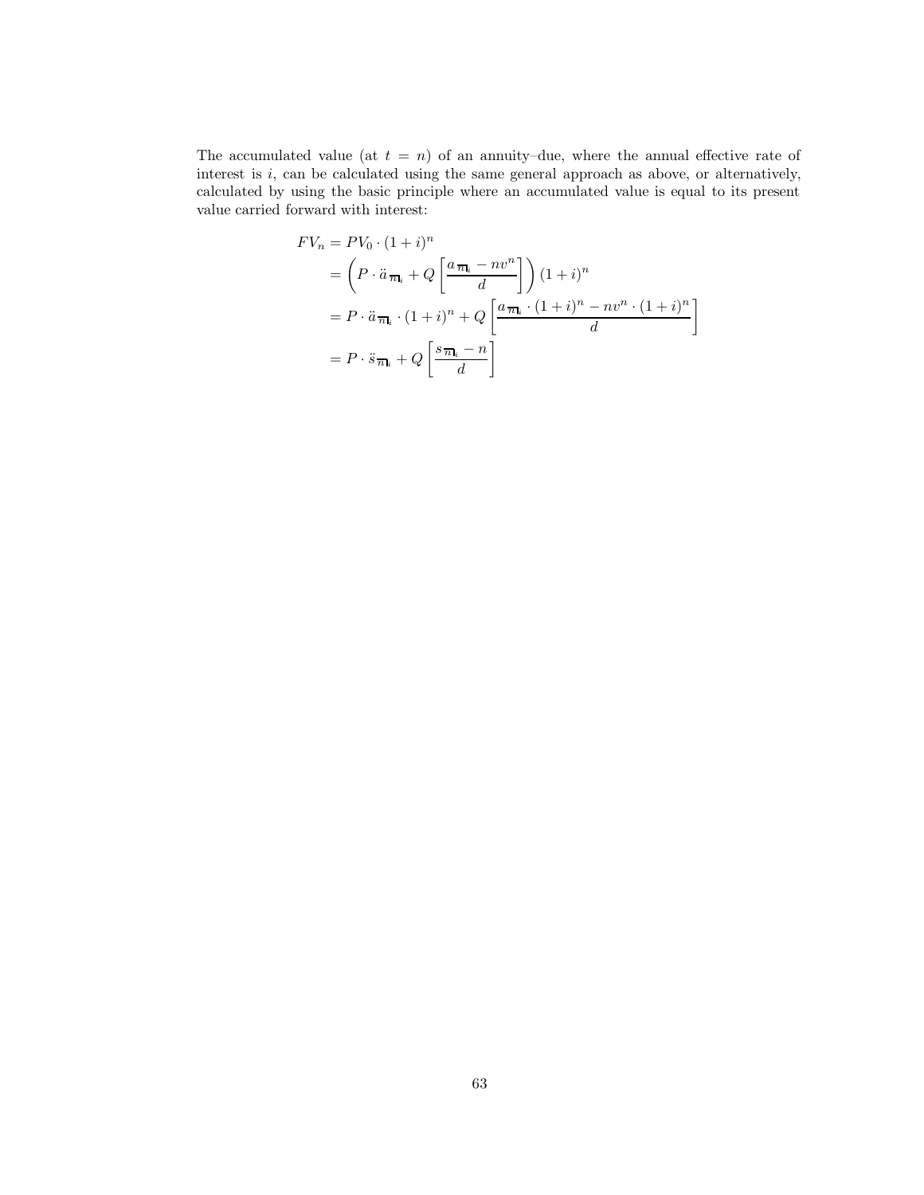The accumulated value (at $t = n$) of an annuity–due, where the annual effective rate of interest is $i$, can be calculated using the same general approach as above, or alternatively, calculated by using the basic principle where an accumulated value is equal to its present value carried forward with interest:

$$
\begin{aligned}
FV_n &= PV_0 \cdot (1+i)^n \\
&= \left( P \cdot \ddot{a}_{\overline{n}|i} + Q \left[ \frac{a_{\overline{n}|i} - nv^n}{d} \right] \right) (1+i)^n \\
&= P \cdot \ddot{a}_{\overline{n}|i} \cdot (1+i)^n + Q \left[ \frac{a_{\overline{n}|i} \cdot (1+i)^n - nv^n \cdot (1+i)^n}{d} \right] \\
&= P \cdot \ddot{s}_{\overline{n}|i} + Q \left[ \frac{s_{\overline{n}|i} - n}{d} \right]
\end{aligned}
$$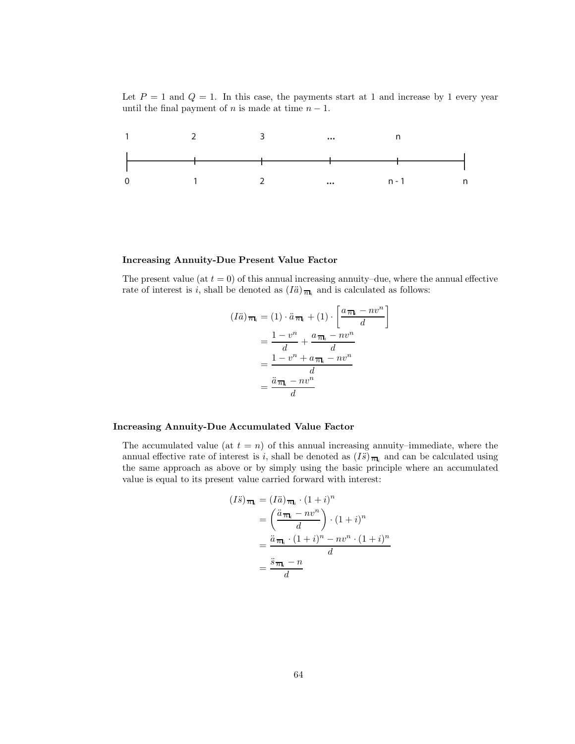Let $P = 1$ and $Q = 1$. In this case, the payments start at 1 and increase by 1 every year until the final payment of $n$ is made at time $n - 1$.

| 1 | 2 | 3 | ... | n | |
|---|---|---|---|---|---|
| 0 | 1 | 2 | ... | n - 1 | n |

**Increasing Annuity-Due Present Value Factor**

The present value (at $t = 0$) of this annual increasing annuity–due, where the annual effective rate of interest is $i$, shall be denoted as $(I\ddot{a})_{\overline{n}|i}$ and is calculated as follows:

$$
\begin{aligned}
(I\ddot{a})_{\overline{n}|i} &= (1) \cdot \ddot{a}_{\overline{n}|i} + (1) \cdot \left[ \frac{a_{\overline{n}|i} - nv^n}{d} \right] \\
&= \frac{1 - v^n}{d} + \frac{a_{\overline{n}|i} - nv^n}{d} \\
&= \frac{1 - v^n + a_{\overline{n}|i} - nv^n}{d} \\
&= \frac{\ddot{a}_{\overline{n}|i} - nv^n}{d}
\end{aligned}
$$

**Increasing Annuity-Due Accumulated Value Factor**

The accumulated value (at $t = n$) of this annual increasing annuity–immediate, where the annual effective rate of interest is $i$, shall be denoted as $(I\ddot{s})_{\overline{n}|i}$ and can be calculated using the same approach as above or by simply using the basic principle where an accumulated value is equal to its present value carried forward with interest:

$$
\begin{aligned}
(I\ddot{s})_{\overline{n}|i} &= (I\ddot{a})_{\overline{n}|i} \cdot (1 + i)^n \\
&= \left( \frac{\ddot{a}_{\overline{n}|i} - nv^n}{d} \right) \cdot (1 + i)^n \\
&= \frac{\ddot{a}_{\overline{n}|i} \cdot (1 + i)^n - nv^n \cdot (1 + i)^n}{d} \\
&= \frac{\ddot{s}_{\overline{n}|i} - n}{d}
\end{aligned}
$$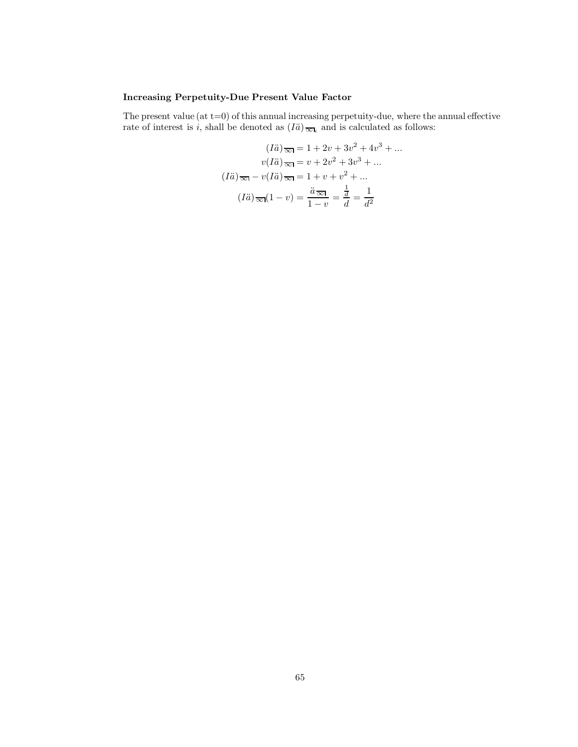**Increasing Perpetuity-Due Present Value Factor**

The present value (at t=0) of this annual increasing perpetuity-due, where the annual effective rate of interest is $i$, shall be denoted as $(I\ddot{a})_{\overline{\infty|}i}$ and is calculated as follows:

$$
\begin{aligned}
(I\ddot{a})_{\overline{\infty|}} &= 1 + 2v + 3v^2 + 4v^3 + ... \\
v(I\ddot{a})_{\overline{\infty|}} &= v + 2v^2 + 3v^3 + ... \\
(I\ddot{a})_{\overline{\infty|}} - v(I\ddot{a})_{\overline{\infty|}} &= 1 + v + v^2 + ... \\
(I\ddot{a})_{\overline{\infty|}}(1-v) &= \frac{\ddot{a}_{\overline{\infty|}}}{1-v} = \frac{\frac{1}{d}}{d} = \frac{1}{d^2}
\end{aligned}
$$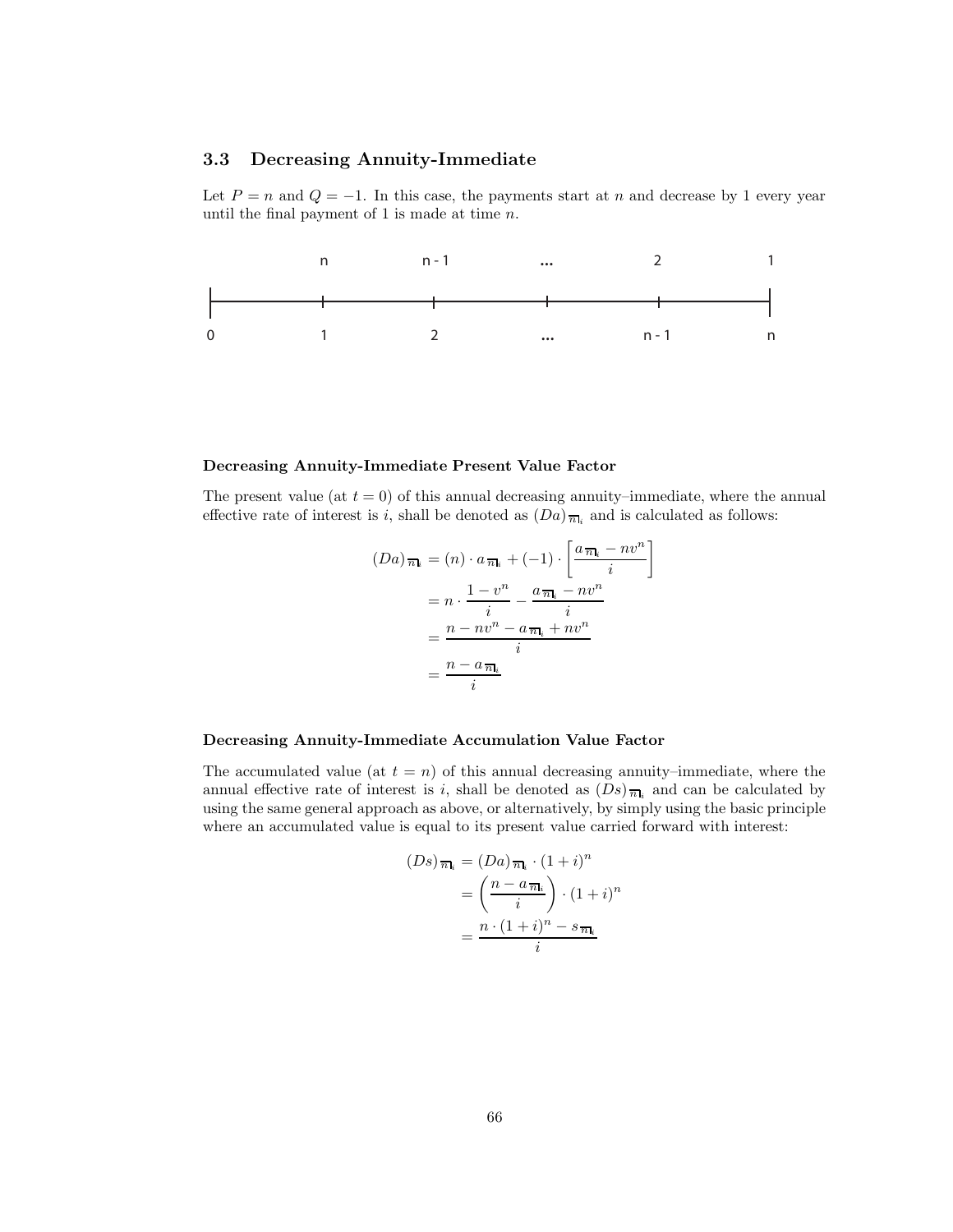## 3.3 Decreasing Annuity-Immediate

Let $P = n$ and $Q = -1$. In this case, the payments start at $n$ and decrease by 1 every year until the final payment of 1 is made at time $n$.

**Decreasing Annuity-Immediate Present Value Factor**

The present value (at $t = 0$) of this annual decreasing annuity–immediate, where the annual effective rate of interest is $i$, shall be denoted as $(Da)_{\overline{n}|_i}$ and is calculated as follows:

$$
\begin{aligned}
(Da)_{\overline{n}|_i} &= (n) \cdot a_{\overline{n}|_i} + (-1) \cdot \left[ \frac{a_{\overline{n}|_i} - nv^n}{i} \right] \\
&= n \cdot \frac{1 - v^n}{i} - \frac{a_{\overline{n}|_i} - nv^n}{i} \\
&= \frac{n - nv^n - a_{\overline{n}|_i} + nv^n}{i} \\
&= \frac{n - a_{\overline{n}|_i}}{i}
\end{aligned}
$$

**Decreasing Annuity-Immediate Accumulation Value Factor**

The accumulated value (at $t = n$) of this annual decreasing annuity–immediate, where the annual effective rate of interest is $i$, shall be denoted as $(Ds)_{\overline{n}|_i}$ and can be calculated by using the same general approach as above, or alternatively, by simply using the basic principle where an accumulated value is equal to its present value carried forward with interest:

$$
\begin{aligned}
(Ds)_{\overline{n}|_i} &= (Da)_{\overline{n}|_i} \cdot (1+i)^n \\
&= \left( \frac{n - a_{\overline{n}|_i}}{i} \right) \cdot (1+i)^n \\
&= \frac{n \cdot (1+i)^n - s_{\overline{n}|_i}}{i}
\end{aligned}
$$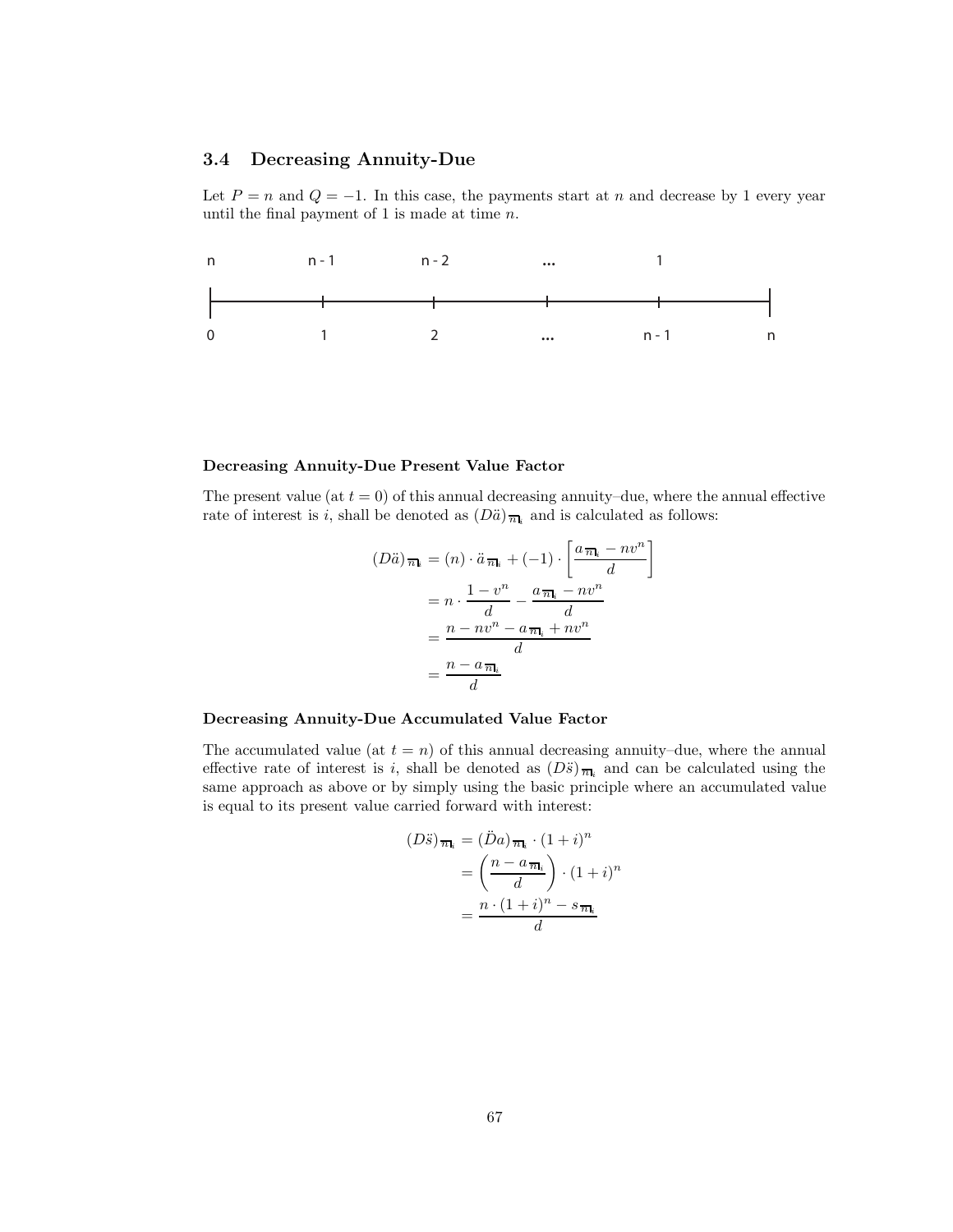## 3.4 Decreasing Annuity-Due

Let $P = n$ and $Q = -1$. In this case, the payments start at $n$ and decrease by 1 every year until the final payment of 1 is made at time $n$.

| n | n - 1 | n - 2 | ... | 1 | |
|---|---|---|---|---|---|
| 0 | 1 | 2 | ... | n - 1 | n |

**Decreasing Annuity-Due Present Value Factor**

The present value (at $t = 0$) of this annual decreasing annuity–due, where the annual effective rate of interest is $i$, shall be denoted as $(D\ddot{a})_{\overline{n}|_i}$ and is calculated as follows:

$$
\begin{aligned}
(D\ddot{a})_{\overline{n}|_i} &= (n) \cdot \ddot{a}_{\overline{n}|_i} + (-1) \cdot \left[ \frac{a_{\overline{n}|_i} - nv^n}{d} \right] \\
&= n \cdot \frac{1 - v^n}{d} - \frac{a_{\overline{n}|_i} - nv^n}{d} \\
&= \frac{n - nv^n - a_{\overline{n}|_i} + nv^n}{d} \\
&= \frac{n - a_{\overline{n}|_i}}{d}
\end{aligned}
$$

**Decreasing Annuity-Due Accumulated Value Factor**

The accumulated value (at $t = n$) of this annual decreasing annuity–due, where the annual effective rate of interest is $i$, shall be denoted as $(D\ddot{s})_{\overline{n}|_i}$ and can be calculated using the same approach as above or by simply using the basic principle where an accumulated value is equal to its present value carried forward with interest:

$$
\begin{aligned}
(D\ddot{s})_{\overline{n}|_i} &= (\ddot{D}a)_{\overline{n}|_i} \cdot (1+i)^n \\
&= \left( \frac{n - a_{\overline{n}|_i}}{d} \right) \cdot (1+i)^n \\
&= \frac{n \cdot (1+i)^n - s_{\overline{n}|_i}}{d}
\end{aligned}
$$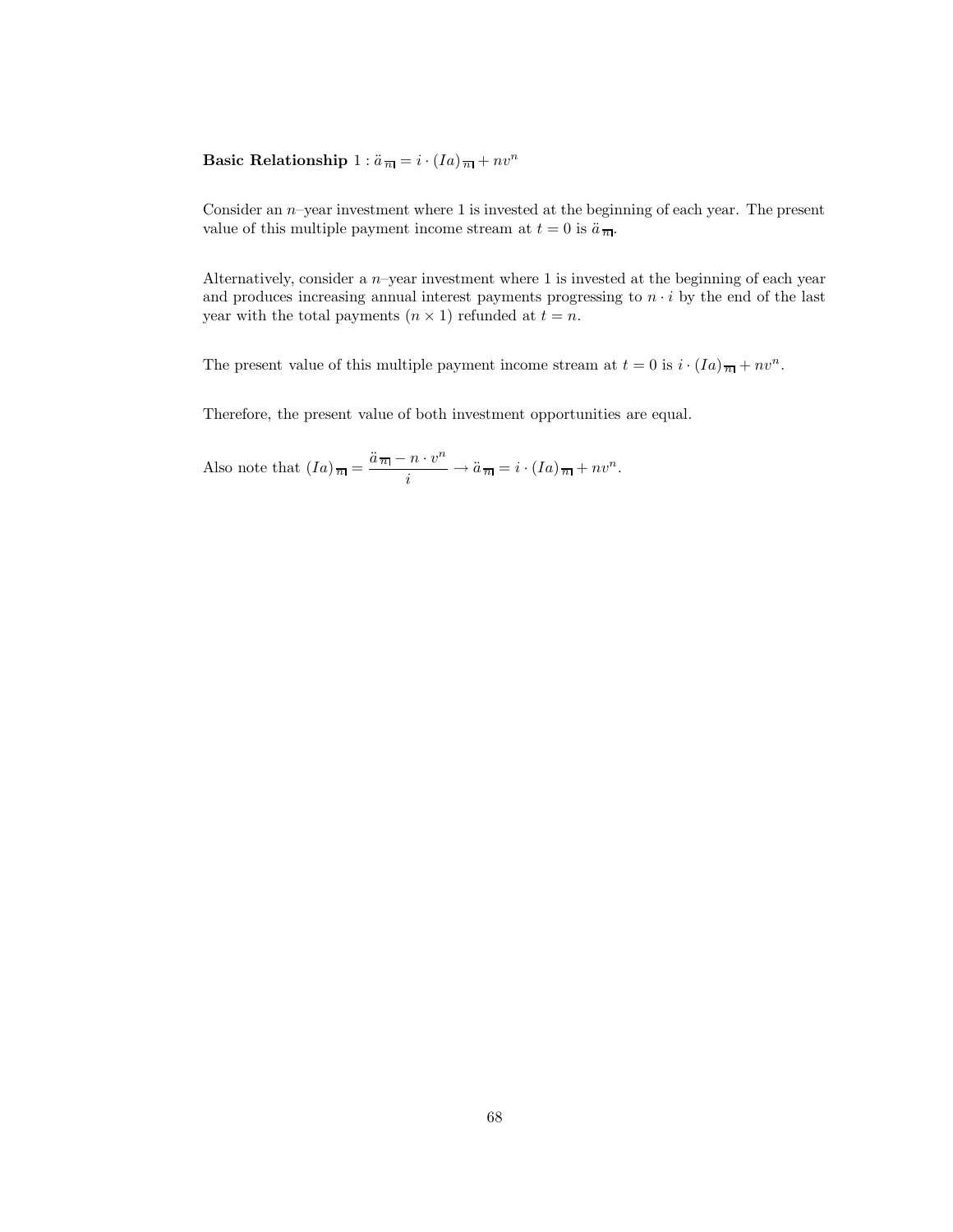**Basic Relationship** 1 : $\ddot{a}_{\overline{n}|} = i \cdot (Ia)_{\overline{n}|} + nv^n$

Consider an $n$–year investment where 1 is invested at the beginning of each year. The present value of this multiple payment income stream at $t = 0$ is $\ddot{a}_{\overline{n}|}$.

Alternatively, consider a $n$–year investment where 1 is invested at the beginning of each year and produces increasing annual interest payments progressing to $n \cdot i$ by the end of the last year with the total payments $(n \times 1)$ refunded at $t = n$.

The present value of this multiple payment income stream at $t = 0$ is $i \cdot (Ia)_{\overline{n}|} + nv^n$.

Therefore, the present value of both investment opportunities are equal.

Also note that $(Ia)_{\overline{n}|} = \dfrac{\ddot{a}_{\overline{n}|} - n \cdot v^n}{i} \rightarrow \ddot{a}_{\overline{n}|} = i \cdot (Ia)_{\overline{n}|} + nv^n$.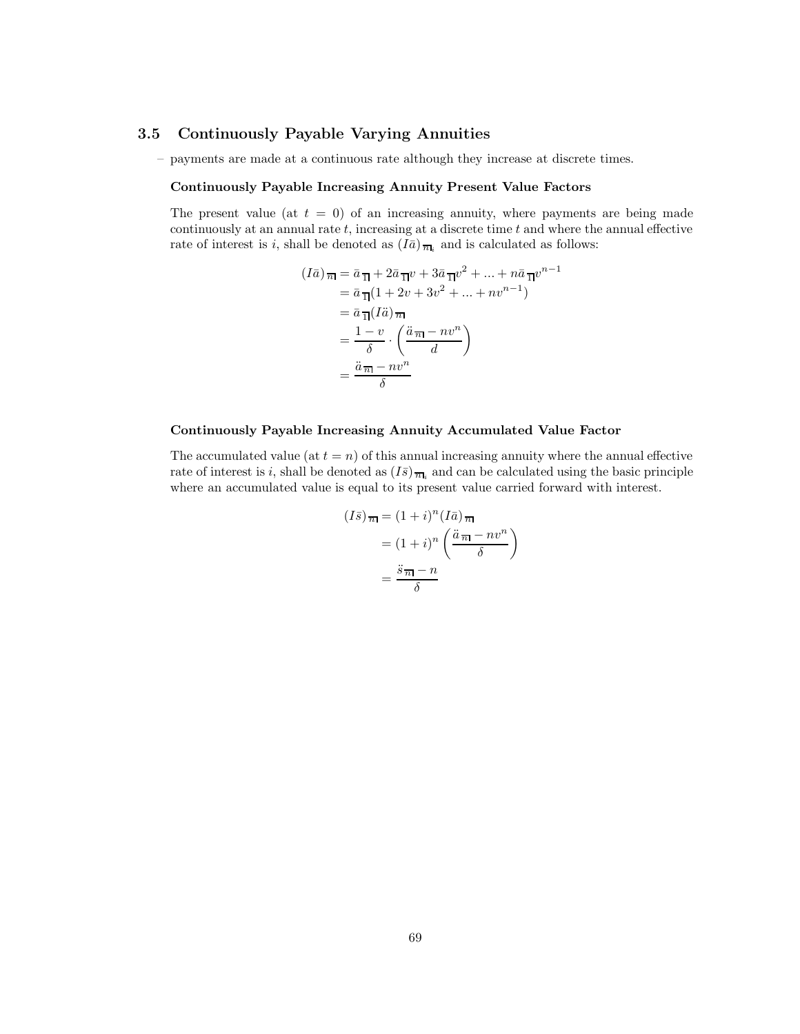## 3.5 Continuously Payable Varying Annuities

– payments are made at a continuous rate although they increase at discrete times.

**Continuously Payable Increasing Annuity Present Value Factors**

The present value (at $t = 0$) of an increasing annuity, where payments are being made continuously at an annual rate $t$, increasing at a discrete time $t$ and where the annual effective rate of interest is $i$, shall be denoted as $(I\bar{a})_{\overline{n}|_i}$ and is calculated as follows:

$$
\begin{aligned}
(I\bar{a})_{\overline{n}|} &= \bar{a}_{\overline{1}|} + 2\bar{a}_{\overline{1}|}v + 3\bar{a}_{\overline{1}|}v^2 + ... + n\bar{a}_{\overline{1}|}v^{n-1} \\
&= \bar{a}_{\overline{1}|}(1 + 2v + 3v^2 + ... + nv^{n-1}) \\
&= \bar{a}_{\overline{1}|}(I\ddot{a})_{\overline{n}|} \\
&= \frac{1-v}{\delta} \cdot \left( \frac{\ddot{a}_{\overline{n}|} - nv^n}{d} \right) \\
&= \frac{\ddot{a}_{\overline{n}|} - nv^n}{\delta}
\end{aligned}
$$

**Continuously Payable Increasing Annuity Accumulated Value Factor**

The accumulated value (at $t = n$) of this annual increasing annuity where the annual effective rate of interest is $i$, shall be denoted as $(I\bar{s})_{\overline{n}|_i}$ and can be calculated using the basic principle where an accumulated value is equal to its present value carried forward with interest.

$$
\begin{aligned}
(I\bar{s})_{\overline{n}|} &= (1+i)^n (I\bar{a})_{\overline{n}|} \\
&= (1+i)^n \left( \frac{\ddot{a}_{\overline{n}|} - nv^n}{\delta} \right) \\
&= \frac{\ddot{s}_{\overline{n}|} - n}{\delta}
\end{aligned}
$$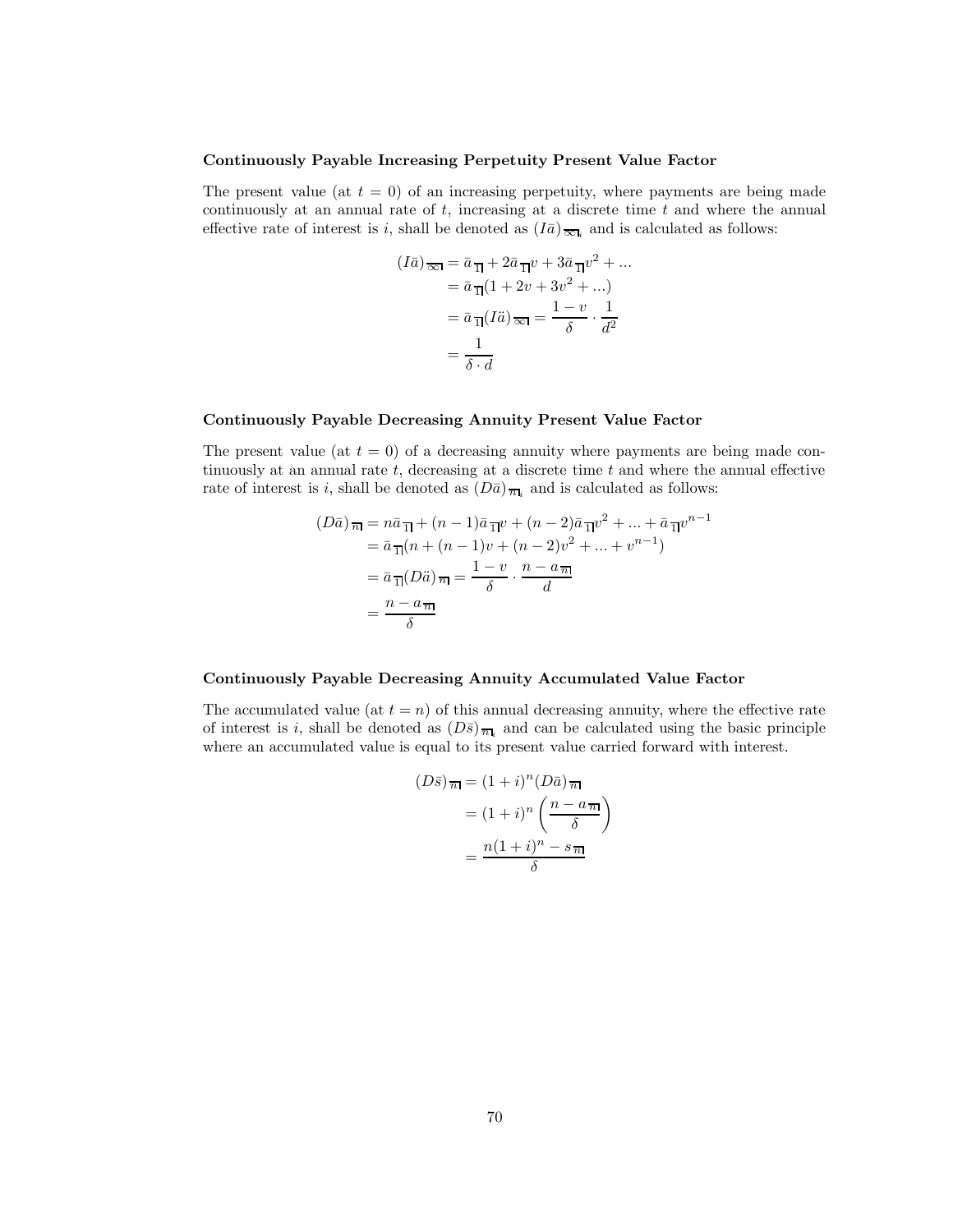**Continuously Payable Increasing Perpetuity Present Value Factor**

The present value (at $t = 0$) of an increasing perpetuity, where payments are being made continuously at an annual rate of $t$, increasing at a discrete time $t$ and where the annual effective rate of interest is $i$, shall be denoted as $(I\bar{a})_{\overline{\infty}|i}$ and is calculated as follows:

$$
\begin{aligned}
(I\bar{a})_{\overline{\infty}|} &= \bar{a}_{\overline{1}|} + 2\bar{a}_{\overline{1}|}v + 3\bar{a}_{\overline{1}|}v^2 + ... \\
&= \bar{a}_{\overline{1}|}(1 + 2v + 3v^2 + ...) \\
&= \bar{a}_{\overline{1}|}(I\ddot{a})_{\overline{\infty}|} = \frac{1-v}{\delta} \cdot \frac{1}{d^2} \\
&= \frac{1}{\delta \cdot d}
\end{aligned}
$$

**Continuously Payable Decreasing Annuity Present Value Factor**

The present value (at $t = 0$) of a decreasing annuity where payments are being made continuously at an annual rate $t$, decreasing at a discrete time $t$ and where the annual effective rate of interest is $i$, shall be denoted as $(D\bar{a})_{\overline{n}|i}$ and is calculated as follows:

$$
\begin{aligned}
(D\bar{a})_{\overline{n}|} &= n\bar{a}_{\overline{1}|} + (n-1)\bar{a}_{\overline{1}|}v + (n-2)\bar{a}_{\overline{1}|}v^2 + ... + \bar{a}_{\overline{1}|}v^{n-1} \\
&= \bar{a}_{\overline{1}|}(n + (n-1)v + (n-2)v^2 + ... + v^{n-1}) \\
&= \bar{a}_{\overline{1}|}(D\ddot{a})_{\overline{n}|} = \frac{1-v}{\delta} \cdot \frac{n - a_{\overline{n}|}}{d} \\
&= \frac{n - a_{\overline{n}|}}{\delta}
\end{aligned}
$$

**Continuously Payable Decreasing Annuity Accumulated Value Factor**

The accumulated value (at $t = n$) of this annual decreasing annuity, where the effective rate of interest is $i$, shall be denoted as $(D\bar{s})_{\overline{n}|i}$ and can be calculated using the basic principle where an accumulated value is equal to its present value carried forward with interest.

$$
\begin{aligned}
(D\bar{s})_{\overline{n}|} &= (1+i)^n (D\bar{a})_{\overline{n}|} \\
&= (1+i)^n \left( \frac{n - a_{\overline{n}|}}{\delta} \right) \\
&= \frac{n(1+i)^n - s_{\overline{n}|}}{\delta}
\end{aligned}
$$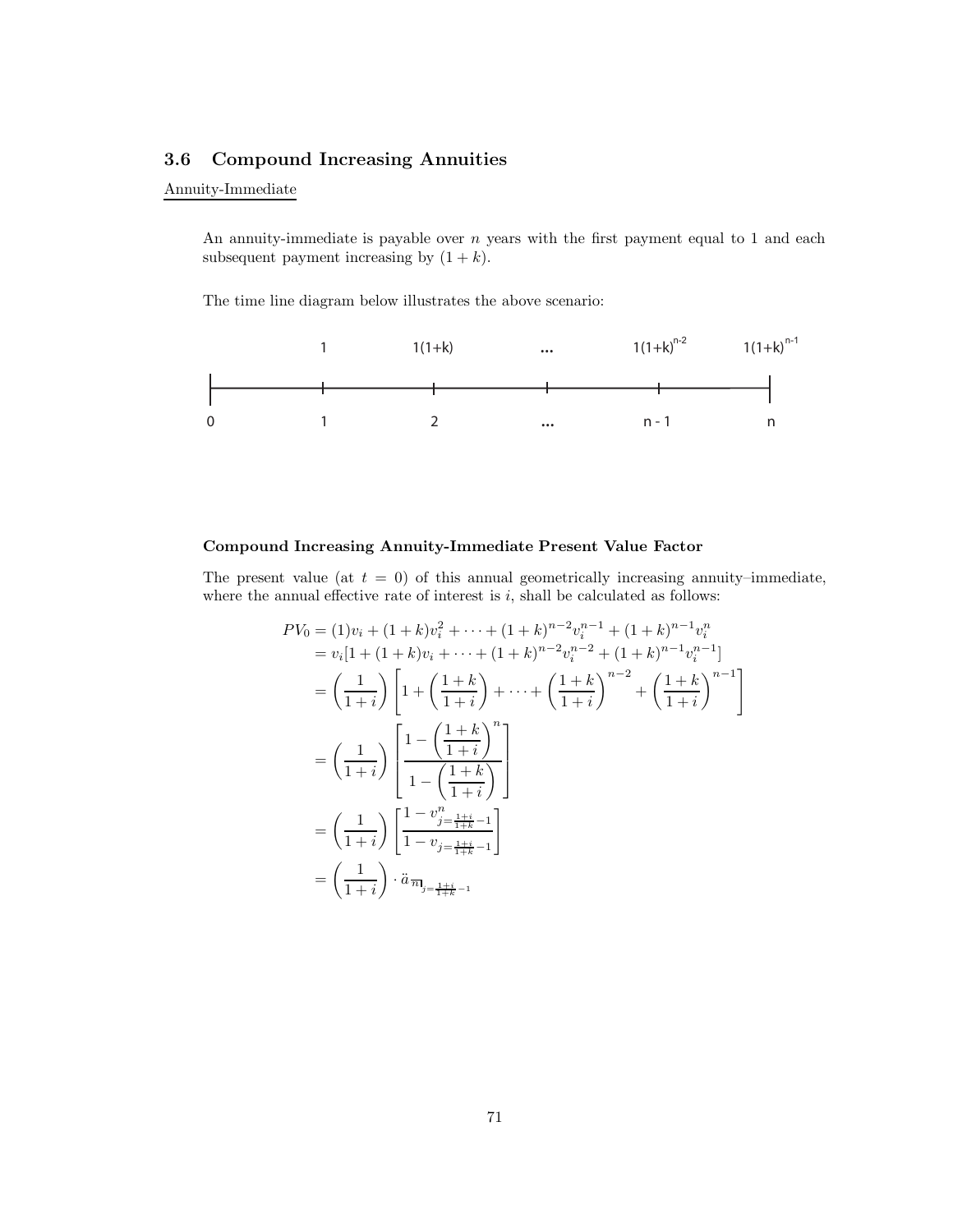## 3.6 Compound Increasing Annuities

Annuity-Immediate

An annuity-immediate is payable over $n$ years with the first payment equal to 1 and each subsequent payment increasing by $(1+k)$.

The time line diagram below illustrates the above scenario:

| | 1 | 1(1+k) | ... | $1(1+k)^{n-2}$ | $1(1+k)^{n-1}$ |
|---|---|---|---|---|---|
| 0 | 1 | 2 | ... | n - 1 | n |

**Compound Increasing Annuity-Immediate Present Value Factor**

The present value (at $t = 0$) of this annual geometrically increasing annuity–immediate, where the annual effective rate of interest is $i$, shall be calculated as follows:

$$
\begin{aligned}
PV_0 &= (1)v_i + (1+k)v_i^2 + \cdots + (1+k)^{n-2}v_i^{n-1} + (1+k)^{n-1}v_i^n \\
&= v_i[1 + (1+k)v_i + \cdots + (1+k)^{n-2}v_i^{n-2} + (1+k)^{n-1}v_i^{n-1}] \\
&= \left(\frac{1}{1+i}\right)\left[1 + \left(\frac{1+k}{1+i}\right) + \cdots + \left(\frac{1+k}{1+i}\right)^{n-2} + \left(\frac{1+k}{1+i}\right)^{n-1}\right] \\
&= \left(\frac{1}{1+i}\right)\left[\frac{1-\left(\frac{1+k}{1+i}\right)^n}{1-\left(\frac{1+k}{1+i}\right)}\right] \\
&= \left(\frac{1}{1+i}\right)\left[\frac{1-v^n_{j=\frac{1+i}{1+k}-1}}{1-v_{j=\frac{1+i}{1+k}-1}}\right] \\
&= \left(\frac{1}{1+i}\right)\cdot \ddot{a}_{\overline{n}|_{j=\frac{1+i}{1+k}-1}}
\end{aligned}
$$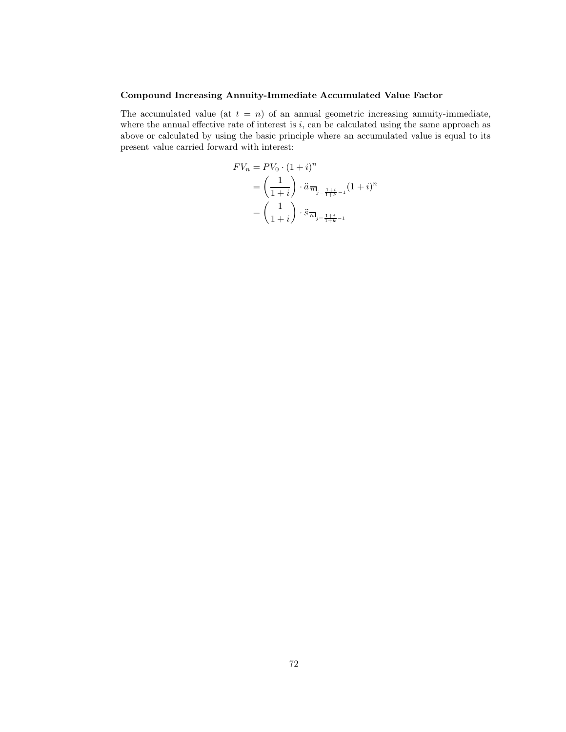**Compound Increasing Annuity-Immediate Accumulated Value Factor**

The accumulated value (at $t = n$) of an annual geometric increasing annuity-immediate, where the annual effective rate of interest is $i$, can be calculated using the same approach as above or calculated by using the basic principle where an accumulated value is equal to its present value carried forward with interest:

$$
\begin{aligned}
FV_n &= PV_0 \cdot (1+i)^n \\
&= \left(\frac{1}{1+i}\right) \cdot \ddot{a}_{\overline{n}|_{j=\frac{1+i}{1+k}-1}} (1+i)^n \\
&= \left(\frac{1}{1+i}\right) \cdot \ddot{s}_{\overline{n}|_{j=\frac{1+i}{1+k}-1}}
\end{aligned}
$$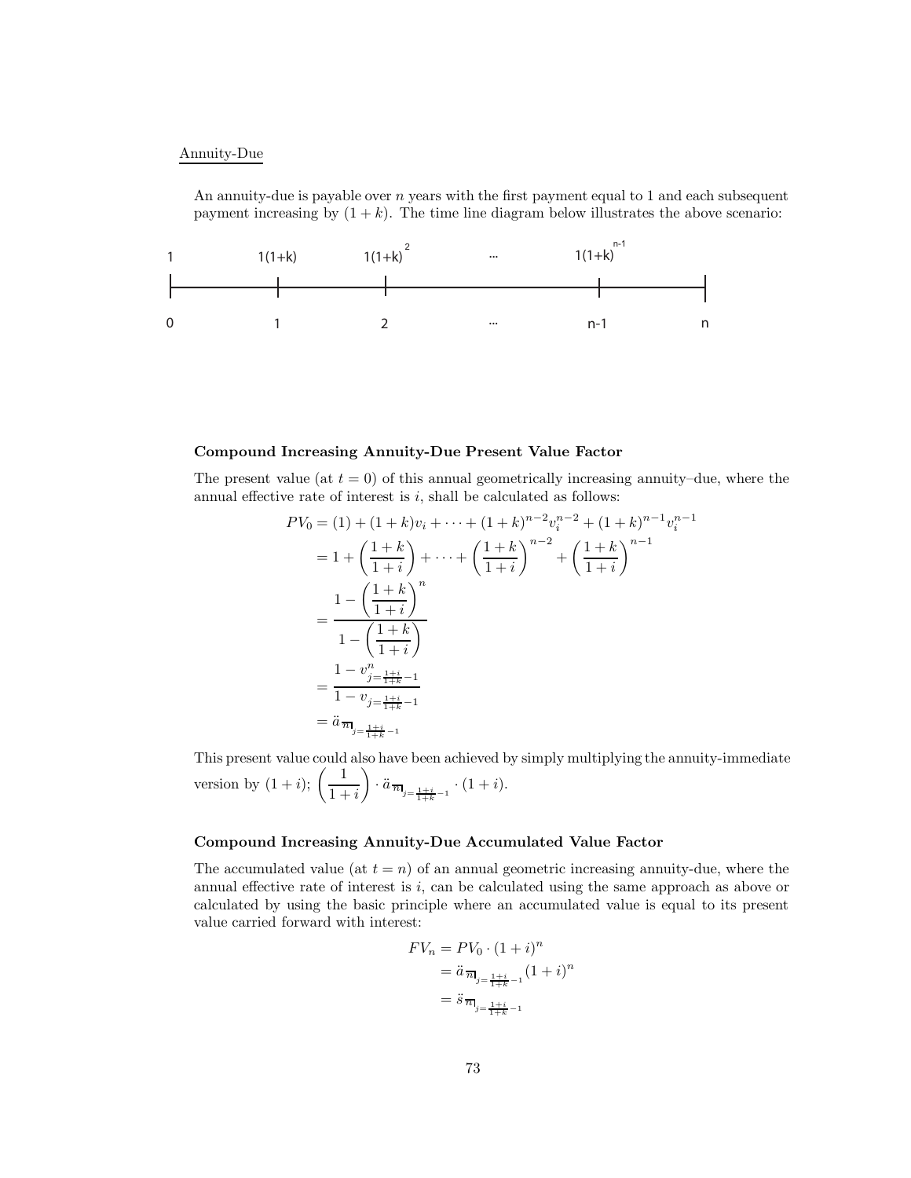Annuity-Due

An annuity-due is payable over $n$ years with the first payment equal to 1 and each subsequent payment increasing by $(1+k)$. The time line diagram below illustrates the above scenario:

| 1 | 1(1+k) | $1(1+k)^2$ | ... | $1(1+k)^{n-1}$ | |
|---|---|---|---|---|---|
| 0 | 1 | 2 | ... | n-1 | n |

**Compound Increasing Annuity-Due Present Value Factor**

The present value (at $t=0$) of this annual geometrically increasing annuity–due, where the annual effective rate of interest is $i$, shall be calculated as follows:

$$
\begin{aligned}
PV_0 &= (1) + (1+k)v_i + \cdots + (1+k)^{n-2}v_i^{n-2} + (1+k)^{n-1}v_i^{n-1} \\
&= 1 + \left(\frac{1+k}{1+i}\right) + \cdots + \left(\frac{1+k}{1+i}\right)^{n-2} + \left(\frac{1+k}{1+i}\right)^{n-1} \\
&= \frac{1 - \left(\dfrac{1+k}{1+i}\right)^n}{1 - \left(\dfrac{1+k}{1+i}\right)} \\
&= \frac{1 - v^n_{j=\frac{1+i}{1+k}-1}}{1 - v_{j=\frac{1+i}{1+k}-1}} \\
&= \ddot{a}_{\overline{n}|_{j=\frac{1+i}{1+k}-1}}
\end{aligned}
$$

This present value could also have been achieved by simply multiplying the annuity-immediate version by $(1+i)$; $\left(\dfrac{1}{1+i}\right) \cdot \ddot{a}_{\overline{n}|_{j=\frac{1+i}{1+k}-1}} \cdot (1+i)$.

**Compound Increasing Annuity-Due Accumulated Value Factor**

The accumulated value (at $t=n$) of an annual geometric increasing annuity-due, where the annual effective rate of interest is $i$, can be calculated using the same approach as above or calculated by using the basic principle where an accumulated value is equal to its present value carried forward with interest:

$$
\begin{aligned}
FV_n &= PV_0 \cdot (1+i)^n \\
&= \ddot{a}_{\overline{n}|_{j=\frac{1+i}{1+k}-1}} (1+i)^n \\
&= \ddot{s}_{\overline{n}|_{j=\frac{1+i}{1+k}-1}}
\end{aligned}
$$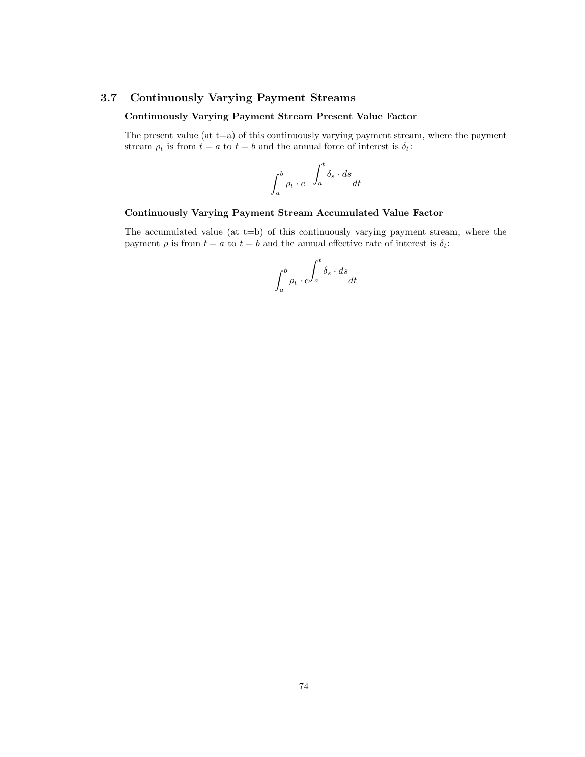## 3.7 Continuously Varying Payment Streams

### Continuously Varying Payment Stream Present Value Factor

The present value (at t=a) of this continuously varying payment stream, where the payment stream $\rho_t$ is from $t = a$ to $t = b$ and the annual force of interest is $\delta_t$:

$$\int_a^b \rho_t \cdot e^{-\int_a^t \delta_s \cdot ds} dt$$

### Continuously Varying Payment Stream Accumulated Value Factor

The accumulated value (at t=b) of this continuously varying payment stream, where the payment $\rho$ is from $t = a$ to $t = b$ and the annual effective rate of interest is $\delta_t$:

$$\int_a^b \rho_t \cdot e^{\int_a^t \delta_s \cdot ds} dt$$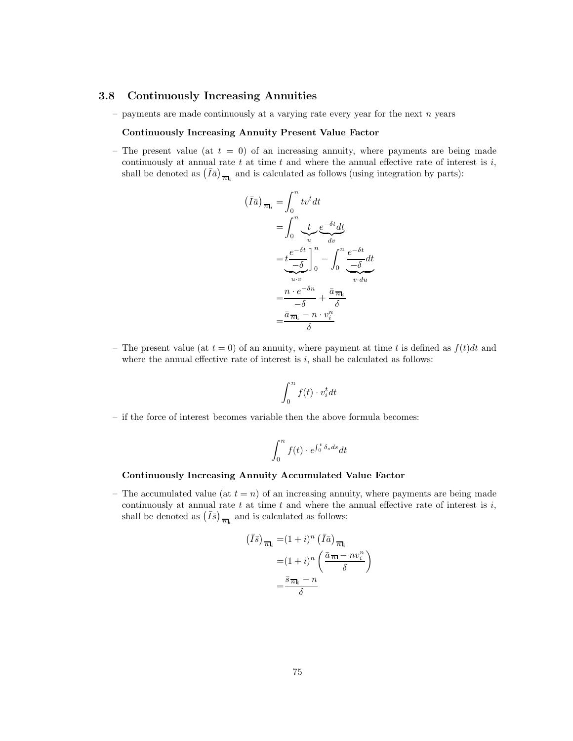### 3.8 Continuously Increasing Annuities

– payments are made continuously at a varying rate every year for the next $n$ years

**Continuously Increasing Annuity Present Value Factor**

– The present value (at $t = 0$) of an increasing annuity, where payments are being made continuously at annual rate $t$ at time $t$ and where the annual effective rate of interest is $i$, shall be denoted as $\left(\bar{I}\bar{a}\right)_{\overline{n}|_i}$ and is calculated as follows (using integration by parts):

$$
\begin{aligned}
\left(\bar{I}\bar{a}\right)_{\overline{n}|_i} &= \int_0^n t v^t dt \\
&= \int_0^n \underbrace{t}_{u} \underbrace{e^{-\delta t} dt}_{dv} \\
&= \underbrace{t \frac{e^{-\delta t}}{-\delta}}_{u \cdot v} \Bigg]_0^n - \int_0^n \underbrace{\frac{e^{-\delta t}}{-\delta} dt}_{v \cdot du} \\
&= \frac{n \cdot e^{-\delta n}}{-\delta} + \frac{\bar{a}_{\overline{n}|_i}}{\delta} \\
&= \frac{\bar{a}_{\overline{n}|_i} - n \cdot v_i^n}{\delta}
\end{aligned}
$$

– The present value (at $t = 0$) of an annuity, where payment at time $t$ is defined as $f(t)dt$ and where the annual effective rate of interest is $i$, shall be calculated as follows:

$$
\int_0^n f(t) \cdot v_i^t dt
$$

– if the force of interest becomes variable then the above formula becomes:

$$
\int_0^n f(t) \cdot e^{\int_0^t \delta_s ds} dt
$$

**Continuously Increasing Annuity Accumulated Value Factor**

– The accumulated value (at $t = n$) of an increasing annuity, where payments are being made continuously at annual rate $t$ at time $t$ and where the annual effective rate of interest is $i$, shall be denoted as $\left(\bar{I}\bar{s}\right)_{\overline{n}|_i}$ and is calculated as follows:

$$
\begin{aligned}
\left(\bar{I}\bar{s}\right)_{\overline{n}|_i} &= (1+i)^n \left(\bar{I}\bar{a}\right)_{\overline{n}|_i} \\
&= (1+i)^n \left( \frac{\bar{a}_{\overline{n}|} - n v_i^n}{\delta} \right) \\
&= \frac{\bar{s}_{\overline{n}|_i} - n}{\delta}
\end{aligned}
$$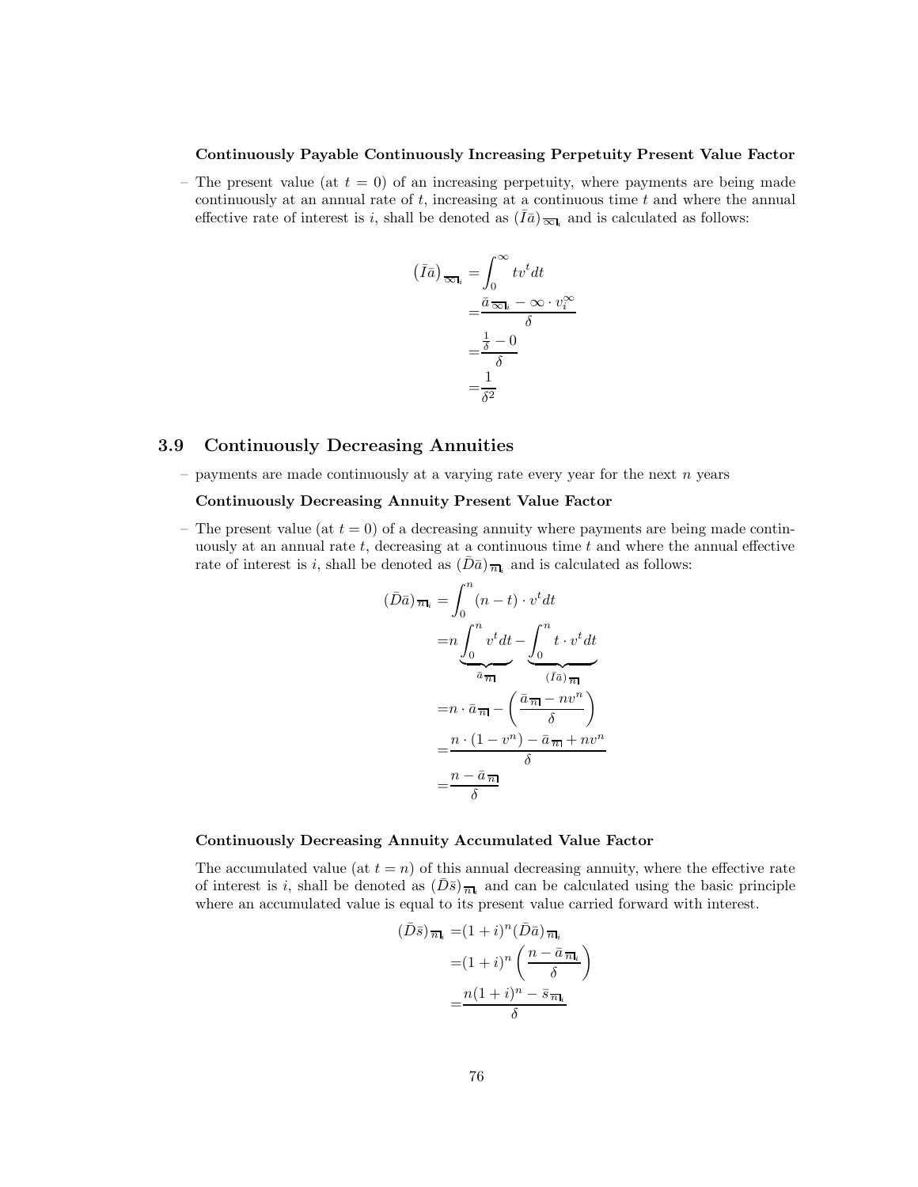**Continuously Payable Continuously Increasing Perpetuity Present Value Factor**

– The present value (at $t = 0$) of an increasing perpetuity, where payments are being made continuously at an annual rate of $t$, increasing at a continuous time $t$ and where the annual effective rate of interest is $i$, shall be denoted as $(\bar{I}\bar{a})_{\overline{\infty}|i}$ and is calculated as follows:

$$
\begin{aligned}
(\bar{I}\bar{a})_{\overline{\infty}|i} &= \int_0^\infty t v^t dt \\
&= \frac{\bar{a}_{\overline{\infty}|i} - \infty \cdot v_i^\infty}{\delta} \\
&= \frac{\frac{1}{\delta} - 0}{\delta} \\
&= \frac{1}{\delta^2}
\end{aligned}
$$

## 3.9 Continuously Decreasing Annuities

– payments are made continuously at a varying rate every year for the next $n$ years

**Continuously Decreasing Annuity Present Value Factor**

– The present value (at $t = 0$) of a decreasing annuity where payments are being made continuously at an annual rate $t$, decreasing at a continuous time $t$ and where the annual effective rate of interest is $i$, shall be denoted as $(\bar{D}\bar{a})_{\overline{n}|i}$ and is calculated as follows:

$$
\begin{aligned}
(\bar{D}\bar{a})_{\overline{n}|i} &= \int_0^n (n-t) \cdot v^t dt \\
&= n \underbrace{\int_0^n v^t dt}_{\bar{a}_{\overline{n}|}} - \underbrace{\int_0^n t \cdot v^t dt}_{(\bar{I}\bar{a})_{\overline{n}|}} \\
&= n \cdot \bar{a}_{\overline{n}|} - \left( \frac{\bar{a}_{\overline{n}|} - nv^n}{\delta} \right) \\
&= \frac{n \cdot (1 - v^n) - \bar{a}_{\overline{n}|} + nv^n}{\delta} \\
&= \frac{n - \bar{a}_{\overline{n}|}}{\delta}
\end{aligned}
$$

**Continuously Decreasing Annuity Accumulated Value Factor**

The accumulated value (at $t = n$) of this annual decreasing annuity, where the effective rate of interest is $i$, shall be denoted as $(\bar{D}\bar{s})_{\overline{n}|i}$ and can be calculated using the basic principle where an accumulated value is equal to its present value carried forward with interest.

$$
\begin{aligned}
(\bar{D}\bar{s})_{\overline{n}|i} &= (1+i)^n (\bar{D}\bar{a})_{\overline{n}|i} \\
&= (1+i)^n \left( \frac{n - \bar{a}_{\overline{n}|i}}{\delta} \right) \\
&= \frac{n(1+i)^n - \bar{s}_{\overline{n}|i}}{\delta}
\end{aligned}
$$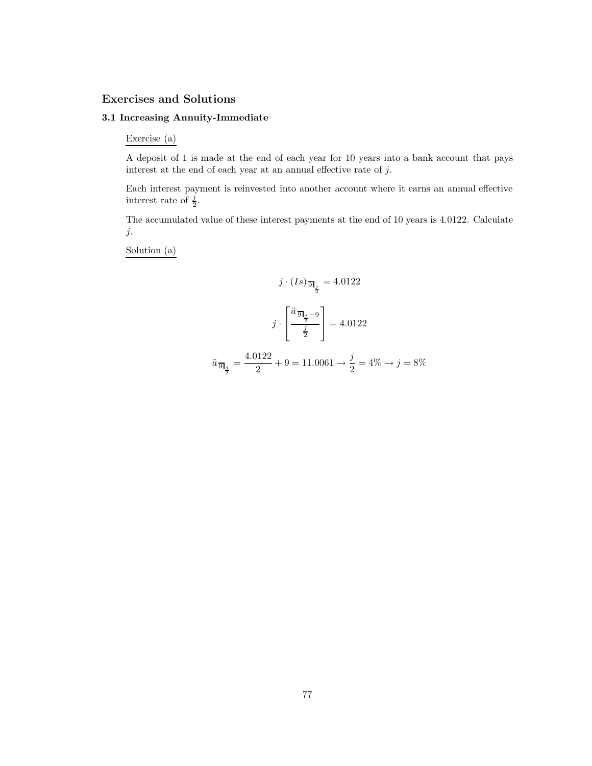## Exercises and Solutions

### 3.1 Increasing Annuity-Immediate

Exercise (a)

A deposit of 1 is made at the end of each year for 10 years into a bank account that pays interest at the end of each year at an annual effective rate of $j$.

Each interest payment is reinvested into another account where it earns an annual effective interest rate of $\frac{j}{2}$.

The accumulated value of these interest payments at the end of 10 years is 4.0122. Calculate $j$.

Solution (a)

$$j \cdot (Is)_{\overline{9}|_{\frac{j}{2}}} = 4.0122$$

$$j \cdot \left[ \frac{\ddot{a}_{\overline{9}|_{\frac{j}{2}}} - 9}{\frac{j}{2}} \right] = 4.0122$$

$$\ddot{a}_{\overline{9}|_{\frac{j}{2}}} = \frac{4.0122}{2} + 9 = 11.0061 \rightarrow \frac{j}{2} = 4\% \rightarrow j = 8\%$$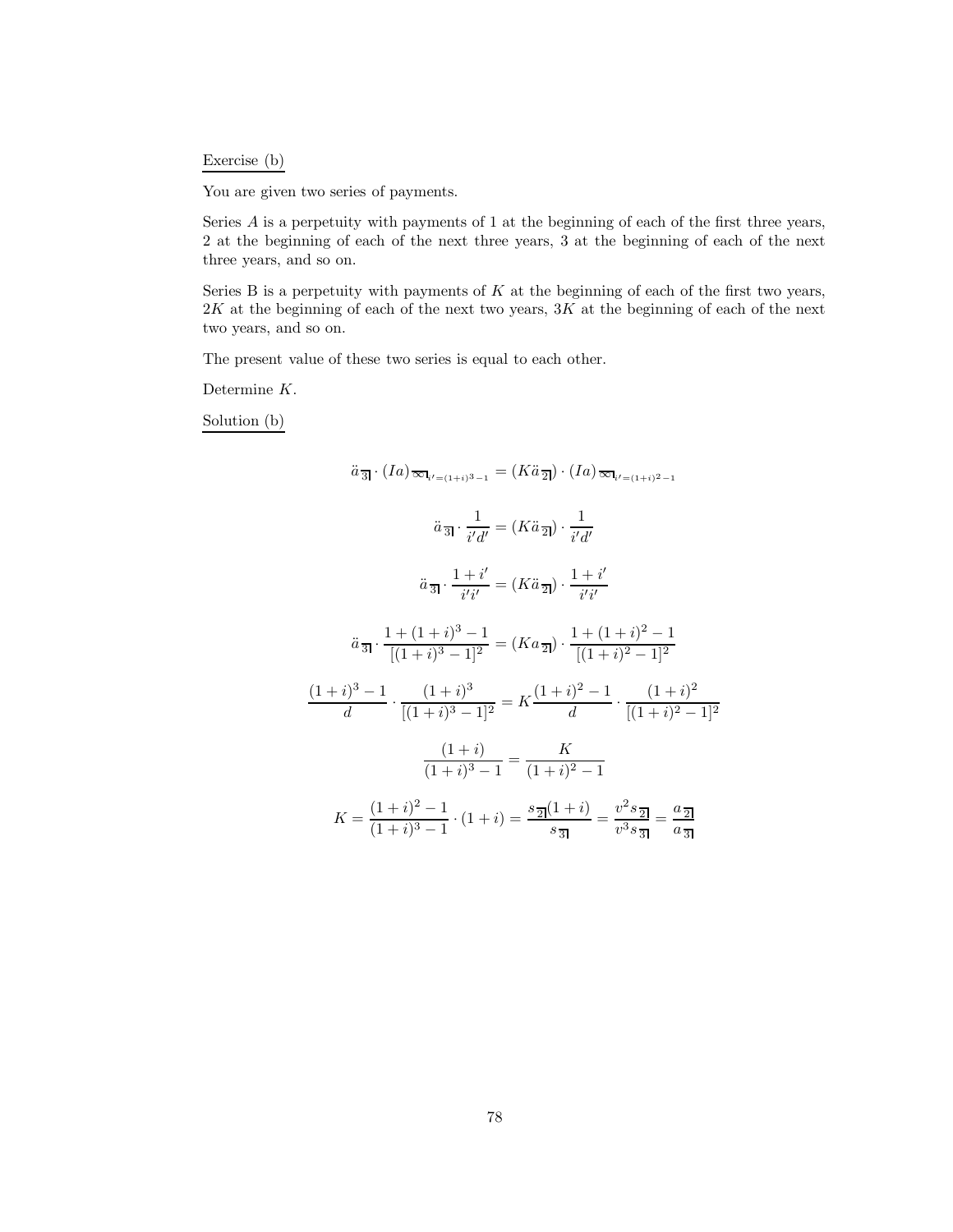Exercise (b)

You are given two series of payments.

Series $A$ is a perpetuity with payments of 1 at the beginning of each of the first three years, 2 at the beginning of each of the next three years, 3 at the beginning of each of the next three years, and so on.

Series B is a perpetuity with payments of $K$ at the beginning of each of the first two years, $2K$ at the beginning of each of the next two years, $3K$ at the beginning of each of the next two years, and so on.

The present value of these two series is equal to each other.

Determine $K$.

Solution (b)

$$\ddot{a}_{\overline{3}|} \cdot (Ia)_{\overline{\infty}|_{i'=(1+i)^3-1}} = (K\ddot{a}_{\overline{2}|}) \cdot (Ia)_{\overline{\infty}|_{i'=(1+i)^2-1}}$$

$$\ddot{a}_{\overline{3}|} \cdot \frac{1}{i'd'} = (K\ddot{a}_{\overline{2}|}) \cdot \frac{1}{i'd'}$$

$$\ddot{a}_{\overline{3}|} \cdot \frac{1+i'}{i'i'} = (K\ddot{a}_{\overline{2}|}) \cdot \frac{1+i'}{i'i'}$$

$$\ddot{a}_{\overline{3}|} \cdot \frac{1+(1+i)^3-1}{[(1+i)^3-1]^2} = (Ka_{\overline{2}|}) \cdot \frac{1+(1+i)^2-1}{[(1+i)^2-1]^2}$$

$$\frac{(1+i)^3-1}{d} \cdot \frac{(1+i)^3}{[(1+i)^3-1]^2} = K\frac{(1+i)^2-1}{d} \cdot \frac{(1+i)^2}{[(1+i)^2-1]^2}$$

$$\frac{(1+i)}{(1+i)^3-1} = \frac{K}{(1+i)^2-1}$$

$$K = \frac{(1+i)^2-1}{(1+i)^3-1} \cdot (1+i) = \frac{s_{\overline{2}|}(1+i)}{s_{\overline{3}|}} = \frac{v^2 s_{\overline{2}|}}{v^3 s_{\overline{3}|}} = \frac{a_{\overline{2}|}}{a_{\overline{3}|}}$$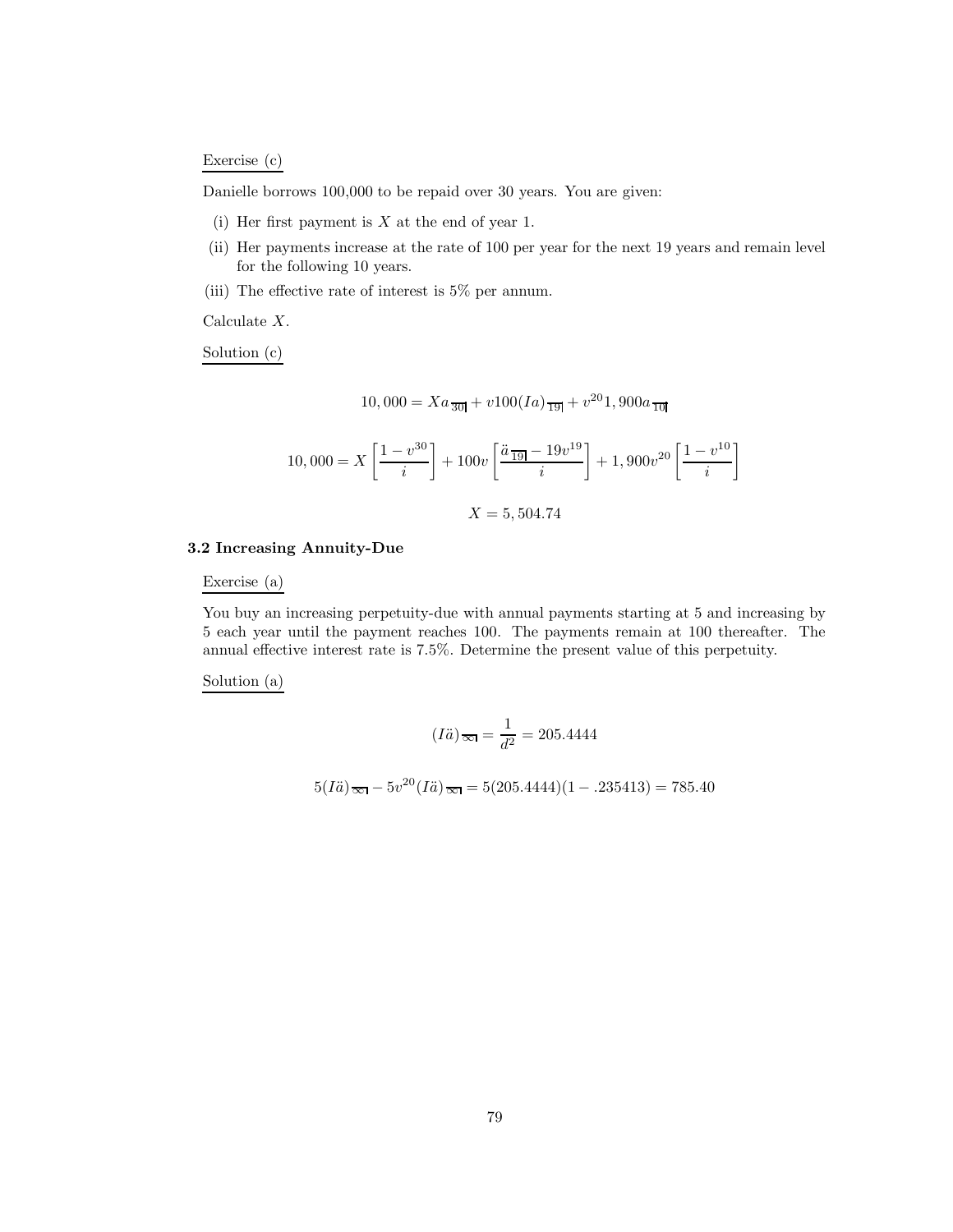Exercise (c)

Danielle borrows 100,000 to be repaid over 30 years. You are given:

(i) Her first payment is $X$ at the end of year 1.

(ii) Her payments increase at the rate of 100 per year for the next 19 years and remain level for the following 10 years.

(iii) The effective rate of interest is 5% per annum.

Calculate $X$.

Solution (c)

$$10,000 = Xa_{\overline{30}|} + v100(Ia)_{\overline{19}|} + v^{20}1,900a_{\overline{10}|}$$

$$10,000 = X\left[\frac{1-v^{30}}{i}\right] + 100v\left[\frac{\ddot{a}_{\overline{19}|} - 19v^{19}}{i}\right] + 1,900v^{20}\left[\frac{1-v^{10}}{i}\right]$$

$$X = 5,504.74$$

### 3.2 Increasing Annuity-Due

Exercise (a)

You buy an increasing perpetuity-due with annual payments starting at 5 and increasing by 5 each year until the payment reaches 100. The payments remain at 100 thereafter. The annual effective interest rate is 7.5%. Determine the present value of this perpetuity.

Solution (a)

$$(I\ddot{a})_{\overline{\infty}|} = \frac{1}{d^2} = 205.4444$$

$$5(I\ddot{a})_{\overline{\infty}|} - 5v^{20}(I\ddot{a})_{\overline{\infty}|} = 5(205.4444)(1 - .235413) = 785.40$$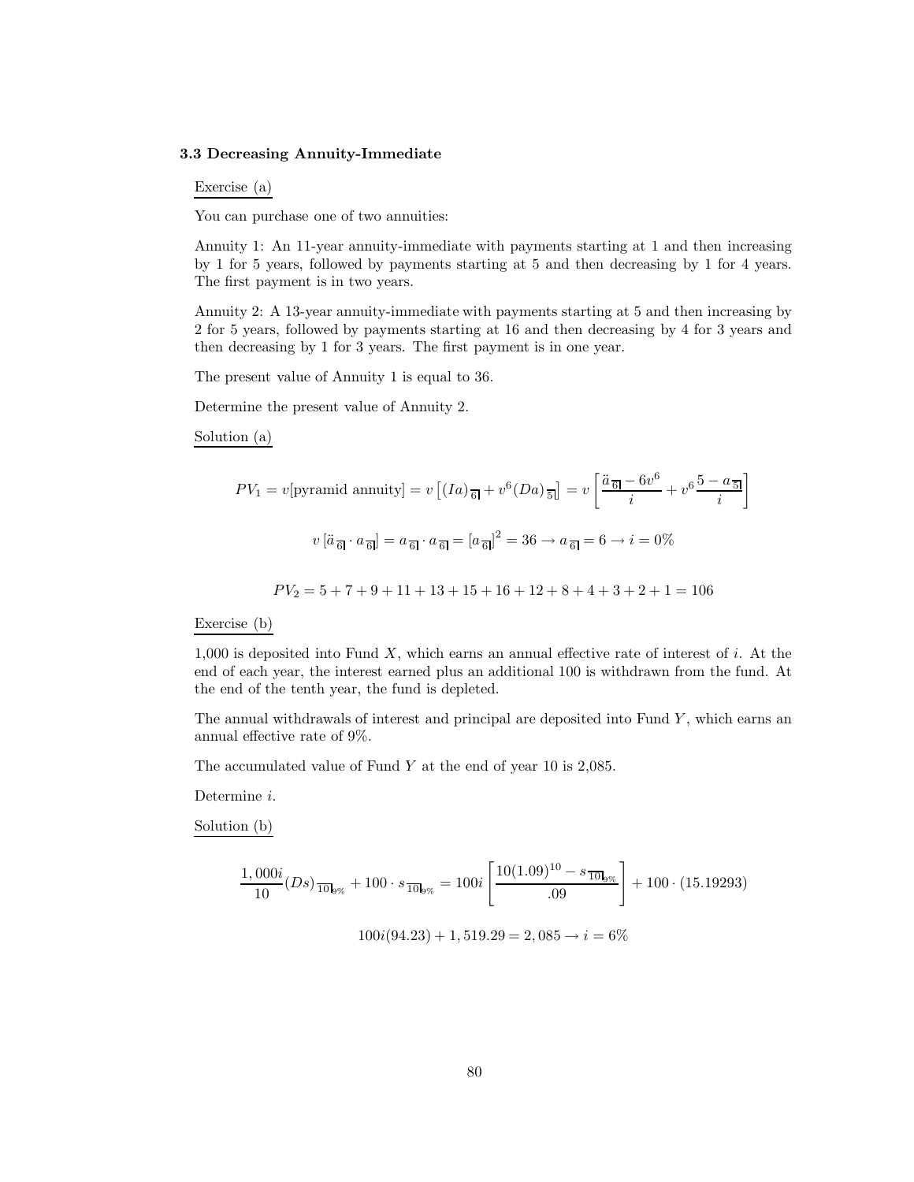### 3.3 Decreasing Annuity-Immediate

Exercise (a)

You can purchase one of two annuities:

Annuity 1: An 11-year annuity-immediate with payments starting at 1 and then increasing by 1 for 5 years, followed by payments starting at 5 and then decreasing by 1 for 4 years. The first payment is in two years.

Annuity 2: A 13-year annuity-immediate with payments starting at 5 and then increasing by 2 for 5 years, followed by payments starting at 16 and then decreasing by 4 for 3 years and then decreasing by 1 for 3 years. The first payment is in one year.

The present value of Annuity 1 is equal to 36.

Determine the present value of Annuity 2.

Solution (a)

$$PV_1 = v[\text{pyramid annuity}] = v\left[(Ia)_{\overline{6}|} + v^6 (Da)_{\overline{5}|}\right] = v\left[\frac{\ddot{a}_{\overline{6}|} - 6v^6}{i} + v^6 \frac{5 - a_{\overline{5}|}}{i}\right]$$

$$v\left[\ddot{a}_{\overline{6}|} \cdot a_{\overline{6}|}\right] = a_{\overline{6}|} \cdot a_{\overline{6}|} = \left[a_{\overline{6}|}\right]^2 = 36 \rightarrow a_{\overline{6}|} = 6 \rightarrow i = 0\%$$

$$PV_2 = 5 + 7 + 9 + 11 + 13 + 15 + 16 + 12 + 8 + 4 + 3 + 2 + 1 = 106$$

Exercise (b)

1,000 is deposited into Fund $X$, which earns an annual effective rate of interest of $i$. At the end of each year, the interest earned plus an additional 100 is withdrawn from the fund. At the end of the tenth year, the fund is depleted.

The annual withdrawals of interest and principal are deposited into Fund $Y$, which earns an annual effective rate of 9%.

The accumulated value of Fund $Y$ at the end of year 10 is 2,085.

Determine $i$.

Solution (b)

$$\frac{1,000i}{10}(Ds)_{\overline{10}|9\%} + 100 \cdot s_{\overline{10}|9\%} = 100i\left[\frac{10(1.09)^{10} - s_{\overline{10}|9\%}}{.09}\right] + 100 \cdot (15.19293)$$

$$100i(94.23) + 1,519.29 = 2,085 \rightarrow i = 6\%$$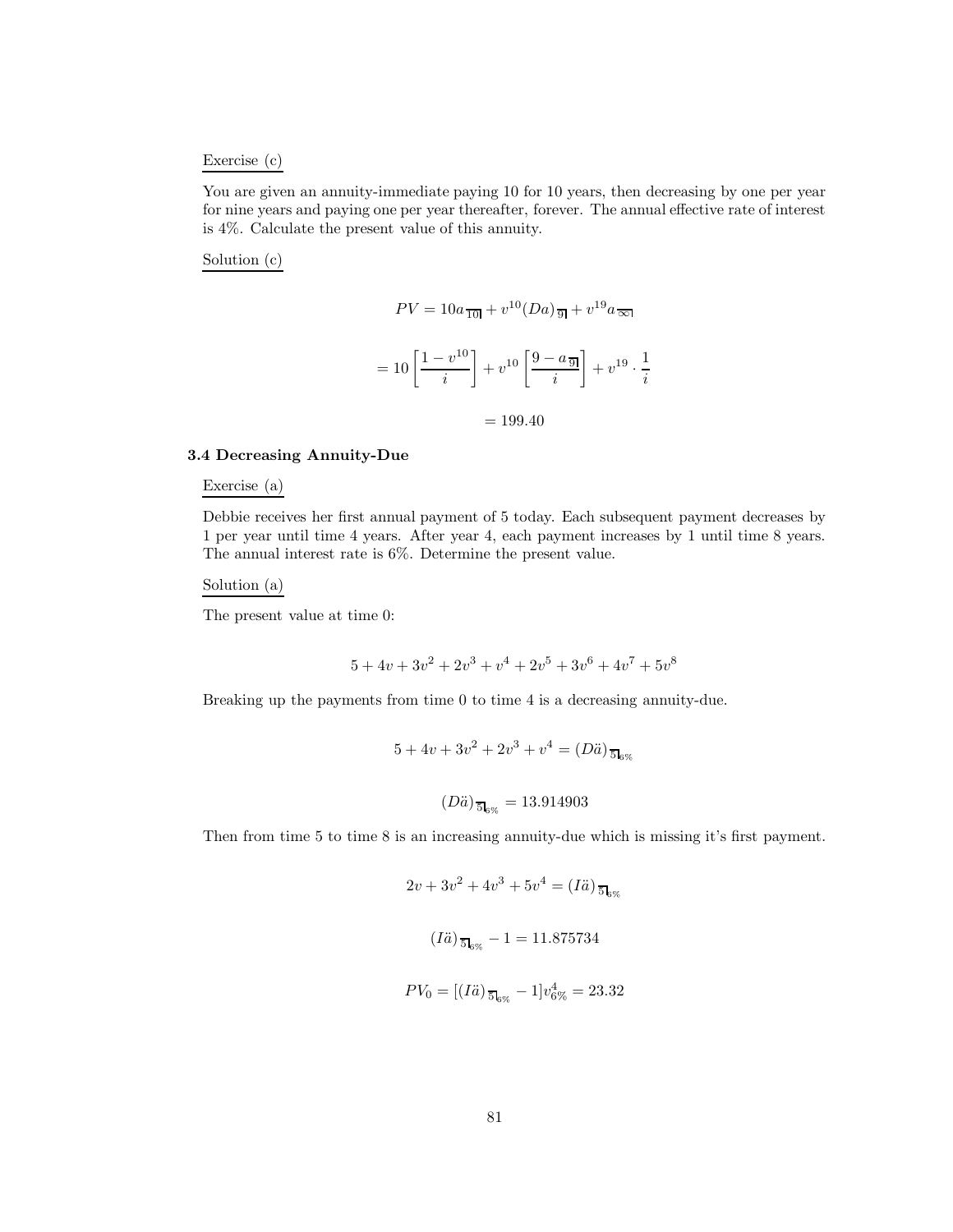Exercise (c)

You are given an annuity-immediate paying 10 for 10 years, then decreasing by one per year for nine years and paying one per year thereafter, forever. The annual effective rate of interest is 4%. Calculate the present value of this annuity.

Solution (c)

$$PV = 10a_{\overline{10|}} + v^{10}(Da)_{\overline{9|}} + v^{19}a_{\overline{\infty|}}$$

$$= 10\left[\frac{1-v^{10}}{i}\right] + v^{10}\left[\frac{9-a_{\overline{9|}}}{i}\right] + v^{19}\cdot\frac{1}{i}$$

$$= 199.40$$

### 3.4 Decreasing Annuity-Due

Exercise (a)

Debbie receives her first annual payment of 5 today. Each subsequent payment decreases by 1 per year until time 4 years. After year 4, each payment increases by 1 until time 8 years. The annual interest rate is 6%. Determine the present value.

Solution (a)

The present value at time 0:

$$5 + 4v + 3v^2 + 2v^3 + v^4 + 2v^5 + 3v^6 + 4v^7 + 5v^8$$

Breaking up the payments from time 0 to time 4 is a decreasing annuity-due.

$$5 + 4v + 3v^2 + 2v^3 + v^4 = (D\ddot{a})_{\overline{5|}6\%}$$

$$(D\ddot{a})_{\overline{5|}6\%} = 13.914903$$

Then from time 5 to time 8 is an increasing annuity-due which is missing it's first payment.

$$2v + 3v^2 + 4v^3 + 5v^4 = (I\ddot{a})_{\overline{5|}6\%}$$

$$(I\ddot{a})_{\overline{5|}6\%} - 1 = 11.875734$$

$$PV_0 = [(I\ddot{a})_{\overline{5|}6\%} - 1]v^4_{6\%} = 23.32$$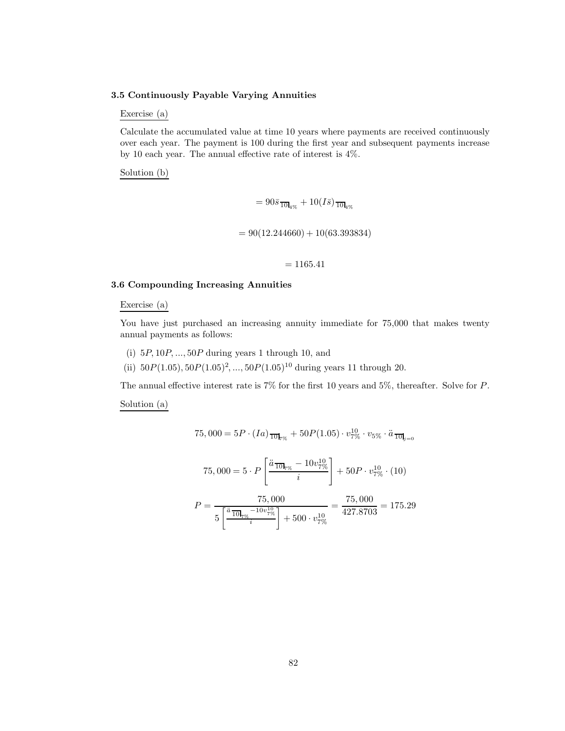### 3.5 Continuously Payable Varying Annuities

Exercise (a)

Calculate the accumulated value at time 10 years where payments are received continuously over each year. The payment is 100 during the first year and subsequent payments increase by 10 each year. The annual effective rate of interest is 4%.

Solution (b)

$$= 90\bar{s}_{\overline{10}|_{4\%}} + 10(I\bar{s})_{\overline{10}|_{4\%}}$$

$$= 90(12.244660) + 10(63.393834)$$

$$= 1165.41$$

### 3.6 Compounding Increasing Annuities

Exercise (a)

You have just purchased an increasing annuity immediate for 75,000 that makes twenty annual payments as follows:

(i) $5P, 10P, ..., 50P$ during years 1 through 10, and

(ii) $50P(1.05), 50P(1.05)^2, ..., 50P(1.05)^{10}$ during years 11 through 20.

The annual effective interest rate is 7% for the first 10 years and 5%, thereafter. Solve for $P$.

Solution (a)

$$75,000 = 5P \cdot (Ia)_{\overline{10}|_{7\%}} + 50P(1.05) \cdot v_{7\%}^{10} \cdot v_{5\%} \cdot \ddot{a}_{\overline{10}|_{j=0}}$$

$$75,000 = 5 \cdot P \left[ \frac{\ddot{a}_{\overline{10}|_{7\%}} - 10v_{7\%}^{10}}{i} \right] + 50P \cdot v_{7\%}^{10} \cdot (10)$$

$$P = \frac{75,000}{5\left[\frac{\ddot{a}_{\overline{10}|_{7\%}} - 10v_{7\%}^{10}}{i}\right] + 500 \cdot v_{7\%}^{10}} = \frac{75,000}{427.8703} = 175.29$$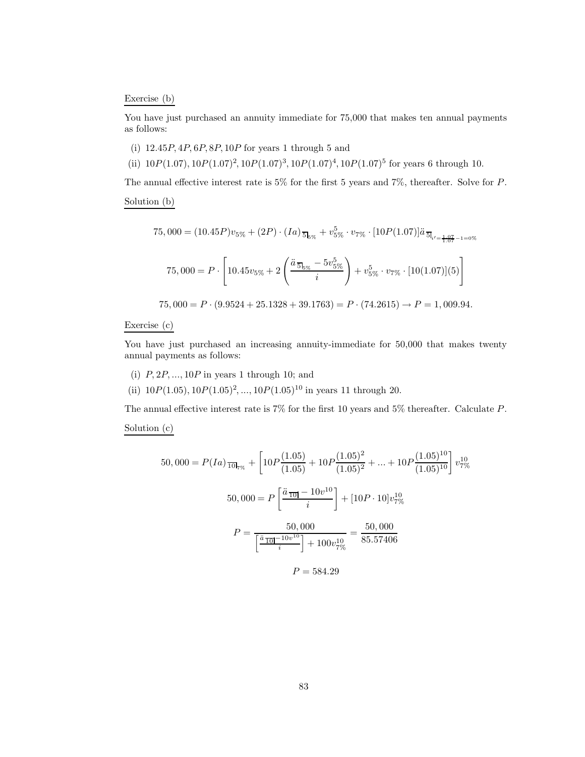Exercise (b)

You have just purchased an annuity immediate for 75,000 that makes ten annual payments as follows:

(i) $12.45P, 4P, 6P, 8P, 10P$ for years 1 through 5 and

(ii) $10P(1.07), 10P(1.07)^2, 10P(1.07)^3, 10P(1.07)^4, 10P(1.07)^5$ for years 6 through 10.

The annual effective interest rate is 5% for the first 5 years and 7%, thereafter. Solve for $P$.

Solution (b)

$$75,000 = (10.45P)v_{5\%} + (2P)\cdot(Ia)_{\overline{5}|5\%} + v_{5\%}^5 \cdot v_{7\%} \cdot [10P(1.07)]\ddot{a}_{\overline{5}|i'=\frac{1.07}{1.07}-1=0\%}$$

$$75,000 = P \cdot \left[10.45v_{5\%} + 2\left(\frac{\ddot{a}_{\overline{5}|5\%} - 5v_{5\%}^5}{i}\right) + v_{5\%}^5 \cdot v_{7\%} \cdot [10(1.07)](5)\right]$$

$$75,000 = P \cdot (9.9524 + 25.1328 + 39.1763) = P \cdot (74.2615) \rightarrow P = 1,009.94.$$

Exercise (c)

You have just purchased an increasing annuity-immediate for 50,000 that makes twenty annual payments as follows:

(i) $P, 2P, ..., 10P$ in years 1 through 10; and

(ii) $10P(1.05), 10P(1.05)^2, ..., 10P(1.05)^{10}$ in years 11 through 20.

The annual effective interest is 7% for the first 10 years and 5% thereafter. Calculate $P$.

Solution (c)

$$50,000 = P(Ia)_{\overline{10}|7\%} + \left[10P\frac{(1.05)}{(1.05)} + 10P\frac{(1.05)^2}{(1.05)^2} + ... + 10P\frac{(1.05)^{10}}{(1.05)^{10}}\right]v_{7\%}^{10}$$

$$50,000 = P\left[\frac{\ddot{a}_{\overline{10}|} - 10v^{10}}{i}\right] + [10P \cdot 10]v_{7\%}^{10}$$

$$P = \frac{50,000}{\left[\frac{\ddot{a}_{\overline{10}|} - 10v^{10}}{i}\right] + 100v_{7\%}^{10}} = \frac{50,000}{85.57406}$$

$$P = 584.29$$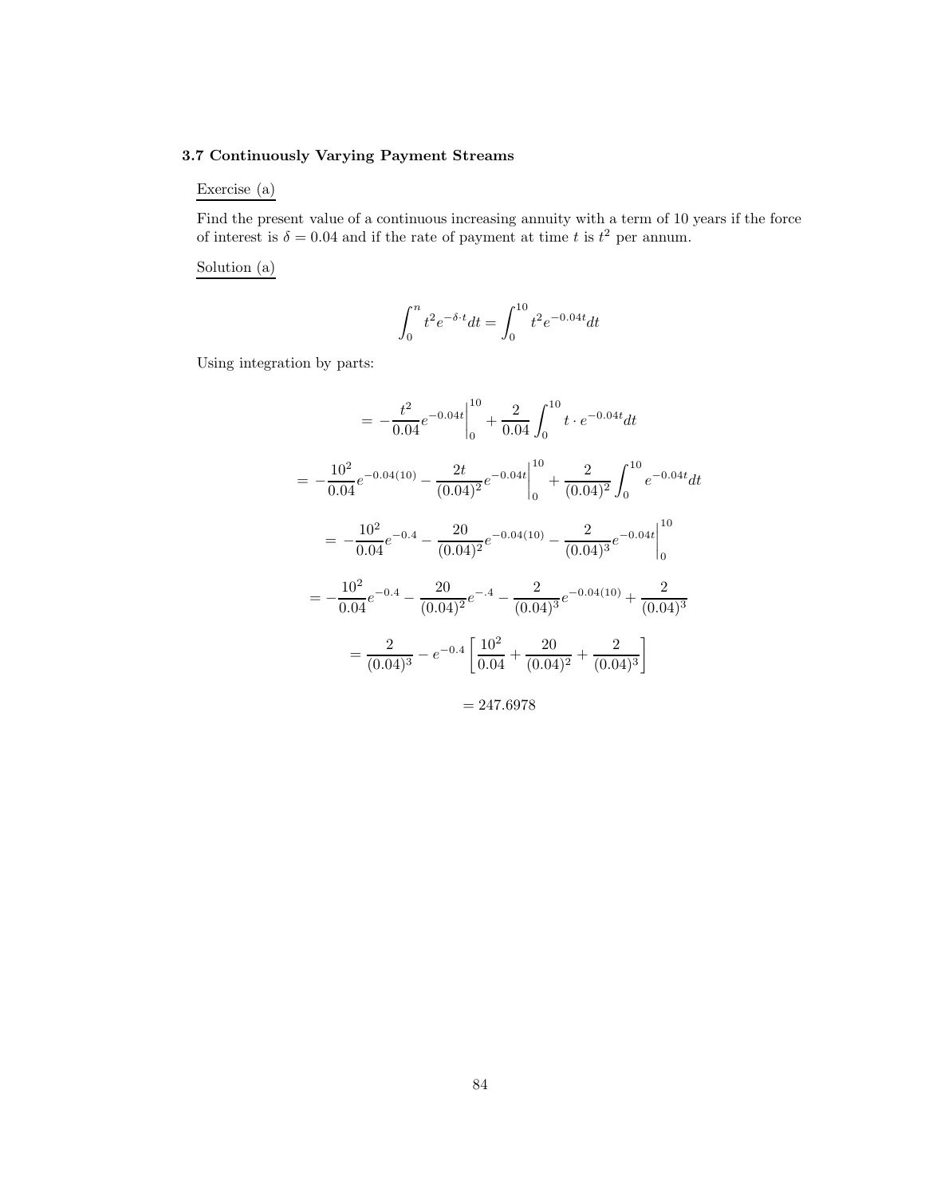### 3.7 Continuously Varying Payment Streams

Exercise (a)

Find the present value of a continuous increasing annuity with a term of 10 years if the force of interest is $\delta = 0.04$ and if the rate of payment at time $t$ is $t^2$ per annum.

Solution (a)

$$\int_0^n t^2 e^{-\delta \cdot t} dt = \int_0^{10} t^2 e^{-0.04t} dt$$

Using integration by parts:

$$= -\frac{t^2}{0.04} e^{-0.04t}\Big|_0^{10} + \frac{2}{0.04}\int_0^{10} t \cdot e^{-0.04t} dt$$

$$= -\frac{10^2}{0.04} e^{-0.04(10)} - \frac{2t}{(0.04)^2} e^{-0.04t}\Big|_0^{10} + \frac{2}{(0.04)^2}\int_0^{10} e^{-0.04t} dt$$

$$= -\frac{10^2}{0.04} e^{-0.4} - \frac{20}{(0.04)^2} e^{-0.04(10)} - \frac{2}{(0.04)^3} e^{-0.04t}\Big|_0^{10}$$

$$= -\frac{10^2}{0.04} e^{-0.4} - \frac{20}{(0.04)^2} e^{-.4} - \frac{2}{(0.04)^3} e^{-0.04(10)} + \frac{2}{(0.04)^3}$$

$$= \frac{2}{(0.04)^3} - e^{-0.4}\left[\frac{10^2}{0.04} + \frac{20}{(0.04)^2} + \frac{2}{(0.04)^3}\right]$$

$$= 247.6978$$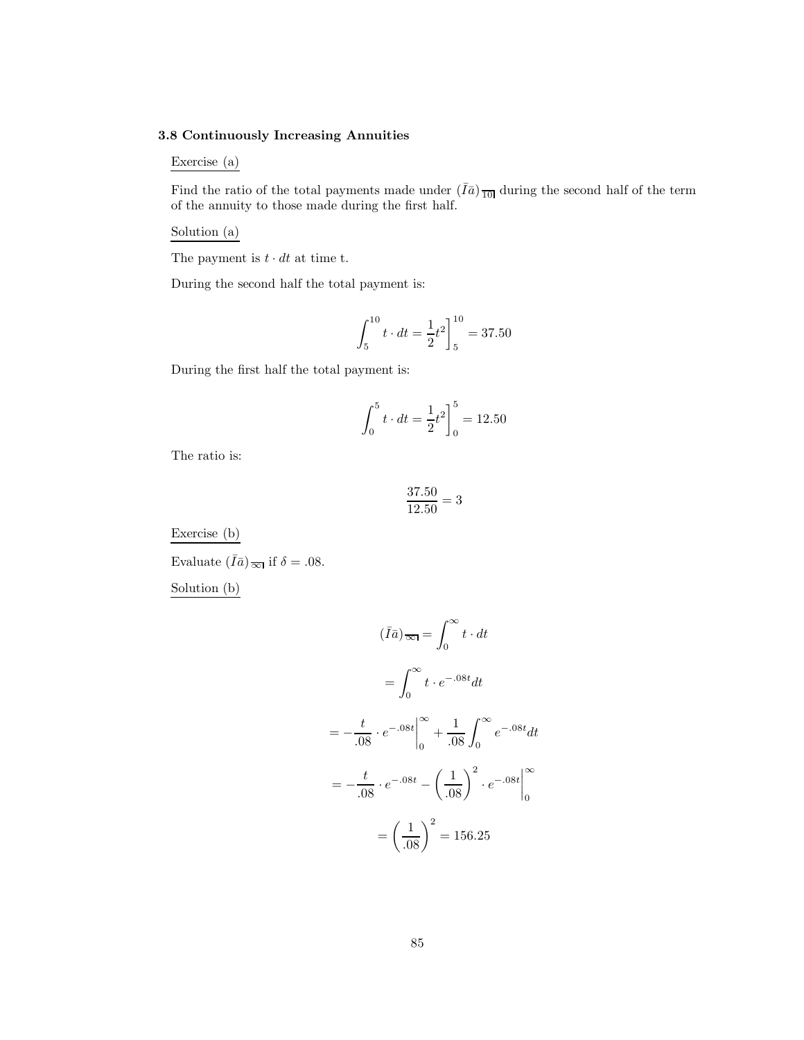### 3.8 Continuously Increasing Annuities

Exercise (a)

Find the ratio of the total payments made under $(\bar{I}\bar{a})_{\overline{10|}}$ during the second half of the term of the annuity to those made during the first half.

Solution (a)

The payment is $t \cdot dt$ at time t.

During the second half the total payment is:

$$\int_5^{10} t \cdot dt = \frac{1}{2}t^2\Big]_5^{10} = 37.50$$

During the first half the total payment is:

$$\int_0^{5} t \cdot dt = \frac{1}{2}t^2\Big]_0^{5} = 12.50$$

The ratio is:

$$\frac{37.50}{12.50} = 3$$

Exercise (b)

Evaluate $(\bar{I}\bar{a})_{\overline{\infty|}}$ if $\delta = .08$.

Solution (b)

$$(\bar{I}\bar{a})_{\overline{\infty|}} = \int_0^{\infty} t \cdot dt$$

$$= \int_0^{\infty} t \cdot e^{-.08t} dt$$

$$= -\frac{t}{.08} \cdot e^{-.08t}\Big|_0^{\infty} + \frac{1}{.08}\int_0^{\infty} e^{-.08t} dt$$

$$= -\frac{t}{.08} \cdot e^{-.08t} - \left(\frac{1}{.08}\right)^2 \cdot e^{-.08t}\Big|_0^{\infty}$$

$$= \left(\frac{1}{.08}\right)^2 = 156.25$$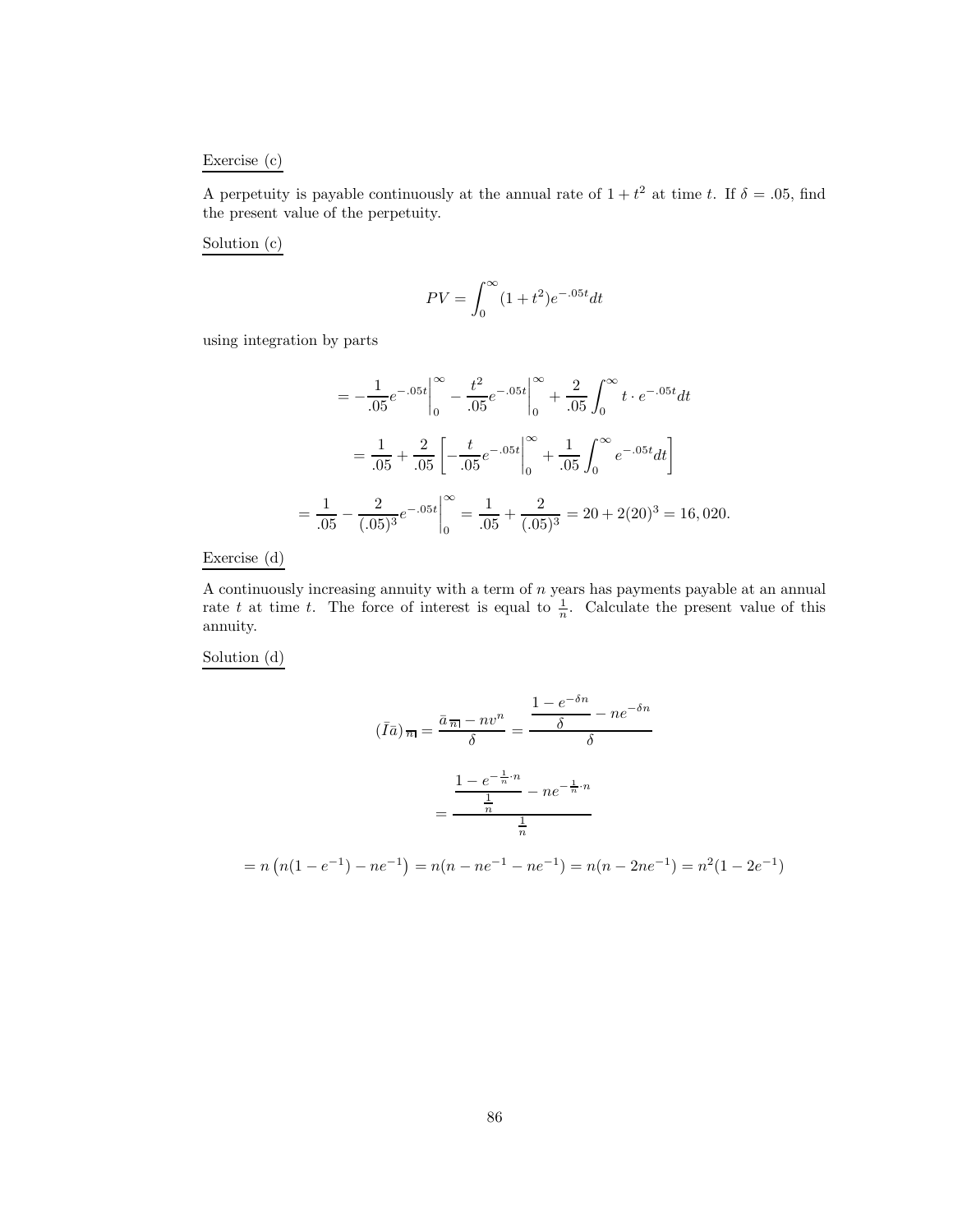Exercise (c)

A perpetuity is payable continuously at the annual rate of $1 + t^2$ at time $t$. If $\delta = .05$, find the present value of the perpetuity.

Solution (c)

$$PV = \int_0^{\infty} (1 + t^2) e^{-.05t} dt$$

using integration by parts

$$= -\frac{1}{.05} e^{-.05t} \Big|_0^{\infty} - \frac{t^2}{.05} e^{-.05t} \Big|_0^{\infty} + \frac{2}{.05} \int_0^{\infty} t \cdot e^{-.05t} dt$$

$$= \frac{1}{.05} + \frac{2}{.05} \left[ -\frac{t}{.05} e^{-.05t} \Big|_0^{\infty} + \frac{1}{.05} \int_0^{\infty} e^{-.05t} dt \right]$$

$$= \frac{1}{.05} - \frac{2}{(.05)^3} e^{-.05t} \Big|_0^{\infty} = \frac{1}{.05} + \frac{2}{(.05)^3} = 20 + 2(20)^3 = 16,020.$$

Exercise (d)

A continuously increasing annuity with a term of $n$ years has payments payable at an annual rate $t$ at time $t$. The force of interest is equal to $\frac{1}{n}$. Calculate the present value of this annuity.

Solution (d)

$$(\bar{I}\bar{a})_{\overline{n}|} = \frac{\bar{a}_{\overline{n}|} - nv^n}{\delta} = \frac{\dfrac{1 - e^{-\delta n}}{\delta} - ne^{-\delta n}}{\delta}$$

$$= \frac{\dfrac{1 - e^{-\frac{1}{n} \cdot n}}{\frac{1}{n}} - ne^{-\frac{1}{n} \cdot n}}{\frac{1}{n}}$$

$$= n\left(n(1 - e^{-1}) - ne^{-1}\right) = n(n - ne^{-1} - ne^{-1}) = n(n - 2ne^{-1}) = n^2(1 - 2e^{-1})$$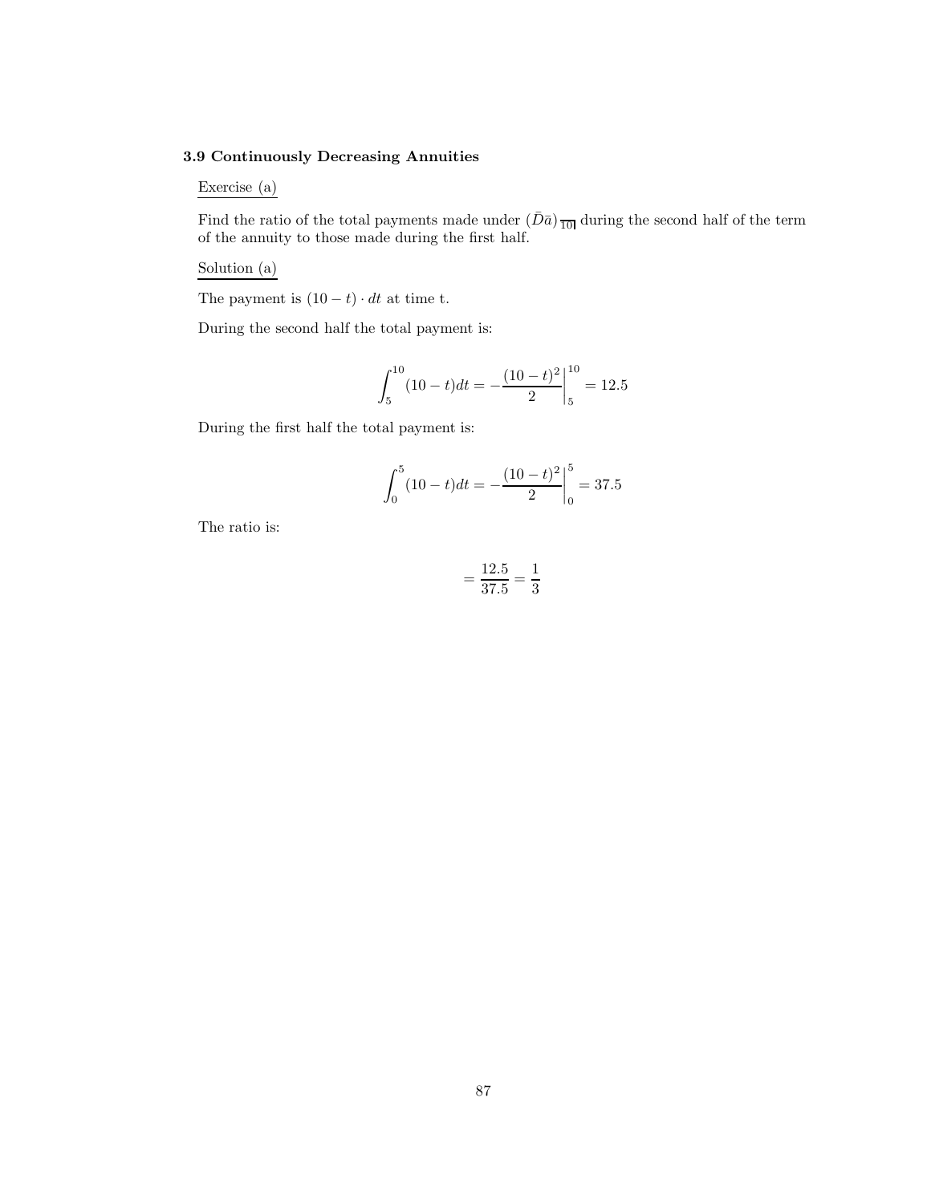### 3.9 Continuously Decreasing Annuities

Exercise (a)

Find the ratio of the total payments made under $(\bar{D}\bar{a})_{\overline{10|}}$ during the second half of the term of the annuity to those made during the first half.

Solution (a)

The payment is $(10 - t) \cdot dt$ at time t.

During the second half the total payment is:

$$\int_5^{10} (10 - t)dt = -\frac{(10 - t)^2}{2}\bigg|_5^{10} = 12.5$$

During the first half the total payment is:

$$\int_0^{5} (10 - t)dt = -\frac{(10 - t)^2}{2}\bigg|_0^{5} = 37.5$$

The ratio is:

$$= \frac{12.5}{37.5} = \frac{1}{3}$$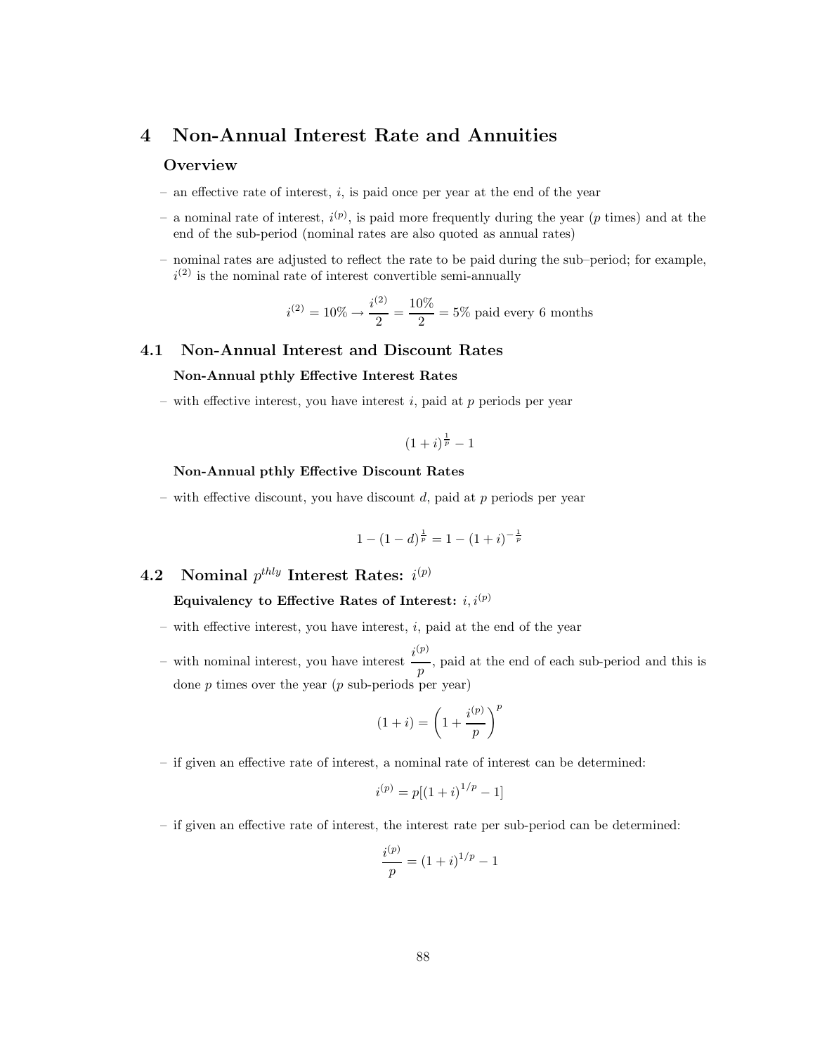# 4 Non-Annual Interest Rate and Annuities

### Overview

- an effective rate of interest, $i$, is paid once per year at the end of the year
- a nominal rate of interest, $i^{(p)}$, is paid more frequently during the year ($p$ times) and at the end of the sub-period (nominal rates are also quoted as annual rates)
- nominal rates are adjusted to reflect the rate to be paid during the sub–period; for example, $i^{(2)}$ is the nominal rate of interest convertible semi-annually

$$i^{(2)} = 10\% \rightarrow \frac{i^{(2)}}{2} = \frac{10\%}{2} = 5\% \text{ paid every 6 months}$$

## 4.1 Non-Annual Interest and Discount Rates

### Non-Annual pthly Effective Interest Rates

- with effective interest, you have interest $i$, paid at $p$ periods per year

$$(1+i)^{\frac{1}{p}} - 1$$

### Non-Annual pthly Effective Discount Rates

- with effective discount, you have discount $d$, paid at $p$ periods per year

$$1 - (1-d)^{\frac{1}{p}} = 1 - (1+i)^{-\frac{1}{p}}$$

## 4.2 Nominal $p^{thly}$ Interest Rates: $i^{(p)}$

### Equivalency to Effective Rates of Interest: $i, i^{(p)}$

- with effective interest, you have interest, $i$, paid at the end of the year
- with nominal interest, you have interest $\dfrac{i^{(p)}}{p}$, paid at the end of each sub-period and this is done $p$ times over the year ($p$ sub-periods per year)

$$(1+i) = \left(1 + \frac{i^{(p)}}{p}\right)^p$$

- if given an effective rate of interest, a nominal rate of interest can be determined:

$$i^{(p)} = p[(1+i)^{1/p} - 1]$$

- if given an effective rate of interest, the interest rate per sub-period can be determined:

$$\frac{i^{(p)}}{p} = (1+i)^{1/p} - 1$$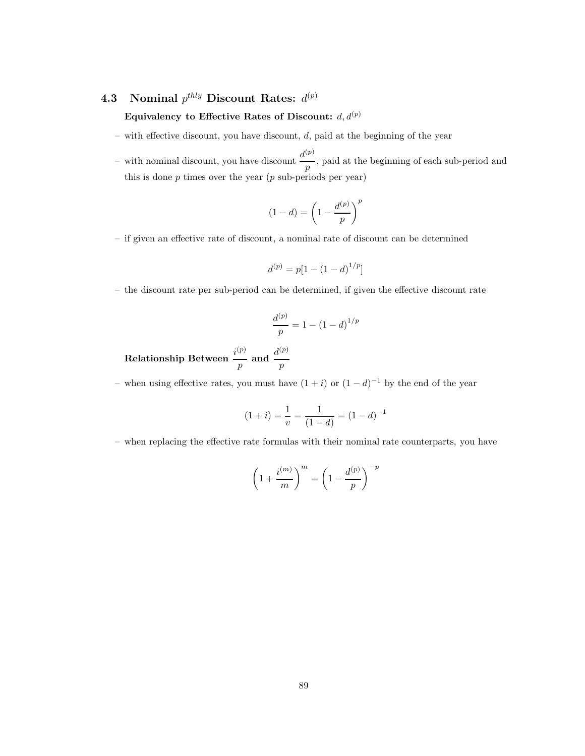## 4.3 Nominal $p^{thly}$ Discount Rates: $d^{(p)}$

**Equivalency to Effective Rates of Discount:** $d, d^{(p)}$

– with effective discount, you have discount, $d$, paid at the beginning of the year

– with nominal discount, you have discount $\dfrac{d^{(p)}}{p}$, paid at the beginning of each sub-period and this is done $p$ times over the year ($p$ sub-periods per year)

$$(1-d) = \left(1 - \frac{d^{(p)}}{p}\right)^p$$

– if given an effective rate of discount, a nominal rate of discount can be determined

$$d^{(p)} = p[1 - (1-d)^{1/p}]$$

– the discount rate per sub-period can be determined, if given the effective discount rate

$$\frac{d^{(p)}}{p} = 1 - (1-d)^{1/p}$$

**Relationship Between** $\dfrac{i^{(p)}}{p}$ **and** $\dfrac{d^{(p)}}{p}$

– when using effective rates, you must have $(1+i)$ or $(1-d)^{-1}$ by the end of the year

$$(1+i) = \frac{1}{v} = \frac{1}{(1-d)} = (1-d)^{-1}$$

– when replacing the effective rate formulas with their nominal rate counterparts, you have

$$\left(1 + \frac{i^{(m)}}{m}\right)^m = \left(1 - \frac{d^{(p)}}{p}\right)^{-p}$$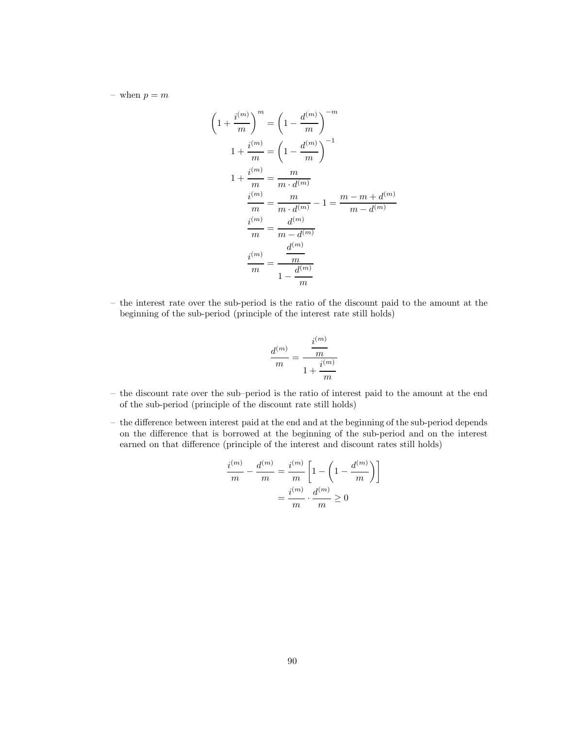– when $p = m$

$$
\begin{aligned}
\left(1 + \frac{i^{(m)}}{m}\right)^m &= \left(1 - \frac{d^{(m)}}{m}\right)^{-m} \\
1 + \frac{i^{(m)}}{m} &= \left(1 - \frac{d^{(m)}}{m}\right)^{-1} \\
1 + \frac{i^{(m)}}{m} &= \frac{m}{m \cdot d^{(m)}} \\
\frac{i^{(m)}}{m} &= \frac{m}{m \cdot d^{(m)}} - 1 = \frac{m - m + d^{(m)}}{m - d^{(m)}} \\
\frac{i^{(m)}}{m} &= \frac{d^{(m)}}{m - d^{(m)}} \\
\frac{i^{(m)}}{m} &= \frac{\frac{d^{(m)}}{m}}{1 - \frac{d^{(m)}}{m}}
\end{aligned}
$$

– the interest rate over the sub-period is the ratio of the discount paid to the amount at the beginning of the sub-period (principle of the interest rate still holds)

$$
\frac{d^{(m)}}{m} = \frac{\frac{i^{(m)}}{m}}{1 + \frac{i^{(m)}}{m}}
$$

– the discount rate over the sub–period is the ratio of interest paid to the amount at the end of the sub-period (principle of the discount rate still holds)

– the difference between interest paid at the end and at the beginning of the sub-period depends on the difference that is borrowed at the beginning of the sub-period and on the interest earned on that difference (principle of the interest and discount rates still holds)

$$
\begin{aligned}
\frac{i^{(m)}}{m} - \frac{d^{(m)}}{m} &= \frac{i^{(m)}}{m}\left[1 - \left(1 - \frac{d^{(m)}}{m}\right)\right] \\
&= \frac{i^{(m)}}{m} \cdot \frac{d^{(m)}}{m} \geq 0
\end{aligned}
$$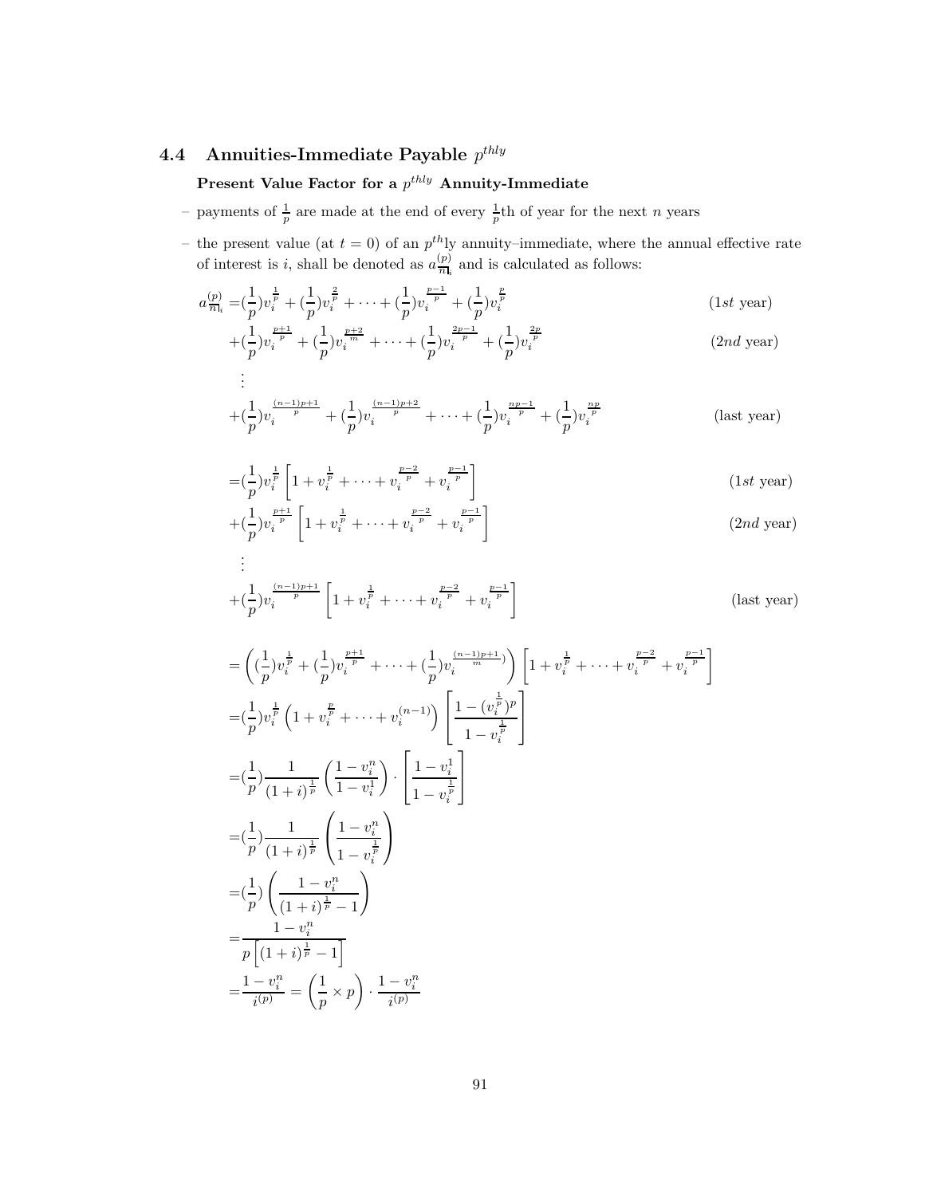### 4.4 Annuities-Immediate Payable $p^{thly}$

**Present Value Factor for a $p^{thly}$ Annuity-Immediate**

- payments of $\frac{1}{p}$ are made at the end of every $\frac{1}{p}$th of year for the next $n$ years
- the present value (at $t = 0$) of an $p^{th}$ly annuity–immediate, where the annual effective rate of interest is $i$, shall be denoted as $a^{(p)}_{\overline{n}|i}$ and is calculated as follows:

$$
\begin{aligned}
a^{(p)}_{\overline{n}|i} =& (\frac{1}{p})v_i^{\frac{1}{p}} + (\frac{1}{p})v_i^{\frac{2}{p}} + \cdots + (\frac{1}{p})v_i^{\frac{p-1}{p}} + (\frac{1}{p})v_i^{\frac{p}{p}} && (1st \text{ year}) \\
&+ (\frac{1}{p})v_i^{\frac{p+1}{p}} + (\frac{1}{p})v_i^{\frac{p+2}{m}} + \cdots + (\frac{1}{p})v_i^{\frac{2p-1}{p}} + (\frac{1}{p})v_i^{\frac{2p}{p}} && (2nd \text{ year}) \\
&\vdots \\
&+ (\frac{1}{p})v_i^{\frac{(n-1)p+1}{p}} + (\frac{1}{p})v_i^{\frac{(n-1)p+2}{p}} + \cdots + (\frac{1}{p})v_i^{\frac{np-1}{p}} + (\frac{1}{p})v_i^{\frac{np}{p}} && (\text{last year})
\end{aligned}
$$

$$
\begin{aligned}
=& (\frac{1}{p})v_i^{\frac{1}{p}}\left[1 + v_i^{\frac{1}{p}} + \cdots + v_i^{\frac{p-2}{p}} + v_i^{\frac{p-1}{p}}\right] && (1st \text{ year}) \\
&+ (\frac{1}{p})v_i^{\frac{p+1}{p}}\left[1 + v_i^{\frac{1}{p}} + \cdots + v_i^{\frac{p-2}{p}} + v_i^{\frac{p-1}{p}}\right] && (2nd \text{ year}) \\
&\vdots \\
&+ (\frac{1}{p})v_i^{\frac{(n-1)p+1}{p}}\left[1 + v_i^{\frac{1}{p}} + \cdots + v_i^{\frac{p-2}{p}} + v_i^{\frac{p-1}{p}}\right] && (\text{last year})
\end{aligned}
$$

$$
\begin{aligned}
=& \left((\frac{1}{p})v_i^{\frac{1}{p}} + (\frac{1}{p})v_i^{\frac{p+1}{p}} + \cdots + (\frac{1}{p})v_i^{\frac{(n-1)p+1}{m})}\right)\left[1 + v_i^{\frac{1}{p}} + \cdots + v_i^{\frac{p-2}{p}} + v_i^{\frac{p-1}{p}}\right] \\
=& (\frac{1}{p})v_i^{\frac{1}{p}}\left(1 + v_i^{\frac{p}{p}} + \cdots + v_i^{(n-1)}\right)\left[\frac{1-(v_i^{\frac{1}{p}})^p}{1-v_i^{\frac{1}{p}}}\right] \\
=& (\frac{1}{p})\frac{1}{(1+i)^{\frac{1}{p}}}\left(\frac{1-v_i^n}{1-v_i^1}\right)\cdot\left[\frac{1-v_i^1}{1-v_i^{\frac{1}{p}}}\right] \\
=& (\frac{1}{p})\frac{1}{(1+i)^{\frac{1}{p}}}\left(\frac{1-v_i^n}{1-v_i^{\frac{1}{p}}}\right) \\
=& (\frac{1}{p})\left(\frac{1-v_i^n}{(1+i)^{\frac{1}{p}}-1}\right) \\
=& \frac{1-v_i^n}{p\left[(1+i)^{\frac{1}{p}}-1\right]} \\
=& \frac{1-v_i^n}{i^{(p)}} = \left(\frac{1}{p}\times p\right)\cdot\frac{1-v_i^n}{i^{(p)}}
\end{aligned}
$$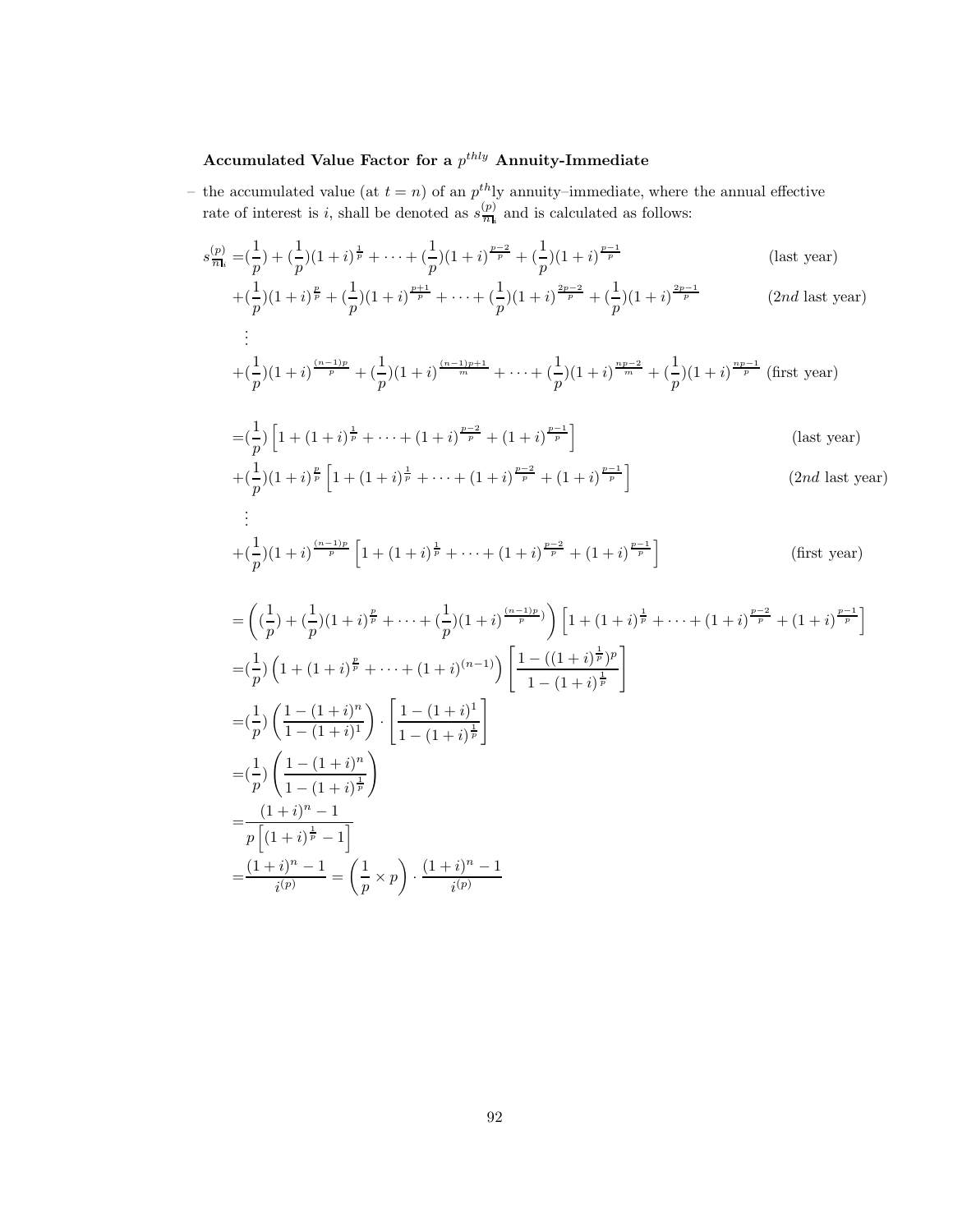**Accumulated Value Factor for a $p^{thly}$ Annuity-Immediate**

– the accumulated value (at $t = n$) of an $p^{th}$ly annuity–immediate, where the annual effective rate of interest is $i$, shall be denoted as $s^{(p)}_{\overline{n}|i}$ and is calculated as follows:

$$
\begin{aligned}
s^{(p)}_{\overline{n}|i} =& (\frac{1}{p}) + (\frac{1}{p})(1+i)^{\frac{1}{p}} + \cdots + (\frac{1}{p})(1+i)^{\frac{p-2}{p}} + (\frac{1}{p})(1+i)^{\frac{p-1}{p}} && \text{(last year)} \\
&+ (\frac{1}{p})(1+i)^{\frac{p}{p}} + (\frac{1}{p})(1+i)^{\frac{p+1}{p}} + \cdots + (\frac{1}{p})(1+i)^{\frac{2p-2}{p}} + (\frac{1}{p})(1+i)^{\frac{2p-1}{p}} && (2nd \text{ last year}) \\
&\vdots \\
&+ (\frac{1}{p})(1+i)^{\frac{(n-1)p}{p}} + (\frac{1}{p})(1+i)^{\frac{(n-1)p+1}{m}} + \cdots + (\frac{1}{p})(1+i)^{\frac{np-2}{m}} + (\frac{1}{p})(1+i)^{\frac{np-1}{p}} && \text{(first year)}
\end{aligned}
$$

$$
\begin{aligned}
=& (\frac{1}{p})\left[1 + (1+i)^{\frac{1}{p}} + \cdots + (1+i)^{\frac{p-2}{p}} + (1+i)^{\frac{p-1}{p}}\right] && \text{(last year)} \\
&+ (\frac{1}{p})(1+i)^{\frac{p}{p}}\left[1 + (1+i)^{\frac{1}{p}} + \cdots + (1+i)^{\frac{p-2}{p}} + (1+i)^{\frac{p-1}{p}}\right] && (2nd \text{ last year}) \\
&\vdots \\
&+ (\frac{1}{p})(1+i)^{\frac{(n-1)p}{p}}\left[1 + (1+i)^{\frac{1}{p}} + \cdots + (1+i)^{\frac{p-2}{p}} + (1+i)^{\frac{p-1}{p}}\right] && \text{(first year)}
\end{aligned}
$$

$$
\begin{aligned}
&= \left((\frac{1}{p}) + (\frac{1}{p})(1+i)^{\frac{p}{p}} + \cdots + (\frac{1}{p})(1+i)^{\frac{(n-1)p}{p}})\right)\left[1 + (1+i)^{\frac{1}{p}} + \cdots + (1+i)^{\frac{p-2}{p}} + (1+i)^{\frac{p-1}{p}}\right] \\
&= (\frac{1}{p})\left(1 + (1+i)^{\frac{p}{p}} + \cdots + (1+i)^{(n-1)}\right)\left[\frac{1 - ((1+i)^{\frac{1}{p}})^p}{1 - (1+i)^{\frac{1}{p}}}\right] \\
&= (\frac{1}{p})\left(\frac{1 - (1+i)^n}{1 - (1+i)^1}\right) \cdot \left[\frac{1 - (1+i)^1}{1 - (1+i)^{\frac{1}{p}}}\right] \\
&= (\frac{1}{p})\left(\frac{1 - (1+i)^n}{1 - (1+i)^{\frac{1}{p}}}\right) \\
&= \frac{(1+i)^n - 1}{p\left[(1+i)^{\frac{1}{p}} - 1\right]} \\
&= \frac{(1+i)^n - 1}{i^{(p)}} = \left(\frac{1}{p} \times p\right) \cdot \frac{(1+i)^n - 1}{i^{(p)}}
\end{aligned}
$$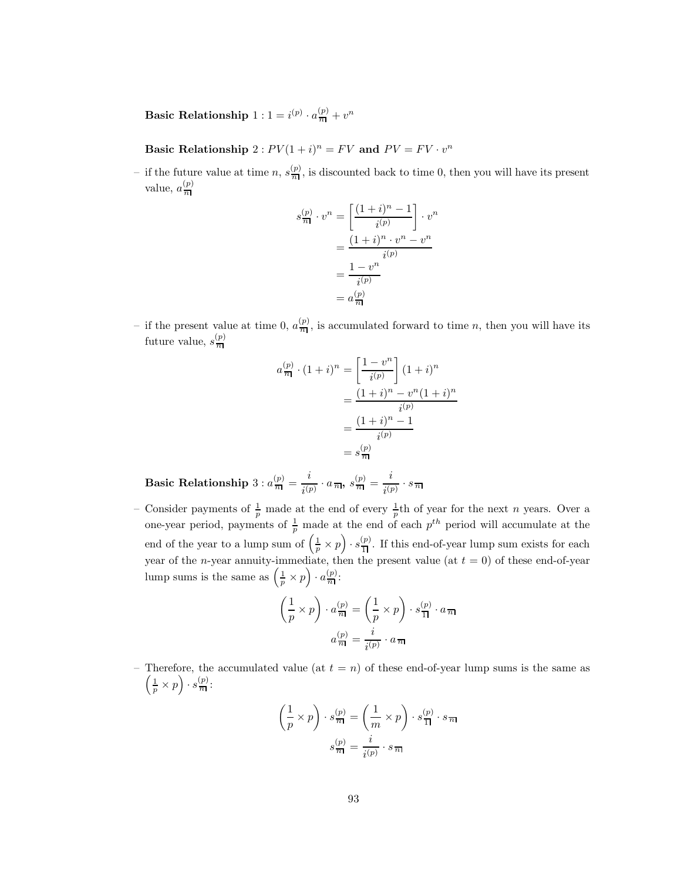**Basic Relationship** $1 : 1 = i^{(p)} \cdot a_{\overline{n}|}^{(p)} + v^n$

**Basic Relationship** $2 : PV(1+i)^n = FV$ **and** $PV = FV \cdot v^n$

– if the future value at time $n$, $s_{\overline{n}|}^{(p)}$, is discounted back to time 0, then you will have its present value, $a_{\overline{n}|}^{(p)}$

$$
\begin{aligned}
s_{\overline{n}|}^{(p)} \cdot v^n &= \left[\frac{(1+i)^n - 1}{i^{(p)}}\right] \cdot v^n \\
&= \frac{(1+i)^n \cdot v^n - v^n}{i^{(p)}} \\
&= \frac{1 - v^n}{i^{(p)}} \\
&= a_{\overline{n}|}^{(p)}
\end{aligned}
$$

– if the present value at time 0, $a_{\overline{n}|}^{(p)}$, is accumulated forward to time $n$, then you will have its future value, $s_{\overline{n}|}^{(p)}$

$$
\begin{aligned}
a_{\overline{n}|}^{(p)} \cdot (1+i)^n &= \left[\frac{1 - v^n}{i^{(p)}}\right](1+i)^n \\
&= \frac{(1+i)^n - v^n(1+i)^n}{i^{(p)}} \\
&= \frac{(1+i)^n - 1}{i^{(p)}} \\
&= s_{\overline{n}|}^{(p)}
\end{aligned}
$$

**Basic Relationship** $3 : a_{\overline{n}|}^{(p)} = \dfrac{i}{i^{(p)}} \cdot a_{\overline{n}|}$**,** $s_{\overline{n}|}^{(p)} = \dfrac{i}{i^{(p)}} \cdot s_{\overline{n}|}$

– Consider payments of $\frac{1}{p}$ made at the end of every $\frac{1}{p}$th of year for the next $n$ years. Over a one-year period, payments of $\frac{1}{p}$ made at the end of each $p^{th}$ period will accumulate at the end of the year to a lump sum of $\left(\frac{1}{p} \times p\right) \cdot s_{\overline{1}|}^{(p)}$. If this end-of-year lump sum exists for each year of the $n$-year annuity-immediate, then the present value (at $t = 0$) of these end-of-year lump sums is the same as $\left(\frac{1}{p} \times p\right) \cdot a_{\overline{n}|}^{(p)}$:

$$
\begin{aligned}
\left(\frac{1}{p} \times p\right) \cdot a_{\overline{n}|}^{(p)} &= \left(\frac{1}{p} \times p\right) \cdot s_{\overline{1}|}^{(p)} \cdot a_{\overline{n}|} \\
a_{\overline{n}|}^{(p)} &= \frac{i}{i^{(p)}} \cdot a_{\overline{n}|}
\end{aligned}
$$

– Therefore, the accumulated value (at $t = n$) of these end-of-year lump sums is the same as $\left(\frac{1}{p} \times p\right) \cdot s_{\overline{n}|}^{(p)}$:

$$
\begin{aligned}
\left(\frac{1}{p} \times p\right) \cdot s_{\overline{n}|}^{(p)} &= \left(\frac{1}{m} \times p\right) \cdot s_{\overline{1}|}^{(p)} \cdot s_{\overline{n}|} \\
s_{\overline{n}|}^{(p)} &= \frac{i}{i^{(p)}} \cdot s_{\overline{n}|}
\end{aligned}
$$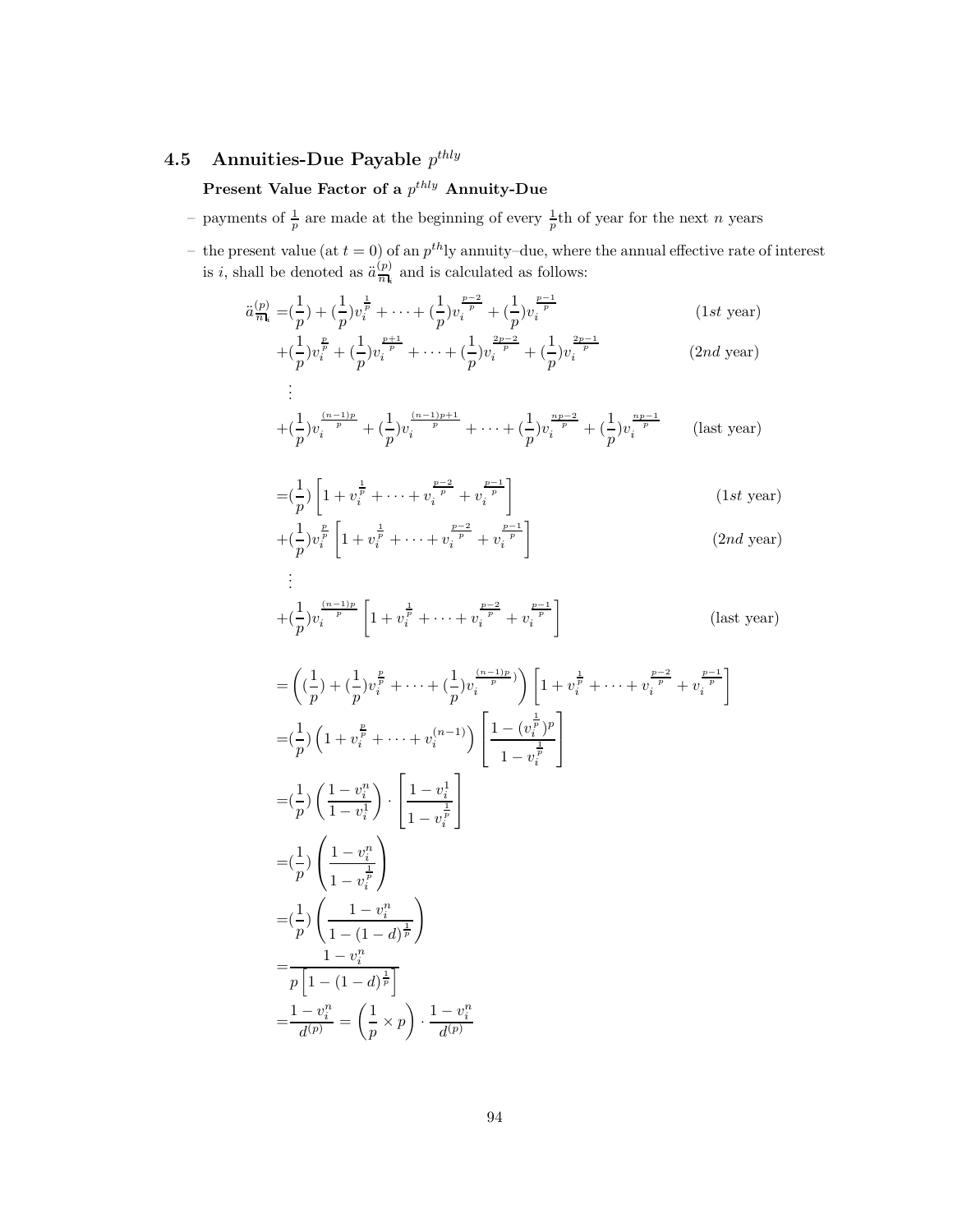## 4.5 Annuities-Due Payable $p^{thly}$

**Present Value Factor of a $p^{thly}$ Annuity-Due**

- payments of $\frac{1}{p}$ are made at the beginning of every $\frac{1}{p}$th of year for the next $n$ years
- the present value (at $t = 0$) of an $p^{th}$ly annuity–due, where the annual effective rate of interest is $i$, shall be denoted as $\ddot{a}^{(p)}_{\overline{n}|i}$ and is calculated as follows:

$$
\begin{aligned}
\ddot{a}^{(p)}_{\overline{n}|i} =& (\frac{1}{p}) + (\frac{1}{p})v_i^{\frac{1}{p}} + \cdots + (\frac{1}{p})v_i^{\frac{p-2}{p}} + (\frac{1}{p})v_i^{\frac{p-1}{p}} && (1st \text{ year})\\
&+ (\frac{1}{p})v_i^{\frac{p}{p}} + (\frac{1}{p})v_i^{\frac{p+1}{p}} + \cdots + (\frac{1}{p})v_i^{\frac{2p-2}{p}} + (\frac{1}{p})v_i^{\frac{2p-1}{p}} && (2nd \text{ year})\\
&\vdots\\
&+ (\frac{1}{p})v_i^{\frac{(n-1)p}{p}} + (\frac{1}{p})v_i^{\frac{(n-1)p+1}{p}} + \cdots + (\frac{1}{p})v_i^{\frac{np-2}{p}} + (\frac{1}{p})v_i^{\frac{np-1}{p}} && (\text{last year})
\end{aligned}
$$

$$
\begin{aligned}
=& (\frac{1}{p})\left[1 + v_i^{\frac{1}{p}} + \cdots + v_i^{\frac{p-2}{p}} + v_i^{\frac{p-1}{p}}\right] && (1st \text{ year})\\
&+ (\frac{1}{p})v_i^{\frac{p}{p}}\left[1 + v_i^{\frac{1}{p}} + \cdots + v_i^{\frac{p-2}{p}} + v_i^{\frac{p-1}{p}}\right] && (2nd \text{ year})\\
&\vdots\\
&+ (\frac{1}{p})v_i^{\frac{(n-1)p}{p}}\left[1 + v_i^{\frac{1}{p}} + \cdots + v_i^{\frac{p-2}{p}} + v_i^{\frac{p-1}{p}}\right] && (\text{last year})
\end{aligned}
$$

$$
\begin{aligned}
&= \left((\frac{1}{p}) + (\frac{1}{p})v_i^{\frac{p}{p}} + \cdots + (\frac{1}{p})v_i^{\frac{(n-1)p}{p}}\right)\left[1 + v_i^{\frac{1}{p}} + \cdots + v_i^{\frac{p-2}{p}} + v_i^{\frac{p-1}{p}}\right]\\
&= (\frac{1}{p})\left(1 + v_i^{\frac{p}{p}} + \cdots + v_i^{(n-1)}\right)\left[\frac{1 - (v_i^{\frac{1}{p}})^p}{1 - v_i^{\frac{1}{p}}}\right]\\
&= (\frac{1}{p})\left(\frac{1 - v_i^n}{1 - v_i^1}\right) \cdot \left[\frac{1 - v_i^1}{1 - v_i^{\frac{1}{p}}}\right]\\
&= (\frac{1}{p})\left(\frac{1 - v_i^n}{1 - v_i^{\frac{1}{p}}}\right)\\
&= (\frac{1}{p})\left(\frac{1 - v_i^n}{1 - (1-d)^{\frac{1}{p}}}\right)\\
&= \frac{1 - v_i^n}{p\left[1 - (1-d)^{\frac{1}{p}}\right]}\\
&= \frac{1 - v_i^n}{d^{(p)}} = \left(\frac{1}{p} \times p\right) \cdot \frac{1 - v_i^n}{d^{(p)}}
\end{aligned}
$$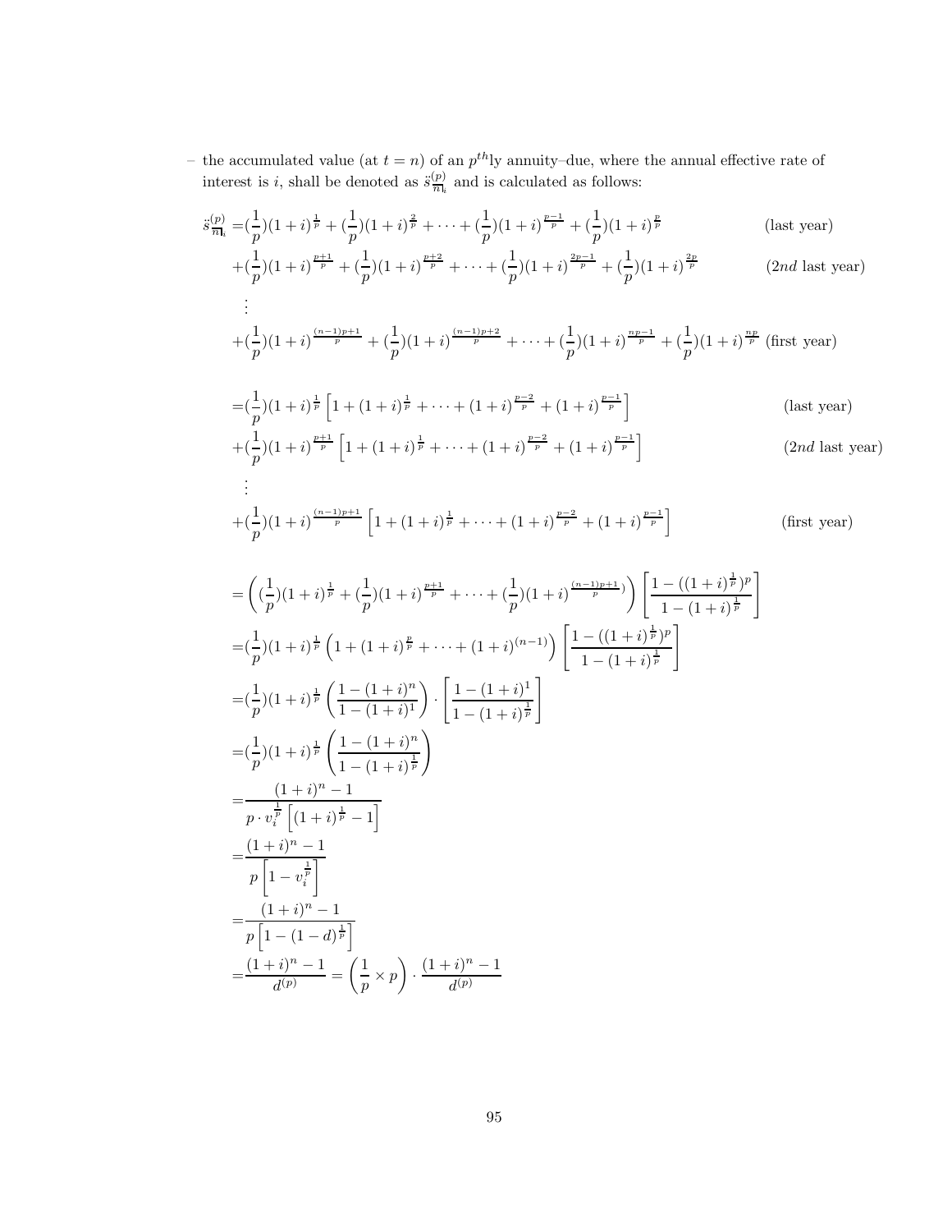– the accumulated value (at $t = n$) of an $p^{th}$ly annuity–due, where the annual effective rate of interest is $i$, shall be denoted as $\ddot{s}^{(p)}_{\overline{n}|_i}$ and is calculated as follows:

$$
\begin{aligned}
\ddot{s}^{(p)}_{\overline{n}|_i} =& (\frac{1}{p})(1+i)^{\frac{1}{p}} + (\frac{1}{p})(1+i)^{\frac{2}{p}} + \cdots + (\frac{1}{p})(1+i)^{\frac{p-1}{p}} + (\frac{1}{p})(1+i)^{\frac{p}{p}} && \text{(last year)} \\
&+ (\frac{1}{p})(1+i)^{\frac{p+1}{p}} + (\frac{1}{p})(1+i)^{\frac{p+2}{p}} + \cdots + (\frac{1}{p})(1+i)^{\frac{2p-1}{p}} + (\frac{1}{p})(1+i)^{\frac{2p}{p}} && \text{(2nd last year)} \\
&\vdots \\
&+ (\frac{1}{p})(1+i)^{\frac{(n-1)p+1}{p}} + (\frac{1}{p})(1+i)^{\frac{(n-1)p+2}{p}} + \cdots + (\frac{1}{p})(1+i)^{\frac{np-1}{p}} + (\frac{1}{p})(1+i)^{\frac{np}{p}} && \text{(first year)} \\
\\
=& (\frac{1}{p})(1+i)^{\frac{1}{p}} \left[1 + (1+i)^{\frac{1}{p}} + \cdots + (1+i)^{\frac{p-2}{p}} + (1+i)^{\frac{p-1}{p}}\right] && \text{(last year)} \\
&+ (\frac{1}{p})(1+i)^{\frac{p+1}{p}} \left[1 + (1+i)^{\frac{1}{p}} + \cdots + (1+i)^{\frac{p-2}{p}} + (1+i)^{\frac{p-1}{p}}\right] && \text{(2nd last year)} \\
&\vdots \\
&+ (\frac{1}{p})(1+i)^{\frac{(n-1)p+1}{p}} \left[1 + (1+i)^{\frac{1}{p}} + \cdots + (1+i)^{\frac{p-2}{p}} + (1+i)^{\frac{p-1}{p}}\right] && \text{(first year)} \\
\\
=& \left((\frac{1}{p})(1+i)^{\frac{1}{p}} + (\frac{1}{p})(1+i)^{\frac{p+1}{p}} + \cdots + (\frac{1}{p})(1+i)^{\frac{(n-1)p+1}{p}})\right) \left[\frac{1 - ((1+i)^{\frac{1}{p}})^p}{1 - (1+i)^{\frac{1}{p}}}\right] \\
=& (\frac{1}{p})(1+i)^{\frac{1}{p}} \left(1 + (1+i)^{\frac{p}{p}} + \cdots + (1+i)^{(n-1)}\right) \left[\frac{1 - ((1+i)^{\frac{1}{p}})^p}{1 - (1+i)^{\frac{1}{p}}}\right] \\
=& (\frac{1}{p})(1+i)^{\frac{1}{p}} \left(\frac{1 - (1+i)^n}{1 - (1+i)^1}\right) \cdot \left[\frac{1 - (1+i)^1}{1 - (1+i)^{\frac{1}{p}}}\right] \\
=& (\frac{1}{p})(1+i)^{\frac{1}{p}} \left(\frac{1 - (1+i)^n}{1 - (1+i)^{\frac{1}{p}}}\right) \\
=& \frac{(1+i)^n - 1}{p \cdot v_i^{\frac{1}{p}} \left[(1+i)^{\frac{1}{p}} - 1\right]} \\
=& \frac{(1+i)^n - 1}{p\left[1 - v_i^{\frac{1}{p}}\right]} \\
=& \frac{(1+i)^n - 1}{p\left[1 - (1-d)^{\frac{1}{p}}\right]} \\
=& \frac{(1+i)^n - 1}{d^{(p)}} = \left(\frac{1}{p} \times p\right) \cdot \frac{(1+i)^n - 1}{d^{(p)}}
\end{aligned}
$$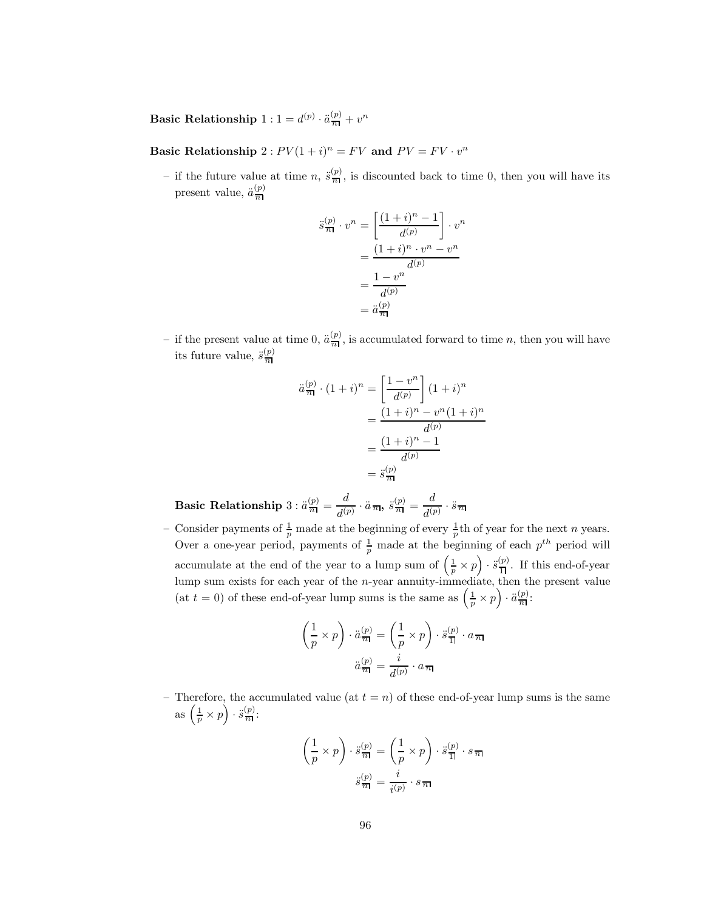**Basic Relationship** $1 : 1 = d^{(p)} \cdot \ddot{a}^{(p)}_{\overline{n}|} + v^n$

**Basic Relationship** $2 : PV(1+i)^n = FV$ **and** $PV = FV \cdot v^n$

– if the future value at time $n$, $\ddot{s}^{(p)}_{\overline{n}|}$, is discounted back to time 0, then you will have its present value, $\ddot{a}^{(p)}_{\overline{n}|}$

$$\begin{aligned}
\ddot{s}^{(p)}_{\overline{n}|} \cdot v^n &= \left[\frac{(1+i)^n - 1}{d^{(p)}}\right] \cdot v^n \\
&= \frac{(1+i)^n \cdot v^n - v^n}{d^{(p)}} \\
&= \frac{1 - v^n}{d^{(p)}} \\
&= \ddot{a}^{(p)}_{\overline{n}|}
\end{aligned}$$

– if the present value at time 0, $\ddot{a}^{(p)}_{\overline{n}|}$, is accumulated forward to time $n$, then you will have its future value, $\ddot{s}^{(p)}_{\overline{n}|}$

$$\begin{aligned}
\ddot{a}^{(p)}_{\overline{n}|} \cdot (1+i)^n &= \left[\frac{1 - v^n}{d^{(p)}}\right](1+i)^n \\
&= \frac{(1+i)^n - v^n(1+i)^n}{d^{(p)}} \\
&= \frac{(1+i)^n - 1}{d^{(p)}} \\
&= \ddot{s}^{(p)}_{\overline{n}|}
\end{aligned}$$

**Basic Relationship** $3 : \ddot{a}^{(p)}_{\overline{n}|} = \dfrac{d}{d^{(p)}} \cdot \ddot{a}_{\overline{n}|}$**,** $\ddot{s}^{(p)}_{\overline{n}|} = \dfrac{d}{d^{(p)}} \cdot \ddot{s}_{\overline{n}|}$

– Consider payments of $\frac{1}{p}$ made at the beginning of every $\frac{1}{p}$th of year for the next $n$ years. Over a one-year period, payments of $\frac{1}{p}$ made at the beginning of each $p^{th}$ period will accumulate at the end of the year to a lump sum of $\left(\frac{1}{p} \times p\right) \cdot \ddot{s}^{(p)}_{\overline{1}|}$. If this end-of-year lump sum exists for each year of the $n$-year annuity-immediate, then the present value (at $t = 0$) of these end-of-year lump sums is the same as $\left(\frac{1}{p} \times p\right) \cdot \ddot{a}^{(p)}_{\overline{n}|}$:

$$\left(\frac{1}{p} \times p\right) \cdot \ddot{a}^{(p)}_{\overline{n}|} = \left(\frac{1}{p} \times p\right) \cdot \ddot{s}^{(p)}_{\overline{1}|} \cdot a_{\overline{n}|}$$

$$\ddot{a}^{(p)}_{\overline{n}|} = \frac{i}{d^{(p)}} \cdot a_{\overline{n}|}$$

– Therefore, the accumulated value (at $t = n$) of these end-of-year lump sums is the same as $\left(\frac{1}{p} \times p\right) \cdot \ddot{s}^{(p)}_{\overline{n}|}$:

$$\left(\frac{1}{p} \times p\right) \cdot \ddot{s}^{(p)}_{\overline{n}|} = \left(\frac{1}{p} \times p\right) \cdot \ddot{s}^{(p)}_{\overline{1}|} \cdot s_{\overline{n}|}$$

$$\ddot{s}^{(p)}_{\overline{n}|} = \frac{i}{i^{(p)}} \cdot s_{\overline{n}|}$$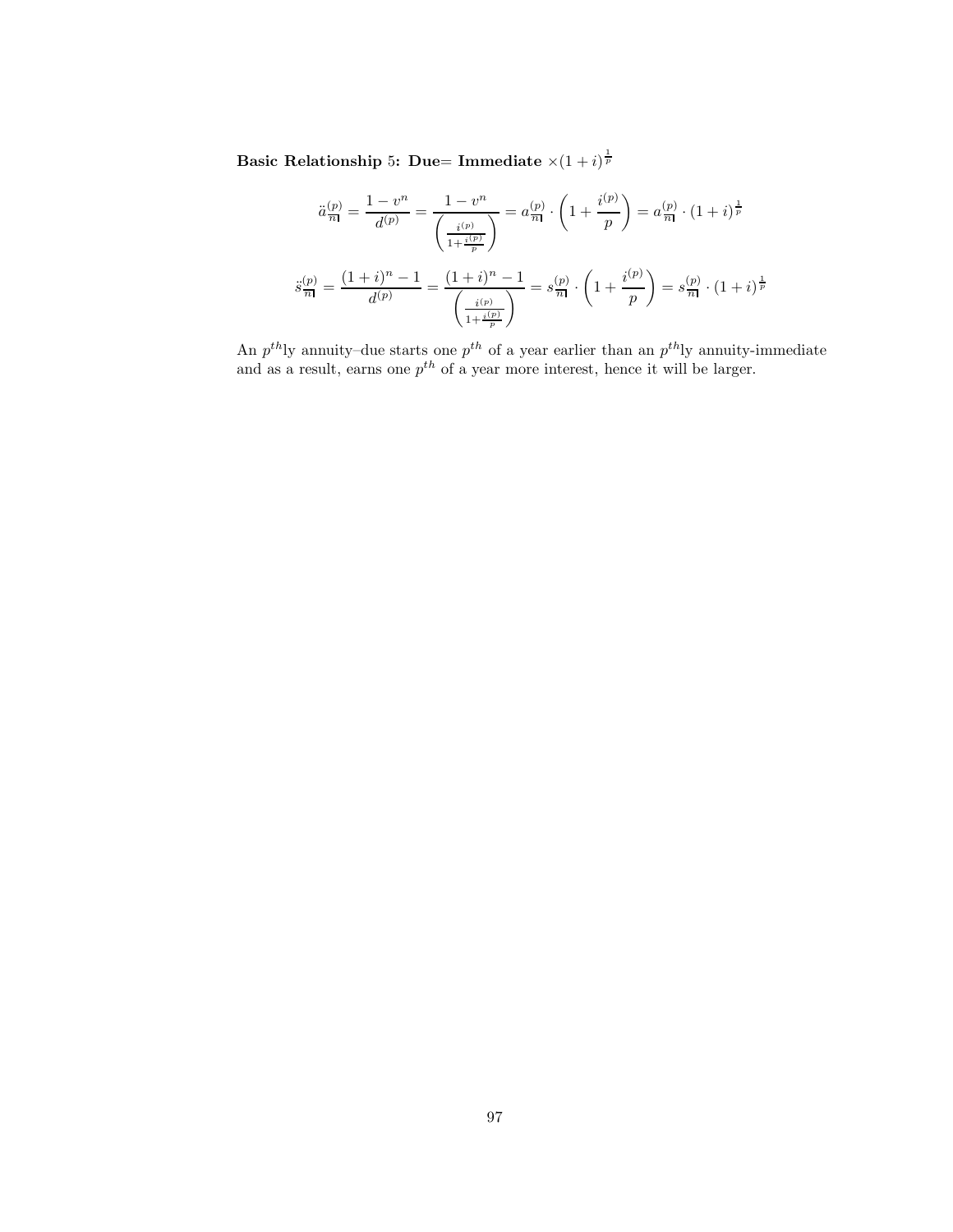**Basic Relationship 5: Due= Immediate** $\times(1+i)^{\frac{1}{p}}$

$$\ddot{a}_{\overline{n}|}^{(p)} = \frac{1-v^n}{d^{(p)}} = \frac{1-v^n}{\left(\frac{i^{(p)}}{1+\frac{i^{(p)}}{p}}\right)} = a_{\overline{n}|}^{(p)} \cdot \left(1+\frac{i^{(p)}}{p}\right) = a_{\overline{n}|}^{(p)} \cdot (1+i)^{\frac{1}{p}}$$

$$\ddot{s}_{\overline{n}|}^{(p)} = \frac{(1+i)^n - 1}{d^{(p)}} = \frac{(1+i)^n - 1}{\left(\frac{i^{(p)}}{1+\frac{i^{(p)}}{p}}\right)} = s_{\overline{n}|}^{(p)} \cdot \left(1+\frac{i^{(p)}}{p}\right) = s_{\overline{n}|}^{(p)} \cdot (1+i)^{\frac{1}{p}}$$

An $p^{th}$ly annuity–due starts one $p^{th}$ of a year earlier than an $p^{th}$ly annuity-immediate and as a result, earns one $p^{th}$ of a year more interest, hence it will be larger.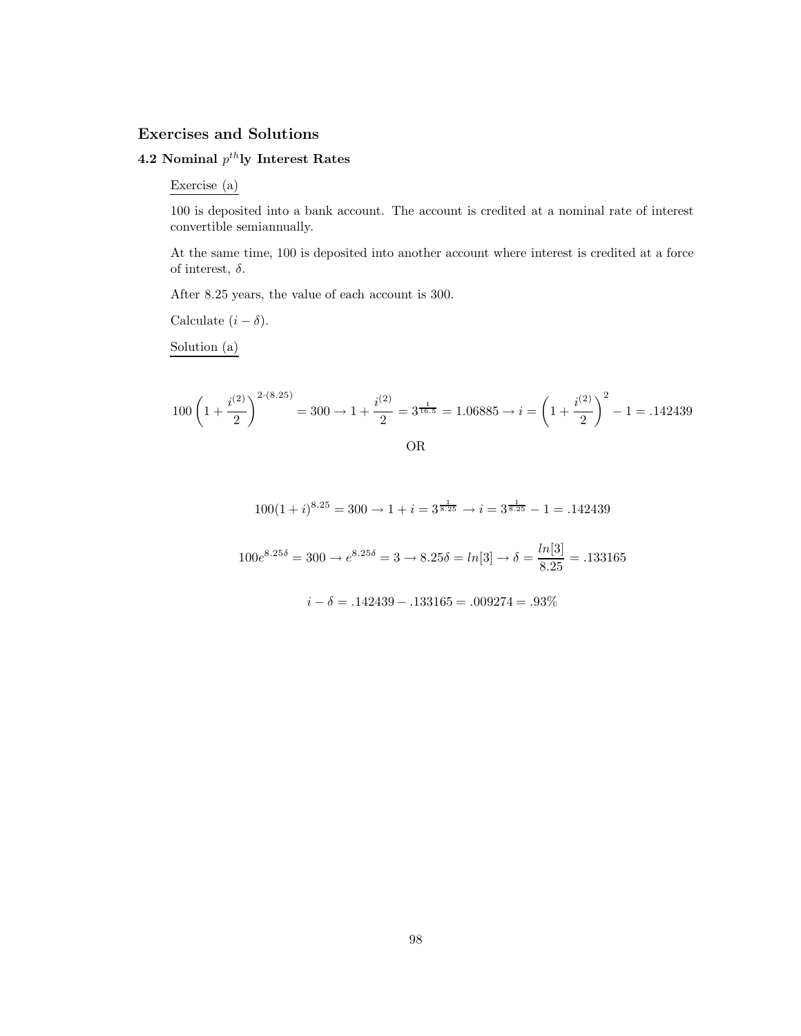## Exercises and Solutions

### 4.2 Nominal $p^{th}$ly Interest Rates

Exercise (a)

100 is deposited into a bank account. The account is credited at a nominal rate of interest convertible semiannually.

At the same time, 100 is deposited into another account where interest is credited at a force of interest, $\delta$.

After 8.25 years, the value of each account is 300.

Calculate $(i - \delta)$.

Solution (a)

$$100\left(1+\frac{i^{(2)}}{2}\right)^{2\cdot(8.25)} = 300 \rightarrow 1+\frac{i^{(2)}}{2} = 3^{\frac{1}{16.5}} = 1.06885 \rightarrow i = \left(1+\frac{i^{(2)}}{2}\right)^{2} - 1 = .142439$$

OR

$$100(1+i)^{8.25} = 300 \rightarrow 1+i = 3^{\frac{1}{8.25}} \rightarrow i = 3^{\frac{1}{8.25}} - 1 = .142439$$

$$100e^{8.25\delta} = 300 \rightarrow e^{8.25\delta} = 3 \rightarrow 8.25\delta = ln[3] \rightarrow \delta = \frac{ln[3]}{8.25} = .133165$$

$$i - \delta = .142439 - .133165 = .009274 = .93\%$$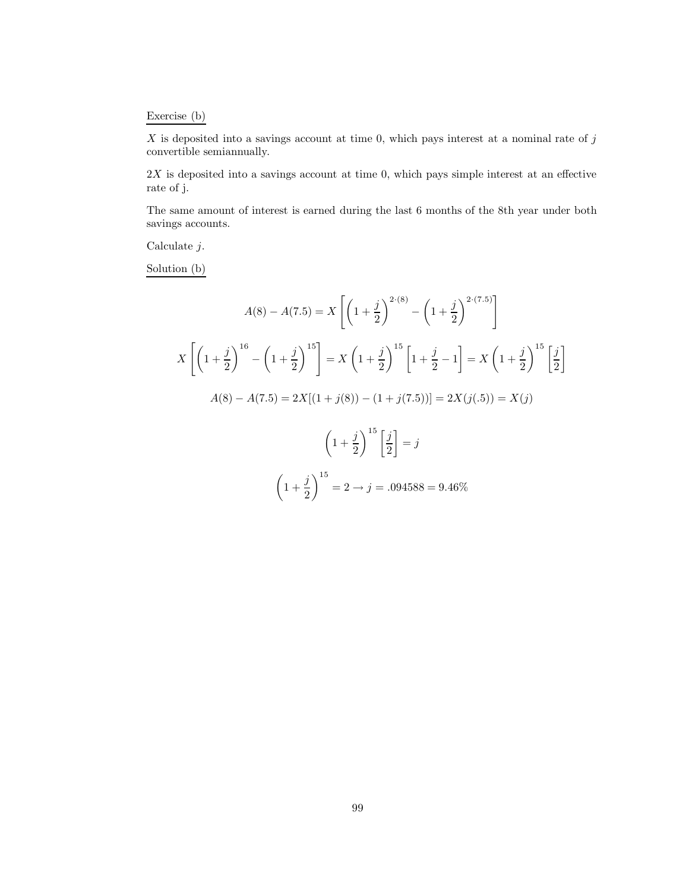Exercise (b)

$X$ is deposited into a savings account at time 0, which pays interest at a nominal rate of $j$ convertible semiannually.

$2X$ is deposited into a savings account at time 0, which pays simple interest at an effective rate of j.

The same amount of interest is earned during the last 6 months of the 8th year under both savings accounts.

Calculate $j$.

Solution (b)

$$A(8) - A(7.5) = X\left[\left(1+\frac{j}{2}\right)^{2\cdot(8)} - \left(1+\frac{j}{2}\right)^{2\cdot(7.5)}\right]$$

$$X\left[\left(1+\frac{j}{2}\right)^{16} - \left(1+\frac{j}{2}\right)^{15}\right] = X\left(1+\frac{j}{2}\right)^{15}\left[1+\frac{j}{2}-1\right] = X\left(1+\frac{j}{2}\right)^{15}\left[\frac{j}{2}\right]$$

$$A(8) - A(7.5) = 2X[(1+j(8)) - (1+j(7.5))] = 2X(j(.5)) = X(j)$$

$$\left(1+\frac{j}{2}\right)^{15}\left[\frac{j}{2}\right] = j$$

$$\left(1+\frac{j}{2}\right)^{15} = 2 \rightarrow j = .094588 = 9.46\%$$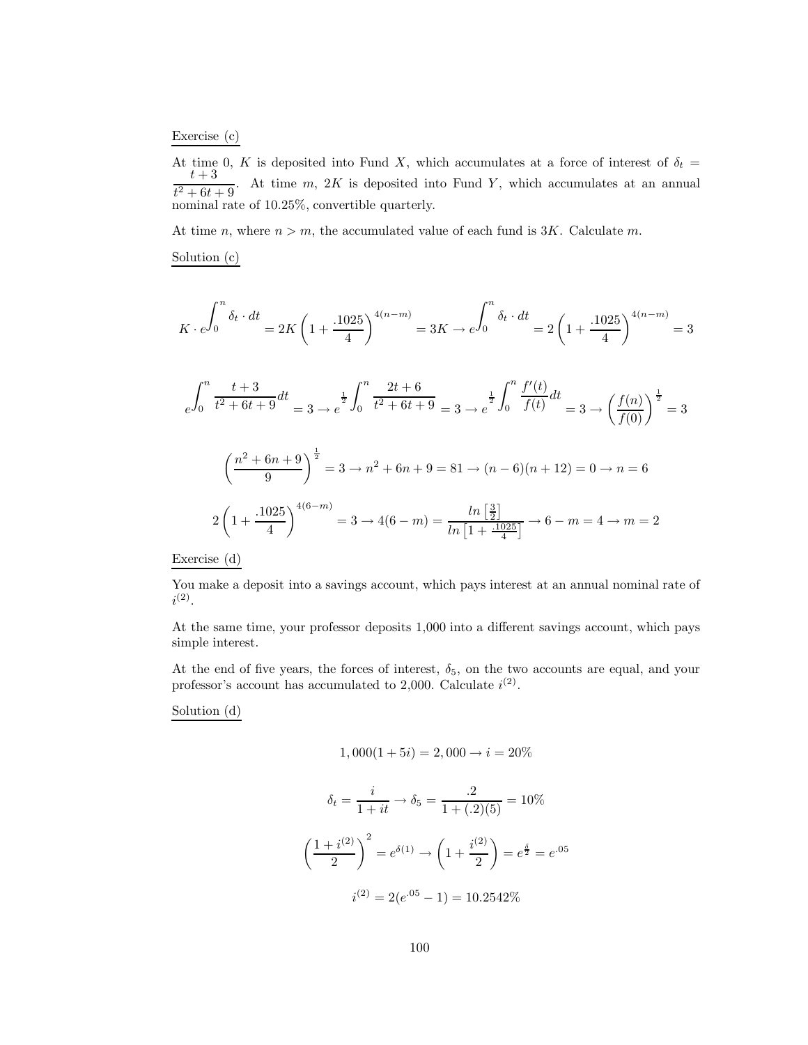Exercise (c)

At time 0, $K$ is deposited into Fund $X$, which accumulates at a force of interest of $\delta_t = \dfrac{t+3}{t^2+6t+9}$. At time $m$, $2K$ is deposited into Fund $Y$, which accumulates at an annual nominal rate of 10.25%, convertible quarterly.

At time $n$, where $n > m$, the accumulated value of each fund is $3K$. Calculate $m$.

Solution (c)

$$K \cdot e^{\int_0^n \delta_t \cdot dt} = 2K\left(1 + \frac{.1025}{4}\right)^{4(n-m)} = 3K \rightarrow e^{\int_0^n \delta_t \cdot dt} = 2\left(1 + \frac{.1025}{4}\right)^{4(n-m)} = 3$$

$$e^{\int_0^n \frac{t+3}{t^2+6t+9} dt} = 3 \rightarrow e^{\frac{1}{2}\int_0^n \frac{2t+6}{t^2+6t+9}} = 3 \rightarrow e^{\frac{1}{2}\int_0^n \frac{f'(t)}{f(t)} dt} = 3 \rightarrow \left(\frac{f(n)}{f(0)}\right)^{\frac{1}{2}} = 3$$

$$\left(\frac{n^2+6n+9}{9}\right)^{\frac{1}{2}} = 3 \rightarrow n^2 + 6n + 9 = 81 \rightarrow (n-6)(n+12) = 0 \rightarrow n = 6$$

$$2\left(1 + \frac{.1025}{4}\right)^{4(6-m)} = 3 \rightarrow 4(6-m) = \frac{ln\left[\frac{3}{2}\right]}{ln\left[1 + \frac{.1025}{4}\right]} \rightarrow 6 - m = 4 \rightarrow m = 2$$

Exercise (d)

You make a deposit into a savings account, which pays interest at an annual nominal rate of $i^{(2)}$.

At the same time, your professor deposits 1,000 into a different savings account, which pays simple interest.

At the end of five years, the forces of interest, $\delta_5$, on the two accounts are equal, and your professor's account has accumulated to 2,000. Calculate $i^{(2)}$.

Solution (d)

$$1,000(1 + 5i) = 2,000 \rightarrow i = 20\%$$

$$\delta_t = \frac{i}{1+it} \rightarrow \delta_5 = \frac{.2}{1 + (.2)(5)} = 10\%$$

$$\left(\frac{1 + i^{(2)}}{2}\right)^2 = e^{\delta(1)} \rightarrow \left(1 + \frac{i^{(2)}}{2}\right) = e^{\frac{\delta}{2}} = e^{.05}$$

$$i^{(2)} = 2(e^{.05} - 1) = 10.2542\%$$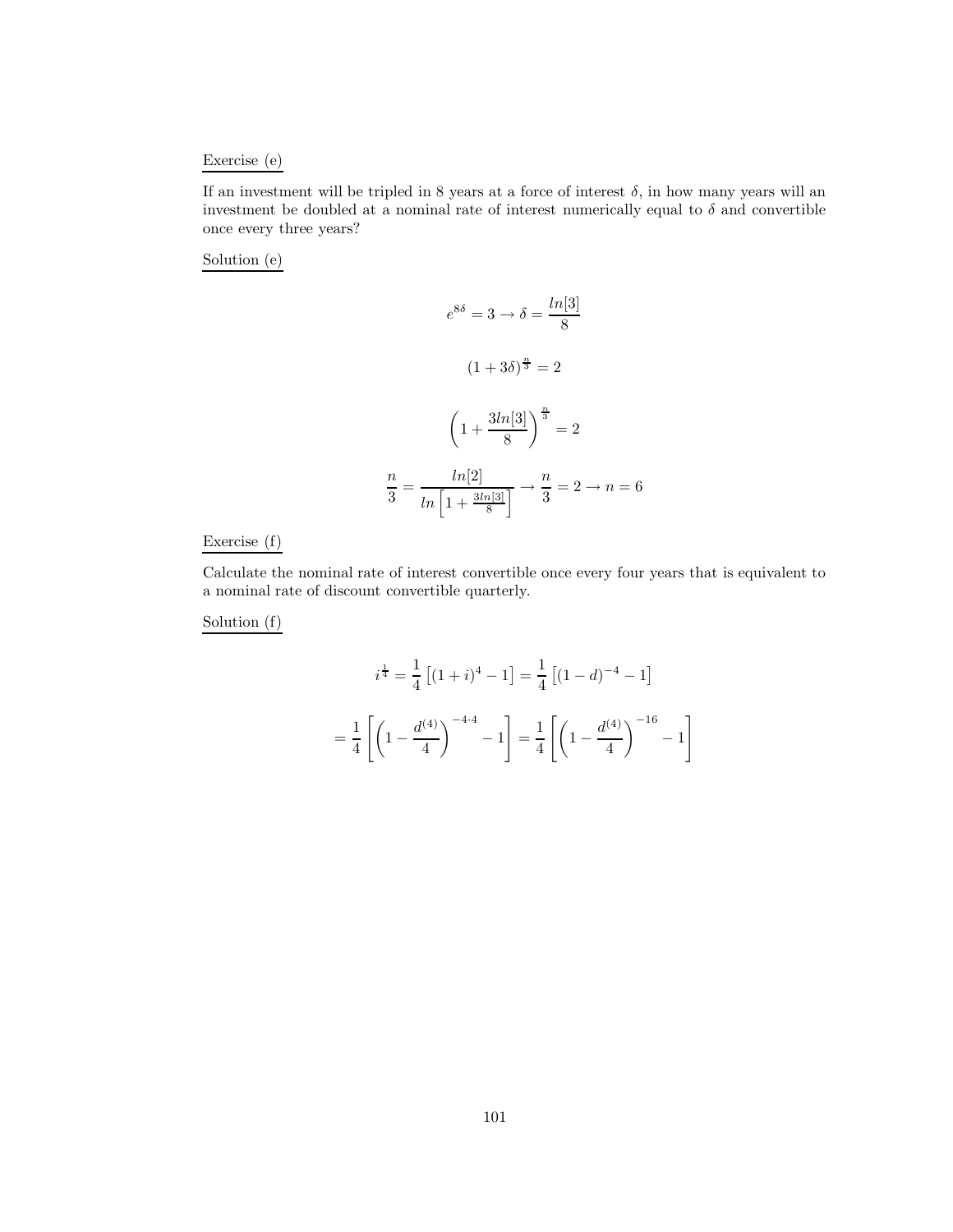Exercise (e)

If an investment will be tripled in 8 years at a force of interest $\delta$, in how many years will an investment be doubled at a nominal rate of interest numerically equal to $\delta$ and convertible once every three years?

Solution (e)

$$e^{8\delta} = 3 \rightarrow \delta = \frac{ln[3]}{8}$$

$$(1 + 3\delta)^{\frac{n}{3}} = 2$$

$$\left(1 + \frac{3ln[3]}{8}\right)^{\frac{n}{3}} = 2$$

$$\frac{n}{3} = \frac{ln[2]}{ln\left[1 + \frac{3ln[3]}{8}\right]} \rightarrow \frac{n}{3} = 2 \rightarrow n = 6$$

Exercise (f)

Calculate the nominal rate of interest convertible once every four years that is equivalent to a nominal rate of discount convertible quarterly.

Solution (f)

$$i^{\frac{1}{4}} = \frac{1}{4}\left[(1+i)^4 - 1\right] = \frac{1}{4}\left[(1-d)^{-4} - 1\right]$$

$$= \frac{1}{4}\left[\left(1 - \frac{d^{(4)}}{4}\right)^{-4\cdot 4} - 1\right] = \frac{1}{4}\left[\left(1 - \frac{d^{(4)}}{4}\right)^{-16} - 1\right]$$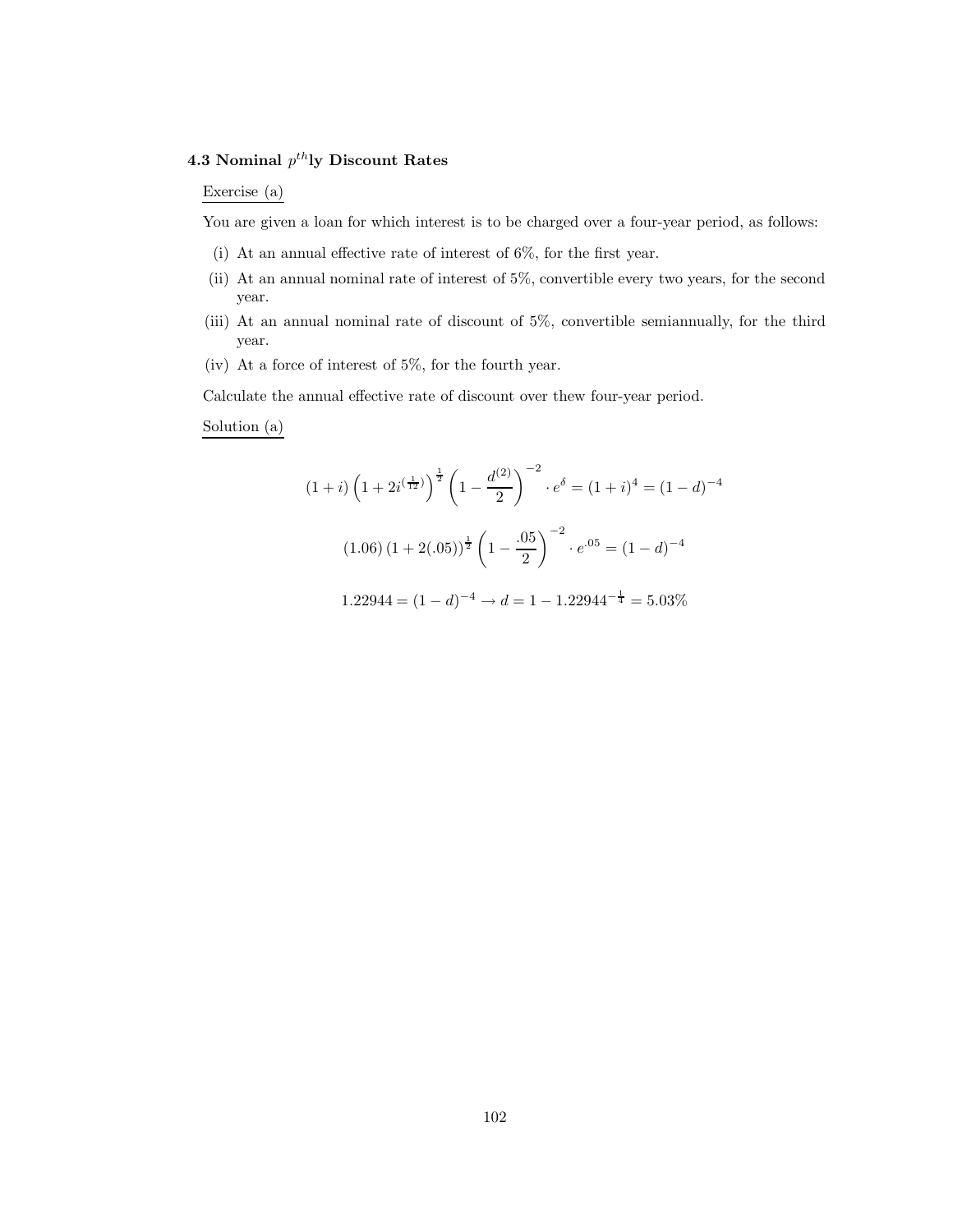### 4.3 Nominal $p^{th}$ly Discount Rates

Exercise (a)

You are given a loan for which interest is to be charged over a four-year period, as follows:

(i) At an annual effective rate of interest of 6%, for the first year.

(ii) At an annual nominal rate of interest of 5%, convertible every two years, for the second year.

(iii) At an annual nominal rate of discount of 5%, convertible semiannually, for the third year.

(iv) At a force of interest of 5%, for the fourth year.

Calculate the annual effective rate of discount over thew four-year period.

Solution (a)

$$(1+i)\left(1+2i^{(\frac{1}{12})}\right)^{\frac{1}{2}}\left(1-\frac{d^{(2)}}{2}\right)^{-2}\cdot e^{\delta}=(1+i)^4=(1-d)^{-4}$$

$$(1.06)\left(1+2(.05)\right)^{\frac{1}{2}}\left(1-\frac{.05}{2}\right)^{-2}\cdot e^{.05}=(1-d)^{-4}$$

$$1.22944=(1-d)^{-4}\rightarrow d=1-1.22944^{-\frac{1}{4}}=5.03\%$$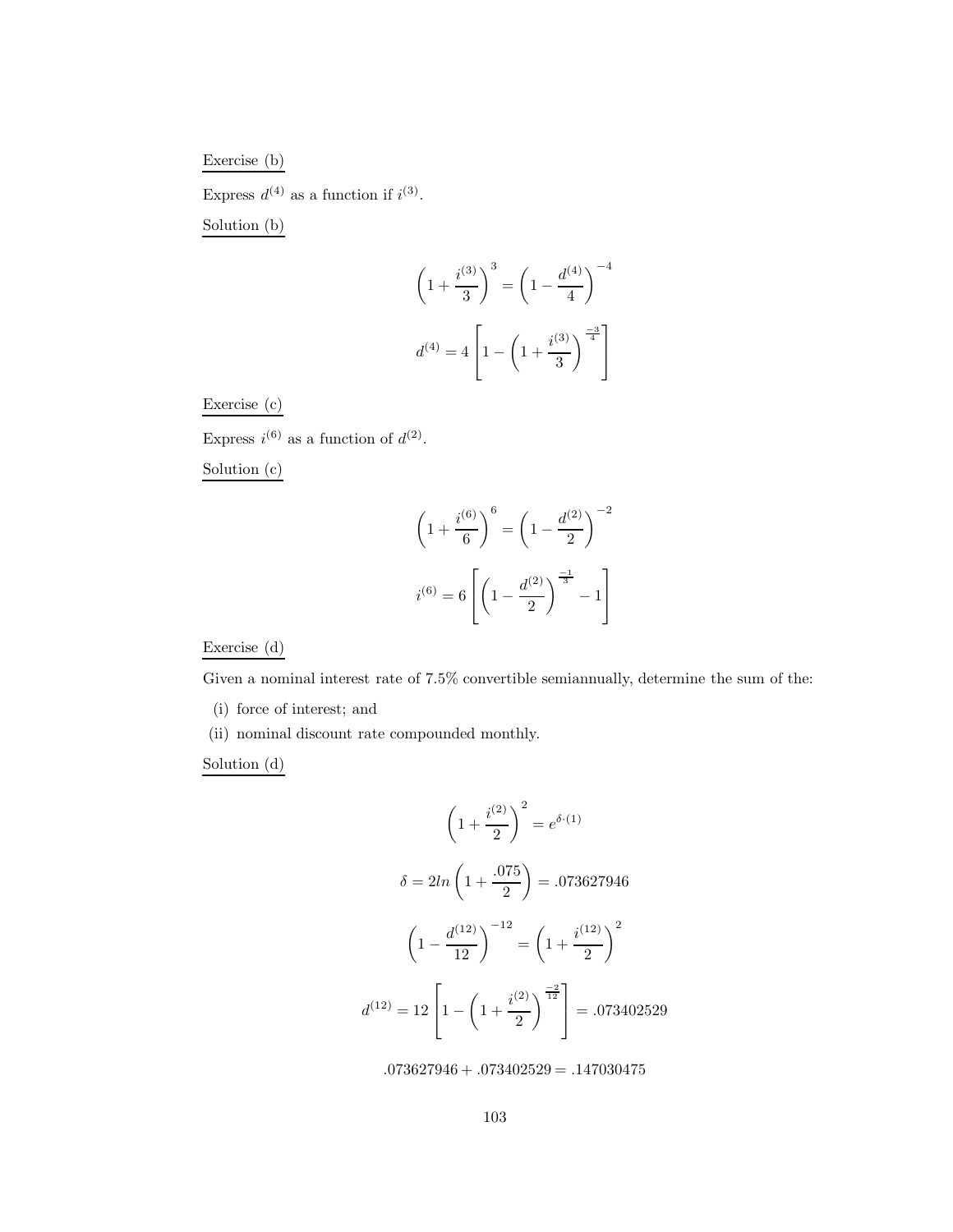Exercise (b)

Express $d^{(4)}$ as a function if $i^{(3)}$.

Solution (b)

$$\left(1+\frac{i^{(3)}}{3}\right)^3 = \left(1-\frac{d^{(4)}}{4}\right)^{-4}$$

$$d^{(4)} = 4\left[1-\left(1+\frac{i^{(3)}}{3}\right)^{\frac{-3}{4}}\right]$$

Exercise (c)

Express $i^{(6)}$ as a function of $d^{(2)}$.

Solution (c)

$$\left(1+\frac{i^{(6)}}{6}\right)^6 = \left(1-\frac{d^{(2)}}{2}\right)^{-2}$$

$$i^{(6)} = 6\left[\left(1-\frac{d^{(2)}}{2}\right)^{\frac{-1}{3}}-1\right]$$

Exercise (d)

Given a nominal interest rate of 7.5% convertible semiannually, determine the sum of the:

(i) force of interest; and

(ii) nominal discount rate compounded monthly.

Solution (d)

$$\left(1+\frac{i^{(2)}}{2}\right)^2 = e^{\delta\cdot(1)}$$

$$\delta = 2ln\left(1+\frac{.075}{2}\right) = .073627946$$

$$\left(1-\frac{d^{(12)}}{12}\right)^{-12} = \left(1+\frac{i^{(12)}}{2}\right)^2$$

$$d^{(12)} = 12\left[1-\left(1+\frac{i^{(2)}}{2}\right)^{\frac{-2}{12}}\right] = .073402529$$

$$.073627946 + .073402529 = .147030475$$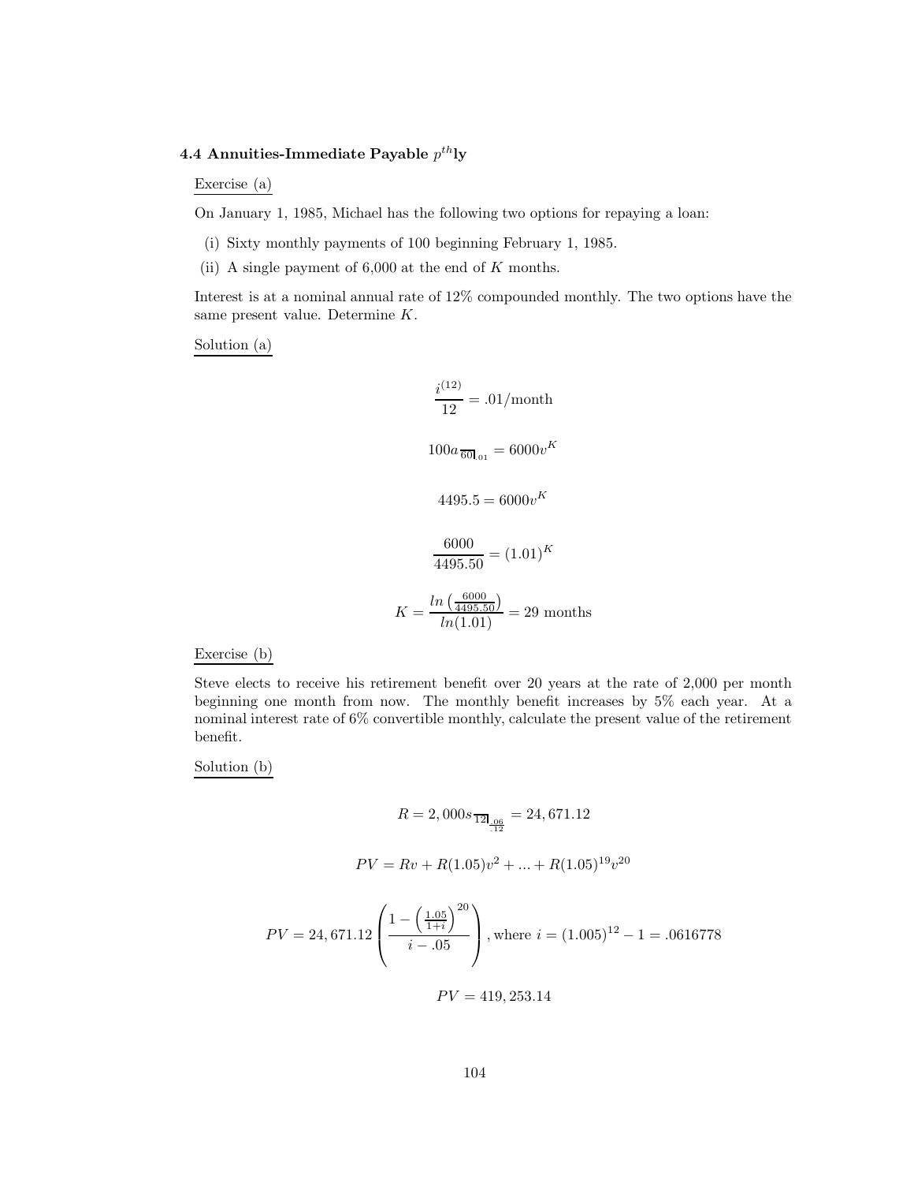### 4.4 Annuities-Immediate Payable $p^{th}$ly

Exercise (a)

On January 1, 1985, Michael has the following two options for repaying a loan:

(i) Sixty monthly payments of 100 beginning February 1, 1985.

(ii) A single payment of 6,000 at the end of $K$ months.

Interest is at a nominal annual rate of 12% compounded monthly. The two options have the same present value. Determine $K$.

Solution (a)

$$\frac{i^{(12)}}{12} = .01/\text{month}$$

$$100a_{\overline{60}|.01} = 6000v^K$$

$$4495.5 = 6000v^K$$

$$\frac{6000}{4495.50} = (1.01)^K$$

$$K = \frac{ln\left(\frac{6000}{4495.50}\right)}{ln(1.01)} = 29 \text{ months}$$

Exercise (b)

Steve elects to receive his retirement benefit over 20 years at the rate of 2,000 per month beginning one month from now. The monthly benefit increases by 5% each year. At a nominal interest rate of 6% convertible monthly, calculate the present value of the retirement benefit.

Solution (b)

$$R = 2,000s_{\overline{12}|\frac{.06}{.12}} = 24,671.12$$

$$PV = Rv + R(1.05)v^2 + ... + R(1.05)^{19}v^{20}$$

$$PV = 24,671.12\left(\frac{1 - \left(\frac{1.05}{1+i}\right)^{20}}{i - .05}\right), \text{where } i = (1.005)^{12} - 1 = .0616778$$

$$PV = 419,253.14$$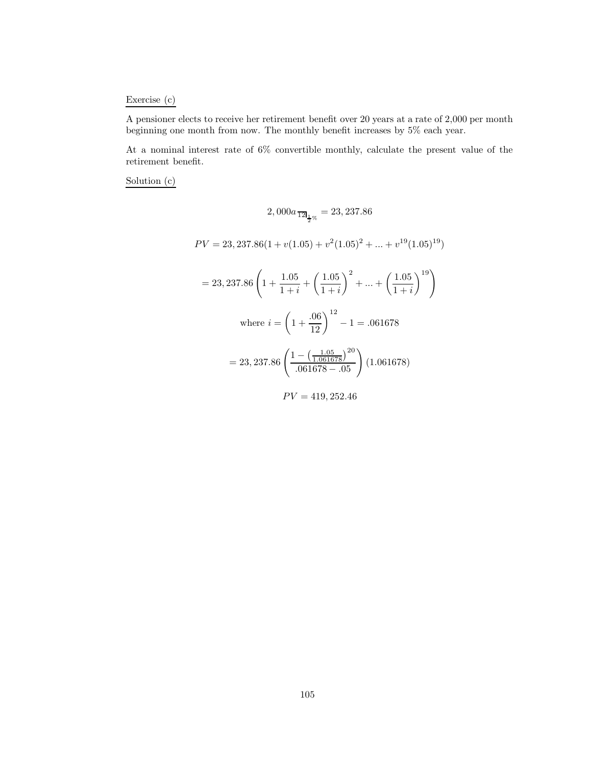Exercise (c)

A pensioner elects to receive her retirement benefit over 20 years at a rate of 2,000 per month beginning one month from now. The monthly benefit increases by 5% each year.

At a nominal interest rate of 6% convertible monthly, calculate the present value of the retirement benefit.

Solution (c)

$$2,000a_{\overline{12}|\frac{1}{2}\%} = 23,237.86$$

$$PV = 23,237.86(1 + v(1.05) + v^2(1.05)^2 + ... + v^{19}(1.05)^{19})$$

$$= 23,237.86\left(1 + \frac{1.05}{1+i} + \left(\frac{1.05}{1+i}\right)^2 + ... + \left(\frac{1.05}{1+i}\right)^{19}\right)$$

$$\text{where } i = \left(1 + \frac{.06}{12}\right)^{12} - 1 = .061678$$

$$= 23,237.86\left(\frac{1 - \left(\frac{1.05}{1.061678}\right)^{20}}{.061678 - .05}\right)(1.061678)$$

$$PV = 419,252.46$$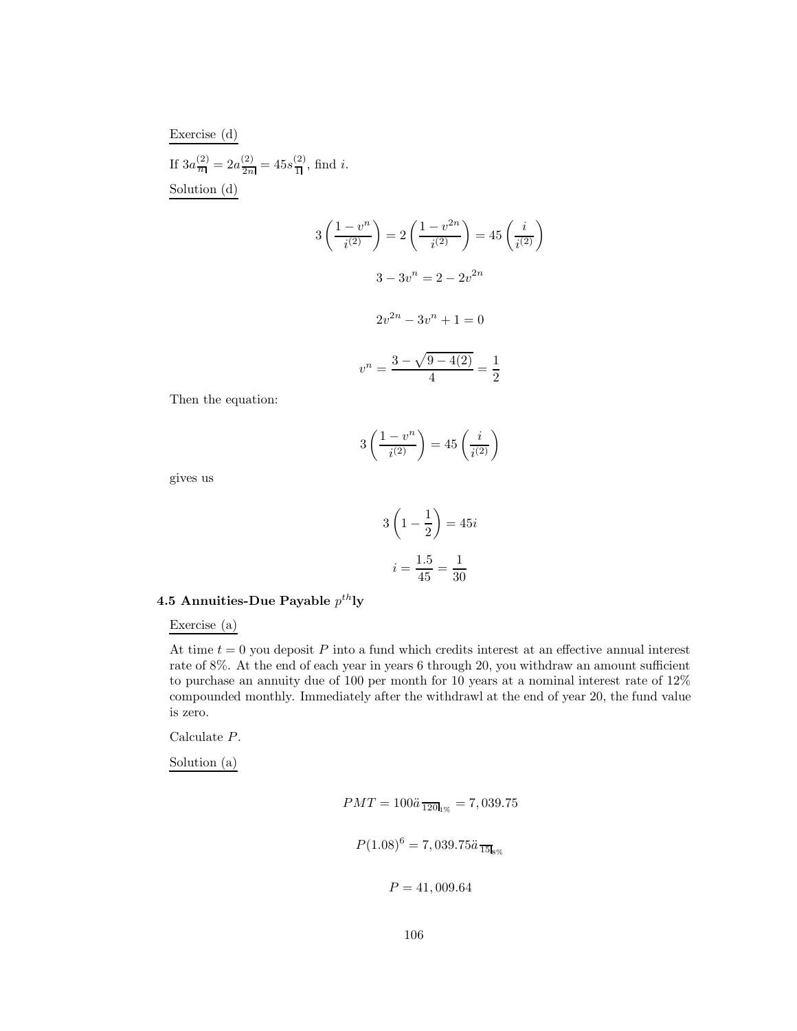Exercise (d)

If $3a^{(2)}_{\overline{n}|} = 2a^{(2)}_{\overline{2n}|} = 45s^{(2)}_{\overline{1}|}$, find $i$.

Solution (d)

$$3\left(\frac{1-v^n}{i^{(2)}}\right) = 2\left(\frac{1-v^{2n}}{i^{(2)}}\right) = 45\left(\frac{i}{i^{(2)}}\right)$$

$$3 - 3v^n = 2 - 2v^{2n}$$

$$2v^{2n} - 3v^n + 1 = 0$$

$$v^n = \frac{3 - \sqrt{9 - 4(2)}}{4} = \frac{1}{2}$$

Then the equation:

$$3\left(\frac{1-v^n}{i^{(2)}}\right) = 45\left(\frac{i}{i^{(2)}}\right)$$

gives us

$$3\left(1 - \frac{1}{2}\right) = 45i$$

$$i = \frac{1.5}{45} = \frac{1}{30}$$

### 4.5 Annuities-Due Payable $p^{th}$ly

Exercise (a)

At time $t = 0$ you deposit $P$ into a fund which credits interest at an effective annual interest rate of 8%. At the end of each year in years 6 through 20, you withdraw an amount sufficient to purchase an annuity due of 100 per month for 10 years at a nominal interest rate of 12% compounded monthly. Immediately after the withdrawl at the end of year 20, the fund value is zero.

Calculate $P$.

Solution (a)

$$PMT = 100\ddot{a}_{\overline{120}|1\%} = 7{,}039.75$$

$$P(1.08)^6 = 7{,}039.75\ddot{a}_{\overline{15}|8\%}$$

$$P = 41{,}009.64$$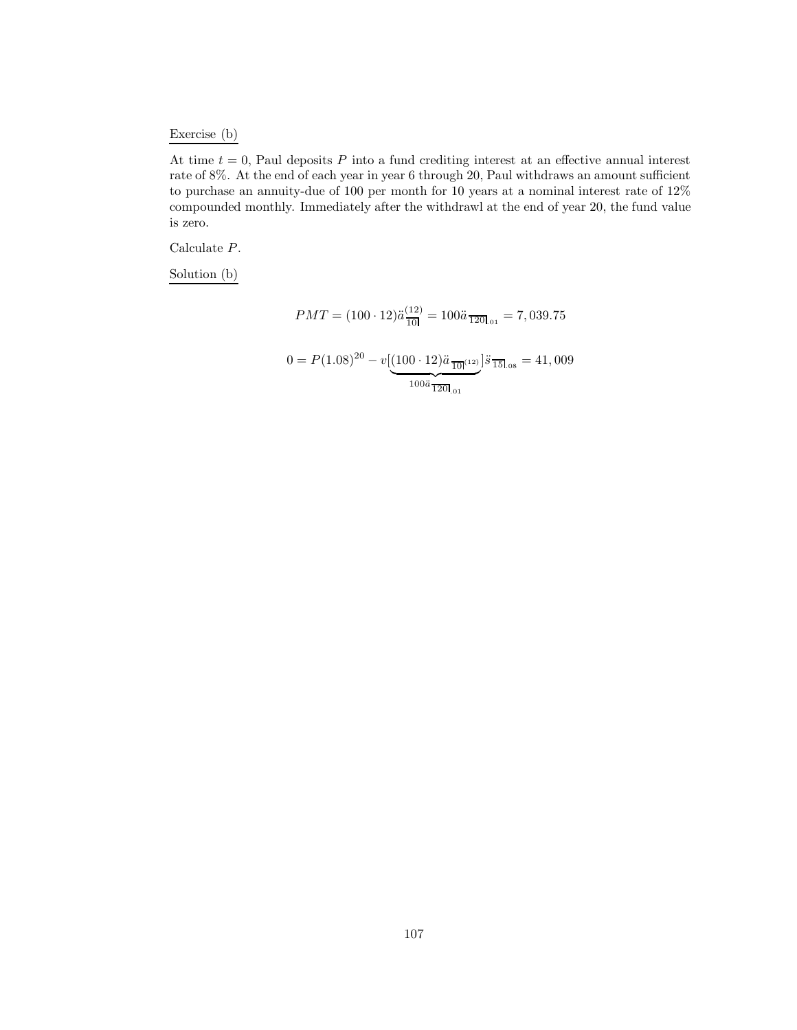Exercise (b)

At time $t = 0$, Paul deposits $P$ into a fund crediting interest at an effective annual interest rate of 8%. At the end of each year in year 6 through 20, Paul withdraws an amount sufficient to purchase an annuity-due of 100 per month for 10 years at a nominal interest rate of 12% compounded monthly. Immediately after the withdrawl at the end of year 20, the fund value is zero.

Calculate $P$.

Solution (b)

$$PMT = (100 \cdot 12)\ddot{a}^{(12)}_{\overline{10}|} = 100\ddot{a}_{\overline{120}|.01} = 7,039.75$$

$$0 = P(1.08)^{20} - v[\underbrace{(100 \cdot 12)\ddot{a}_{\overline{10}|^{(12)}}}_{100\ddot{a}_{\overline{120}|.01}}]\ddot{s}_{\overline{15}|.08} = 41,009$$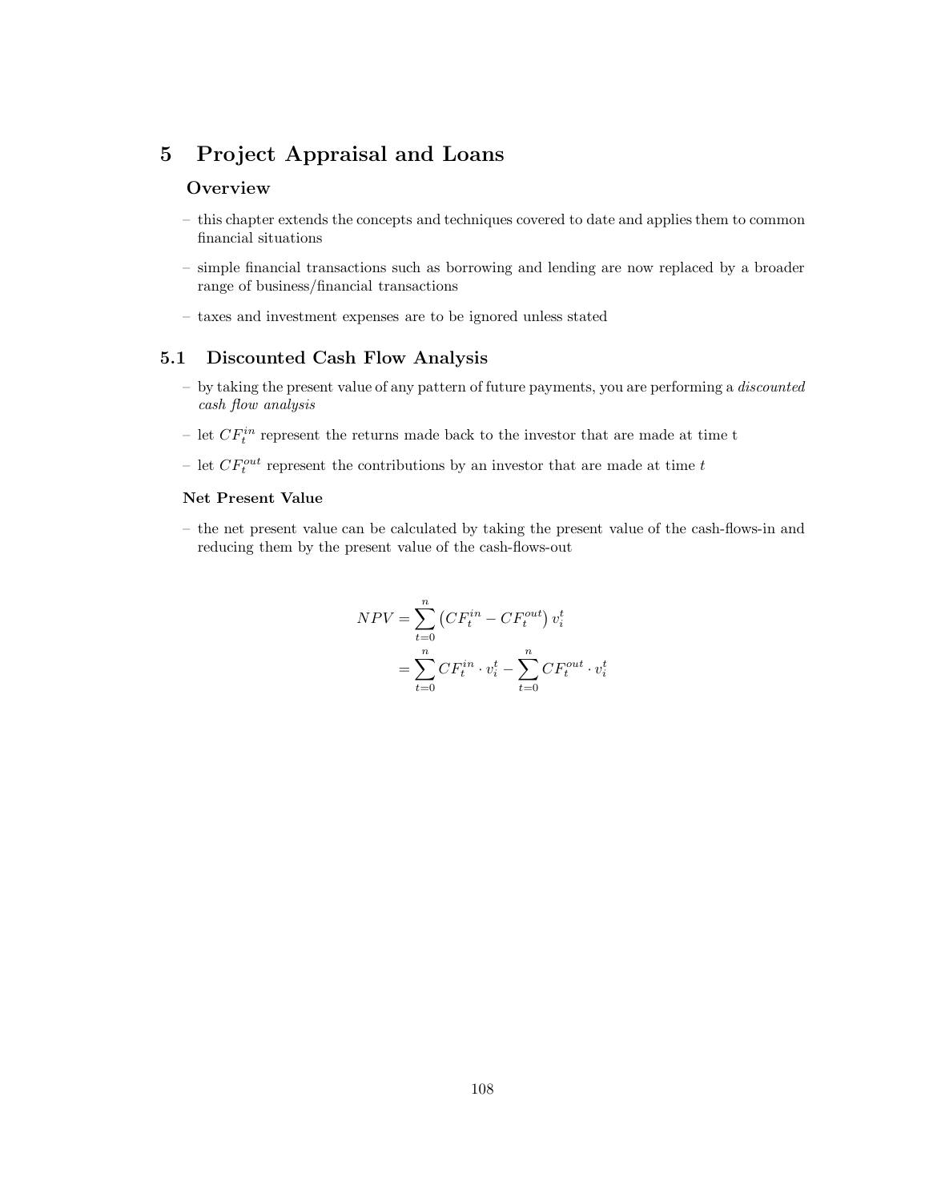# 5 Project Appraisal and Loans

### Overview

- this chapter extends the concepts and techniques covered to date and applies them to common financial situations
- simple financial transactions such as borrowing and lending are now replaced by a broader range of business/financial transactions
- taxes and investment expenses are to be ignored unless stated

## 5.1 Discounted Cash Flow Analysis

- by taking the present value of any pattern of future payments, you are performing a *discounted cash flow analysis*
- let $CF_t^{in}$ represent the returns made back to the investor that are made at time t
- let $CF_t^{out}$ represent the contributions by an investor that are made at time $t$

#### Net Present Value

- the net present value can be calculated by taking the present value of the cash-flows-in and reducing them by the present value of the cash-flows-out

$$
\begin{aligned}
NPV &= \sum_{t=0}^{n} \left( CF_t^{in} - CF_t^{out} \right) v_i^t \\
&= \sum_{t=0}^{n} CF_t^{in} \cdot v_i^t - \sum_{t=0}^{n} CF_t^{out} \cdot v_i^t
\end{aligned}
$$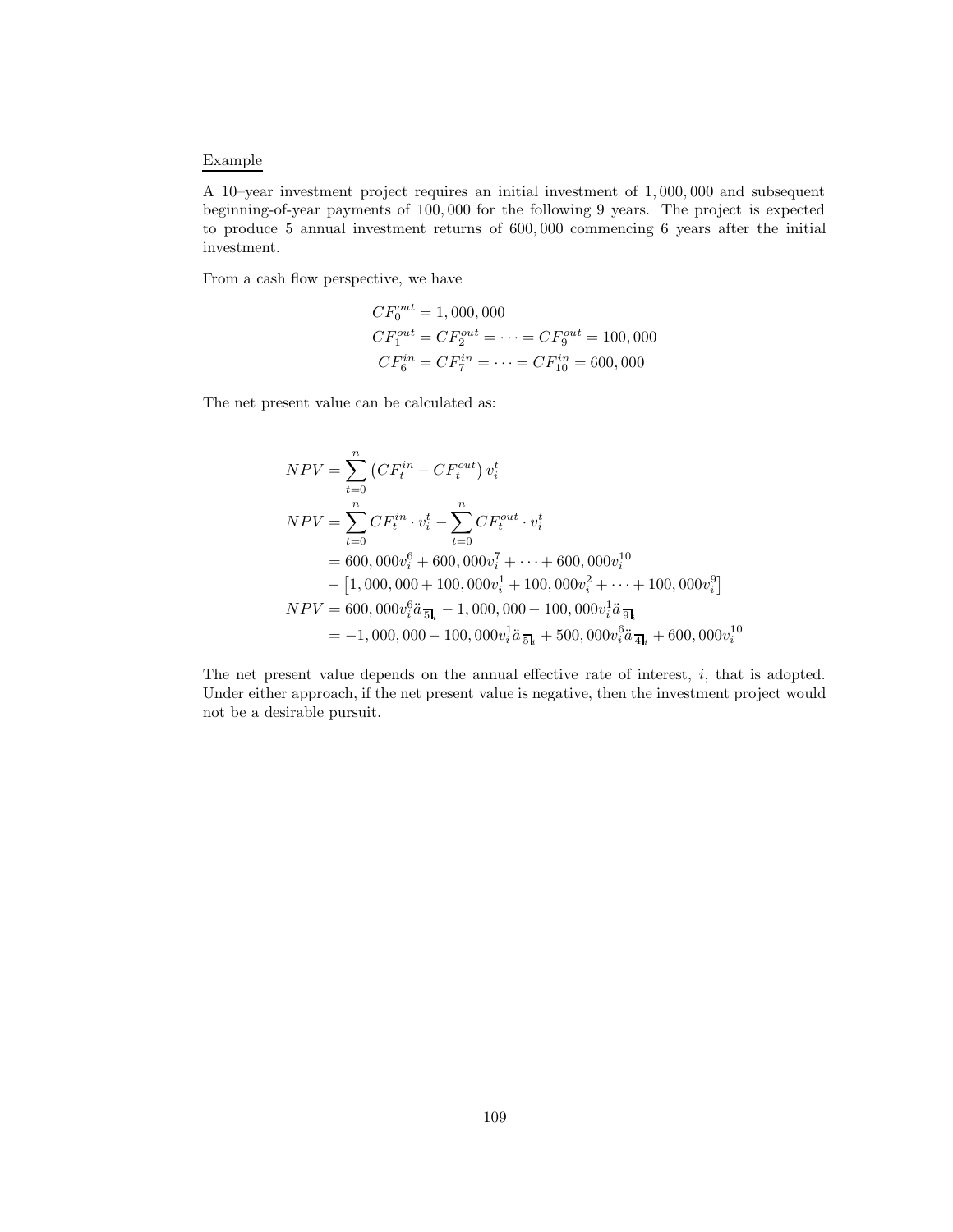Example

A 10–year investment project requires an initial investment of 1,000,000 and subsequent beginning-of-year payments of 100,000 for the following 9 years. The project is expected to produce 5 annual investment returns of 600,000 commencing 6 years after the initial investment.

From a cash flow perspective, we have

$$
\begin{aligned}
CF_0^{out} &= 1,000,000 \\
CF_1^{out} &= CF_2^{out} = \cdots = CF_9^{out} = 100,000 \\
CF_6^{in} &= CF_7^{in} = \cdots = CF_{10}^{in} = 600,000
\end{aligned}
$$

The net present value can be calculated as:

$$
\begin{aligned}
NPV &= \sum_{t=0}^{n} \left( CF_t^{in} - CF_t^{out} \right) v_i^t \\
NPV &= \sum_{t=0}^{n} CF_t^{in} \cdot v_i^t - \sum_{t=0}^{n} CF_t^{out} \cdot v_i^t \\
&= 600,000 v_i^6 + 600,000 v_i^7 + \cdots + 600,000 v_i^{10} \\
&\quad - \left[ 1,000,000 + 100,000 v_i^1 + 100,000 v_i^2 + \cdots + 100,000 v_i^9 \right] \\
NPV &= 600,000 v_i^6 \ddot{a}_{\overline{5}|i} - 1,000,000 - 100,000 v_i^1 \ddot{a}_{\overline{9}|i} \\
&= -1,000,000 - 100,000 v_i^1 \ddot{a}_{\overline{5}|i} + 500,000 v_i^6 \ddot{a}_{\overline{4}|i} + 600,000 v_i^{10}
\end{aligned}
$$

The net present value depends on the annual effective rate of interest, $i$, that is adopted. Under either approach, if the net present value is negative, then the investment project would not be a desirable pursuit.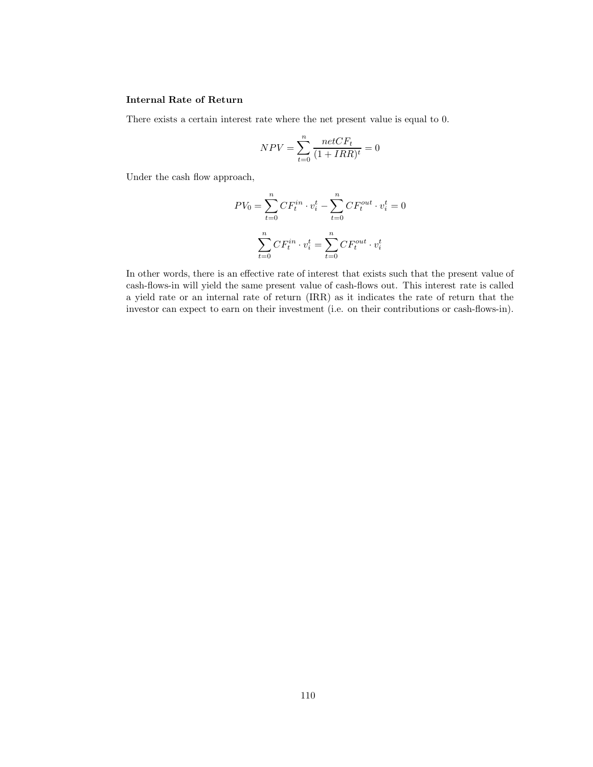**Internal Rate of Return**

There exists a certain interest rate where the net present value is equal to 0.

$$NPV = \sum_{t=0}^{n} \frac{netCF_t}{(1+IRR)^t} = 0$$

Under the cash flow approach,

$$PV_0 = \sum_{t=0}^{n} CF_t^{in} \cdot v_i^t - \sum_{t=0}^{n} CF_t^{out} \cdot v_i^t = 0$$

$$\sum_{t=0}^{n} CF_t^{in} \cdot v_i^t = \sum_{t=0}^{n} CF_t^{out} \cdot v_i^t$$

In other words, there is an effective rate of interest that exists such that the present value of cash-flows-in will yield the same present value of cash-flows out. This interest rate is called a yield rate or an internal rate of return (IRR) as it indicates the rate of return that the investor can expect to earn on their investment (i.e. on their contributions or cash-flows-in).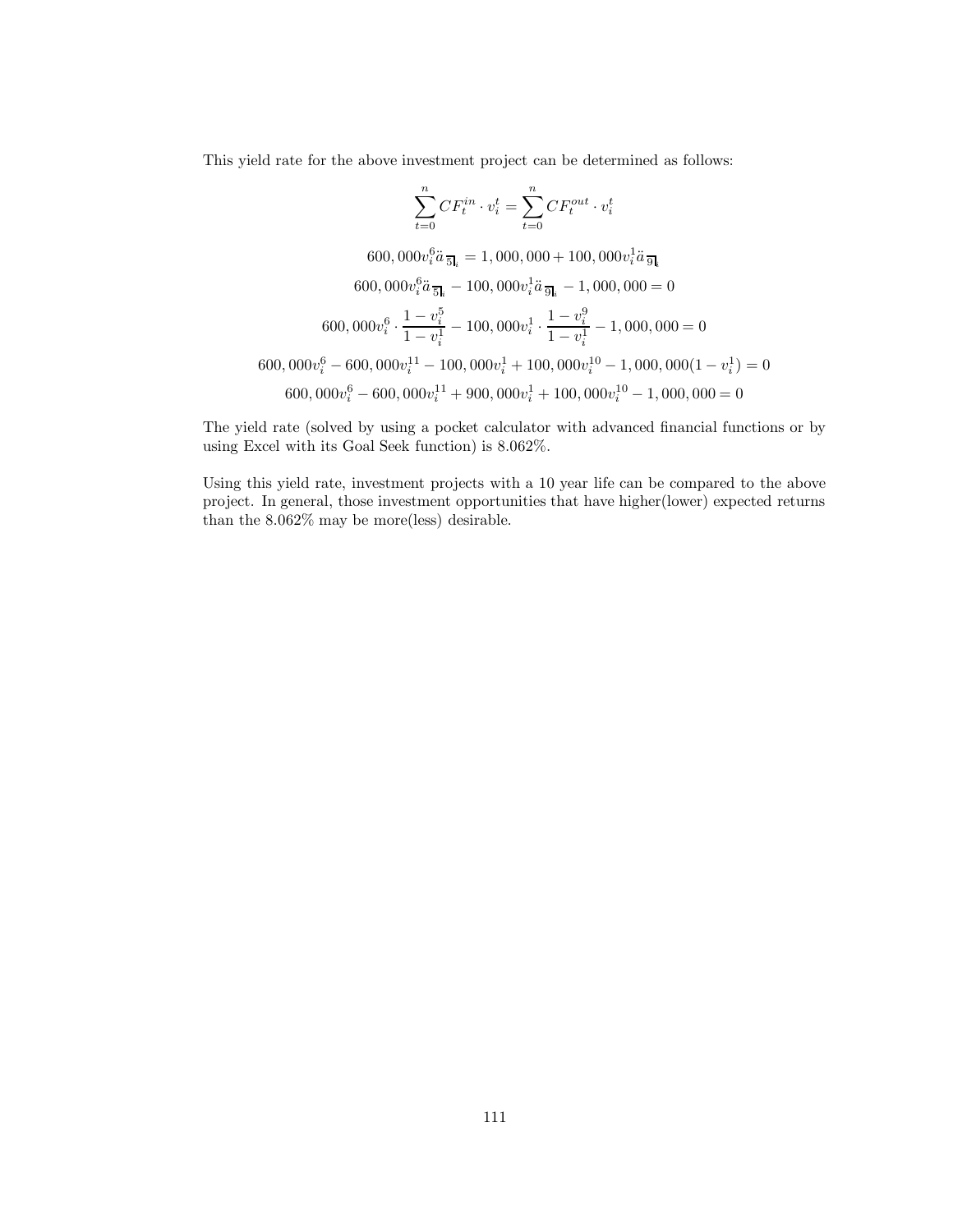This yield rate for the above investment project can be determined as follows:

$$\sum_{t=0}^{n} CF_t^{in} \cdot v_i^t = \sum_{t=0}^{n} CF_t^{out} \cdot v_i^t$$

$$600,000 v_i^6 \ddot{a}_{\overline{5}|i} = 1,000,000 + 100,000 v_i^1 \ddot{a}_{\overline{9}|i}$$

$$600,000 v_i^6 \ddot{a}_{\overline{5}|i} - 100,000 v_i^1 \ddot{a}_{\overline{9}|i} - 1,000,000 = 0$$

$$600,000 v_i^6 \cdot \frac{1 - v_i^5}{1 - v_i^1} - 100,000 v_i^1 \cdot \frac{1 - v_i^9}{1 - v_i^1} - 1,000,000 = 0$$

$$600,000 v_i^6 - 600,000 v_i^{11} - 100,000 v_i^1 + 100,000 v_i^{10} - 1,000,000(1 - v_i^1) = 0$$

$$600,000 v_i^6 - 600,000 v_i^{11} + 900,000 v_i^1 + 100,000 v_i^{10} - 1,000,000 = 0$$

The yield rate (solved by using a pocket calculator with advanced financial functions or by using Excel with its Goal Seek function) is 8.062%.

Using this yield rate, investment projects with a 10 year life can be compared to the above project. In general, those investment opportunities that have higher(lower) expected returns than the 8.062% may be more(less) desirable.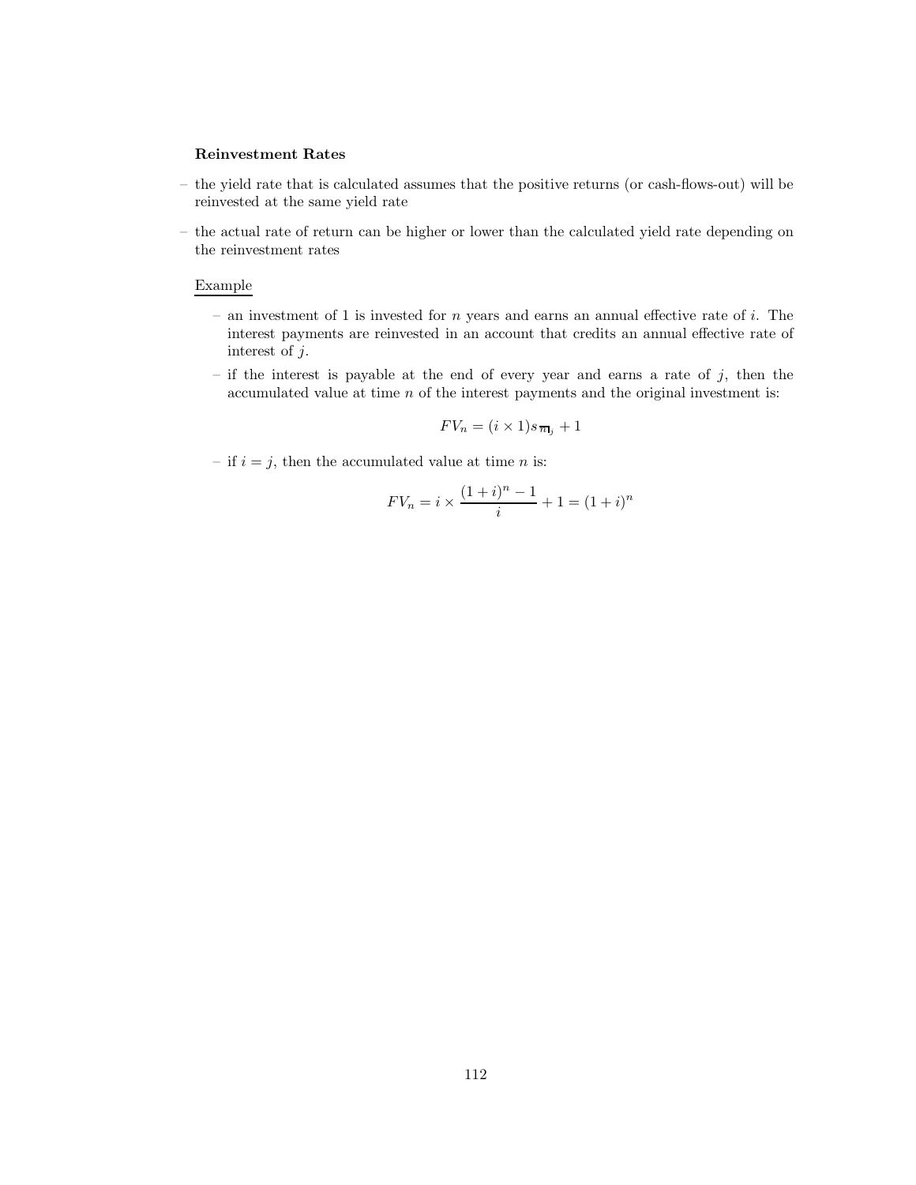**Reinvestment Rates**

- the yield rate that is calculated assumes that the positive returns (or cash-flows-out) will be reinvested at the same yield rate
- the actual rate of return can be higher or lower than the calculated yield rate depending on the reinvestment rates

Example

- an investment of 1 is invested for $n$ years and earns an annual effective rate of $i$. The interest payments are reinvested in an account that credits an annual effective rate of interest of $j$.
- if the interest is payable at the end of every year and earns a rate of $j$, then the accumulated value at time $n$ of the interest payments and the original investment is:

$$FV_n = (i \times 1)s_{\overline{n}|j} + 1$$

- if $i = j$, then the accumulated value at time $n$ is:

$$FV_n = i \times \frac{(1+i)^n - 1}{i} + 1 = (1+i)^n$$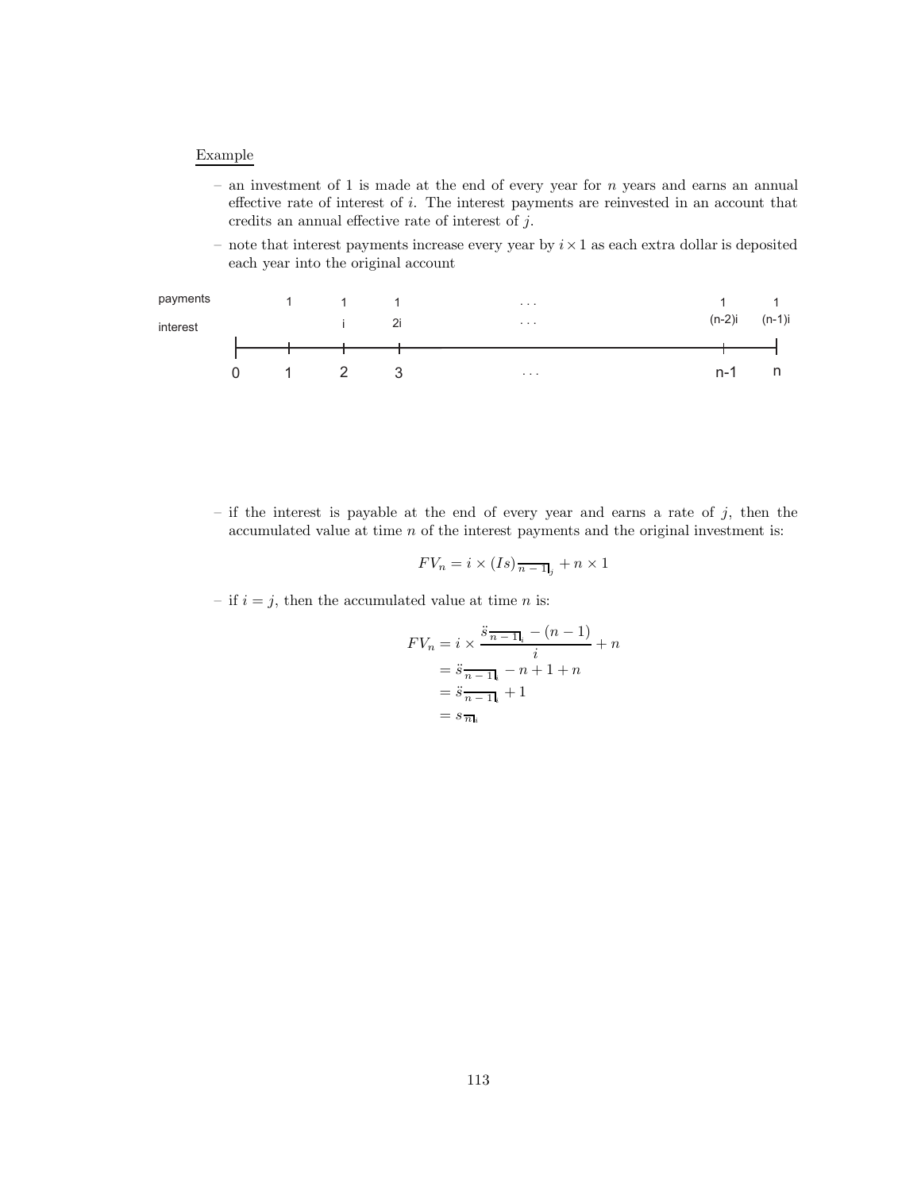Example

- an investment of 1 is made at the end of every year for $n$ years and earns an annual effective rate of interest of $i$. The interest payments are reinvested in an account that credits an annual effective rate of interest of $j$.
- note that interest payments increase every year by $i \times 1$ as each extra dollar is deposited each year into the original account

| | 0 | 1 | 2 | 3 | ... | n-1 | n |
|---|---|---|---|---|---|---|---|
| payments | | 1 | 1 | 1 | ... | 1 | 1 |
| interest | | | i | 2i | ... | (n-2)i | (n-1)i |

- if the interest is payable at the end of every year and earns a rate of $j$, then the accumulated value at time $n$ of the interest payments and the original investment is:

$$FV_n = i \times (Is)_{\overline{n-1}|_j} + n \times 1$$

- if $i = j$, then the accumulated value at time $n$ is:

$$\begin{aligned}
FV_n &= i \times \frac{\ddot{s}_{\overline{n-1}|_i} - (n-1)}{i} + n \\
&= \ddot{s}_{\overline{n-1}|_i} - n + 1 + n \\
&= \ddot{s}_{\overline{n-1}|_i} + 1 \\
&= s_{\overline{n}|_i}
\end{aligned}$$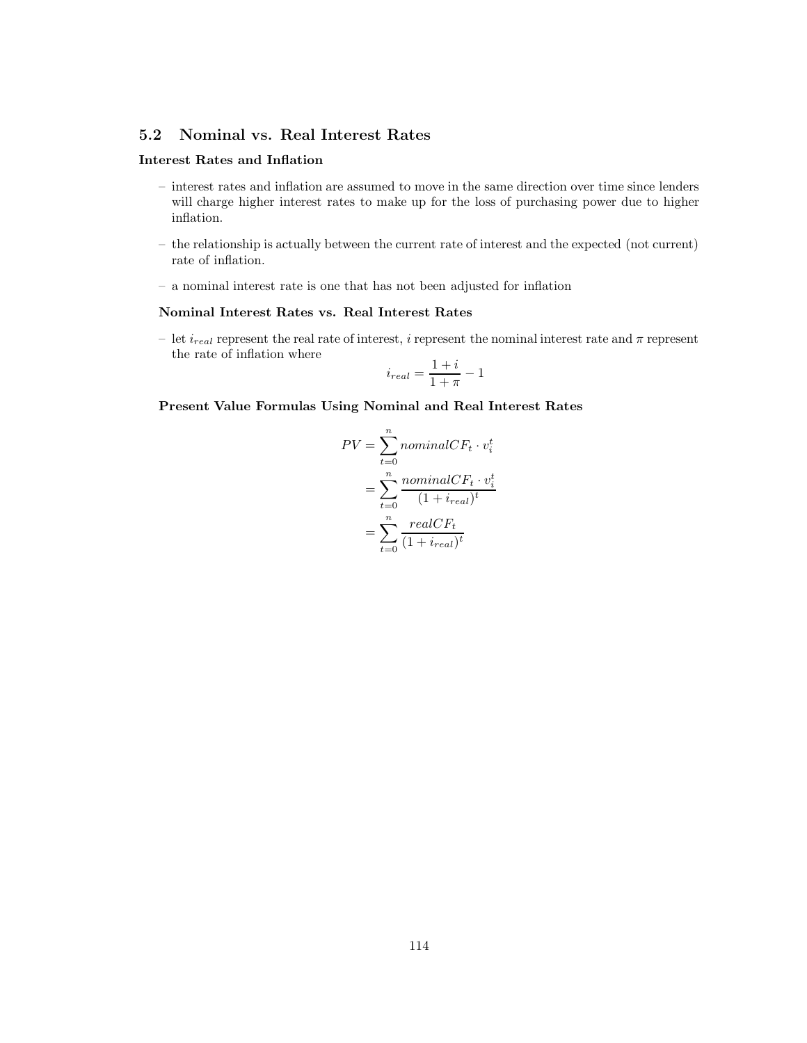## 5.2 Nominal vs. Real Interest Rates

### Interest Rates and Inflation

– interest rates and inflation are assumed to move in the same direction over time since lenders will charge higher interest rates to make up for the loss of purchasing power due to higher inflation.

– the relationship is actually between the current rate of interest and the expected (not current) rate of inflation.

– a nominal interest rate is one that has not been adjusted for inflation

#### Nominal Interest Rates vs. Real Interest Rates

– let $i_{real}$ represent the real rate of interest, $i$ represent the nominal interest rate and $\pi$ represent the rate of inflation where

$$i_{real} = \frac{1+i}{1+\pi} - 1$$

#### Present Value Formulas Using Nominal and Real Interest Rates

$$\begin{aligned}
PV &= \sum_{t=0}^{n} nominalCF_t \cdot v_i^t \\
&= \sum_{t=0}^{n} \frac{nominalCF_t \cdot v_i^t}{(1+i_{real})^t} \\
&= \sum_{t=0}^{n} \frac{realCF_t}{(1+i_{real})^t}
\end{aligned}$$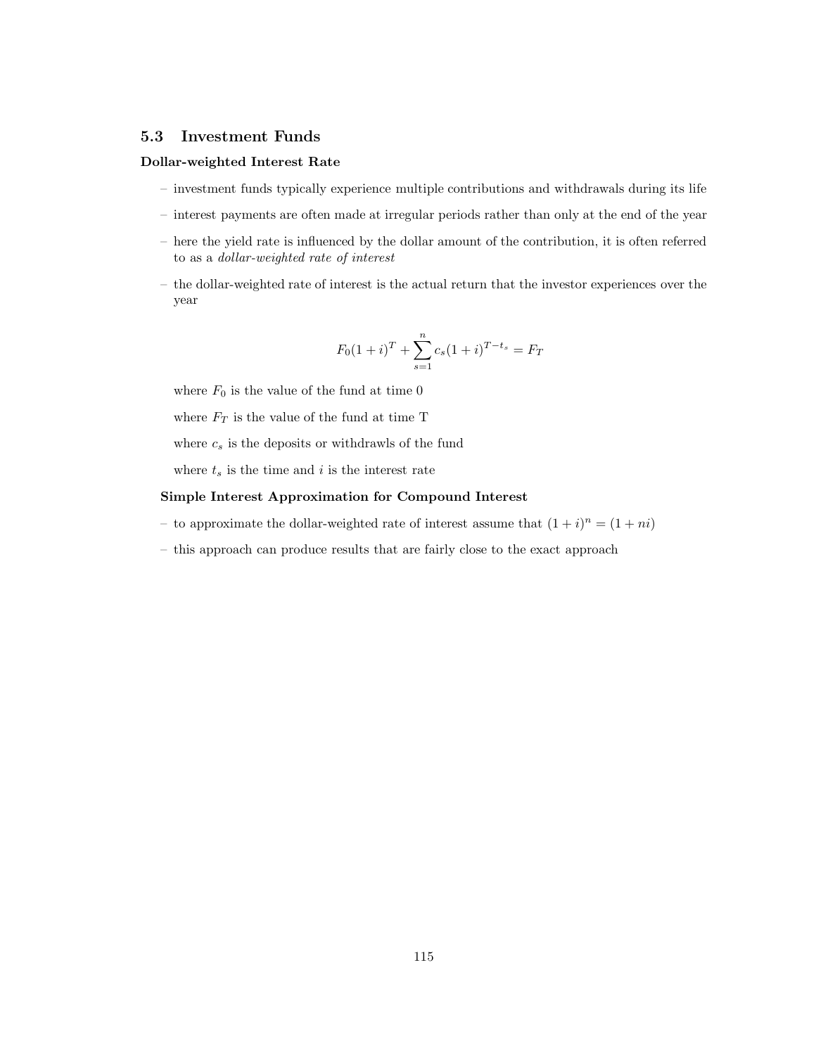## 5.3 Investment Funds

**Dollar-weighted Interest Rate**

- investment funds typically experience multiple contributions and withdrawals during its life
- interest payments are often made at irregular periods rather than only at the end of the year
- here the yield rate is influenced by the dollar amount of the contribution, it is often referred to as a *dollar-weighted rate of interest*
- the dollar-weighted rate of interest is the actual return that the investor experiences over the year

$$F_0(1+i)^T + \sum_{s=1}^{n} c_s(1+i)^{T-t_s} = F_T$$

where $F_0$ is the value of the fund at time 0

where $F_T$ is the value of the fund at time T

where $c_s$ is the deposits or withdrawls of the fund

where $t_s$ is the time and $i$ is the interest rate

**Simple Interest Approximation for Compound Interest**

- to approximate the dollar-weighted rate of interest assume that $(1+i)^n = (1+ni)$
- this approach can produce results that are fairly close to the exact approach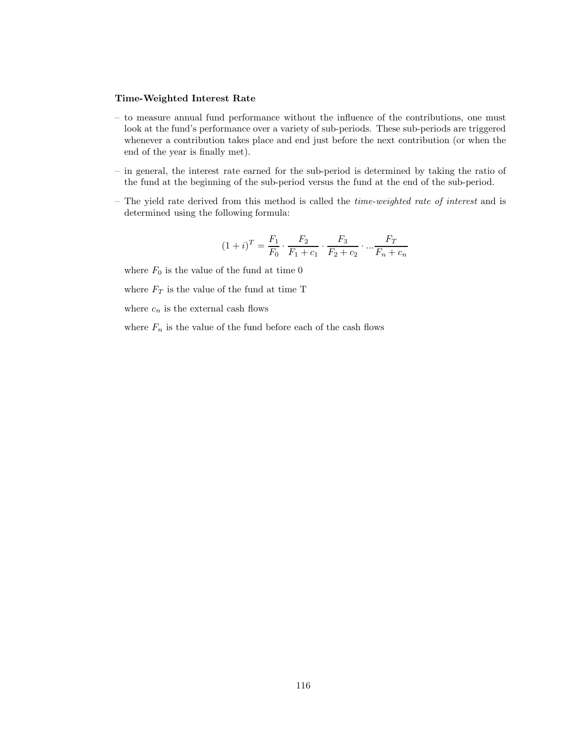**Time-Weighted Interest Rate**

- to measure annual fund performance without the influence of the contributions, one must look at the fund's performance over a variety of sub-periods. These sub-periods are triggered whenever a contribution takes place and end just before the next contribution (or when the end of the year is finally met).

- in general, the interest rate earned for the sub-period is determined by taking the ratio of the fund at the beginning of the sub-period versus the fund at the end of the sub-period.

- The yield rate derived from this method is called the *time-weighted rate of interest* and is determined using the following formula:

$$(1+i)^T = \frac{F_1}{F_0} \cdot \frac{F_2}{F_1 + c_1} \cdot \frac{F_3}{F_2 + c_2} \cdot ... \frac{F_T}{F_n + c_n}$$

  where $F_0$ is the value of the fund at time 0

  where $F_T$ is the value of the fund at time T

  where $c_n$ is the external cash flows

  where $F_n$ is the value of the fund before each of the cash flows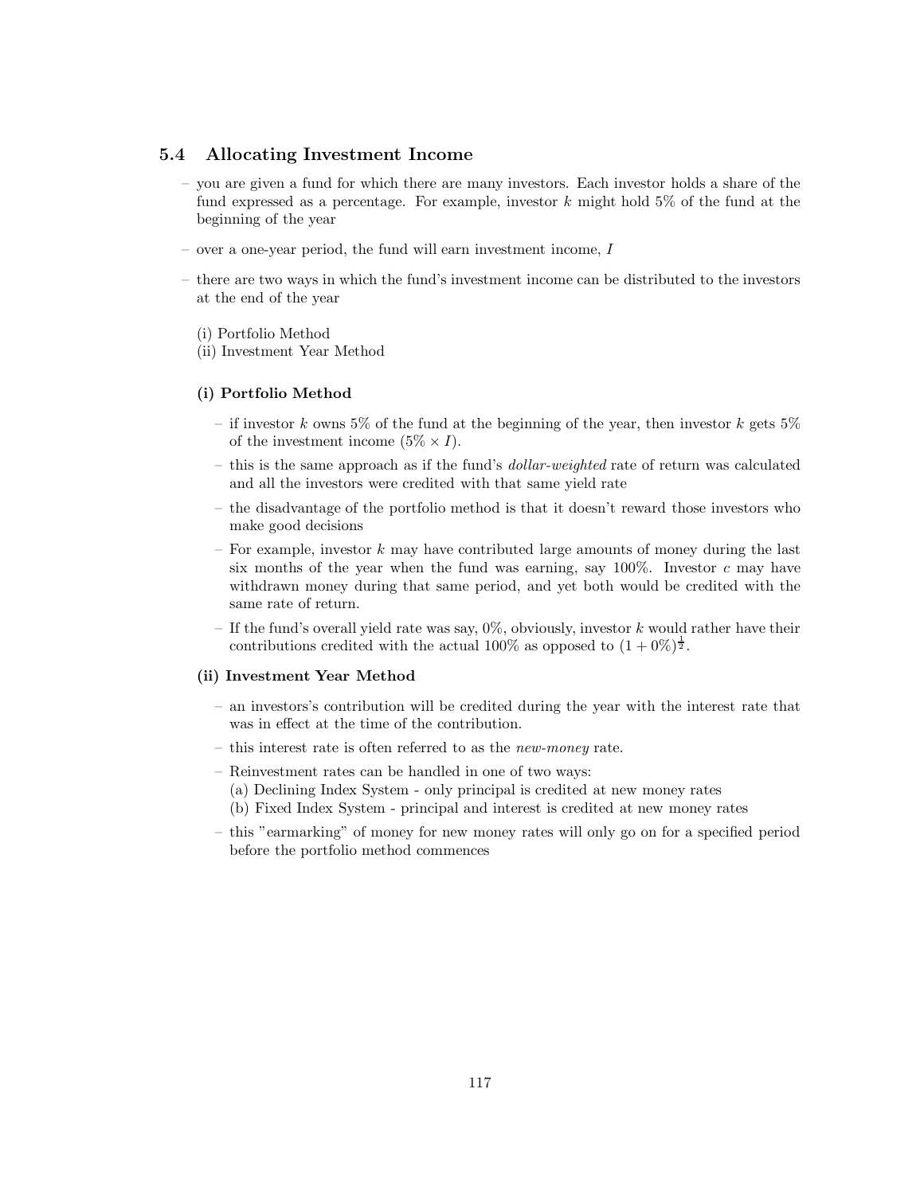## 5.4 Allocating Investment Income

- you are given a fund for which there are many investors. Each investor holds a share of the fund expressed as a percentage. For example, investor $k$ might hold 5% of the fund at the beginning of the year
- over a one-year period, the fund will earn investment income, $I$
- there are two ways in which the fund's investment income can be distributed to the investors at the end of the year

  (i) Portfolio Method
  (ii) Investment Year Method

### (i) Portfolio Method

- if investor $k$ owns 5% of the fund at the beginning of the year, then investor $k$ gets 5% of the investment income ($5\% \times I$).
- this is the same approach as if the fund's *dollar-weighted* rate of return was calculated and all the investors were credited with that same yield rate
- the disadvantage of the portfolio method is that it doesn't reward those investors who make good decisions
- For example, investor $k$ may have contributed large amounts of money during the last six months of the year when the fund was earning, say 100%. Investor $c$ may have withdrawn money during that same period, and yet both would be credited with the same rate of return.
- If the fund's overall yield rate was say, 0%, obviously, investor $k$ would rather have their contributions credited with the actual 100% as opposed to $(1 + 0\%)^{\frac{1}{2}}$.

### (ii) Investment Year Method

- an investors's contribution will be credited during the year with the interest rate that was in effect at the time of the contribution.
- this interest rate is often referred to as the *new-money* rate.
- Reinvestment rates can be handled in one of two ways:
  (a) Declining Index System - only principal is credited at new money rates
  (b) Fixed Index System - principal and interest is credited at new money rates
- this "earmarking" of money for new money rates will only go on for a specified period before the portfolio method commences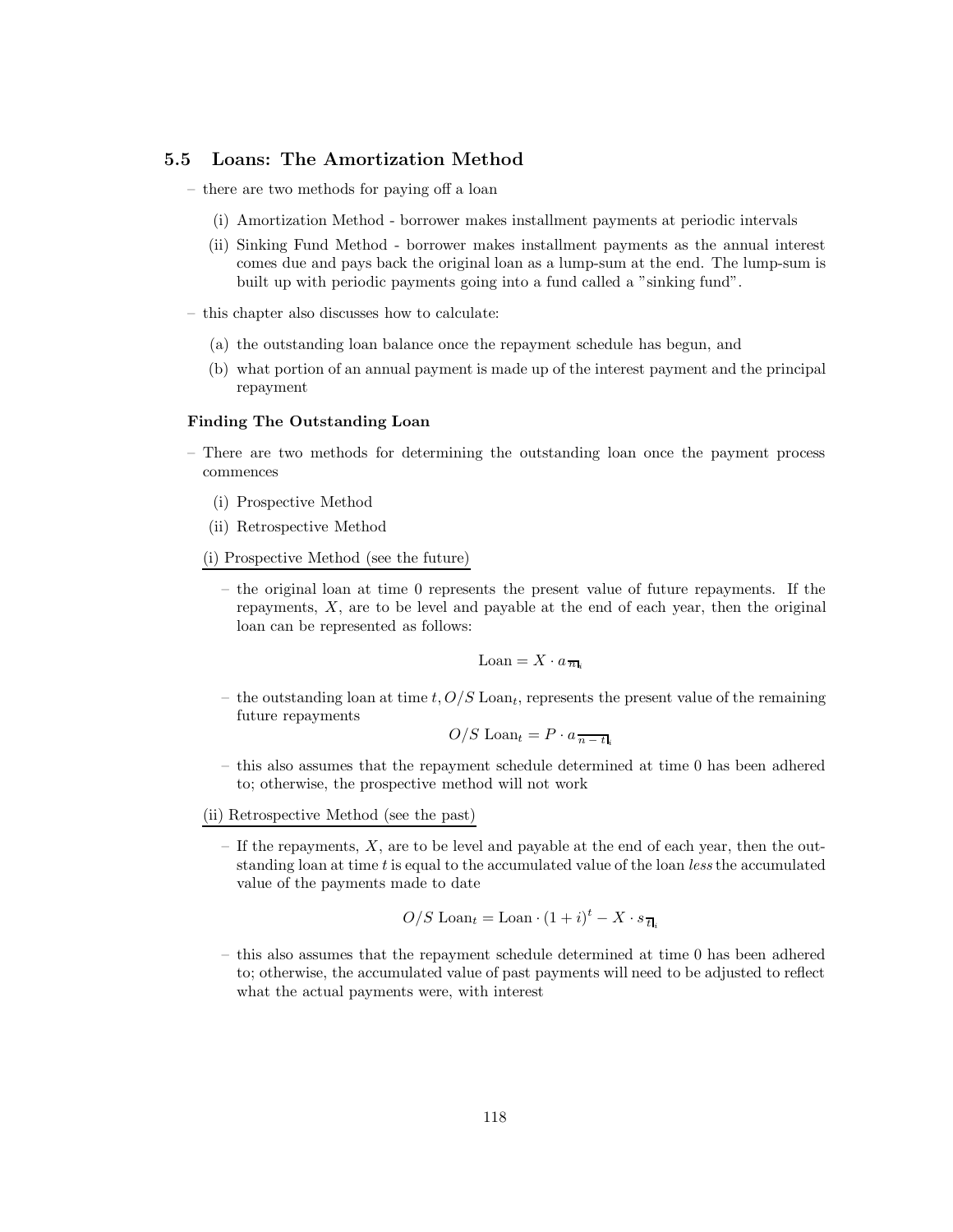## 5.5 Loans: The Amortization Method

- there are two methods for paying off a loan
  - (i) Amortization Method - borrower makes installment payments at periodic intervals
  - (ii) Sinking Fund Method - borrower makes installment payments as the annual interest comes due and pays back the original loan as a lump-sum at the end. The lump-sum is built up with periodic payments going into a fund called a "sinking fund".
- this chapter also discusses how to calculate:
  - (a) the outstanding loan balance once the repayment schedule has begun, and
  - (b) what portion of an annual payment is made up of the interest payment and the principal repayment

**Finding The Outstanding Loan**

- There are two methods for determining the outstanding loan once the payment process commences
  - (i) Prospective Method
  - (ii) Retrospective Method

(i) Prospective Method (see the future)

- the original loan at time 0 represents the present value of future repayments. If the repayments, $X$, are to be level and payable at the end of each year, then the original loan can be represented as follows:

$$\text{Loan} = X \cdot a_{\overline{n}|i}$$

- the outstanding loan at time $t, O/S\ \text{Loan}_t$, represents the present value of the remaining future repayments

$$O/S\ \text{Loan}_t = P \cdot a_{\overline{n-t}|i}$$

- this also assumes that the repayment schedule determined at time 0 has been adhered to; otherwise, the prospective method will not work

(ii) Retrospective Method (see the past)

- If the repayments, $X$, are to be level and payable at the end of each year, then the outstanding loan at time $t$ is equal to the accumulated value of the loan *less* the accumulated value of the payments made to date

$$O/S\ \text{Loan}_t = \text{Loan} \cdot (1+i)^t - X \cdot s_{\overline{t}|i}$$

- this also assumes that the repayment schedule determined at time 0 has been adhered to; otherwise, the accumulated value of past payments will need to be adjusted to reflect what the actual payments were, with interest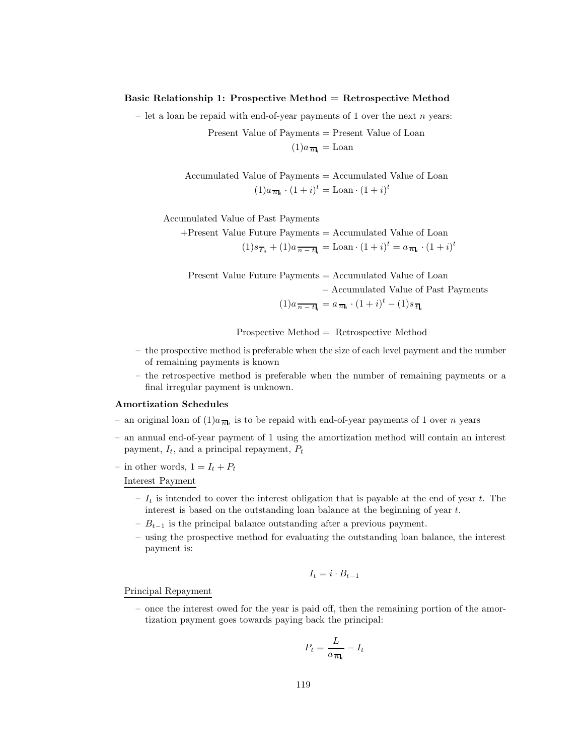**Basic Relationship 1: Prospective Method = Retrospective Method**

– let a loan be repaid with end-of-year payments of 1 over the next $n$ years:

$$\text{Present Value of Payments} = \text{Present Value of Loan}$$
$$(1)a_{\overline{n}|i} = \text{Loan}$$

$$\text{Accumulated Value of Payments} = \text{Accumulated Value of Loan}$$
$$(1)a_{\overline{n}|i} \cdot (1+i)^t = \text{Loan} \cdot (1+i)^t$$

$$\text{Accumulated Value of Past Payments} + \text{Present Value Future Payments} = \text{Accumulated Value of Loan}$$
$$(1)s_{\overline{t}|i} + (1)a_{\overline{n-t}|i} = \text{Loan} \cdot (1+i)^t = a_{\overline{n}|i} \cdot (1+i)^t$$

$$\text{Present Value Future Payments} = \text{Accumulated Value of Loan} - \text{Accumulated Value of Past Payments}$$
$$(1)a_{\overline{n-t}|i} = a_{\overline{n}|i} \cdot (1+i)^t - (1)s_{\overline{t}|i}$$

$$\text{Prospective Method} = \text{Retrospective Method}$$

– the prospective method is preferable when the size of each level payment and the number of remaining payments is known

– the retrospective method is preferable when the number of remaining payments or a final irregular payment is unknown.

**Amortization Schedules**

– an original loan of $(1)a_{\overline{n}|i}$ is to be repaid with end-of-year payments of 1 over $n$ years

– an annual end-of-year payment of 1 using the amortization method will contain an interest payment, $I_t$, and a principal repayment, $P_t$

– in other words, $1 = I_t + P_t$

Interest Payment

– $I_t$ is intended to cover the interest obligation that is payable at the end of year $t$. The interest is based on the outstanding loan balance at the beginning of year $t$.

– $B_{t-1}$ is the principal balance outstanding after a previous payment.

– using the prospective method for evaluating the outstanding loan balance, the interest payment is:

$$I_t = i \cdot B_{t-1}$$

Principal Repayment

– once the interest owed for the year is paid off, then the remaining portion of the amortization payment goes towards paying back the principal:

$$P_t = \frac{L}{a_{\overline{n}|i}} - I_t$$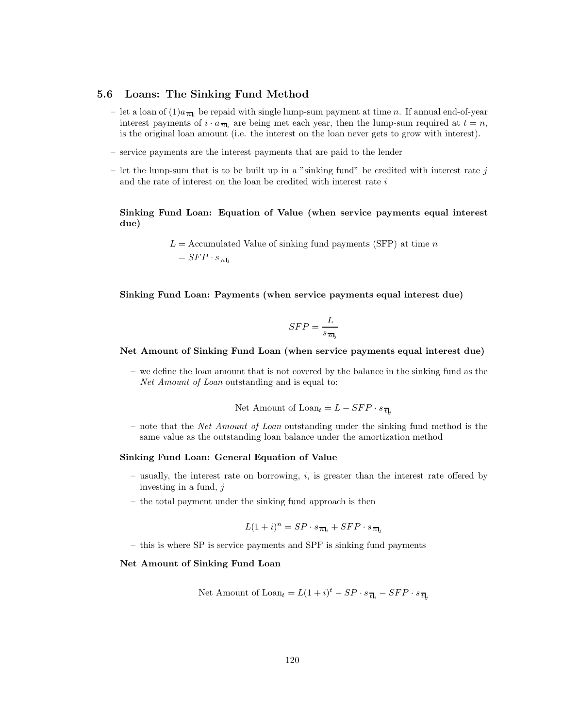## 5.6 Loans: The Sinking Fund Method

- let a loan of $(1)a_{\overline{n}|i}$ be repaid with single lump-sum payment at time $n$. If annual end-of-year interest payments of $i \cdot a_{\overline{n}|i}$ are being met each year, then the lump-sum required at $t = n$, is the original loan amount (i.e. the interest on the loan never gets to grow with interest).
- service payments are the interest payments that are paid to the lender
- let the lump-sum that is to be built up in a "sinking fund" be credited with interest rate $j$ and the rate of interest on the loan be credited with interest rate $i$

**Sinking Fund Loan: Equation of Value (when service payments equal interest due)**

$$
\begin{aligned}
L &= \text{Accumulated Value of sinking fund payments (SFP) at time } n \\
&= SFP \cdot s_{\overline{n}|j}
\end{aligned}
$$

**Sinking Fund Loan: Payments (when service payments equal interest due)**

$$
SFP = \frac{L}{s_{\overline{n}|j}}
$$

**Net Amount of Sinking Fund Loan (when service payments equal interest due)**

- we define the loan amount that is not covered by the balance in the sinking fund as the *Net Amount of Loan* outstanding and is equal to:

$$
\text{Net Amount of Loan}_t = L - SFP \cdot s_{\overline{t}|j}
$$

- note that the *Net Amount of Loan* outstanding under the sinking fund method is the same value as the outstanding loan balance under the amortization method

**Sinking Fund Loan: General Equation of Value**

- usually, the interest rate on borrowing, $i$, is greater than the interest rate offered by investing in a fund, $j$
- the total payment under the sinking fund approach is then

$$
L(1+i)^n = SP \cdot s_{\overline{n}|i} + SFP \cdot s_{\overline{n}|j}
$$

- this is where SP is service payments and SPF is sinking fund payments

**Net Amount of Sinking Fund Loan**

$$
\text{Net Amount of Loan}_t = L(1+i)^t - SP \cdot s_{\overline{t}|i} - SFP \cdot s_{\overline{t}|j}
$$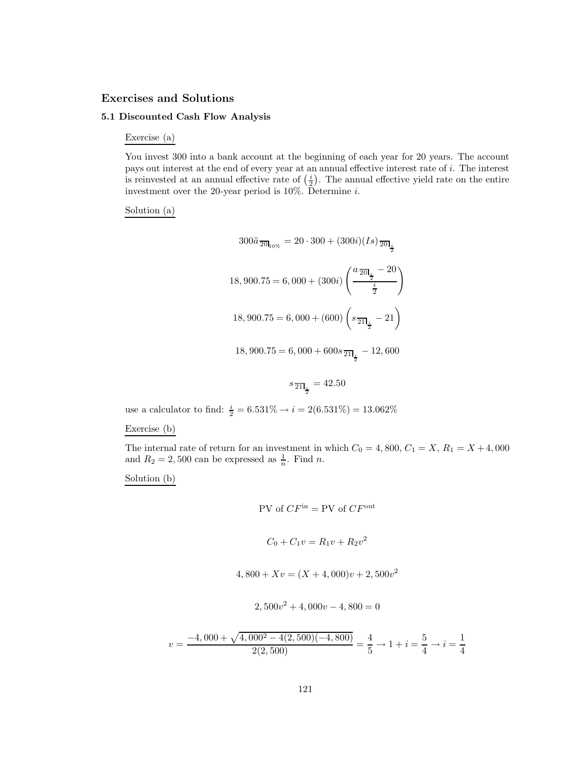## Exercises and Solutions

### 5.1 Discounted Cash Flow Analysis

Exercise (a)

You invest 300 into a bank account at the beginning of each year for 20 years. The account pays out interest at the end of every year at an annual effective interest rate of $i$. The interest is reinvested at an annual effective rate of $\left(\frac{i}{2}\right)$. The annual effective yield rate on the entire investment over the 20-year period is 10%. Determine $i$.

Solution (a)

$$300\ddot{s}_{\overline{20}|10\%} = 20 \cdot 300 + (300i)(Is)_{\overline{20}|\frac{i}{2}}$$

$$18,900.75 = 6,000 + (300i)\left(\frac{\ddot{s}_{\overline{20}|\frac{i}{2}} - 20}{\frac{i}{2}}\right)$$

$$18,900.75 = 6,000 + (600)\left(s_{\overline{21}|\frac{i}{2}} - 21\right)$$

$$18,900.75 = 6,000 + 600s_{\overline{21}|\frac{i}{2}} - 12,600$$

$$s_{\overline{21}|\frac{i}{2}} = 42.50$$

use a calculator to find: $\frac{i}{2} = 6.531\% \rightarrow i = 2(6.531\%) = 13.062\%$

Exercise (b)

The internal rate of return for an investment in which $C_0 = 4,800$, $C_1 = X$, $R_1 = X + 4,000$ and $R_2 = 2,500$ can be expressed as $\frac{1}{n}$. Find $n$.

Solution (b)

$$\text{PV of } CF^{\text{in}} = \text{PV of } CF^{\text{out}}$$

$$C_0 + C_1 v = R_1 v + R_2 v^2$$

$$4,800 + Xv = (X + 4,000)v + 2,500v^2$$

$$2,500v^2 + 4,000v - 4,800 = 0$$

$$v = \frac{-4,000 + \sqrt{4,000^2 - 4(2,500)(-4,800)}}{2(2,500)} = \frac{4}{5} \rightarrow 1 + i = \frac{5}{4} \rightarrow i = \frac{1}{4}$$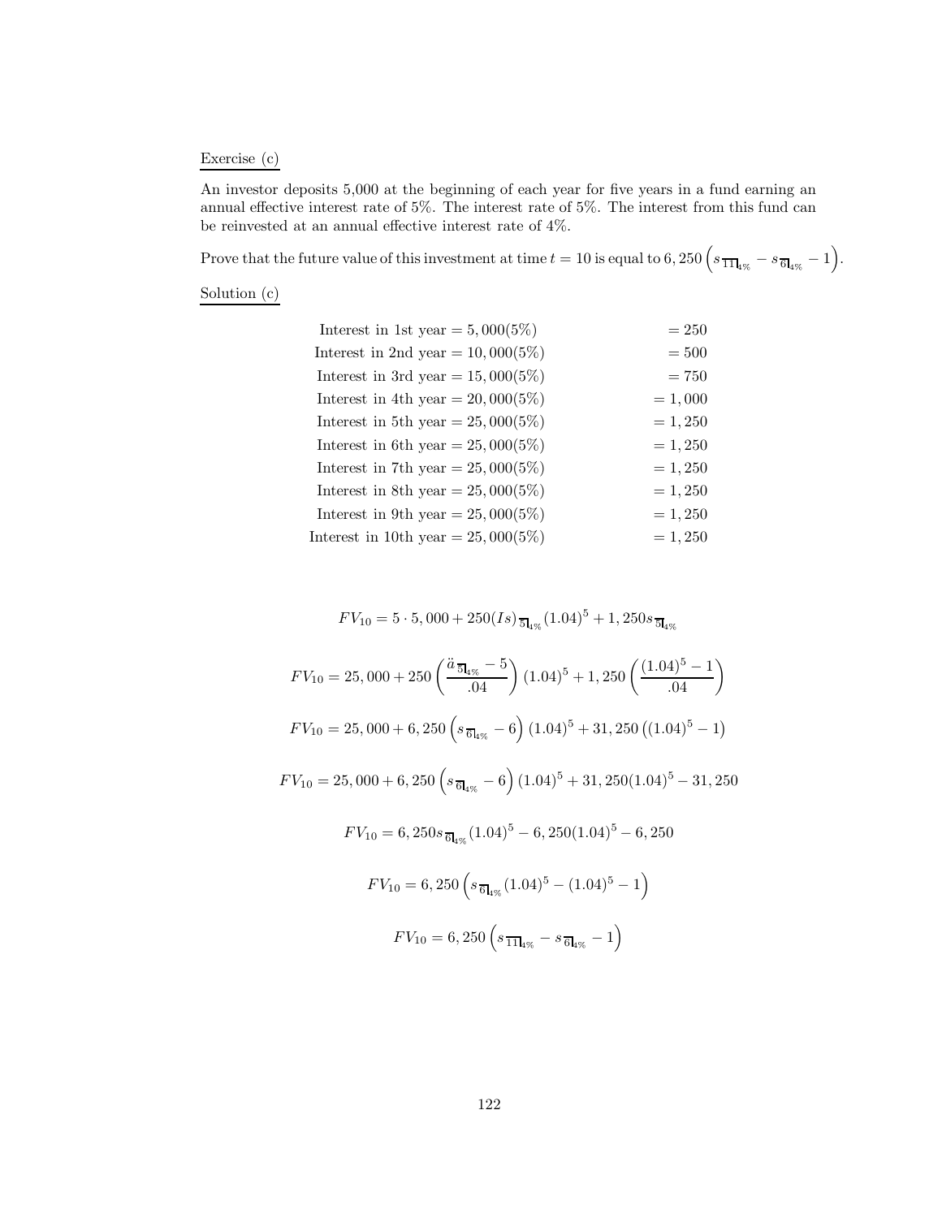Exercise (c)

An investor deposits 5,000 at the beginning of each year for five years in a fund earning an annual effective interest rate of 5%. The interest rate of 5%. The interest from this fund can be reinvested at an annual effective interest rate of 4%.

Prove that the future value of this investment at time $t = 10$ is equal to $6,250\left(s_{\overline{11}|4\%} - s_{\overline{6}|4\%} - 1\right)$.

Solution (c)

$$
\begin{aligned}
\text{Interest in 1st year} &= 5,000(5\%) & &= 250 \\
\text{Interest in 2nd year} &= 10,000(5\%) & &= 500 \\
\text{Interest in 3rd year} &= 15,000(5\%) & &= 750 \\
\text{Interest in 4th year} &= 20,000(5\%) & &= 1,000 \\
\text{Interest in 5th year} &= 25,000(5\%) & &= 1,250 \\
\text{Interest in 6th year} &= 25,000(5\%) & &= 1,250 \\
\text{Interest in 7th year} &= 25,000(5\%) & &= 1,250 \\
\text{Interest in 8th year} &= 25,000(5\%) & &= 1,250 \\
\text{Interest in 9th year} &= 25,000(5\%) & &= 1,250 \\
\text{Interest in 10th year} &= 25,000(5\%) & &= 1,250
\end{aligned}
$$

$$FV_{10} = 5 \cdot 5,000 + 250(Is)_{\overline{5}|4\%}(1.04)^5 + 1,250 s_{\overline{5}|4\%}$$

$$FV_{10} = 25,000 + 250\left(\frac{\ddot{a}_{\overline{5}|4\%} - 5}{.04}\right)(1.04)^5 + 1,250\left(\frac{(1.04)^5 - 1}{.04}\right)$$

$$FV_{10} = 25,000 + 6,250\left(s_{\overline{6}|4\%} - 6\right)(1.04)^5 + 31,250\left((1.04)^5 - 1\right)$$

$$FV_{10} = 25,000 + 6,250\left(s_{\overline{6}|4\%} - 6\right)(1.04)^5 + 31,250(1.04)^5 - 31,250$$

$$FV_{10} = 6,250 s_{\overline{6}|4\%}(1.04)^5 - 6,250(1.04)^5 - 6,250$$

$$FV_{10} = 6,250\left(s_{\overline{6}|4\%}(1.04)^5 - (1.04)^5 - 1\right)$$

$$FV_{10} = 6,250\left(s_{\overline{11}|4\%} - s_{\overline{6}|4\%} - 1\right)$$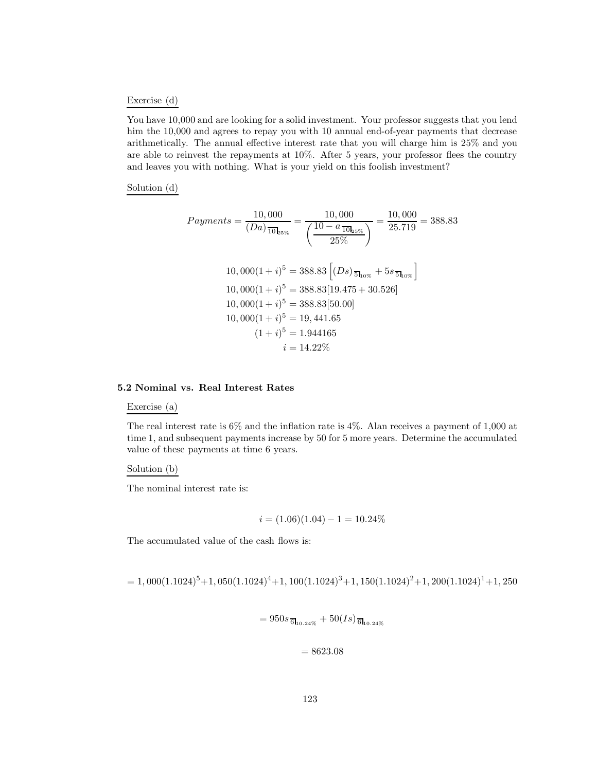Exercise (d)

You have 10,000 and are looking for a solid investment. Your professor suggests that you lend him the 10,000 and agrees to repay you with 10 annual end-of-year payments that decrease arithmetically. The annual effective interest rate that you will charge him is 25% and you are able to reinvest the repayments at 10%. After 5 years, your professor flees the country and leaves you with nothing. What is your yield on this foolish investment?

Solution (d)

$$Payments = \frac{10,000}{(Da)_{\overline{10}|25\%}} = \frac{10,000}{\left(\dfrac{10 - a_{\overline{10}|25\%}}{25\%}\right)} = \frac{10,000}{25.719} = 388.83$$

$$10,000(1+i)^5 = 388.83\left[(Ds)_{\overline{5}|10\%} + 5s_{\overline{5}|10\%}\right]$$
$$10,000(1+i)^5 = 388.83[19.475 + 30.526]$$
$$10,000(1+i)^5 = 388.83[50.00]$$
$$10,000(1+i)^5 = 19,441.65$$
$$(1+i)^5 = 1.944165$$
$$i = 14.22\%$$

### 5.2 Nominal vs. Real Interest Rates

Exercise (a)

The real interest rate is 6% and the inflation rate is 4%. Alan receives a payment of 1,000 at time 1, and subsequent payments increase by 50 for 5 more years. Determine the accumulated value of these payments at time 6 years.

Solution (b)

The nominal interest rate is:

$$i = (1.06)(1.04) - 1 = 10.24\%$$

The accumulated value of the cash flows is:

$$= 1,000(1.1024)^5 + 1,050(1.1024)^4 + 1,100(1.1024)^3 + 1,150(1.1024)^2 + 1,200(1.1024)^1 + 1,250$$

$$= 950s_{\overline{6}|10.24\%} + 50(Is)_{\overline{6}|10.24\%}$$

$$= 8623.08$$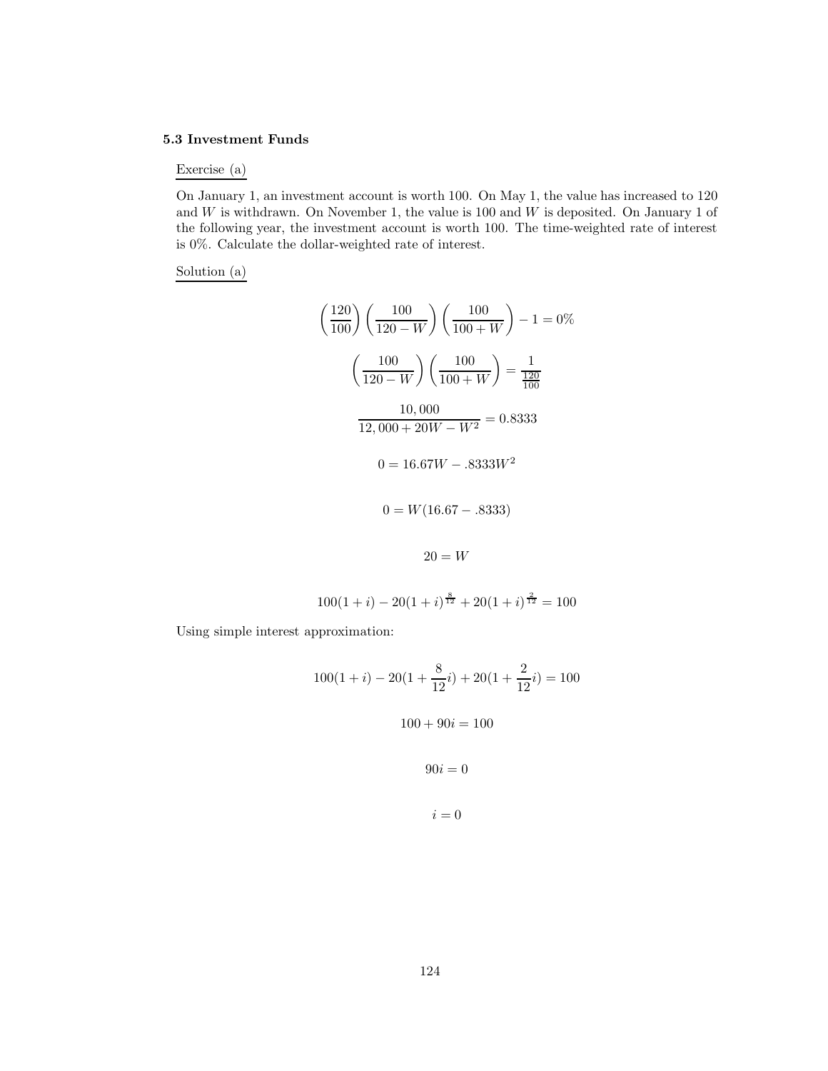### 5.3 Investment Funds

Exercise (a)

On January 1, an investment account is worth 100. On May 1, the value has increased to 120 and $W$ is withdrawn. On November 1, the value is 100 and $W$ is deposited. On January 1 of the following year, the investment account is worth 100. The time-weighted rate of interest is 0%. Calculate the dollar-weighted rate of interest.

Solution (a)

$$\left(\frac{120}{100}\right)\left(\frac{100}{120-W}\right)\left(\frac{100}{100+W}\right) - 1 = 0\%$$

$$\left(\frac{100}{120-W}\right)\left(\frac{100}{100+W}\right) = \frac{1}{\frac{120}{100}}$$

$$\frac{10,000}{12,000 + 20W - W^2} = 0.8333$$

$$0 = 16.67W - .8333W^2$$

$$0 = W(16.67 - .8333)$$

$$20 = W$$

$$100(1+i) - 20(1+i)^{\frac{8}{12}} + 20(1+i)^{\frac{2}{12}} = 100$$

Using simple interest approximation:

$$100(1+i) - 20(1 + \frac{8}{12}i) + 20(1 + \frac{2}{12}i) = 100$$

$$100 + 90i = 100$$

$$90i = 0$$

$$i = 0$$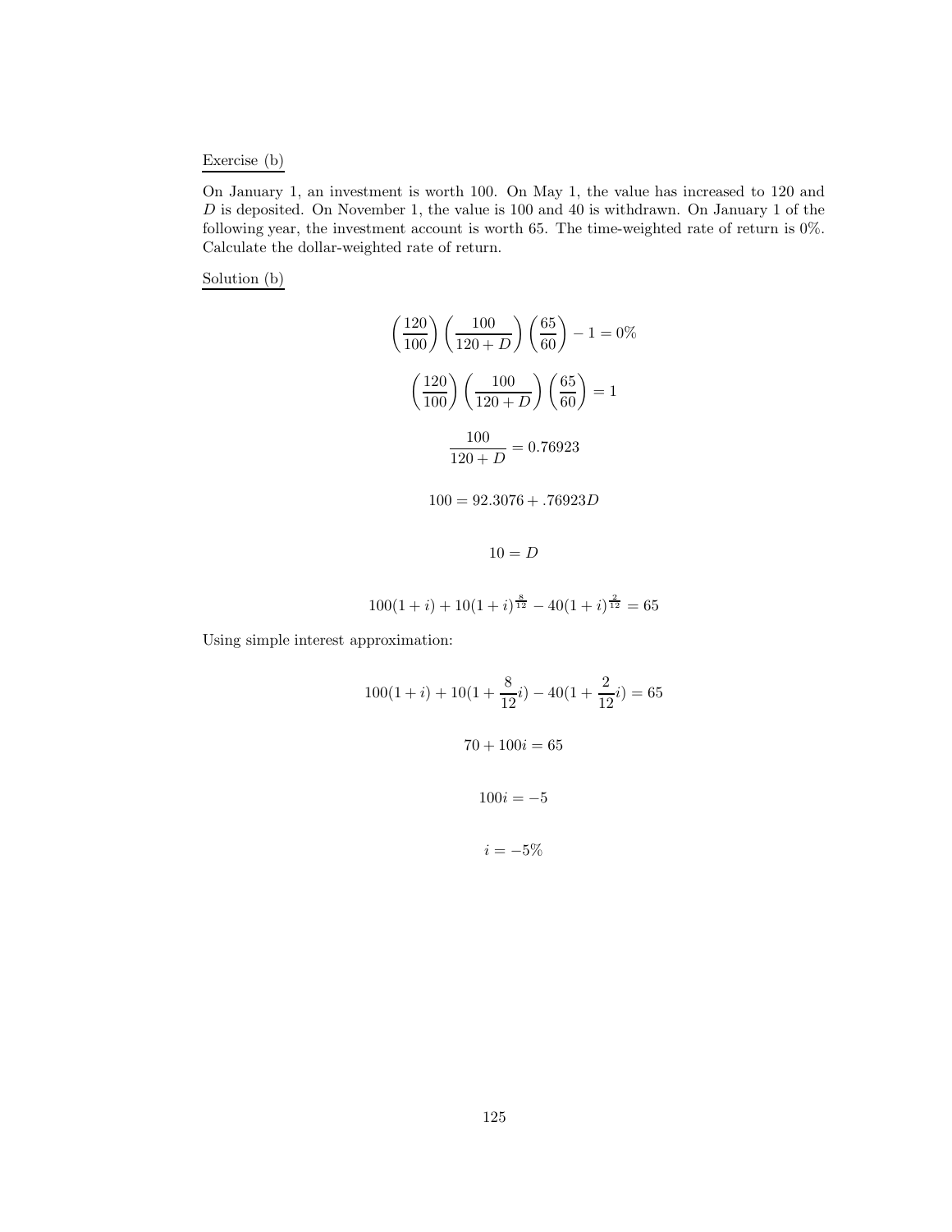Exercise (b)

On January 1, an investment is worth 100. On May 1, the value has increased to 120 and $D$ is deposited. On November 1, the value is 100 and 40 is withdrawn. On January 1 of the following year, the investment account is worth 65. The time-weighted rate of return is 0%. Calculate the dollar-weighted rate of return.

Solution (b)

$$\left(\frac{120}{100}\right)\left(\frac{100}{120+D}\right)\left(\frac{65}{60}\right) - 1 = 0\%$$

$$\left(\frac{120}{100}\right)\left(\frac{100}{120+D}\right)\left(\frac{65}{60}\right) = 1$$

$$\frac{100}{120+D} = 0.76923$$

$$100 = 92.3076 + .76923D$$

$$10 = D$$

$$100(1+i) + 10(1+i)^{\frac{8}{12}} - 40(1+i)^{\frac{2}{12}} = 65$$

Using simple interest approximation:

$$100(1+i) + 10(1+\frac{8}{12}i) - 40(1+\frac{2}{12}i) = 65$$

$$70 + 100i = 65$$

$$100i = -5$$

$$i = -5\%$$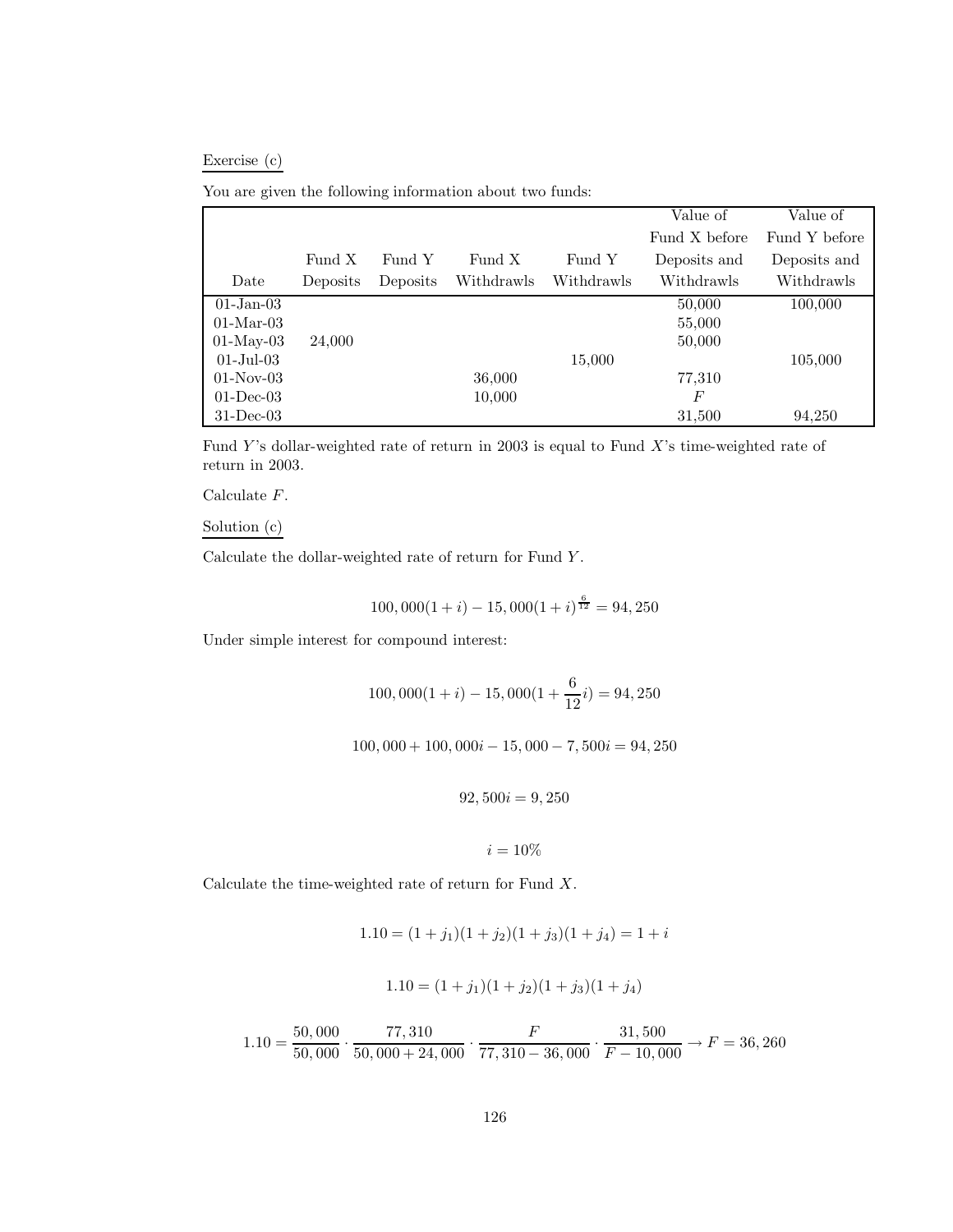Exercise (c)

You are given the following information about two funds:

| Date | Fund X Deposits | Fund Y Deposits | Fund X Withdrawls | Fund Y Withdrawls | Value of Fund X before Deposits and Withdrawls | Value of Fund Y before Deposits and Withdrawls |
|---|---|---|---|---|---|---|
| 01-Jan-03 | | | | | 50,000 | 100,000 |
| 01-Mar-03 | | | | | 55,000 | |
| 01-May-03 | 24,000 | | | | 50,000 | |
| 01-Jul-03 | | | | 15,000 | | 105,000 |
| 01-Nov-03 | | | 36,000 | | 77,310 | |
| 01-Dec-03 | | | 10,000 | | $F$ | |
| 31-Dec-03 | | | | | 31,500 | 94,250 |

Fund $Y$'s dollar-weighted rate of return in 2003 is equal to Fund $X$'s time-weighted rate of return in 2003.

Calculate $F$.

Solution (c)

Calculate the dollar-weighted rate of return for Fund $Y$.

$$100,000(1+i) - 15,000(1+i)^{\frac{6}{12}} = 94,250$$

Under simple interest for compound interest:

$$100,000(1+i) - 15,000(1+\frac{6}{12}i) = 94,250$$

$$100,000 + 100,000i - 15,000 - 7,500i = 94,250$$

$$92,500i = 9,250$$

$$i = 10\%$$

Calculate the time-weighted rate of return for Fund $X$.

$$1.10 = (1+j_1)(1+j_2)(1+j_3)(1+j_4) = 1+i$$

$$1.10 = (1+j_1)(1+j_2)(1+j_3)(1+j_4)$$

$$1.10 = \frac{50,000}{50,000} \cdot \frac{77,310}{50,000+24,000} \cdot \frac{F}{77,310-36,000} \cdot \frac{31,500}{F-10,000} \rightarrow F = 36,260$$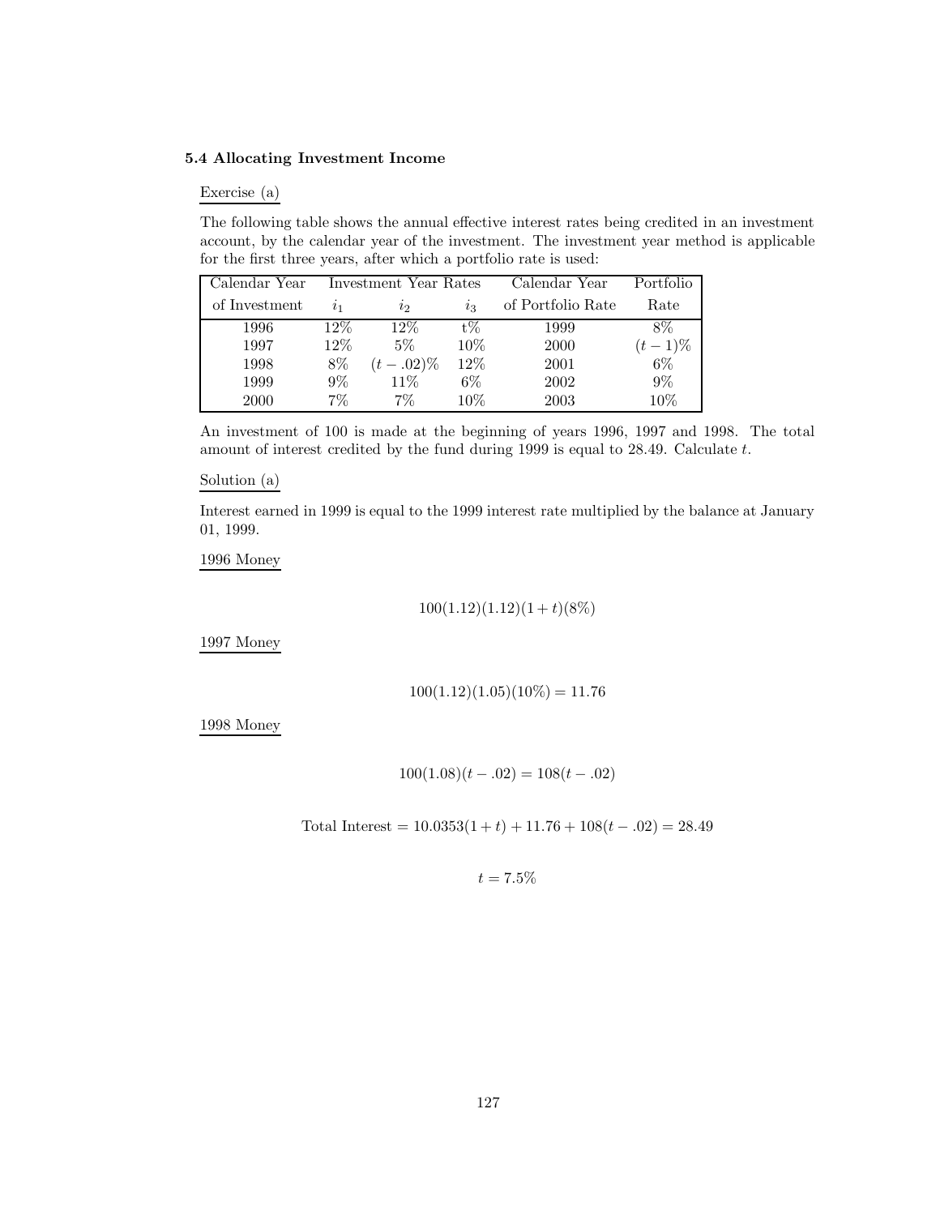### 5.4 Allocating Investment Income

Exercise (a)

The following table shows the annual effective interest rates being credited in an investment account, by the calendar year of the investment. The investment year method is applicable for the first three years, after which a portfolio rate is used:

| Calendar Year of Investment | Investment Year Rates $i_1$ | $i_2$ | $i_3$ | Calendar Year of Portfolio Rate | Portfolio Rate |
|---|---|---|---|---|---|
| 1996 | 12% | 12% | t% | 1999 | 8% |
| 1997 | 12% | 5% | 10% | 2000 | $(t-1)$% |
| 1998 | 8% | $(t-.02)$% | 12% | 2001 | 6% |
| 1999 | 9% | 11% | 6% | 2002 | 9% |
| 2000 | 7% | 7% | 10% | 2003 | 10% |

An investment of 100 is made at the beginning of years 1996, 1997 and 1998. The total amount of interest credited by the fund during 1999 is equal to 28.49. Calculate $t$.

Solution (a)

Interest earned in 1999 is equal to the 1999 interest rate multiplied by the balance at January 01, 1999.

1996 Money

$$100(1.12)(1.12)(1+t)(8\%)$$

1997 Money

$$100(1.12)(1.05)(10\%) = 11.76$$

1998 Money

$$100(1.08)(t-.02) = 108(t-.02)$$

$$\text{Total Interest} = 10.0353(1+t) + 11.76 + 108(t-.02) = 28.49$$

$$t = 7.5\%$$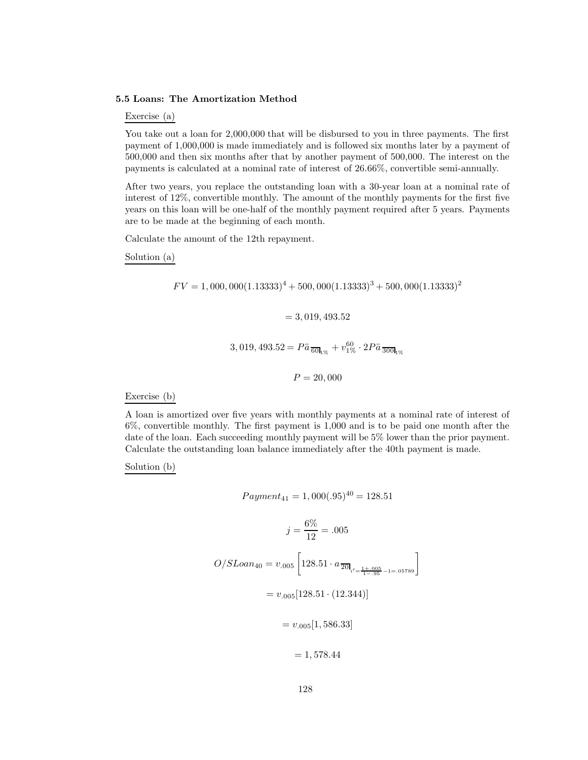### 5.5 Loans: The Amortization Method

Exercise (a)

You take out a loan for 2,000,000 that will be disbursed to you in three payments. The first payment of 1,000,000 is made immediately and is followed six months later by a payment of 500,000 and then six months after that by another payment of 500,000. The interest on the payments is calculated at a nominal rate of interest of 26.66%, convertible semi-annually.

After two years, you replace the outstanding loan with a 30-year loan at a nominal rate of interest of 12%, convertible monthly. The amount of the monthly payments for the first five years on this loan will be one-half of the monthly payment required after 5 years. Payments are to be made at the beginning of each month.

Calculate the amount of the 12th repayment.

Solution (a)

$$FV = 1,000,000(1.13333)^4 + 500,000(1.13333)^3 + 500,000(1.13333)^2$$

$$= 3,019,493.52$$

$$3,019,493.52 = P\ddot{a}_{\overline{60}|1\%} + v_{1\%}^{60} \cdot 2P\ddot{a}_{\overline{300}|1\%}$$

$$P = 20,000$$

Exercise (b)

A loan is amortized over five years with monthly payments at a nominal rate of interest of 6%, convertible monthly. The first payment is 1,000 and is to be paid one month after the date of the loan. Each succeeding monthly payment will be 5% lower than the prior payment. Calculate the outstanding loan balance immediately after the 40th payment is made.

Solution (b)

$$Payment_{41} = 1,000(.95)^{40} = 128.51$$

$$j = \frac{6\%}{12} = .005$$

$$O/SLoan_{40} = v_{.005}\left[128.51 \cdot a_{\overline{20}|i'=\frac{1+.005}{1-.95}-1=.05789}\right]$$

$$= v_{.005}[128.51 \cdot (12.344)]$$

$$= v_{.005}[1,586.33]$$

$$= 1,578.44$$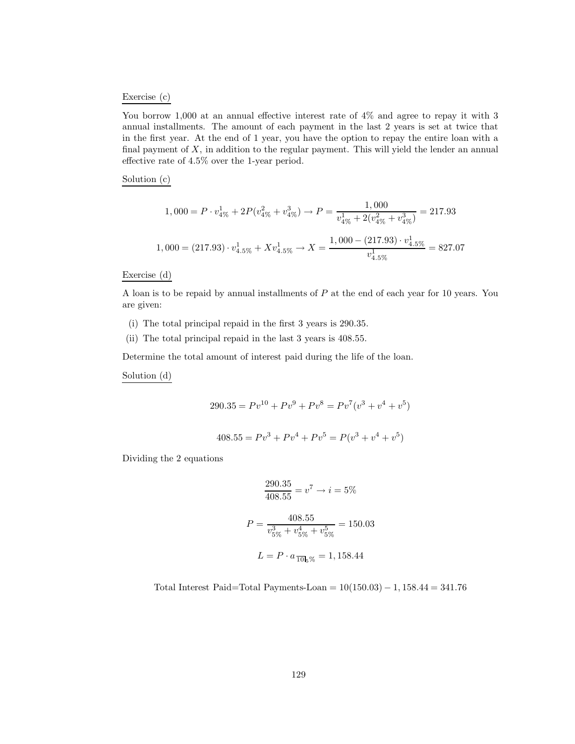Exercise (c)

You borrow 1,000 at an annual effective interest rate of 4% and agree to repay it with 3 annual installments. The amount of each payment in the last 2 years is set at twice that in the first year. At the end of 1 year, you have the option to repay the entire loan with a final payment of $X$, in addition to the regular payment. This will yield the lender an annual effective rate of 4.5% over the 1-year period.

Solution (c)

$$1,000 = P \cdot v^1_{4\%} + 2P(v^2_{4\%} + v^3_{4\%}) \rightarrow P = \frac{1,000}{v^1_{4\%} + 2(v^2_{4\%} + v^3_{4\%})} = 217.93$$

$$1,000 = (217.93) \cdot v^1_{4.5\%} + Xv^1_{4.5\%} \rightarrow X = \frac{1,000 - (217.93) \cdot v^1_{4.5\%}}{v^1_{4.5\%}} = 827.07$$

Exercise (d)

A loan is to be repaid by annual installments of $P$ at the end of each year for 10 years. You are given:

(i) The total principal repaid in the first 3 years is 290.35.

(ii) The total principal repaid in the last 3 years is 408.55.

Determine the total amount of interest paid during the life of the loan.

Solution (d)

$$290.35 = Pv^{10} + Pv^9 + Pv^8 = Pv^7(v^3 + v^4 + v^5)$$

$$408.55 = Pv^3 + Pv^4 + Pv^5 = P(v^3 + v^4 + v^5)$$

Dividing the 2 equations

$$\frac{290.35}{408.55} = v^7 \rightarrow i = 5\%$$

$$P = \frac{408.55}{v^3_{5\%} + v^4_{5\%} + v^5_{5\%}} = 150.03$$

$$L = P \cdot a_{\overline{10}|5\%} = 1,158.44$$

$$\text{Total Interest Paid=Total Payments-Loan} = 10(150.03) - 1,158.44 = 341.76$$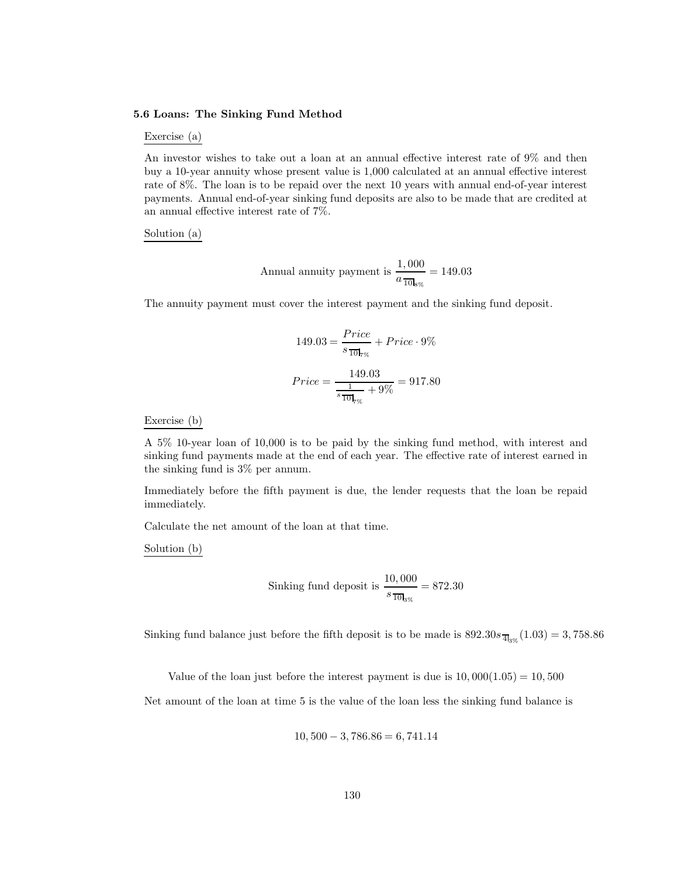### 5.6 Loans: The Sinking Fund Method

Exercise (a)

An investor wishes to take out a loan at an annual effective interest rate of 9% and then buy a 10-year annuity whose present value is 1,000 calculated at an annual effective interest rate of 8%. The loan is to be repaid over the next 10 years with annual end-of-year interest payments. Annual end-of-year sinking fund deposits are also to be made that are credited at an annual effective interest rate of 7%.

Solution (a)

$$\text{Annual annuity payment is } \frac{1,000}{a_{\overline{10}|8\%}} = 149.03$$

The annuity payment must cover the interest payment and the sinking fund deposit.

$$149.03 = \frac{Price}{s_{\overline{10}|7\%}} + Price \cdot 9\%$$

$$Price = \frac{149.03}{\frac{1}{s_{\overline{10}|7\%}} + 9\%} = 917.80$$

Exercise (b)

A 5% 10-year loan of 10,000 is to be paid by the sinking fund method, with interest and sinking fund payments made at the end of each year. The effective rate of interest earned in the sinking fund is 3% per annum.

Immediately before the fifth payment is due, the lender requests that the loan be repaid immediately.

Calculate the net amount of the loan at that time.

Solution (b)

$$\text{Sinking fund deposit is } \frac{10,000}{s_{\overline{10}|3\%}} = 872.30$$

Sinking fund balance just before the fifth deposit is to be made is $892.30 s_{\overline{4}|3\%}(1.03) = 3,758.86$

Value of the loan just before the interest payment is due is $10,000(1.05) = 10,500$

Net amount of the loan at time 5 is the value of the loan less the sinking fund balance is

$$10,500 - 3,786.86 = 6,741.14$$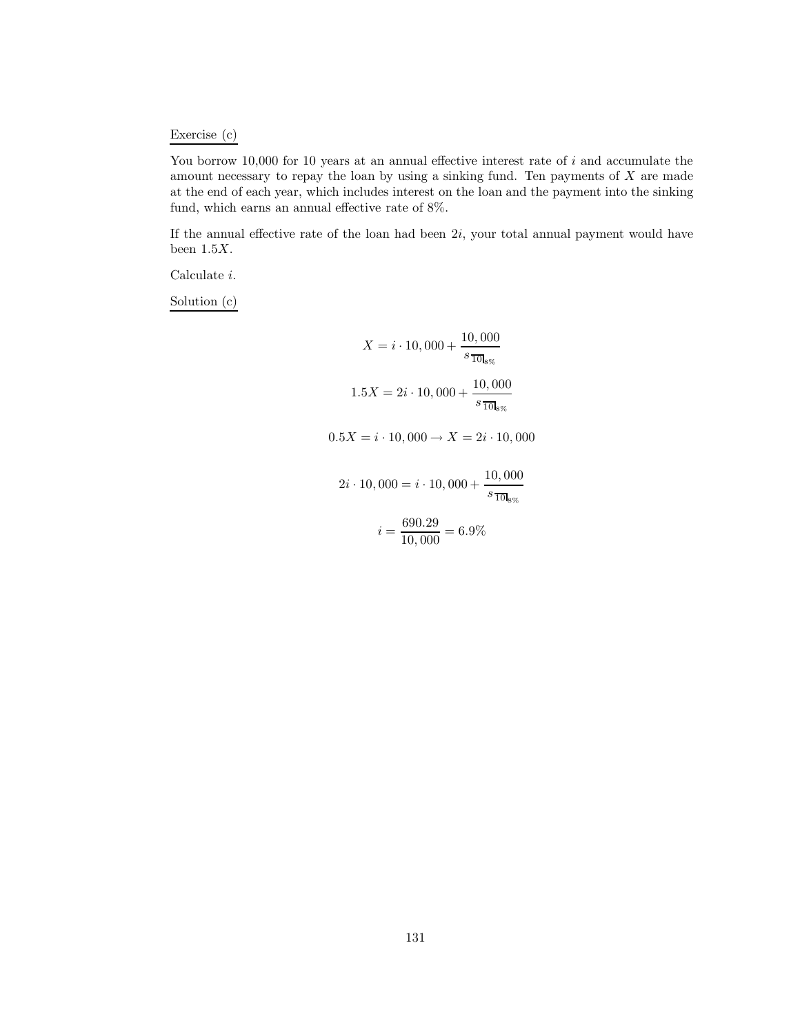Exercise (c)

You borrow 10,000 for 10 years at an annual effective interest rate of $i$ and accumulate the amount necessary to repay the loan by using a sinking fund. Ten payments of $X$ are made at the end of each year, which includes interest on the loan and the payment into the sinking fund, which earns an annual effective rate of 8%.

If the annual effective rate of the loan had been $2i$, your total annual payment would have been $1.5X$.

Calculate $i$.

Solution (c)

$$X = i \cdot 10,000 + \frac{10,000}{s_{\overline{10}|8\%}}$$

$$1.5X = 2i \cdot 10,000 + \frac{10,000}{s_{\overline{10}|8\%}}$$

$$0.5X = i \cdot 10,000 \rightarrow X = 2i \cdot 10,000$$

$$2i \cdot 10,000 = i \cdot 10,000 + \frac{10,000}{s_{\overline{10}|8\%}}$$

$$i = \frac{690.29}{10,000} = 6.9\%$$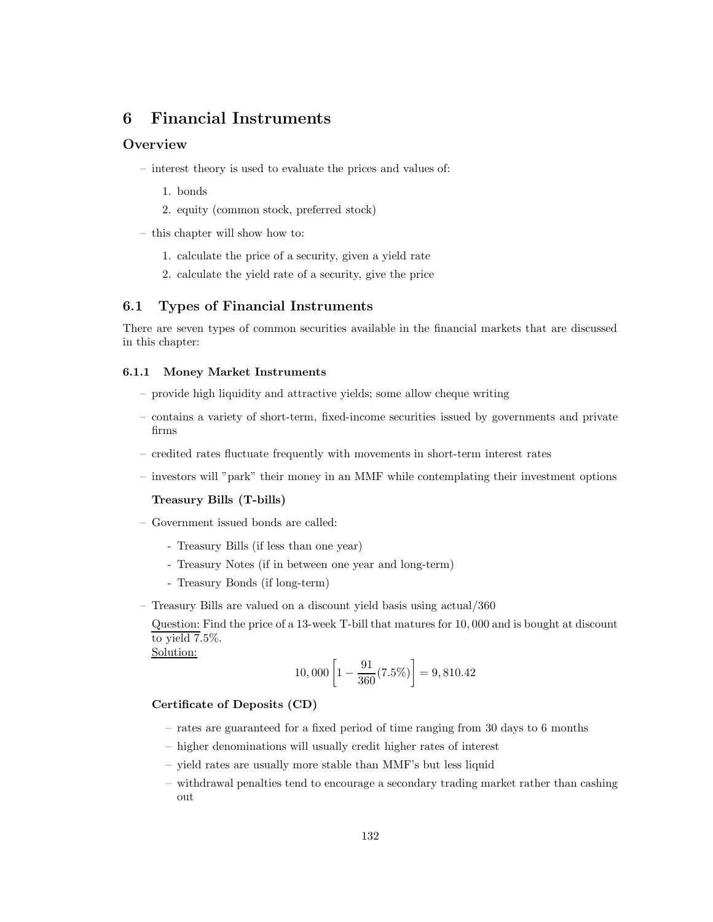# 6 Financial Instruments

## Overview

- interest theory is used to evaluate the prices and values of:
  1. bonds
  2. equity (common stock, preferred stock)
- this chapter will show how to:
  1. calculate the price of a security, given a yield rate
  2. calculate the yield rate of a security, give the price

## 6.1 Types of Financial Instruments

There are seven types of common securities available in the financial markets that are discussed in this chapter:

### 6.1.1 Money Market Instruments

- provide high liquidity and attractive yields; some allow cheque writing
- contains a variety of short-term, fixed-income securities issued by governments and private firms
- credited rates fluctuate frequently with movements in short-term interest rates
- investors will "park" their money in an MMF while contemplating their investment options

**Treasury Bills (T-bills)**

- Government issued bonds are called:
  - Treasury Bills (if less than one year)
  - Treasury Notes (if in between one year and long-term)
  - Treasury Bonds (if long-term)
- Treasury Bills are valued on a discount yield basis using actual/360

  Question: Find the price of a 13-week T-bill that matures for 10,000 and is bought at discount to yield 7.5%.
  Solution:

$$10,000\left[1-\frac{91}{360}(7.5\%)\right]=9,810.42$$

**Certificate of Deposits (CD)**

- rates are guaranteed for a fixed period of time ranging from 30 days to 6 months
- higher denominations will usually credit higher rates of interest
- yield rates are usually more stable than MMF's but less liquid
- withdrawal penalties tend to encourage a secondary trading market rather than cashing out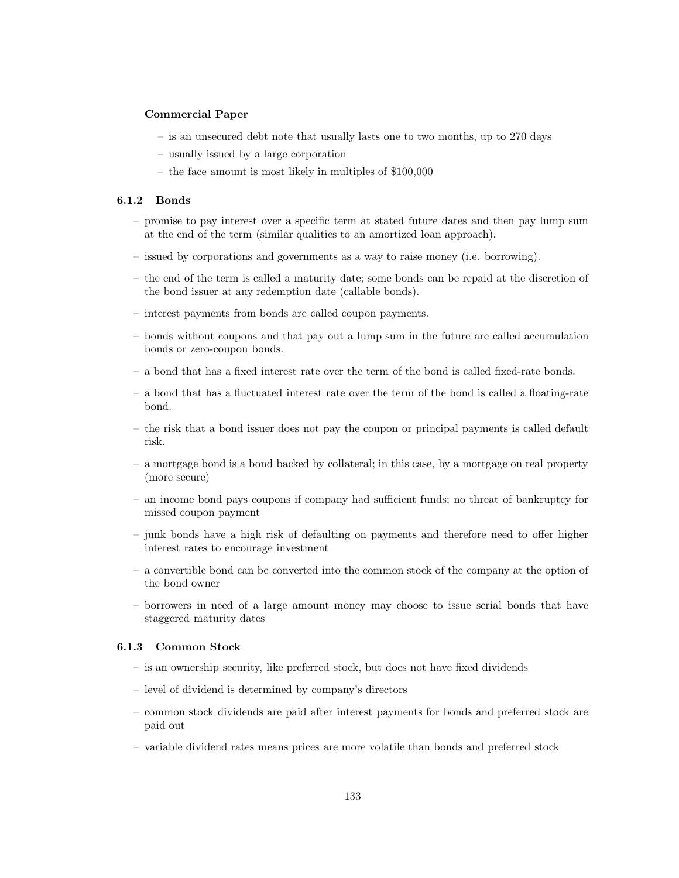**Commercial Paper**

- is an unsecured debt note that usually lasts one to two months, up to 270 days
- usually issued by a large corporation
- the face amount is most likely in multiples of $100,000

### 6.1.2 Bonds

- promise to pay interest over a specific term at stated future dates and then pay lump sum at the end of the term (similar qualities to an amortized loan approach).
- issued by corporations and governments as a way to raise money (i.e. borrowing).
- the end of the term is called a maturity date; some bonds can be repaid at the discretion of the bond issuer at any redemption date (callable bonds).
- interest payments from bonds are called coupon payments.
- bonds without coupons and that pay out a lump sum in the future are called accumulation bonds or zero-coupon bonds.
- a bond that has a fixed interest rate over the term of the bond is called fixed-rate bonds.
- a bond that has a fluctuated interest rate over the term of the bond is called a floating-rate bond.
- the risk that a bond issuer does not pay the coupon or principal payments is called default risk.
- a mortgage bond is a bond backed by collateral; in this case, by a mortgage on real property (more secure)
- an income bond pays coupons if company had sufficient funds; no threat of bankruptcy for missed coupon payment
- junk bonds have a high risk of defaulting on payments and therefore need to offer higher interest rates to encourage investment
- a convertible bond can be converted into the common stock of the company at the option of the bond owner
- borrowers in need of a large amount money may choose to issue serial bonds that have staggered maturity dates

### 6.1.3 Common Stock

- is an ownership security, like preferred stock, but does not have fixed dividends
- level of dividend is determined by company's directors
- common stock dividends are paid after interest payments for bonds and preferred stock are paid out
- variable dividend rates means prices are more volatile than bonds and preferred stock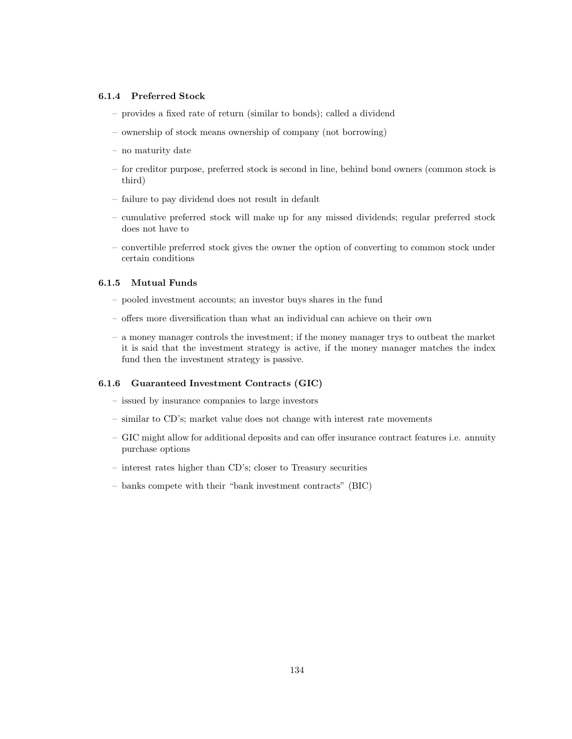### 6.1.4 Preferred Stock

- provides a fixed rate of return (similar to bonds); called a dividend
- ownership of stock means ownership of company (not borrowing)
- no maturity date
- for creditor purpose, preferred stock is second in line, behind bond owners (common stock is third)
- failure to pay dividend does not result in default
- cumulative preferred stock will make up for any missed dividends; regular preferred stock does not have to
- convertible preferred stock gives the owner the option of converting to common stock under certain conditions

### 6.1.5 Mutual Funds

- pooled investment accounts; an investor buys shares in the fund
- offers more diversification than what an individual can achieve on their own
- a money manager controls the investment; if the money manager trys to outbeat the market it is said that the investment strategy is active, if the money manager matches the index fund then the investment strategy is passive.

### 6.1.6 Guaranteed Investment Contracts (GIC)

- issued by insurance companies to large investors
- similar to CD's; market value does not change with interest rate movements
- GIC might allow for additional deposits and can offer insurance contract features i.e. annuity purchase options
- interest rates higher than CD's; closer to Treasury securities
- banks compete with their "bank investment contracts" (BIC)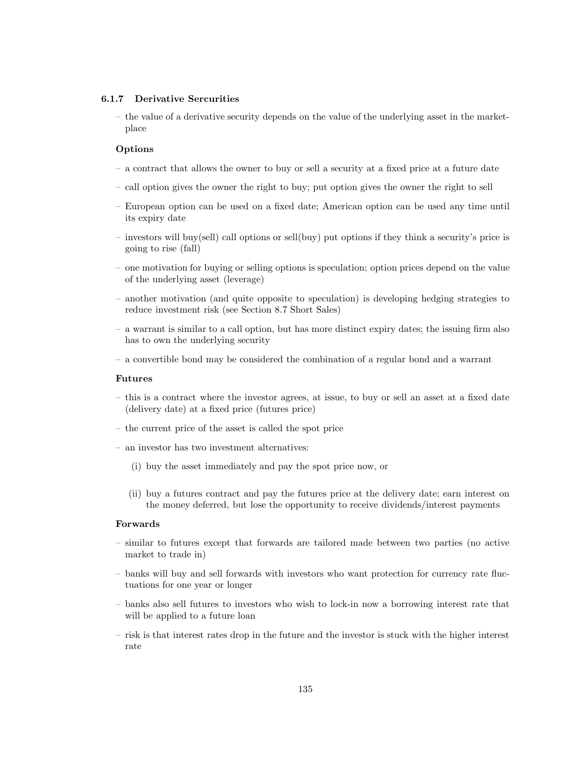### 6.1.7 Derivative Sercurities

– the value of a derivative security depends on the value of the underlying asset in the marketplace

**Options**

– a contract that allows the owner to buy or sell a security at a fixed price at a future date

– call option gives the owner the right to buy; put option gives the owner the right to sell

– European option can be used on a fixed date; American option can be used any time until its expiry date

– investors will buy(sell) call options or sell(buy) put options if they think a security's price is going to rise (fall)

– one motivation for buying or selling options is speculation; option prices depend on the value of the underlying asset (leverage)

– another motivation (and quite opposite to speculation) is developing hedging strategies to reduce investment risk (see Section 8.7 Short Sales)

– a warrant is similar to a call option, but has more distinct expiry dates; the issuing firm also has to own the underlying security

– a convertible bond may be considered the combination of a regular bond and a warrant

**Futures**

– this is a contract where the investor agrees, at issue, to buy or sell an asset at a fixed date (delivery date) at a fixed price (futures price)

– the current price of the asset is called the spot price

– an investor has two investment alternatives:

(i) buy the asset immediately and pay the spot price now, or

(ii) buy a futures contract and pay the futures price at the delivery date; earn interest on the money deferred, but lose the opportunity to receive dividends/interest payments

**Forwards**

– similar to futures except that forwards are tailored made between two parties (no active market to trade in)

– banks will buy and sell forwards with investors who want protection for currency rate fluctuations for one year or longer

– banks also sell futures to investors who wish to lock-in now a borrowing interest rate that will be applied to a future loan

– risk is that interest rates drop in the future and the investor is stuck with the higher interest rate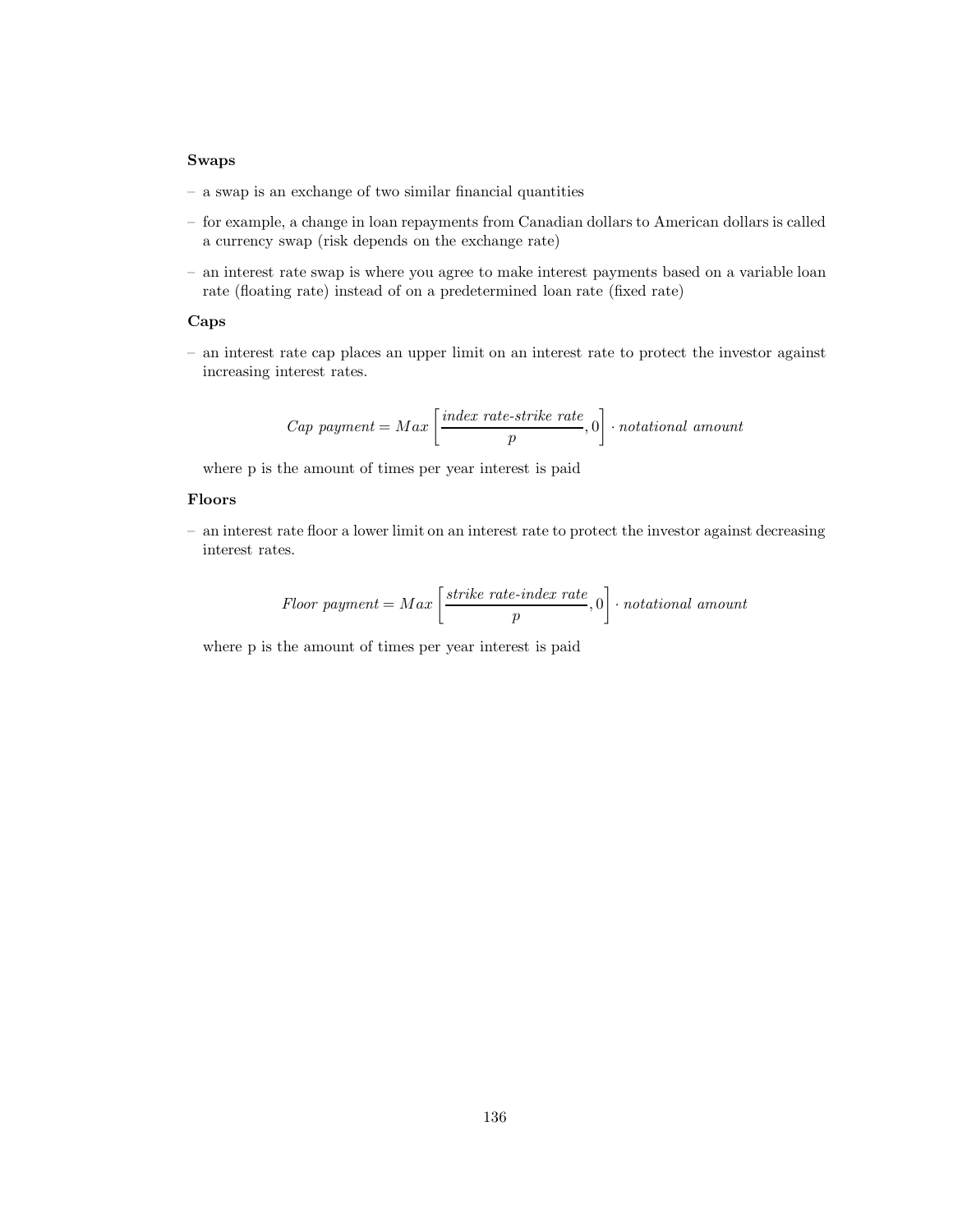**Swaps**

- a swap is an exchange of two similar financial quantities
- for example, a change in loan repayments from Canadian dollars to American dollars is called a currency swap (risk depends on the exchange rate)
- an interest rate swap is where you agree to make interest payments based on a variable loan rate (floating rate) instead of on a predetermined loan rate (fixed rate)

**Caps**

- an interest rate cap places an upper limit on an interest rate to protect the investor against increasing interest rates.

$$\textit{Cap payment} = Max\left[\frac{\textit{index rate-strike rate}}{p}, 0\right] \cdot \textit{notational amount}$$

where p is the amount of times per year interest is paid

**Floors**

- an interest rate floor a lower limit on an interest rate to protect the investor against decreasing interest rates.

$$\textit{Floor payment} = Max\left[\frac{\textit{strike rate-index rate}}{p}, 0\right] \cdot \textit{notational amount}$$

where p is the amount of times per year interest is paid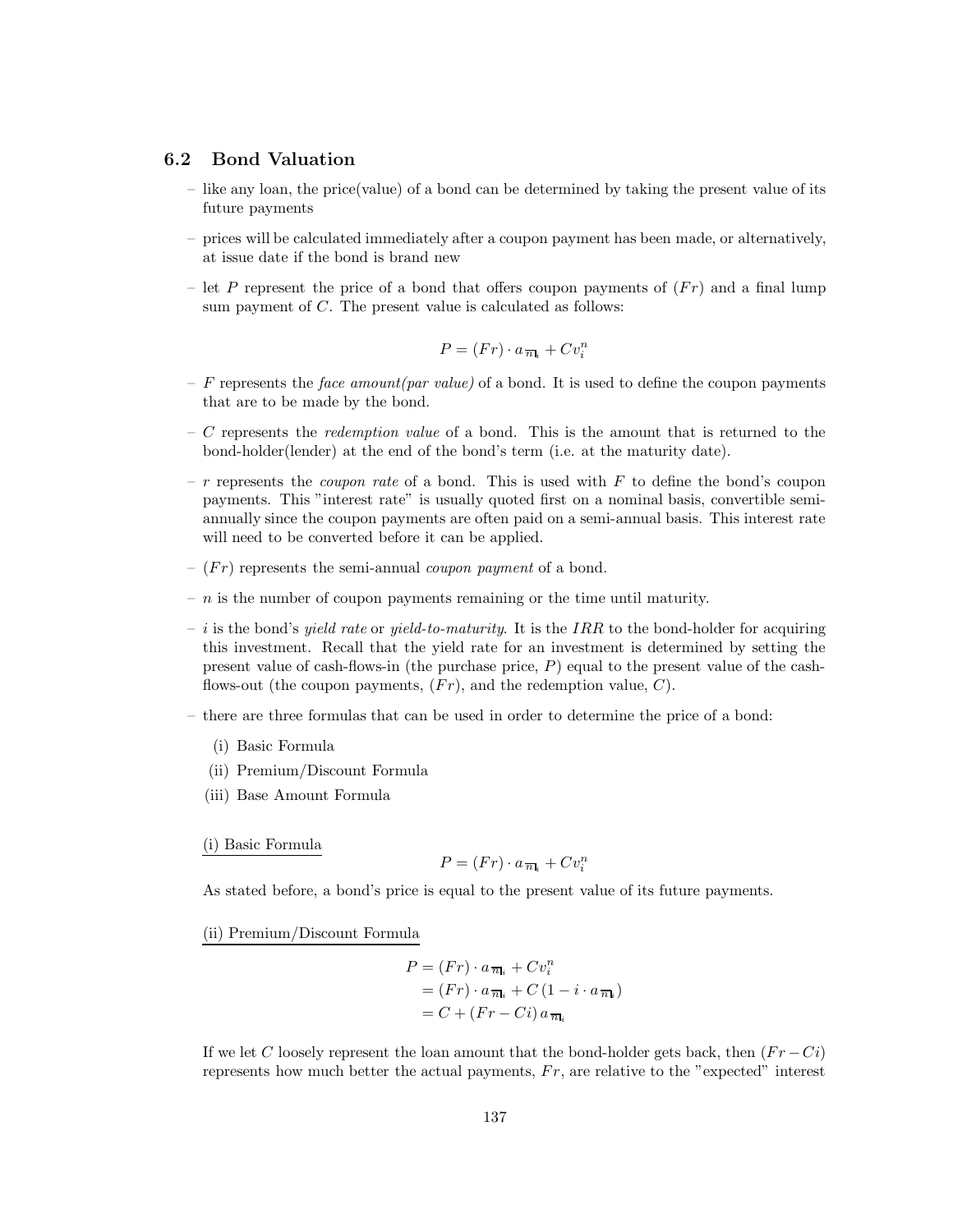## 6.2 Bond Valuation

- like any loan, the price(value) of a bond can be determined by taking the present value of its future payments
- prices will be calculated immediately after a coupon payment has been made, or alternatively, at issue date if the bond is brand new
- let $P$ represent the price of a bond that offers coupon payments of $(Fr)$ and a final lump sum payment of $C$. The present value is calculated as follows:

$$P = (Fr) \cdot a_{\overline{n}|i} + Cv_i^n$$

- $F$ represents the *face amount(par value)* of a bond. It is used to define the coupon payments that are to be made by the bond.
- $C$ represents the *redemption value* of a bond. This is the amount that is returned to the bond-holder(lender) at the end of the bond's term (i.e. at the maturity date).
- $r$ represents the *coupon rate* of a bond. This is used with $F$ to define the bond's coupon payments. This "interest rate" is usually quoted first on a nominal basis, convertible semi-annually since the coupon payments are often paid on a semi-annual basis. This interest rate will need to be converted before it can be applied.
- $(Fr)$ represents the semi-annual *coupon payment* of a bond.
- $n$ is the number of coupon payments remaining or the time until maturity.
- $i$ is the bond's *yield rate* or *yield-to-maturity*. It is the $IRR$ to the bond-holder for acquiring this investment. Recall that the yield rate for an investment is determined by setting the present value of cash-flows-in (the purchase price, $P$) equal to the present value of the cash-flows-out (the coupon payments, $(Fr)$, and the redemption value, $C$).
- there are three formulas that can be used in order to determine the price of a bond:
  - (i) Basic Formula
  - (ii) Premium/Discount Formula
  - (iii) Base Amount Formula

(i) Basic Formula

$$P = (Fr) \cdot a_{\overline{n}|i} + Cv_i^n$$

As stated before, a bond's price is equal to the present value of its future payments.

(ii) Premium/Discount Formula

$$\begin{aligned} P &= (Fr) \cdot a_{\overline{n}|i} + Cv_i^n \\ &= (Fr) \cdot a_{\overline{n}|i} + C\left(1 - i \cdot a_{\overline{n}|i}\right) \\ &= C + (Fr - Ci)\, a_{\overline{n}|i} \end{aligned}$$

If we let $C$ loosely represent the loan amount that the bond-holder gets back, then $(Fr - Ci)$ represents how much better the actual payments, $Fr$, are relative to the "expected" interest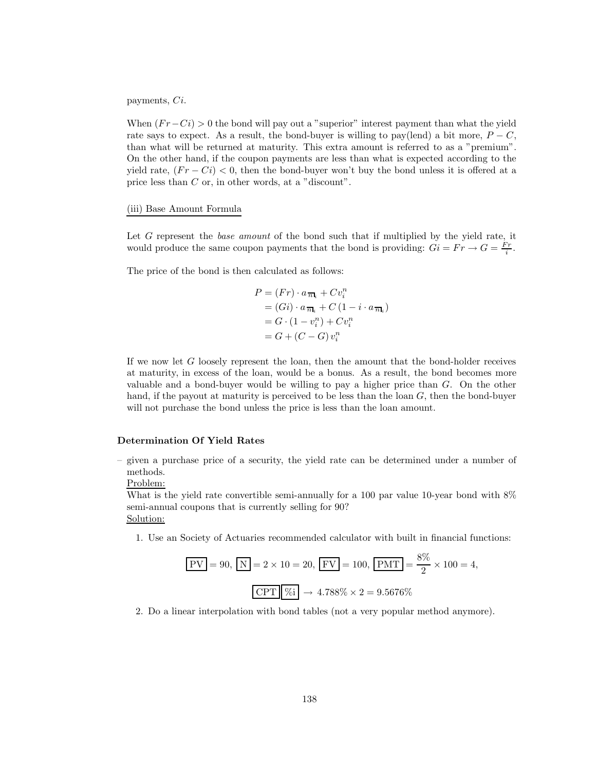payments, $Ci$.

When $(Fr - Ci) > 0$ the bond will pay out a "superior" interest payment than what the yield rate says to expect. As a result, the bond-buyer is willing to pay(lend) a bit more, $P - C$, than what will be returned at maturity. This extra amount is referred to as a "premium". On the other hand, if the coupon payments are less than what is expected according to the yield rate, $(Fr - Ci) < 0$, then the bond-buyer won't buy the bond unless it is offered at a price less than $C$ or, in other words, at a "discount".

(iii) Base Amount Formula

Let $G$ represent the *base amount* of the bond such that if multiplied by the yield rate, it would produce the same coupon payments that the bond is providing: $Gi = Fr \rightarrow G = \frac{Fr}{i}$.

The price of the bond is then calculated as follows:

$$
\begin{aligned}
P &= (Fr) \cdot a_{\overline{n}|i} + Cv_i^n \\
&= (Gi) \cdot a_{\overline{n}|i} + C\left(1 - i \cdot a_{\overline{n}|i}\right) \\
&= G \cdot (1 - v_i^n) + Cv_i^n \\
&= G + (C - G)\, v_i^n
\end{aligned}
$$

If we now let $G$ loosely represent the loan, then the amount that the bond-holder receives at maturity, in excess of the loan, would be a bonus. As a result, the bond becomes more valuable and a bond-buyer would be willing to pay a higher price than $G$. On the other hand, if the payout at maturity is perceived to be less than the loan $G$, then the bond-buyer will not purchase the bond unless the price is less than the loan amount.

**Determination Of Yield Rates**

– given a purchase price of a security, the yield rate can be determined under a number of methods.

Problem:

What is the yield rate convertible semi-annually for a 100 par value 10-year bond with 8% semi-annual coupons that is currently selling for 90?

Solution:

1. Use an Society of Actuaries recommended calculator with built in financial functions:

$$\boxed{\text{PV}} = 90,\ \boxed{\text{N}} = 2 \times 10 = 20,\ \boxed{\text{FV}} = 100,\ \boxed{\text{PMT}} = \frac{8\%}{2} \times 100 = 4,$$

$$\boxed{\text{CPT}}\boxed{\%\text{i}} \rightarrow 4.788\% \times 2 = 9.5676\%$$

2. Do a linear interpolation with bond tables (not a very popular method anymore).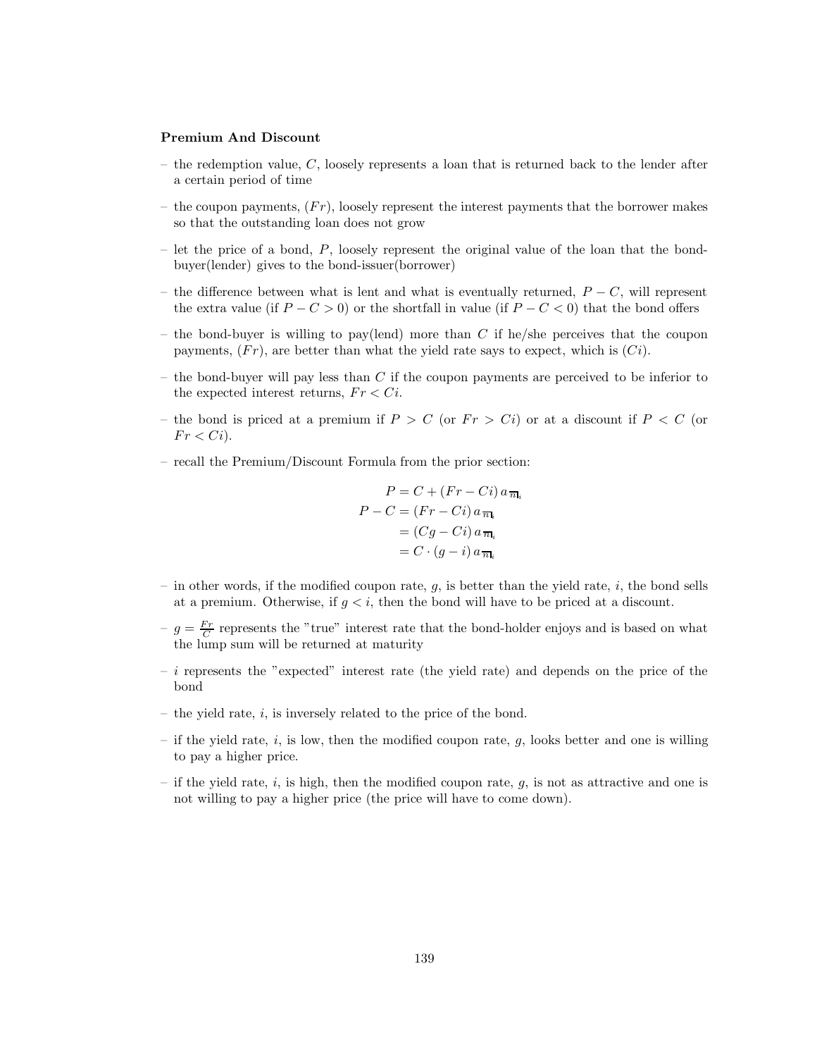**Premium And Discount**

- the redemption value, $C$, loosely represents a loan that is returned back to the lender after a certain period of time
- the coupon payments, $(Fr)$, loosely represent the interest payments that the borrower makes so that the outstanding loan does not grow
- let the price of a bond, $P$, loosely represent the original value of the loan that the bond-buyer(lender) gives to the bond-issuer(borrower)
- the difference between what is lent and what is eventually returned, $P - C$, will represent the extra value (if $P - C > 0$) or the shortfall in value (if $P - C < 0$) that the bond offers
- the bond-buyer is willing to pay(lend) more than $C$ if he/she perceives that the coupon payments, $(Fr)$, are better than what the yield rate says to expect, which is $(Ci)$.
- the bond-buyer will pay less than $C$ if the coupon payments are perceived to be inferior to the expected interest returns, $Fr < Ci$.
- the bond is priced at a premium if $P > C$ (or $Fr > Ci$) or at a discount if $P < C$ (or $Fr < Ci$).
- recall the Premium/Discount Formula from the prior section:

$$
\begin{aligned}
P &= C + (Fr - Ci)\, a_{\overline{n}|i} \\
P - C &= (Fr - Ci)\, a_{\overline{n}|i} \\
&= (Cg - Ci)\, a_{\overline{n}|i} \\
&= C \cdot (g - i)\, a_{\overline{n}|i}
\end{aligned}
$$

- in other words, if the modified coupon rate, $g$, is better than the yield rate, $i$, the bond sells at a premium. Otherwise, if $g < i$, then the bond will have to be priced at a discount.
- $g = \frac{Fr}{C}$ represents the "true" interest rate that the bond-holder enjoys and is based on what the lump sum will be returned at maturity
- $i$ represents the "expected" interest rate (the yield rate) and depends on the price of the bond
- the yield rate, $i$, is inversely related to the price of the bond.
- if the yield rate, $i$, is low, then the modified coupon rate, $g$, looks better and one is willing to pay a higher price.
- if the yield rate, $i$, is high, then the modified coupon rate, $g$, is not as attractive and one is not willing to pay a higher price (the price will have to come down).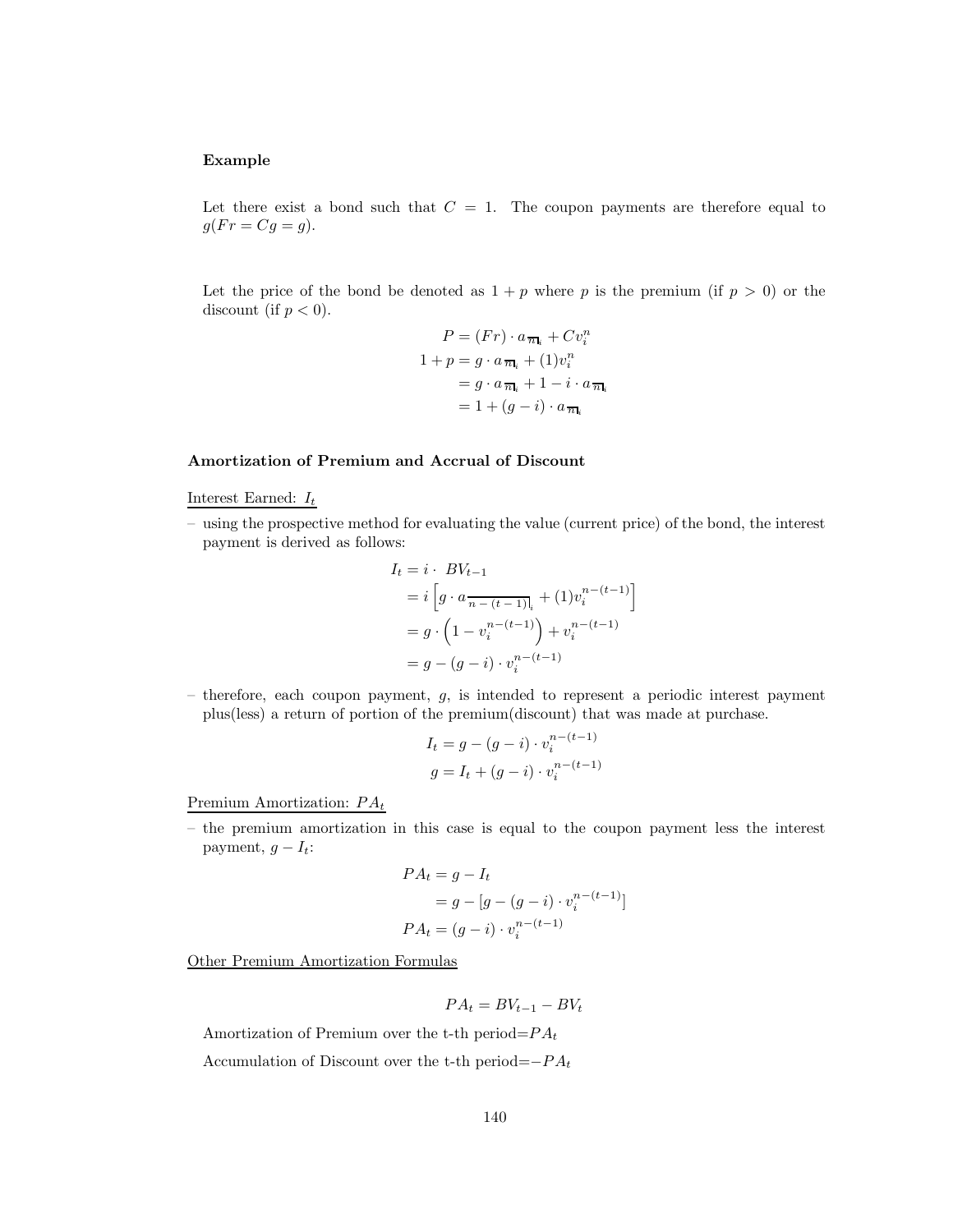**Example**

Let there exist a bond such that $C = 1$. The coupon payments are therefore equal to $g(Fr = Cg = g)$.

Let the price of the bond be denoted as $1 + p$ where $p$ is the premium (if $p > 0$) or the discount (if $p < 0$).

$$
\begin{aligned}
P &= (Fr) \cdot a_{\overline{n}|_i} + Cv_i^n \\
1 + p &= g \cdot a_{\overline{n}|_i} + (1)v_i^n \\
&= g \cdot a_{\overline{n}|_i} + 1 - i \cdot a_{\overline{n}|_i} \\
&= 1 + (g - i) \cdot a_{\overline{n}|_i}
\end{aligned}
$$

**Amortization of Premium and Accrual of Discount**

Interest Earned: $I_t$

– using the prospective method for evaluating the value (current price) of the bond, the interest payment is derived as follows:

$$
\begin{aligned}
I_t &= i \cdot \ BV_{t-1} \\
&= i \left[ g \cdot a_{\overline{n-(t-1)}|_i} + (1)v_i^{n-(t-1)} \right] \\
&= g \cdot \left( 1 - v_i^{n-(t-1)} \right) + v_i^{n-(t-1)} \\
&= g - (g - i) \cdot v_i^{n-(t-1)}
\end{aligned}
$$

– therefore, each coupon payment, $g$, is intended to represent a periodic interest payment plus(less) a return of portion of the premium(discount) that was made at purchase.

$$
\begin{aligned}
I_t &= g - (g - i) \cdot v_i^{n-(t-1)} \\
g &= I_t + (g - i) \cdot v_i^{n-(t-1)}
\end{aligned}
$$

Premium Amortization: $PA_t$

– the premium amortization in this case is equal to the coupon payment less the interest payment, $g - I_t$:

$$
\begin{aligned}
PA_t &= g - I_t \\
&= g - [g - (g - i) \cdot v_i^{n-(t-1)}] \\
PA_t &= (g - i) \cdot v_i^{n-(t-1)}
\end{aligned}
$$

Other Premium Amortization Formulas

$$
PA_t = BV_{t-1} - BV_t
$$

Amortization of Premium over the t-th period$=PA_t$

Accumulation of Discount over the t-th period$=-PA_t$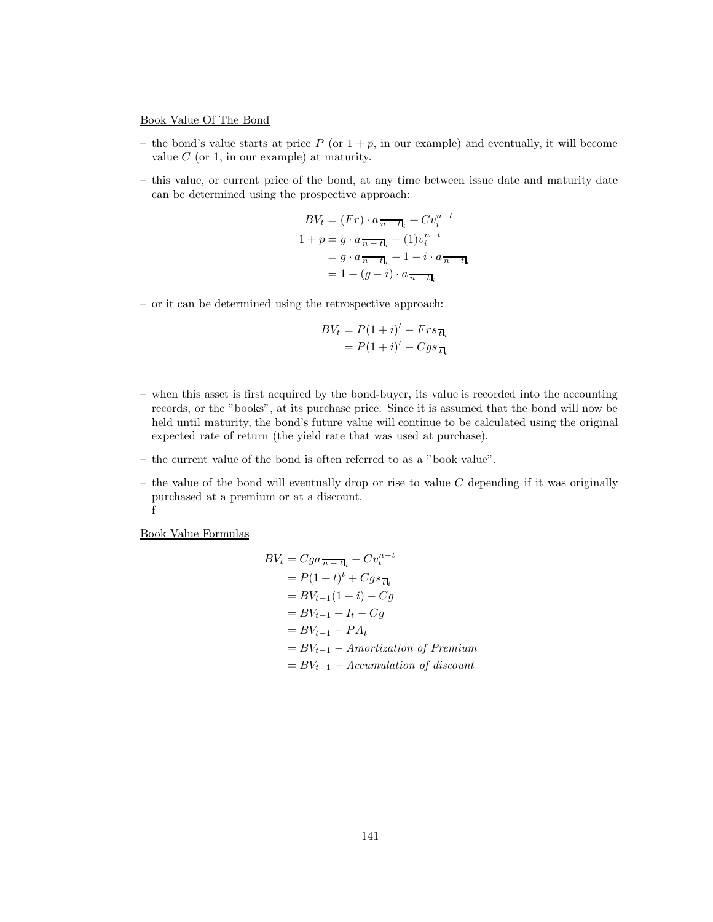Book Value Of The Bond

- the bond's value starts at price $P$ (or $1+p$, in our example) and eventually, it will become value $C$ (or 1, in our example) at maturity.
- this value, or current price of the bond, at any time between issue date and maturity date can be determined using the prospective approach:

$$
\begin{aligned}
BV_t &= (Fr) \cdot a_{\overline{n-t}|i} + Cv_i^{n-t} \\
1+p &= g \cdot a_{\overline{n-t}|i} + (1)v_i^{n-t} \\
&= g \cdot a_{\overline{n-t}|i} + 1 - i \cdot a_{\overline{n-t}|i} \\
&= 1 + (g-i) \cdot a_{\overline{n-t}|i}
\end{aligned}
$$

- or it can be determined using the retrospective approach:

$$
\begin{aligned}
BV_t &= P(1+i)^t - Frs_{\overline{t}|i} \\
&= P(1+i)^t - Cgs_{\overline{t}|i}
\end{aligned}
$$

- when this asset is first acquired by the bond-buyer, its value is recorded into the accounting records, or the "books", at its purchase price. Since it is assumed that the bond will now be held until maturity, the bond's future value will continue to be calculated using the original expected rate of return (the yield rate that was used at purchase).
- the current value of the bond is often referred to as a "book value".
- the value of the bond will eventually drop or rise to value $C$ depending if it was originally purchased at a premium or at a discount.
  f

Book Value Formulas

$$
\begin{aligned}
BV_t &= Cga_{\overline{n-t}|i} + Cv_t^{n-t} \\
&= P(1+t)^t + Cgs_{\overline{t}|i} \\
&= BV_{t-1}(1+i) - Cg \\
&= BV_{t-1} + I_t - Cg \\
&= BV_{t-1} - PA_t \\
&= BV_{t-1} - \textit{Amortization of Premium} \\
&= BV_{t-1} + \textit{Accumulation of discount}
\end{aligned}
$$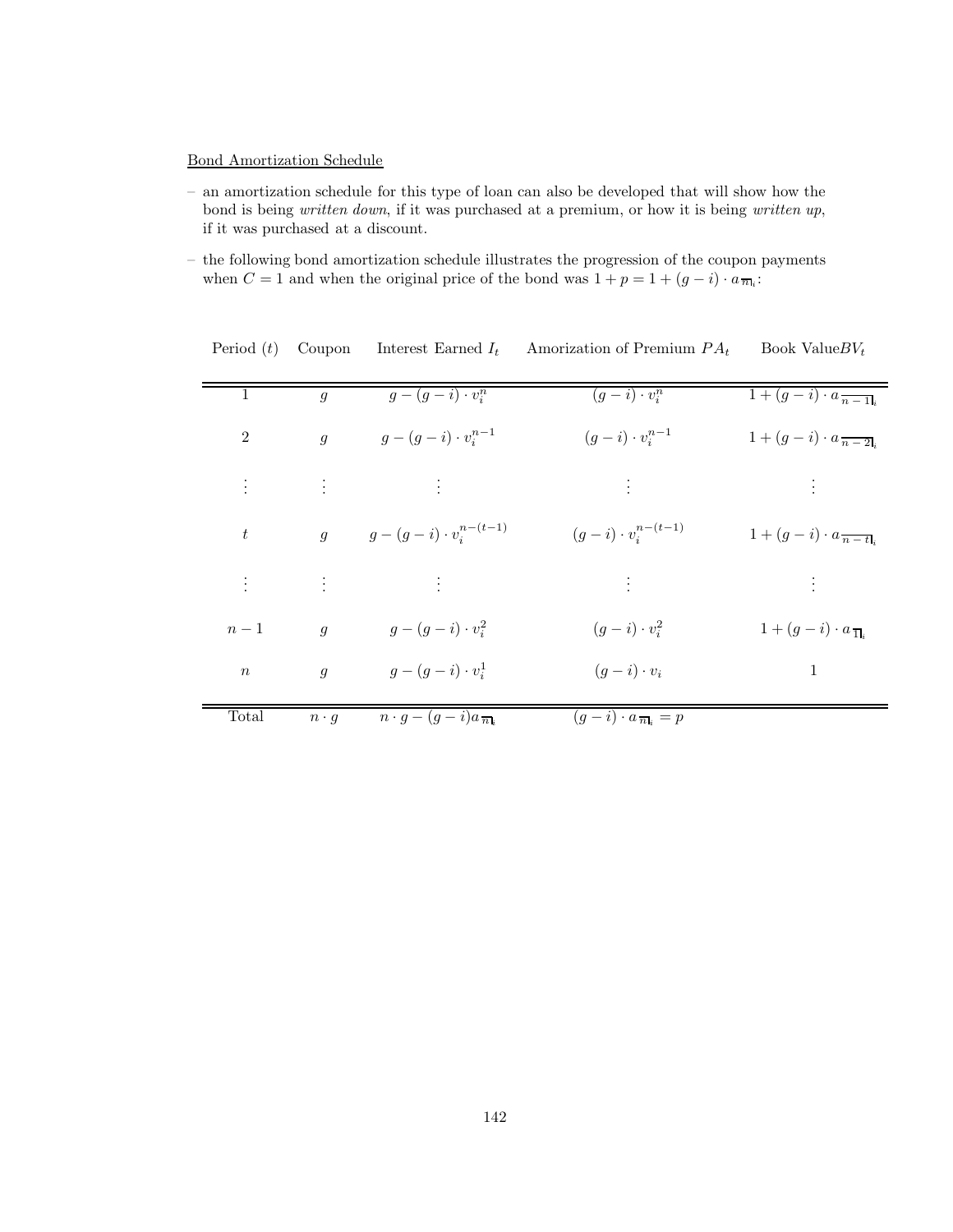Bond Amortization Schedule

- an amortization schedule for this type of loan can also be developed that will show how the bond is being *written down*, if it was purchased at a premium, or how it is being *written up*, if it was purchased at a discount.
- the following bond amortization schedule illustrates the progression of the coupon payments when $C = 1$ and when the original price of the bond was $1 + p = 1 + (g - i) \cdot a_{\overline{n}|_i}$:

| Period ($t$) | Coupon | Interest Earned $I_t$ | Amorization of Premium $PA_t$ | Book Value$BV_t$ |
|---|---|---|---|---|
| 1 | $g$ | $g - (g-i) \cdot v_i^n$ | $(g-i) \cdot v_i^n$ | $1 + (g-i) \cdot a_{\overline{n-1}|_i}$ |
| 2 | $g$ | $g - (g-i) \cdot v_i^{n-1}$ | $(g-i) \cdot v_i^{n-1}$ | $1 + (g-i) \cdot a_{\overline{n-2}|_i}$ |
| $\vdots$ | $\vdots$ | $\vdots$ | $\vdots$ | $\vdots$ |
| $t$ | $g$ | $g - (g-i) \cdot v_i^{n-(t-1)}$ | $(g-i) \cdot v_i^{n-(t-1)}$ | $1 + (g-i) \cdot a_{\overline{n-t}|_i}$ |
| $\vdots$ | $\vdots$ | $\vdots$ | $\vdots$ | $\vdots$ |
| $n-1$ | $g$ | $g - (g-i) \cdot v_i^2$ | $(g-i) \cdot v_i^2$ | $1 + (g-i) \cdot a_{\overline{1}|_i}$ |
| $n$ | $g$ | $g - (g-i) \cdot v_i^1$ | $(g-i) \cdot v_i$ | 1 |
| Total | $n \cdot g$ | $n \cdot g - (g-i) a_{\overline{n}|_i}$ | $(g-i) \cdot a_{\overline{n}|_i} = p$ | |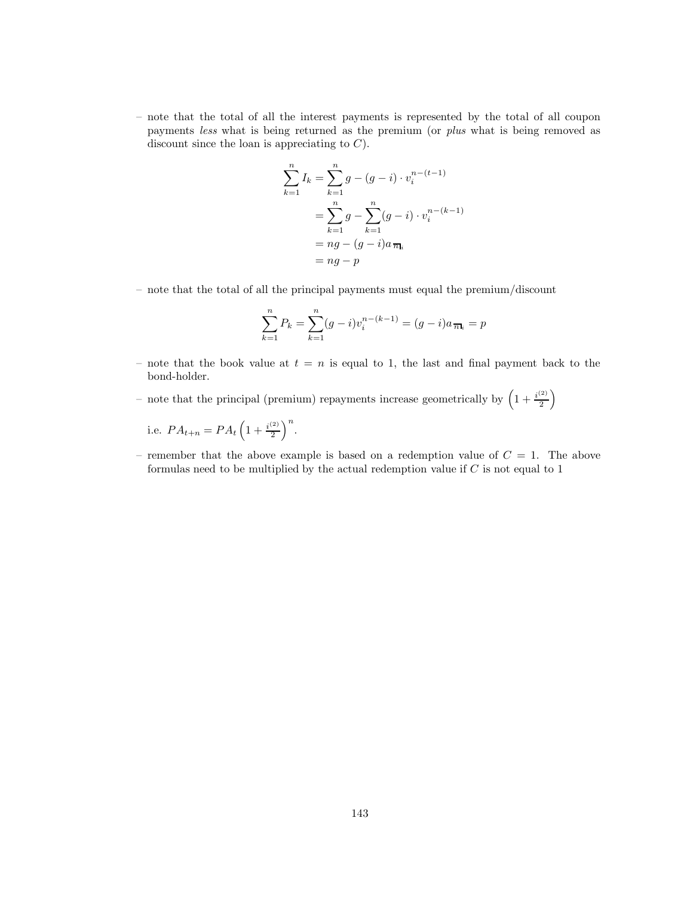– note that the total of all the interest payments is represented by the total of all coupon payments *less* what is being returned as the premium (or *plus* what is being removed as discount since the loan is appreciating to $C$).

$$
\begin{aligned}
\sum_{k=1}^{n} I_k &= \sum_{k=1}^{n} g - (g-i) \cdot v_i^{n-(t-1)} \\
&= \sum_{k=1}^{n} g - \sum_{k=1}^{n} (g-i) \cdot v_i^{n-(k-1)} \\
&= ng - (g-i) a_{\overline{n}|_i} \\
&= ng - p
\end{aligned}
$$

– note that the total of all the principal payments must equal the premium/discount

$$
\sum_{k=1}^{n} P_k = \sum_{k=1}^{n} (g-i) v_i^{n-(k-1)} = (g-i) a_{\overline{n}|_i} = p
$$

– note that the book value at $t = n$ is equal to 1, the last and final payment back to the bond-holder.

– note that the principal (premium) repayments increase geometrically by $\left(1 + \frac{i^{(2)}}{2}\right)$

i.e. $PA_{t+n} = PA_t \left(1 + \frac{i^{(2)}}{2}\right)^n$.

– remember that the above example is based on a redemption value of $C = 1$. The above formulas need to be multiplied by the actual redemption value if $C$ is not equal to 1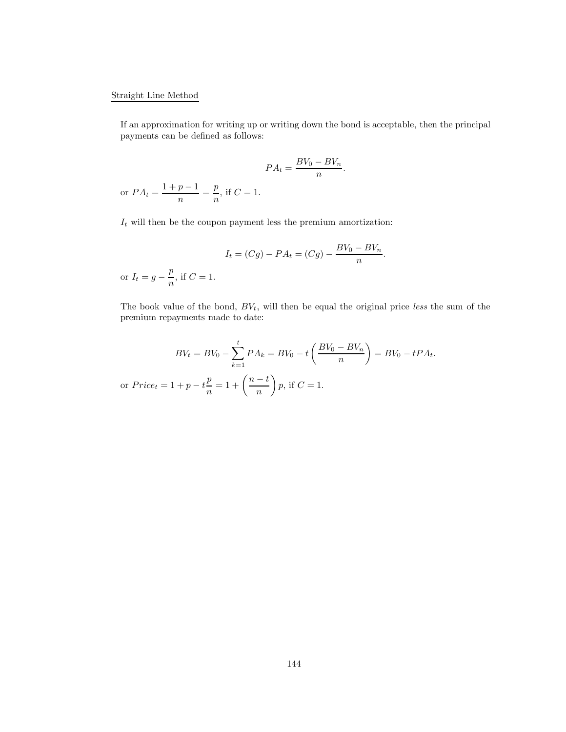Straight Line Method

If an approximation for writing up or writing down the bond is acceptable, then the principal payments can be defined as follows:

$$PA_t = \frac{BV_0 - BV_n}{n}.$$

or $PA_t = \dfrac{1 + p - 1}{n} = \dfrac{p}{n}$, if $C = 1$.

$I_t$ will then be the coupon payment less the premium amortization:

$$I_t = (Cg) - PA_t = (Cg) - \frac{BV_0 - BV_n}{n}.$$

or $I_t = g - \dfrac{p}{n}$, if $C = 1$.

The book value of the bond, $BV_t$, will then be equal the original price *less* the sum of the premium repayments made to date:

$$BV_t = BV_0 - \sum_{k=1}^{t} PA_k = BV_0 - t\left(\frac{BV_0 - BV_n}{n}\right) = BV_0 - tPA_t.$$

or $Price_t = 1 + p - t\dfrac{p}{n} = 1 + \left(\dfrac{n-t}{n}\right)p$, if $C = 1$.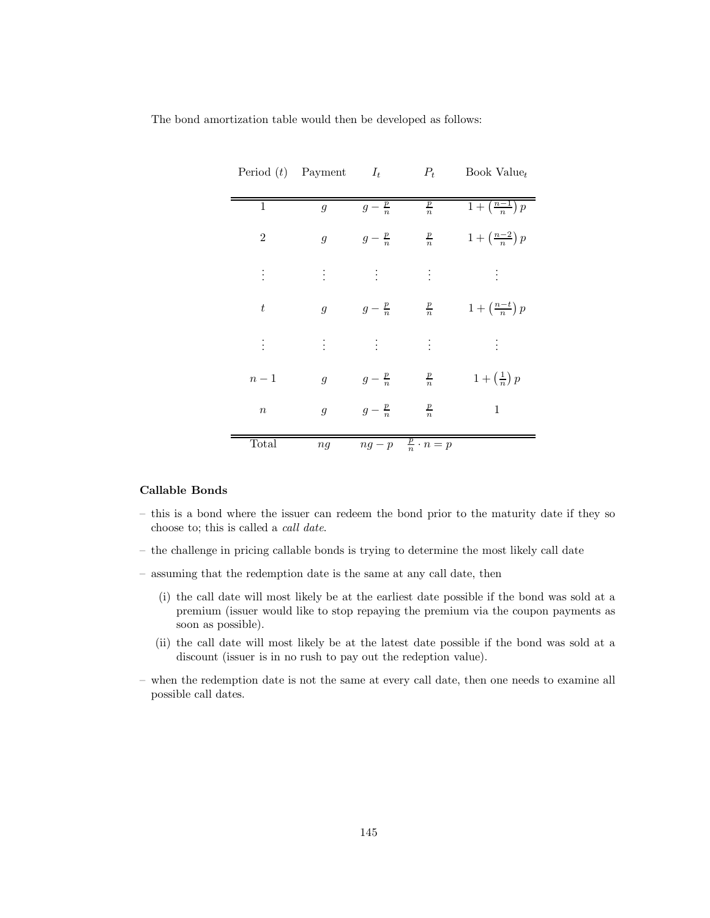The bond amortization table would then be developed as follows:

| Period ($t$) | Payment | $I_t$ | $P_t$ | Book Value$_t$ |
|---|---|---|---|---|
| 1 | $g$ | $g - \frac{p}{n}$ | $\frac{p}{n}$ | $1 + \left(\frac{n-1}{n}\right)p$ |
| 2 | $g$ | $g - \frac{p}{n}$ | $\frac{p}{n}$ | $1 + \left(\frac{n-2}{n}\right)p$ |
| $\vdots$ | $\vdots$ | $\vdots$ | $\vdots$ | $\vdots$ |
| $t$ | $g$ | $g - \frac{p}{n}$ | $\frac{p}{n}$ | $1 + \left(\frac{n-t}{n}\right)p$ |
| $\vdots$ | $\vdots$ | $\vdots$ | $\vdots$ | $\vdots$ |
| $n-1$ | $g$ | $g - \frac{p}{n}$ | $\frac{p}{n}$ | $1 + \left(\frac{1}{n}\right)p$ |
| $n$ | $g$ | $g - \frac{p}{n}$ | $\frac{p}{n}$ | 1 |
| Total | $ng$ | $ng - p$ | $\frac{p}{n} \cdot n = p$ | |

**Callable Bonds**

- this is a bond where the issuer can redeem the bond prior to the maturity date if they so choose to; this is called a *call date*.
- the challenge in pricing callable bonds is trying to determine the most likely call date
- assuming that the redemption date is the same at any call date, then
  - (i) the call date will most likely be at the earliest date possible if the bond was sold at a premium (issuer would like to stop repaying the premium via the coupon payments as soon as possible).
  - (ii) the call date will most likely be at the latest date possible if the bond was sold at a discount (issuer is in no rush to pay out the redeption value).
- when the redemption date is not the same at every call date, then one needs to examine all possible call dates.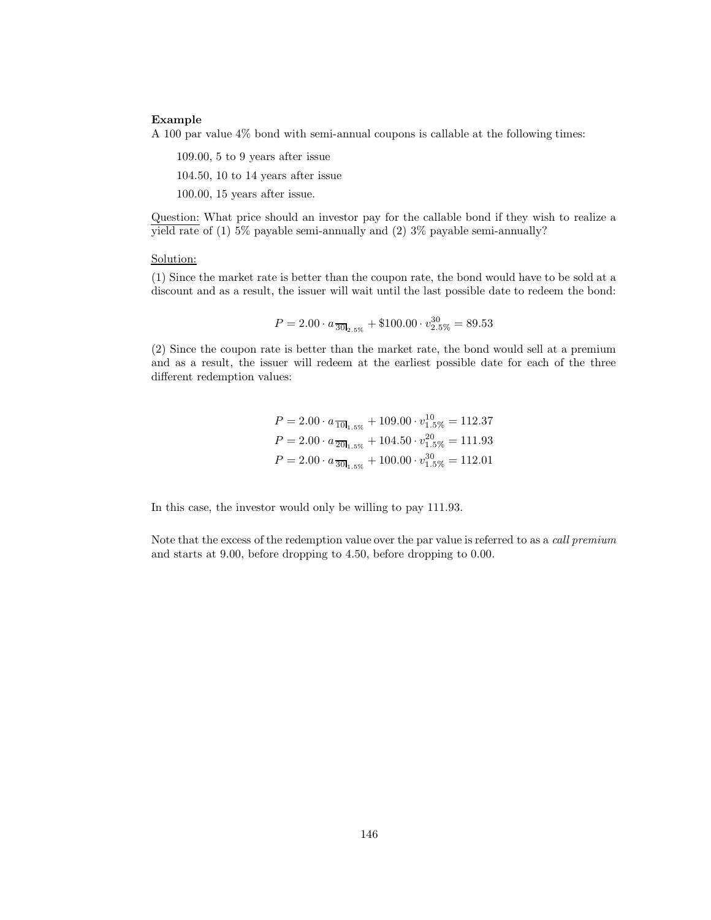**Example**

A 100 par value 4% bond with semi-annual coupons is callable at the following times:

109.00, 5 to 9 years after issue

104.50, 10 to 14 years after issue

100.00, 15 years after issue.

<u>Question:</u> What price should an investor pay for the callable bond if they wish to realize a yield rate of (1) 5% payable semi-annually and (2) 3% payable semi-annually?

<u>Solution:</u>

(1) Since the market rate is better than the coupon rate, the bond would have to be sold at a discount and as a result, the issuer will wait until the last possible date to redeem the bond:

$$P = 2.00 \cdot a_{\overline{30}|_{2.5\%}} + \$100.00 \cdot v^{30}_{2.5\%} = 89.53$$

(2) Since the coupon rate is better than the market rate, the bond would sell at a premium and as a result, the issuer will redeem at the earliest possible date for each of the three different redemption values:

$$P = 2.00 \cdot a_{\overline{10}|_{1.5\%}} + 109.00 \cdot v^{10}_{1.5\%} = 112.37$$
$$P = 2.00 \cdot a_{\overline{20}|_{1.5\%}} + 104.50 \cdot v^{20}_{1.5\%} = 111.93$$
$$P = 2.00 \cdot a_{\overline{30}|_{1.5\%}} + 100.00 \cdot v^{30}_{1.5\%} = 112.01$$

In this case, the investor would only be willing to pay 111.93.

Note that the excess of the redemption value over the par value is referred to as a *call premium* and starts at 9.00, before dropping to 4.50, before dropping to 0.00.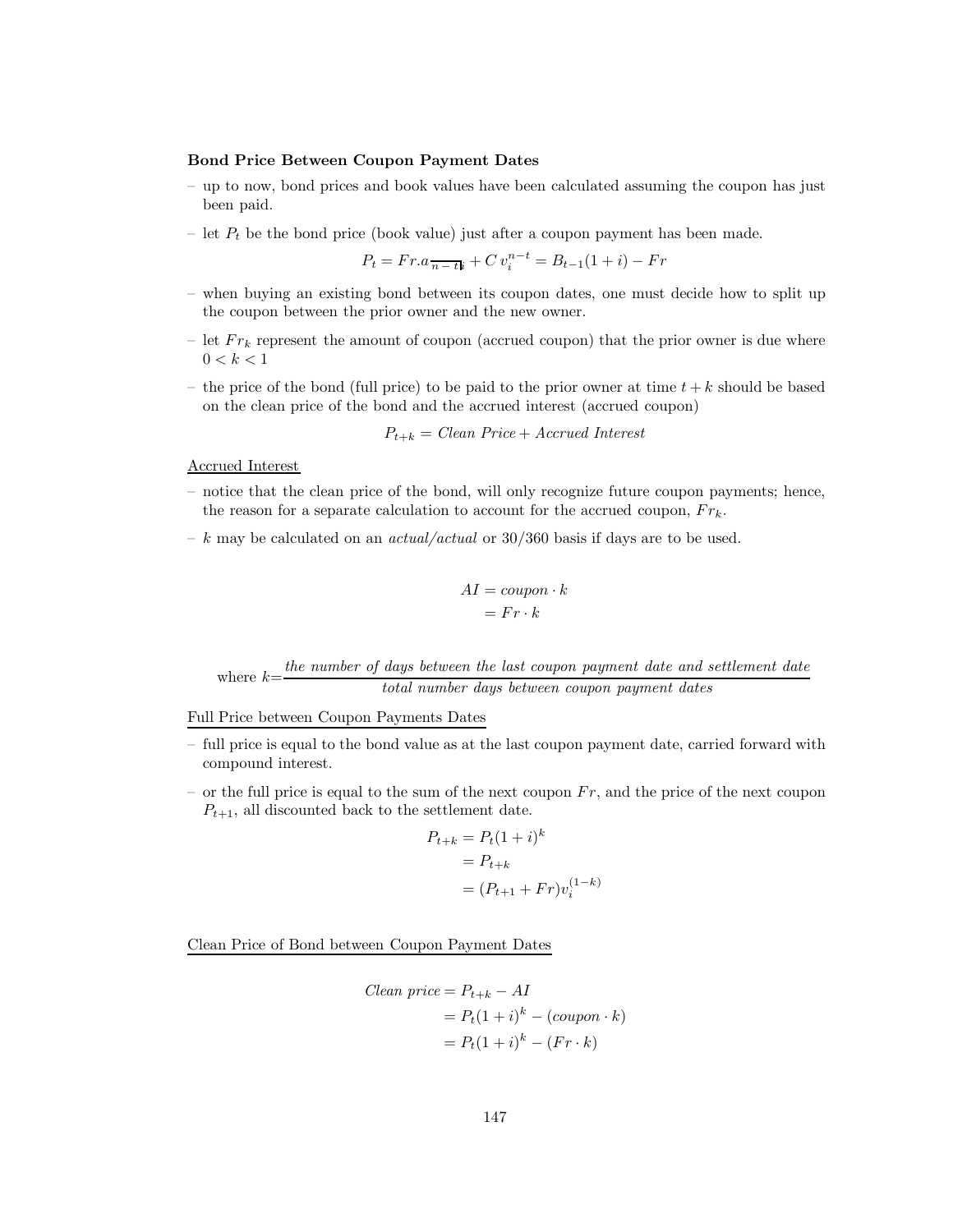**Bond Price Between Coupon Payment Dates**

- up to now, bond prices and book values have been calculated assuming the coupon has just been paid.
- let $P_t$ be the bond price (book value) just after a coupon payment has been made.

$$P_t = Fr.a_{\overline{n-t|}i} + C\, v_i^{n-t} = B_{t-1}(1+i) - Fr$$

- when buying an existing bond between its coupon dates, one must decide how to split up the coupon between the prior owner and the new owner.
- let $Fr_k$ represent the amount of coupon (accrued coupon) that the prior owner is due where $0 < k < 1$
- the price of the bond (full price) to be paid to the prior owner at time $t+k$ should be based on the clean price of the bond and the accrued interest (accrued coupon)

$$P_{t+k} = \textit{Clean Price} + \textit{Accrued Interest}$$

Accrued Interest

- notice that the clean price of the bond, will only recognize future coupon payments; hence, the reason for a separate calculation to account for the accrued coupon, $Fr_k$.
- $k$ may be calculated on an *actual/actual* or 30/360 basis if days are to be used.

$$\begin{aligned} AI &= \textit{coupon} \cdot k \\ &= Fr \cdot k \end{aligned}$$

$$\text{where } k = \frac{\textit{the number of days between the last coupon payment date and settlement date}}{\textit{total number days between coupon payment dates}}$$

Full Price between Coupon Payments Dates

- full price is equal to the bond value as at the last coupon payment date, carried forward with compound interest.
- or the full price is equal to the sum of the next coupon $Fr$, and the price of the next coupon $P_{t+1}$, all discounted back to the settlement date.

$$\begin{aligned} P_{t+k} &= P_t(1+i)^k \\ &= P_{t+k} \\ &= (P_{t+1} + Fr)v_i^{(1-k)} \end{aligned}$$

Clean Price of Bond between Coupon Payment Dates

$$\begin{aligned} \textit{Clean price} &= P_{t+k} - AI \\ &= P_t(1+i)^k - (\textit{coupon} \cdot k) \\ &= P_t(1+i)^k - (Fr \cdot k) \end{aligned}$$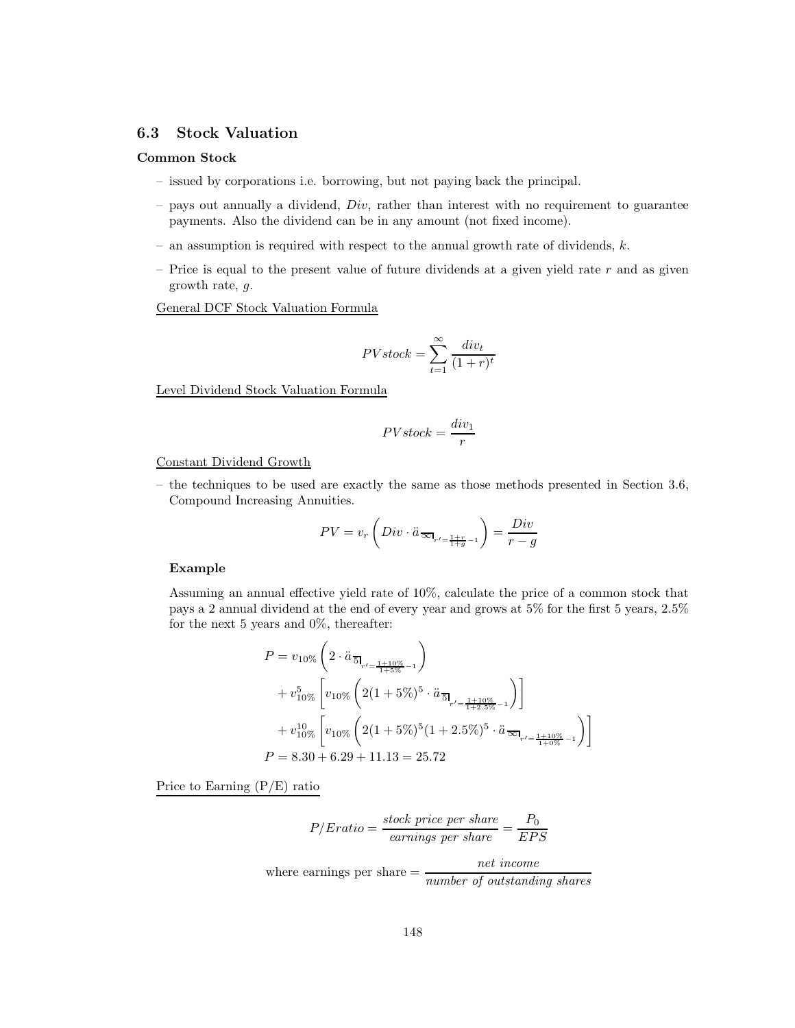## 6.3 Stock Valuation

**Common Stock**

- issued by corporations i.e. borrowing, but not paying back the principal.
- pays out annually a dividend, $Div$, rather than interest with no requirement to guarantee payments. Also the dividend can be in any amount (not fixed income).
- an assumption is required with respect to the annual growth rate of dividends, $k$.
- Price is equal to the present value of future dividends at a given yield rate $r$ and as given growth rate, $g$.

<u>General DCF Stock Valuation Formula</u>

$$PV stock = \sum_{t=1}^{\infty} \frac{div_t}{(1+r)^t}$$

<u>Level Dividend Stock Valuation Formula</u>

$$PV stock = \frac{div_1}{r}$$

<u>Constant Dividend Growth</u>

- the techniques to be used are exactly the same as those methods presented in Section 3.6, Compound Increasing Annuities.

$$PV = v_r \left( Div \cdot \ddot{a}_{\overline{\infty}|_{r'=\frac{1+r}{1+g}-1}} \right) = \frac{Div}{r-g}$$

**Example**

Assuming an annual effective yield rate of 10%, calculate the price of a common stock that pays a 2 annual dividend at the end of every year and grows at 5% for the first 5 years, 2.5% for the next 5 years and 0%, thereafter:

$$\begin{aligned}
P &= v_{10\%} \left( 2 \cdot \ddot{a}_{\overline{5}|_{r'=\frac{1+10\%}{1+5\%}-1}} \right) \\
&\quad + v_{10\%}^5 \left[ v_{10\%} \left( 2(1+5\%)^5 \cdot \ddot{a}_{\overline{5}|_{r'=\frac{1+10\%}{1+2.5\%}-1}} \right) \right] \\
&\quad + v_{10\%}^{10} \left[ v_{10\%} \left( 2(1+5\%)^5 (1+2.5\%)^5 \cdot \ddot{a}_{\overline{\infty}|_{r'=\frac{1+10\%}{1+0\%}-1}} \right) \right] \\
P &= 8.30 + 6.29 + 11.13 = 25.72
\end{aligned}$$

<u>Price to Earning (P/E) ratio</u>

$$P/E ratio = \frac{stock\ price\ per\ share}{earnings\ per\ share} = \frac{P_0}{EPS}$$

$$\text{where earnings per share} = \frac{net\ income}{number\ of\ outstanding\ shares}$$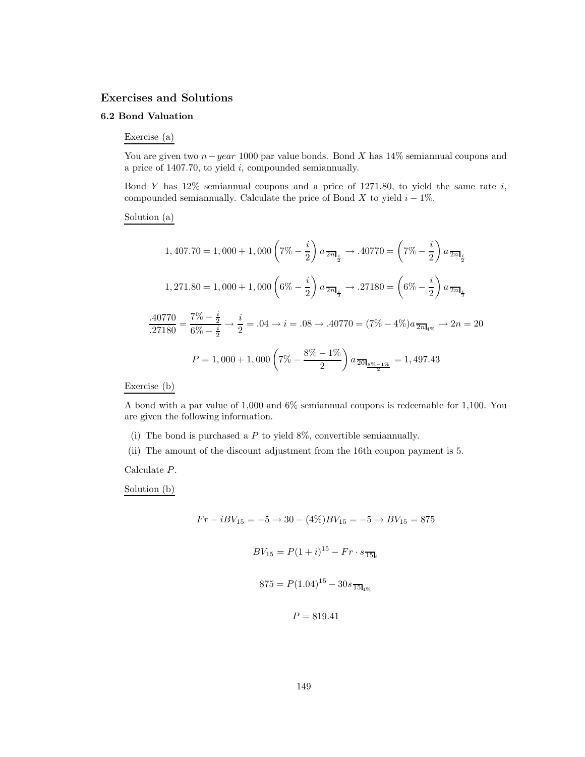## Exercises and Solutions

### 6.2 Bond Valuation

Exercise (a)

You are given two $n-year$ 1000 par value bonds. Bond $X$ has 14% semiannual coupons and a price of 1407.70, to yield $i$, compounded semiannually.

Bond $Y$ has 12% semiannual coupons and a price of 1271.80, to yield the same rate $i$, compounded semiannually. Calculate the price of Bond $X$ to yield $i-1\%$.

Solution (a)

$$1,407.70 = 1,000 + 1,000\left(7\% - \frac{i}{2}\right) a_{\overline{2n}|_{\frac{i}{2}}} \rightarrow .40770 = \left(7\% - \frac{i}{2}\right) a_{\overline{2n}|_{\frac{i}{2}}}$$

$$1,271.80 = 1,000 + 1,000\left(6\% - \frac{i}{2}\right) a_{\overline{2n}|_{\frac{i}{2}}} \rightarrow .27180 = \left(6\% - \frac{i}{2}\right) a_{\overline{2n}|_{\frac{i}{2}}}$$

$$\frac{.40770}{.27180} = \frac{7\% - \frac{i}{2}}{6\% - \frac{i}{2}} \rightarrow \frac{i}{2} = .04 \rightarrow i = .08 \rightarrow .40770 = (7\% - 4\%) a_{\overline{2n}|_{4\%}} \rightarrow 2n = 20$$

$$P = 1,000 + 1,000\left(7\% - \frac{8\% - 1\%}{2}\right) a_{\overline{20}|_{\frac{8\%-1\%}{2}}} = 1,497.43$$

Exercise (b)

A bond with a par value of 1,000 and 6% semiannual coupons is redeemable for 1,100. You are given the following information.

(i) The bond is purchased a $P$ to yield 8%, convertible semiannually.

(ii) The amount of the discount adjustment from the 16th coupon payment is 5.

Calculate $P$.

Solution (b)

$$Fr - iBV_{15} = -5 \rightarrow 30 - (4\%)BV_{15} = -5 \rightarrow BV_{15} = 875$$

$$BV_{15} = P(1+i)^{15} - Fr \cdot s_{\overline{15}|_i}$$

$$875 = P(1.04)^{15} - 30 s_{\overline{15}|_{4\%}}$$

$$P = 819.41$$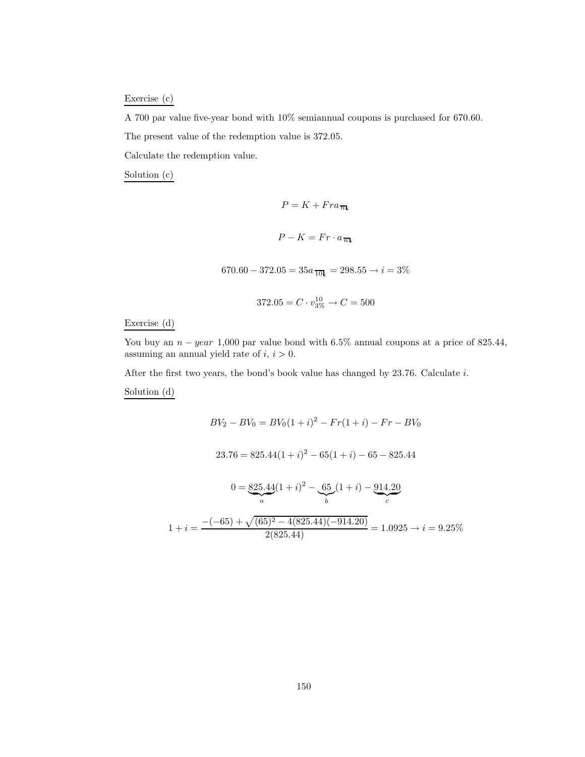Exercise (c)

A 700 par value five-year bond with 10% semiannual coupons is purchased for 670.60.

The present value of the redemption value is 372.05.

Calculate the redemption value.

Solution (c)

$$P = K + Fra_{\overline{n}|i}$$

$$P - K = Fr \cdot a_{\overline{n}|i}$$

$$670.60 - 372.05 = 35a_{\overline{10}|i} = 298.55 \rightarrow i = 3\%$$

$$372.05 = C \cdot v_{3\%}^{10} \rightarrow C = 500$$

Exercise (d)

You buy an $n - year$ 1,000 par value bond with 6.5% annual coupons at a price of 825.44, assuming an annual yield rate of $i$, $i > 0$.

After the first two years, the bond's book value has changed by 23.76. Calculate $i$.

Solution (d)

$$BV_2 - BV_0 = BV_0(1+i)^2 - Fr(1+i) - Fr - BV_0$$

$$23.76 = 825.44(1+i)^2 - 65(1+i) - 65 - 825.44$$

$$0 = \underbrace{825.44}_{a}(1+i)^2 - \underbrace{65}_{b}(1+i) - \underbrace{914.20}_{c}$$

$$1 + i = \frac{-(-65) + \sqrt{(65)^2 - 4(825.44)(-914.20)}}{2(825.44)} = 1.0925 \rightarrow i = 9.25\%$$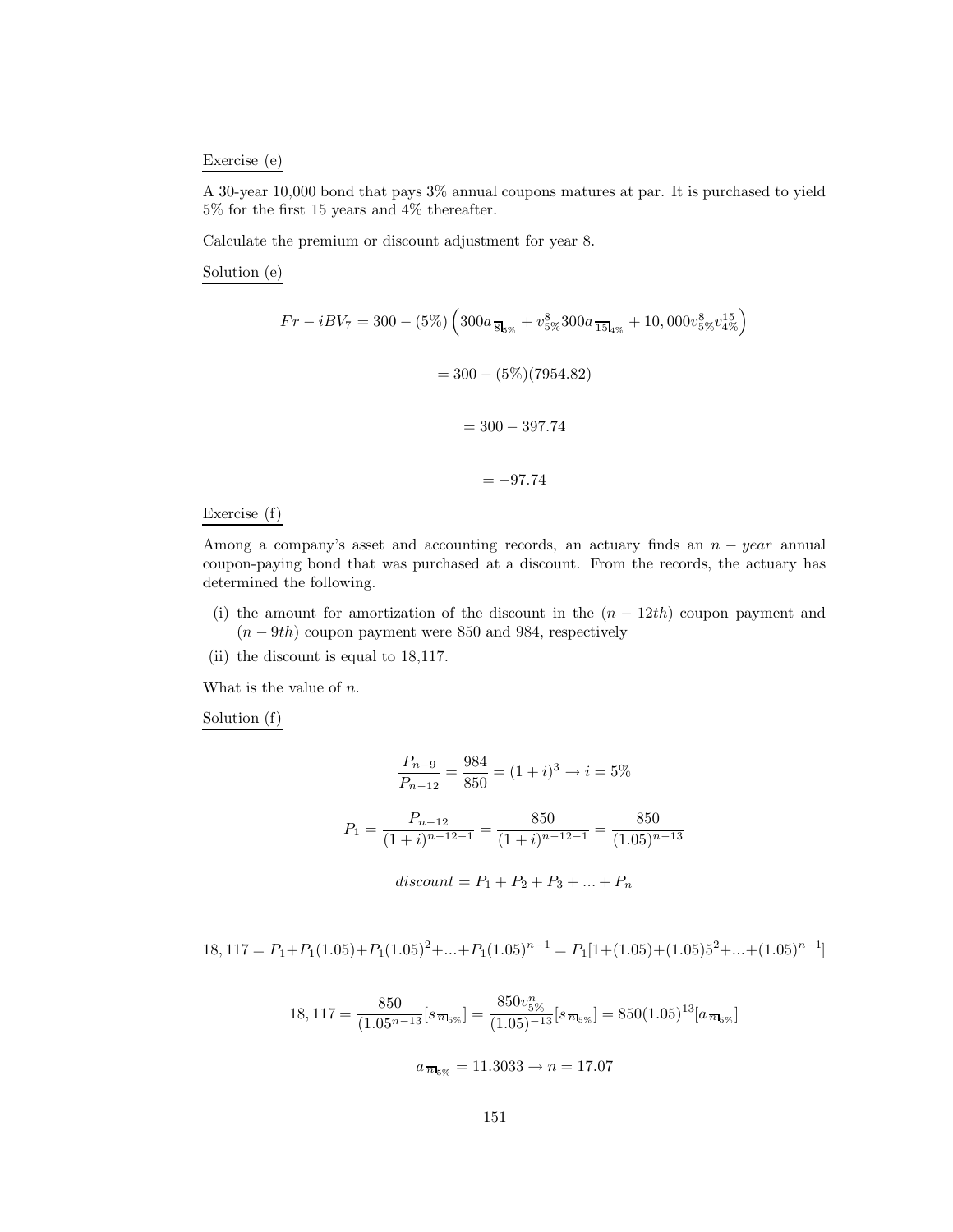Exercise (e)

A 30-year 10,000 bond that pays 3% annual coupons matures at par. It is purchased to yield 5% for the first 15 years and 4% thereafter.

Calculate the premium or discount adjustment for year 8.

Solution (e)

$$Fr - iBV_7 = 300 - (5\%)\left(300a_{\overline{8}|5\%} + v_{5\%}^8 300a_{\overline{15}|4\%} + 10,000v_{5\%}^8 v_{4\%}^{15}\right)$$

$$= 300 - (5\%)(7954.82)$$

$$= 300 - 397.74$$

$$= -97.74$$

Exercise (f)

Among a company's asset and accounting records, an actuary finds an $n - year$ annual coupon-paying bond that was purchased at a discount. From the records, the actuary has determined the following.

(i) the amount for amortization of the discount in the $(n - 12th)$ coupon payment and $(n - 9th)$ coupon payment were 850 and 984, respectively

(ii) the discount is equal to 18,117.

What is the value of $n$.

Solution (f)

$$\frac{P_{n-9}}{P_{n-12}} = \frac{984}{850} = (1+i)^3 \rightarrow i = 5\%$$

$$P_1 = \frac{P_{n-12}}{(1+i)^{n-12-1}} = \frac{850}{(1+i)^{n-12-1}} = \frac{850}{(1.05)^{n-13}}$$

$$discount = P_1 + P_2 + P_3 + ... + P_n$$

$$18,117 = P_1 + P_1(1.05) + P_1(1.05)^2 + ... + P_1(1.05)^{n-1} = P_1[1 + (1.05) + (1.05)5^2 + ... + (1.05)^{n-1}]$$

$$18,117 = \frac{850}{(1.05^{n-13}}[s_{\overline{n}|5\%}] = \frac{850v_{5\%}^n}{(1.05)^{-13}}[s_{\overline{n}|5\%}] = 850(1.05)^{13}[a_{\overline{n}|5\%}]$$

$$a_{\overline{n}|5\%} = 11.3033 \rightarrow n = 17.07$$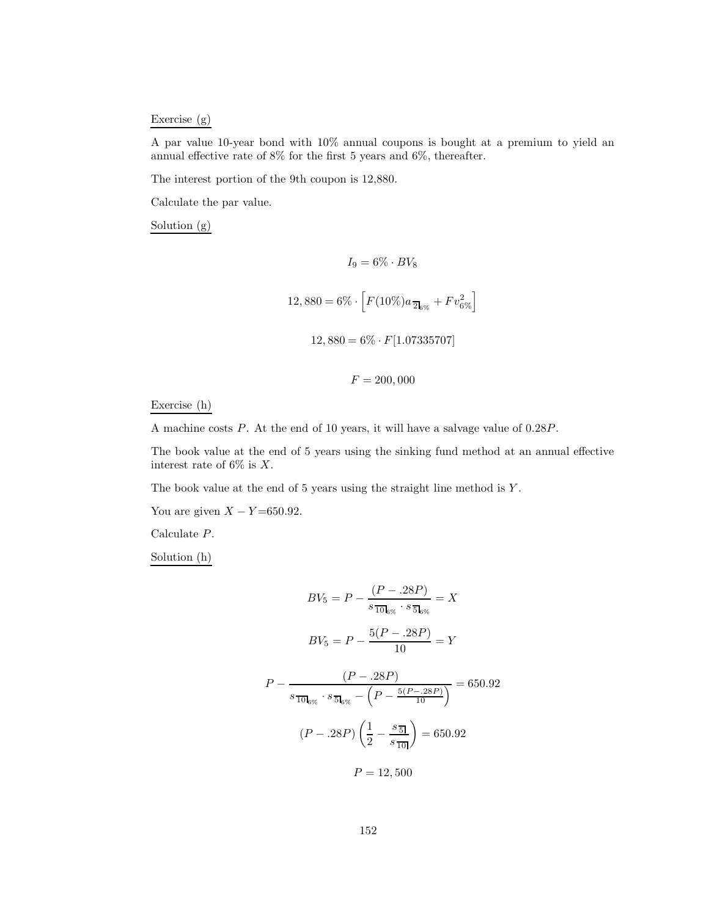Exercise (g)

A par value 10-year bond with 10% annual coupons is bought at a premium to yield an annual effective rate of 8% for the first 5 years and 6%, thereafter.

The interest portion of the 9th coupon is 12,880.

Calculate the par value.

Solution (g)

$$I_9 = 6\% \cdot BV_8$$

$$12,880 = 6\% \cdot \left[ F(10\%) a_{\overline{2}|6\%} + F v_{6\%}^2 \right]$$

$$12,880 = 6\% \cdot F[1.07335707]$$

$$F = 200,000$$

Exercise (h)

A machine costs $P$. At the end of 10 years, it will have a salvage value of $0.28P$.

The book value at the end of 5 years using the sinking fund method at an annual effective interest rate of 6% is $X$.

The book value at the end of 5 years using the straight line method is $Y$.

You are given $X - Y$=650.92.

Calculate $P$.

Solution (h)

$$BV_5 = P - \frac{(P - .28P)}{s_{\overline{10}|6\%} \cdot s_{\overline{5}|6\%}} = X$$

$$BV_5 = P - \frac{5(P - .28P)}{10} = Y$$

$$P - \frac{(P - .28P)}{s_{\overline{10}|6\%} \cdot s_{\overline{5}|6\%} - \left(P - \frac{5(P-.28P)}{10}\right)} = 650.92$$

$$(P - .28P)\left(\frac{1}{2} - \frac{s_{\overline{5}|}}{s_{\overline{10}|}}\right) = 650.92$$

$$P = 12,500$$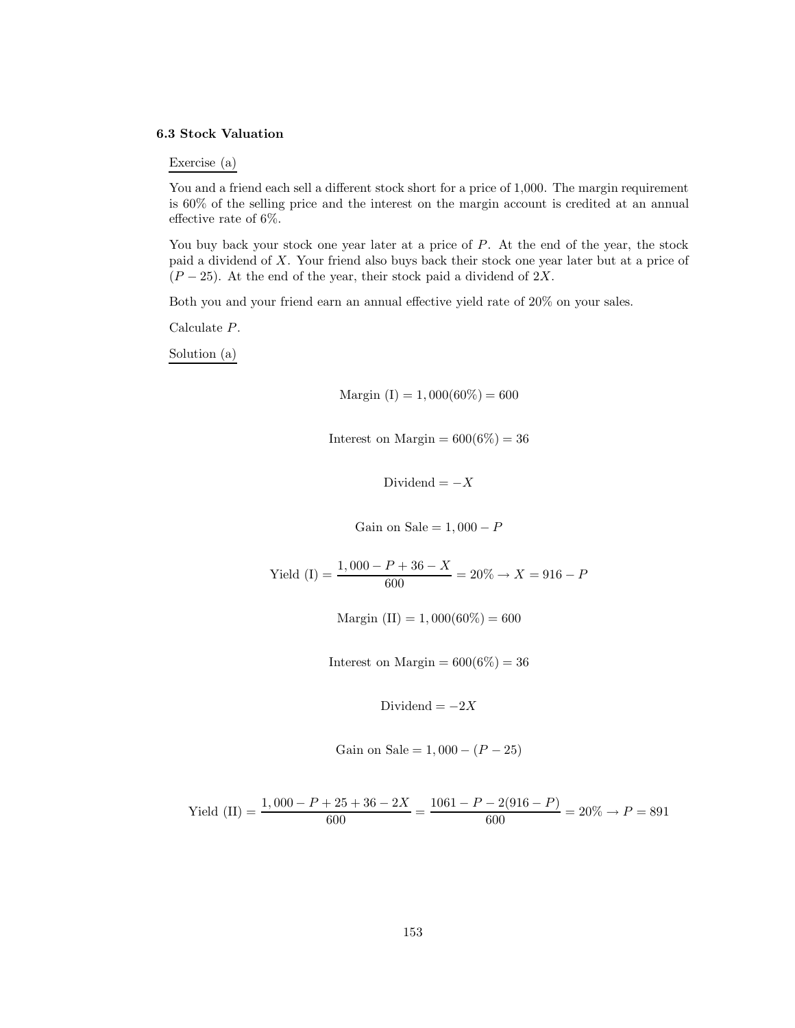### 6.3 Stock Valuation

Exercise (a)

You and a friend each sell a different stock short for a price of 1,000. The margin requirement is 60% of the selling price and the interest on the margin account is credited at an annual effective rate of 6%.

You buy back your stock one year later at a price of $P$. At the end of the year, the stock paid a dividend of $X$. Your friend also buys back their stock one year later but at a price of $(P - 25)$. At the end of the year, their stock paid a dividend of $2X$.

Both you and your friend earn an annual effective yield rate of 20% on your sales.

Calculate $P$.

Solution (a)

$$\text{Margin (I)} = 1,000(60\%) = 600$$

$$\text{Interest on Margin} = 600(6\%) = 36$$

$$\text{Dividend} = -X$$

$$\text{Gain on Sale} = 1,000 - P$$

$$\text{Yield (I)} = \frac{1,000 - P + 36 - X}{600} = 20\% \rightarrow X = 916 - P$$

$$\text{Margin (II)} = 1,000(60\%) = 600$$

$$\text{Interest on Margin} = 600(6\%) = 36$$

$$\text{Dividend} = -2X$$

$$\text{Gain on Sale} = 1,000 - (P - 25)$$

$$\text{Yield (II)} = \frac{1,000 - P + 25 + 36 - 2X}{600} = \frac{1061 - P - 2(916 - P)}{600} = 20\% \rightarrow P = 891$$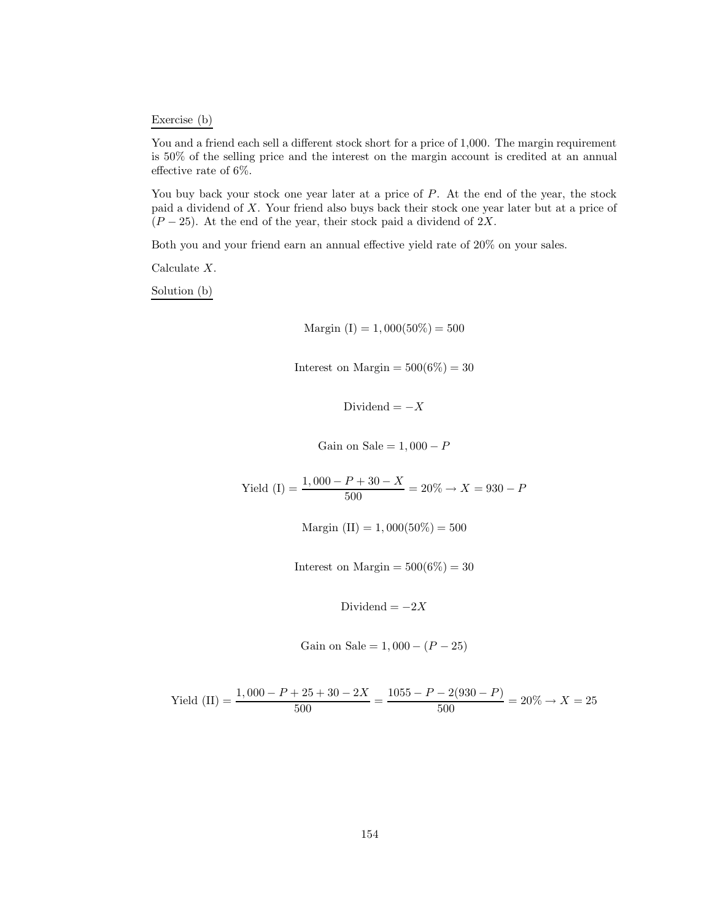Exercise (b)

You and a friend each sell a different stock short for a price of 1,000. The margin requirement is 50% of the selling price and the interest on the margin account is credited at an annual effective rate of 6%.

You buy back your stock one year later at a price of $P$. At the end of the year, the stock paid a dividend of $X$. Your friend also buys back their stock one year later but at a price of $(P - 25)$. At the end of the year, their stock paid a dividend of $2X$.

Both you and your friend earn an annual effective yield rate of 20% on your sales.

Calculate $X$.

Solution (b)

$$\text{Margin (I)} = 1,000(50\%) = 500$$

$$\text{Interest on Margin} = 500(6\%) = 30$$

$$\text{Dividend} = -X$$

$$\text{Gain on Sale} = 1,000 - P$$

$$\text{Yield (I)} = \frac{1,000 - P + 30 - X}{500} = 20\% \rightarrow X = 930 - P$$

$$\text{Margin (II)} = 1,000(50\%) = 500$$

$$\text{Interest on Margin} = 500(6\%) = 30$$

$$\text{Dividend} = -2X$$

$$\text{Gain on Sale} = 1,000 - (P - 25)$$

$$\text{Yield (II)} = \frac{1,000 - P + 25 + 30 - 2X}{500} = \frac{1055 - P - 2(930 - P)}{500} = 20\% \rightarrow X = 25$$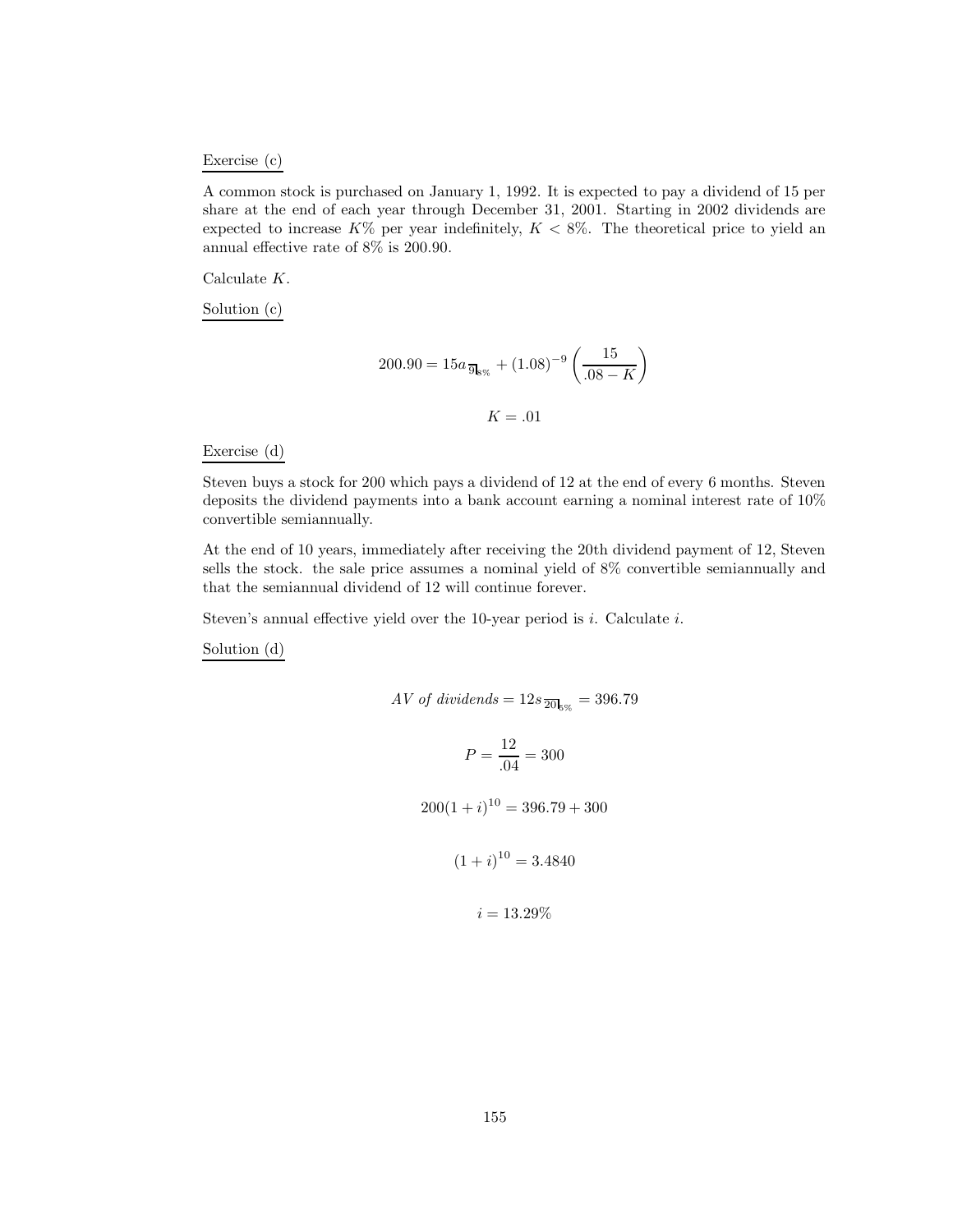<u>Exercise (c)</u>

A common stock is purchased on January 1, 1992. It is expected to pay a dividend of 15 per share at the end of each year through December 31, 2001. Starting in 2002 dividends are expected to increase $K\%$ per year indefinitely, $K < 8\%$. The theoretical price to yield an annual effective rate of 8% is 200.90.

Calculate $K$.

<u>Solution (c)</u>

$$200.90 = 15a_{\overline{9}|8\%} + (1.08)^{-9}\left(\frac{15}{.08 - K}\right)$$

$$K = .01$$

<u>Exercise (d)</u>

Steven buys a stock for 200 which pays a dividend of 12 at the end of every 6 months. Steven deposits the dividend payments into a bank account earning a nominal interest rate of 10% convertible semiannually.

At the end of 10 years, immediately after receiving the 20th dividend payment of 12, Steven sells the stock. the sale price assumes a nominal yield of 8% convertible semiannually and that the semiannual dividend of 12 will continue forever.

Steven's annual effective yield over the 10-year period is $i$. Calculate $i$.

<u>Solution (d)</u>

$$AV\ of\ dividends = 12s_{\overline{20}|5\%} = 396.79$$

$$P = \frac{12}{.04} = 300$$

$$200(1+i)^{10} = 396.79 + 300$$

$$(1+i)^{10} = 3.4840$$

$$i = 13.29\%$$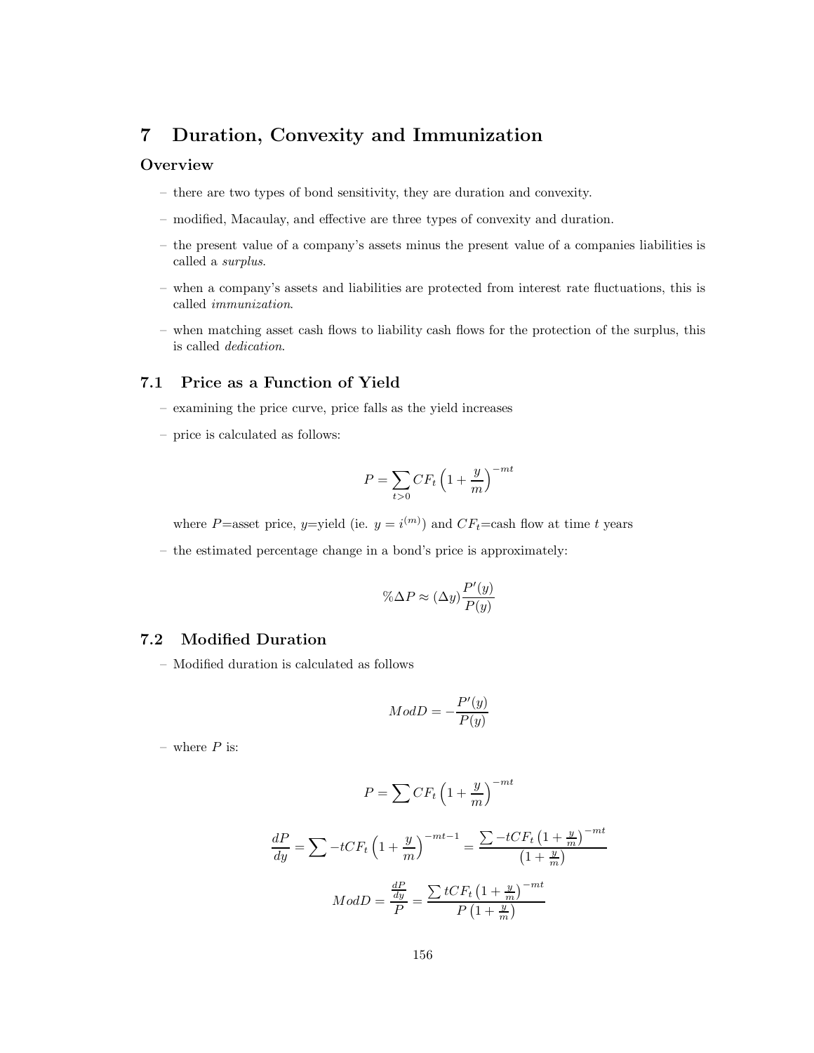# 7 Duration, Convexity and Immunization

## Overview

- there are two types of bond sensitivity, they are duration and convexity.
- modified, Macaulay, and effective are three types of convexity and duration.
- the present value of a company's assets minus the present value of a companies liabilities is called a *surplus*.
- when a company's assets and liabilities are protected from interest rate fluctuations, this is called *immunization*.
- when matching asset cash flows to liability cash flows for the protection of the surplus, this is called *dedication*.

## 7.1 Price as a Function of Yield

- examining the price curve, price falls as the yield increases
- price is calculated as follows:

$$P = \sum_{t>0} CF_t \left(1 + \frac{y}{m}\right)^{-mt}$$

where $P$=asset price, $y$=yield (ie. $y = i^{(m)}$) and $CF_t$=cash flow at time $t$ years

- the estimated percentage change in a bond's price is approximately:

$$\%\Delta P \approx (\Delta y) \frac{P'(y)}{P(y)}$$

## 7.2 Modified Duration

- Modified duration is calculated as follows

$$ModD = -\frac{P'(y)}{P(y)}$$

- where $P$ is:

$$P = \sum CF_t \left(1 + \frac{y}{m}\right)^{-mt}$$

$$\frac{dP}{dy} = \sum -tCF_t \left(1 + \frac{y}{m}\right)^{-mt-1} = \frac{\sum -tCF_t \left(1 + \frac{y}{m}\right)^{-mt}}{\left(1 + \frac{y}{m}\right)}$$

$$ModD = \frac{\frac{dP}{dy}}{P} = \frac{\sum tCF_t \left(1 + \frac{y}{m}\right)^{-mt}}{P\left(1 + \frac{y}{m}\right)}$$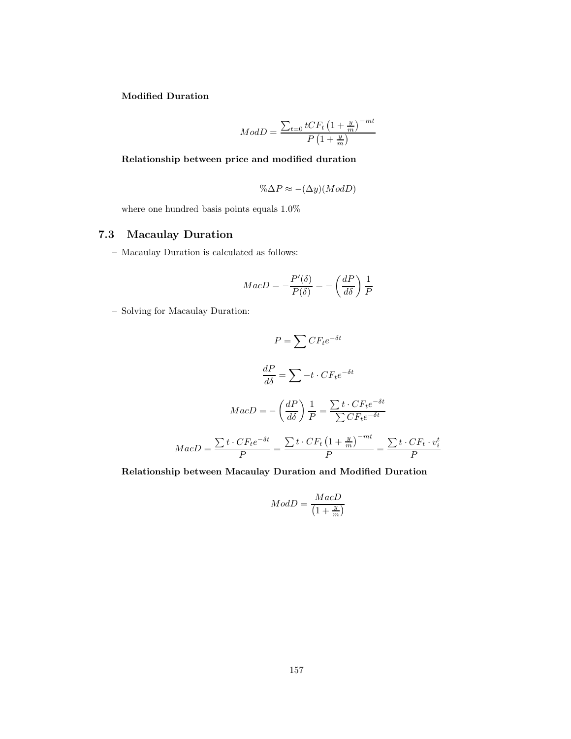**Modified Duration**

$$ModD = \frac{\sum_{t=0} tCF_t \left(1+\frac{y}{m}\right)^{-mt}}{P\left(1+\frac{y}{m}\right)}$$

**Relationship between price and modified duration**

$$\%\Delta P \approx -(\Delta y)(ModD)$$

where one hundred basis points equals 1.0%

## 7.3 Macaulay Duration

– Macaulay Duration is calculated as follows:

$$MacD = -\frac{P'(\delta)}{P(\delta)} = -\left(\frac{dP}{d\delta}\right)\frac{1}{P}$$

– Solving for Macaulay Duration:

$$P = \sum CF_t e^{-\delta t}$$

$$\frac{dP}{d\delta} = \sum -t \cdot CF_t e^{-\delta t}$$

$$MacD = -\left(\frac{dP}{d\delta}\right)\frac{1}{P} = \frac{\sum t \cdot CF_t e^{-\delta t}}{\sum CF_t e^{-\delta t}}$$

$$MacD = \frac{\sum t \cdot CF_t e^{-\delta t}}{P} = \frac{\sum t \cdot CF_t \left(1+\frac{y}{m}\right)^{-mt}}{P} = \frac{\sum t \cdot CF_t \cdot v_i^t}{P}$$

**Relationship between Macaulay Duration and Modified Duration**

$$ModD = \frac{MacD}{\left(1+\frac{y}{m}\right)}$$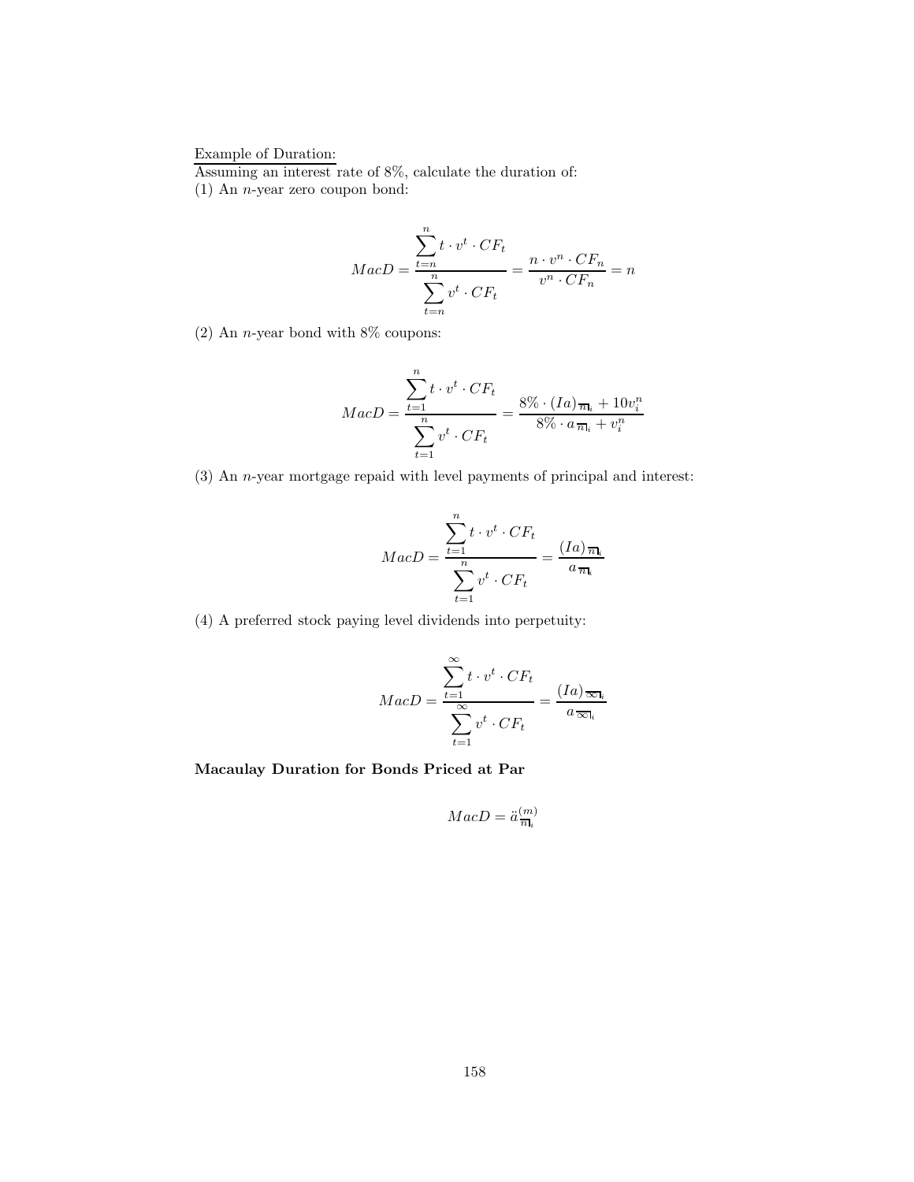Example of Duration:

Assuming an interest rate of 8%, calculate the duration of:

(1) An $n$-year zero coupon bond:

$$MacD = \frac{\sum_{t=n}^{n} t \cdot v^t \cdot CF_t}{\sum_{t=n}^{n} v^t \cdot CF_t} = \frac{n \cdot v^n \cdot CF_n}{v^n \cdot CF_n} = n$$

(2) An $n$-year bond with 8% coupons:

$$MacD = \frac{\sum_{t=1}^{n} t \cdot v^t \cdot CF_t}{\sum_{t=1}^{n} v^t \cdot CF_t} = \frac{8\% \cdot (Ia)_{\overline{n}|_i} + 10v_i^n}{8\% \cdot a_{\overline{n}|_i} + v_i^n}$$

(3) An $n$-year mortgage repaid with level payments of principal and interest:

$$MacD = \frac{\sum_{t=1}^{n} t \cdot v^t \cdot CF_t}{\sum_{t=1}^{n} v^t \cdot CF_t} = \frac{(Ia)_{\overline{n}|_i}}{a_{\overline{n}|_i}}$$

(4) A preferred stock paying level dividends into perpetuity:

$$MacD = \frac{\sum_{t=1}^{\infty} t \cdot v^t \cdot CF_t}{\sum_{t=1}^{\infty} v^t \cdot CF_t} = \frac{(Ia)_{\overline{\infty}|_i}}{a_{\overline{\infty}|_i}}$$

**Macaulay Duration for Bonds Priced at Par**

$$MacD = \ddot{a}^{(m)}_{\overline{n}|_i}$$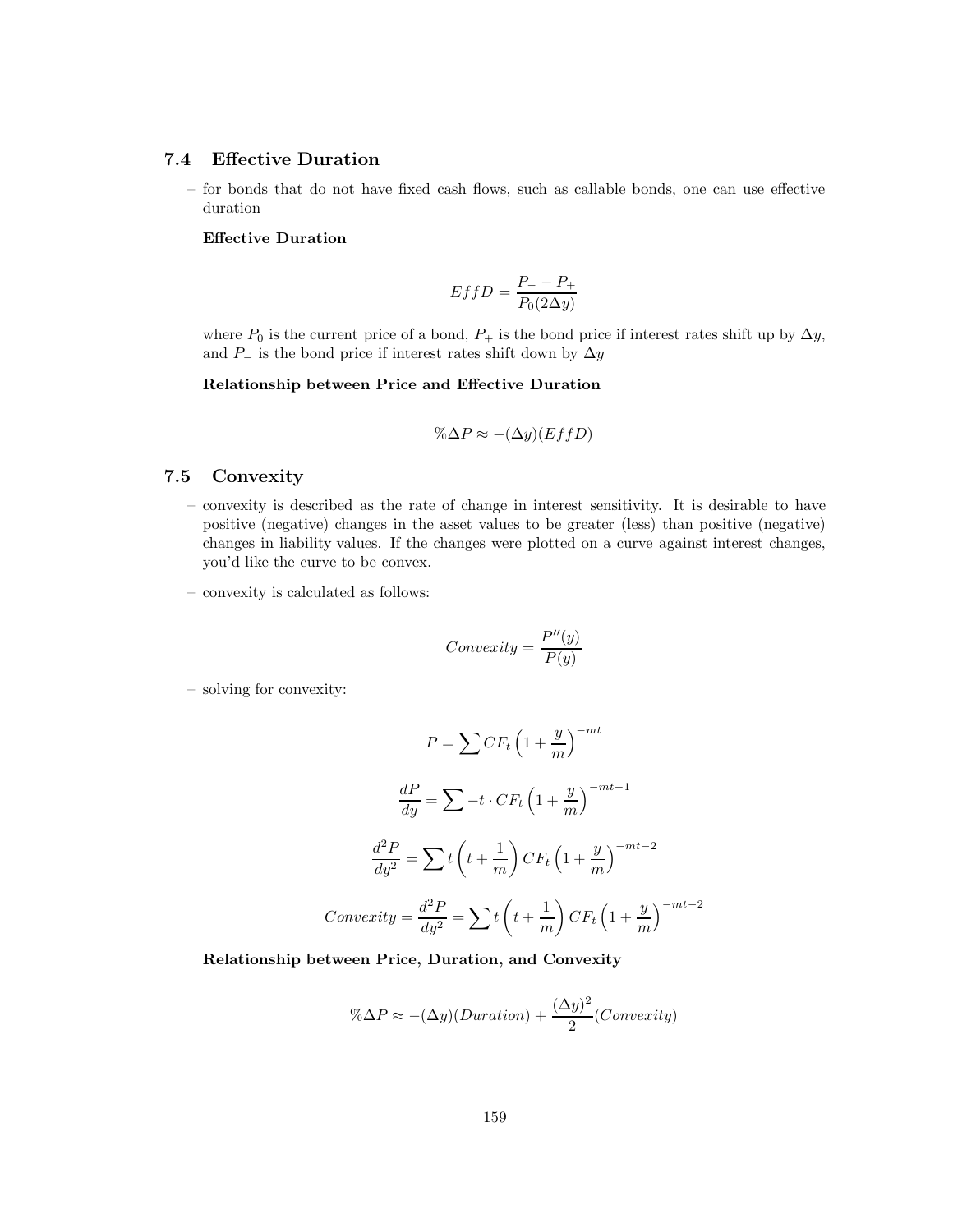## 7.4 Effective Duration

– for bonds that do not have fixed cash flows, such as callable bonds, one can use effective duration

**Effective Duration**

$$EffD = \frac{P_{-} - P_{+}}{P_0(2\Delta y)}$$

where $P_0$ is the current price of a bond, $P_+$ is the bond price if interest rates shift up by $\Delta y$, and $P_-$ is the bond price if interest rates shift down by $\Delta y$

**Relationship between Price and Effective Duration**

$$\%\Delta P \approx -(\Delta y)(EffD)$$

## 7.5 Convexity

– convexity is described as the rate of change in interest sensitivity. It is desirable to have positive (negative) changes in the asset values to be greater (less) than positive (negative) changes in liability values. If the changes were plotted on a curve against interest changes, you'd like the curve to be convex.

– convexity is calculated as follows:

$$Convexity = \frac{P''(y)}{P(y)}$$

– solving for convexity:

$$P = \sum CF_t \left(1 + \frac{y}{m}\right)^{-mt}$$

$$\frac{dP}{dy} = \sum -t \cdot CF_t \left(1 + \frac{y}{m}\right)^{-mt-1}$$

$$\frac{d^2P}{dy^2} = \sum t\left(t + \frac{1}{m}\right) CF_t \left(1 + \frac{y}{m}\right)^{-mt-2}$$

$$Convexity = \frac{d^2P}{dy^2} = \sum t\left(t + \frac{1}{m}\right) CF_t \left(1 + \frac{y}{m}\right)^{-mt-2}$$

**Relationship between Price, Duration, and Convexity**

$$\%\Delta P \approx -(\Delta y)(Duration) + \frac{(\Delta y)^2}{2}(Convexity)$$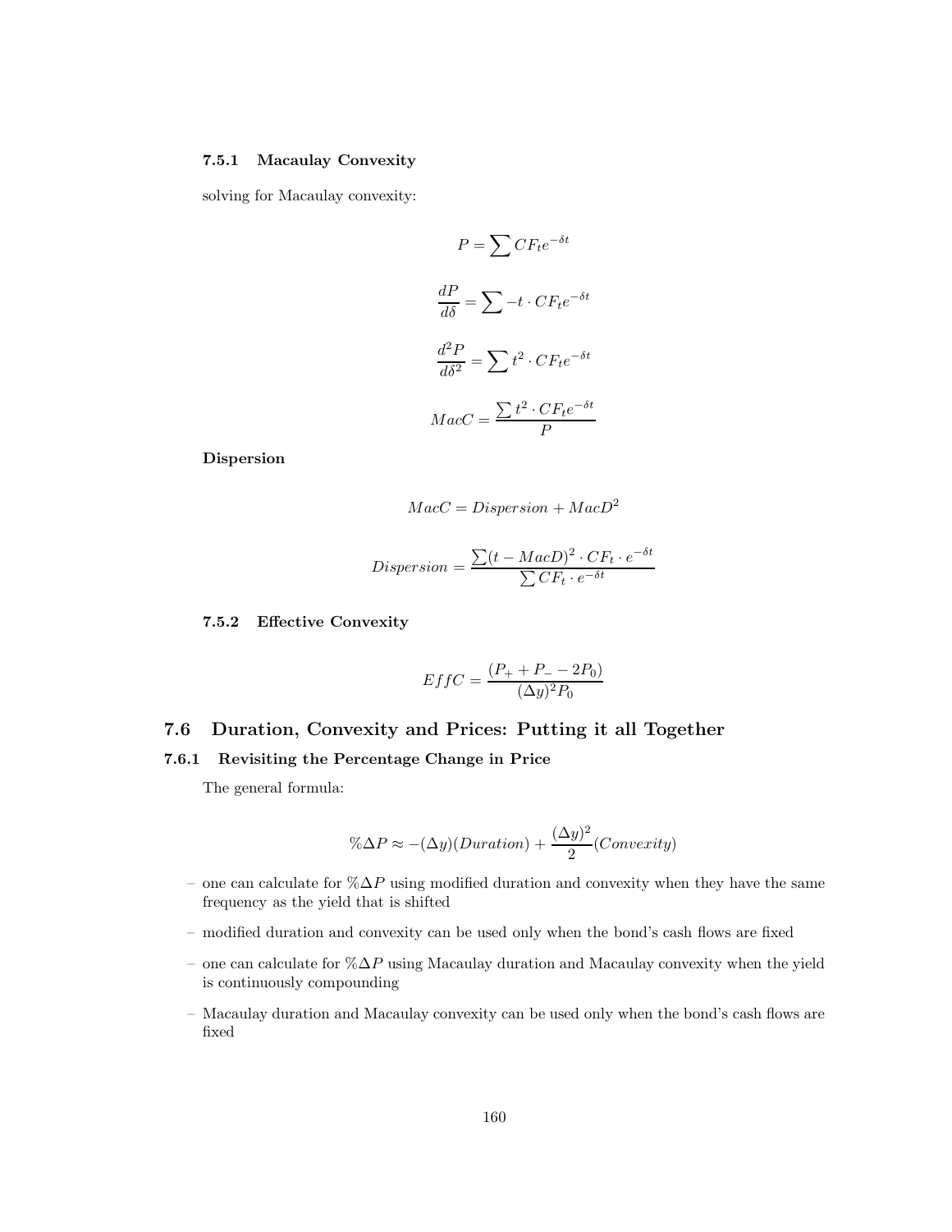#### 7.5.1 Macaulay Convexity

solving for Macaulay convexity:

$$P = \sum CF_t e^{-\delta t}$$

$$\frac{dP}{d\delta} = \sum -t \cdot CF_t e^{-\delta t}$$

$$\frac{d^2P}{d\delta^2} = \sum t^2 \cdot CF_t e^{-\delta t}$$

$$MacC = \frac{\sum t^2 \cdot CF_t e^{-\delta t}}{P}$$

**Dispersion**

$$MacC = Dispersion + MacD^2$$

$$Dispersion = \frac{\sum (t - MacD)^2 \cdot CF_t \cdot e^{-\delta t}}{\sum CF_t \cdot e^{-\delta t}}$$

#### 7.5.2 Effective Convexity

$$EffC = \frac{(P_+ + P_- - 2P_0)}{(\Delta y)^2 P_0}$$

## 7.6 Duration, Convexity and Prices: Putting it all Together

### 7.6.1 Revisiting the Percentage Change in Price

The general formula:

$$\%\Delta P \approx -(\Delta y)(Duration) + \frac{(\Delta y)^2}{2}(Convexity)$$

- one can calculate for $\%\Delta P$ using modified duration and convexity when they have the same frequency as the yield that is shifted
- modified duration and convexity can be used only when the bond's cash flows are fixed
- one can calculate for $\%\Delta P$ using Macaulay duration and Macaulay convexity when the yield is continuously compounding
- Macaulay duration and Macaulay convexity can be used only when the bond's cash flows are fixed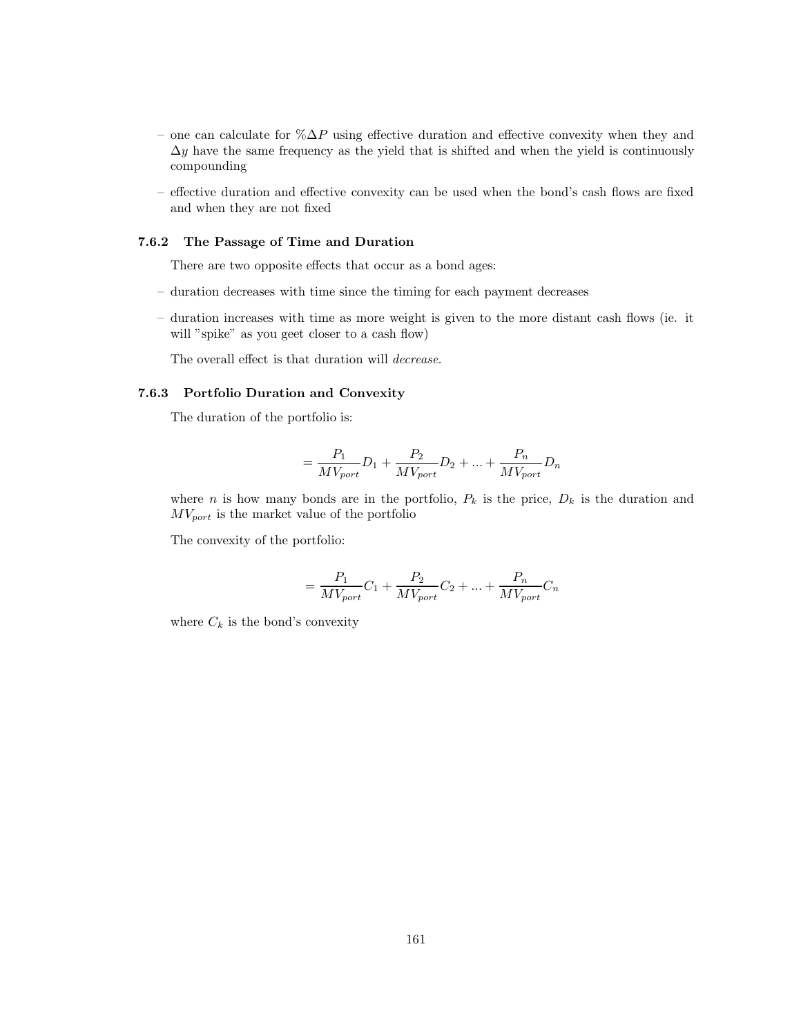- one can calculate for $\%\Delta P$ using effective duration and effective convexity when they and $\Delta y$ have the same frequency as the yield that is shifted and when the yield is continuously compounding
- effective duration and effective convexity can be used when the bond's cash flows are fixed and when they are not fixed

### 7.6.2 The Passage of Time and Duration

There are two opposite effects that occur as a bond ages:

- duration decreases with time since the timing for each payment decreases
- duration increases with time as more weight is given to the more distant cash flows (ie. it will "spike" as you geet closer to a cash flow)

The overall effect is that duration will *decrease*.

### 7.6.3 Portfolio Duration and Convexity

The duration of the portfolio is:

$$= \frac{P_1}{MV_{port}} D_1 + \frac{P_2}{MV_{port}} D_2 + ... + \frac{P_n}{MV_{port}} D_n$$

where $n$ is how many bonds are in the portfolio, $P_k$ is the price, $D_k$ is the duration and $MV_{port}$ is the market value of the portfolio

The convexity of the portfolio:

$$= \frac{P_1}{MV_{port}} C_1 + \frac{P_2}{MV_{port}} C_2 + ... + \frac{P_n}{MV_{port}} C_n$$

where $C_k$ is the bond's convexity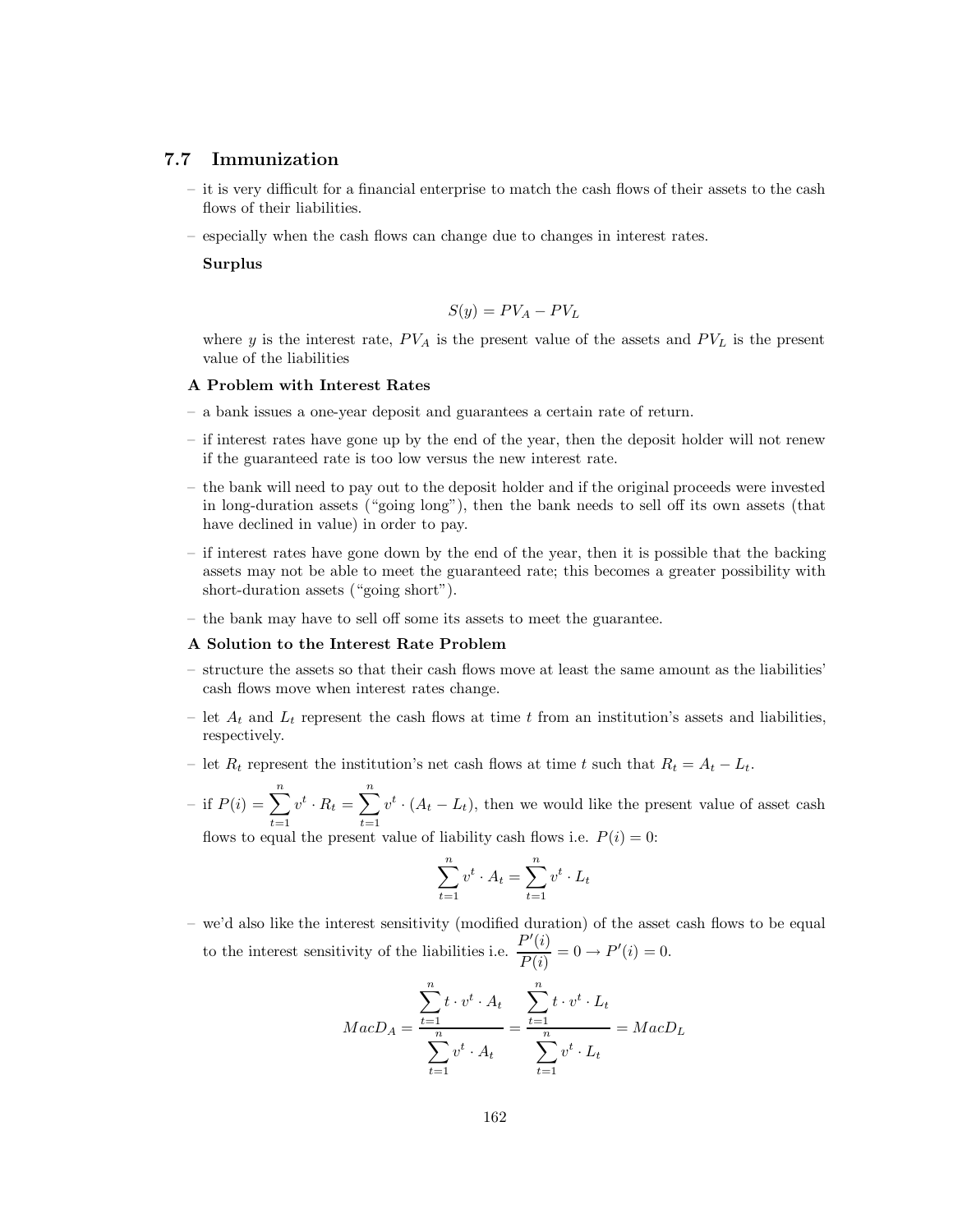## 7.7 Immunization

- it is very difficult for a financial enterprise to match the cash flows of their assets to the cash flows of their liabilities.
- especially when the cash flows can change due to changes in interest rates.

  **Surplus**

$$S(y) = PV_A - PV_L$$

  where $y$ is the interest rate, $PV_A$ is the present value of the assets and $PV_L$ is the present value of the liabilities

**A Problem with Interest Rates**

- a bank issues a one-year deposit and guarantees a certain rate of return.
- if interest rates have gone up by the end of the year, then the deposit holder will not renew if the guaranteed rate is too low versus the new interest rate.
- the bank will need to pay out to the deposit holder and if the original proceeds were invested in long-duration assets ("going long"), then the bank needs to sell off its own assets (that have declined in value) in order to pay.
- if interest rates have gone down by the end of the year, then it is possible that the backing assets may not be able to meet the guaranteed rate; this becomes a greater possibility with short-duration assets ("going short").
- the bank may have to sell off some its assets to meet the guarantee.

**A Solution to the Interest Rate Problem**

- structure the assets so that their cash flows move at least the same amount as the liabilities' cash flows move when interest rates change.
- let $A_t$ and $L_t$ represent the cash flows at time $t$ from an institution's assets and liabilities, respectively.
- let $R_t$ represent the institution's net cash flows at time $t$ such that $R_t = A_t - L_t$.
- if $P(i) = \sum_{t=1}^{n} v^t \cdot R_t = \sum_{t=1}^{n} v^t \cdot (A_t - L_t)$, then we would like the present value of asset cash flows to equal the present value of liability cash flows i.e. $P(i) = 0$:

$$\sum_{t=1}^{n} v^t \cdot A_t = \sum_{t=1}^{n} v^t \cdot L_t$$

- we'd also like the interest sensitivity (modified duration) of the asset cash flows to be equal to the interest sensitivity of the liabilities i.e. $\frac{P'(i)}{P(i)} = 0 \rightarrow P'(i) = 0$.

$$MacD_A = \frac{\sum_{t=1}^{n} t \cdot v^t \cdot A_t}{\sum_{t=1}^{n} v^t \cdot A_t} = \frac{\sum_{t=1}^{n} t \cdot v^t \cdot L_t}{\sum_{t=1}^{n} v^t \cdot L_t} = MacD_L$$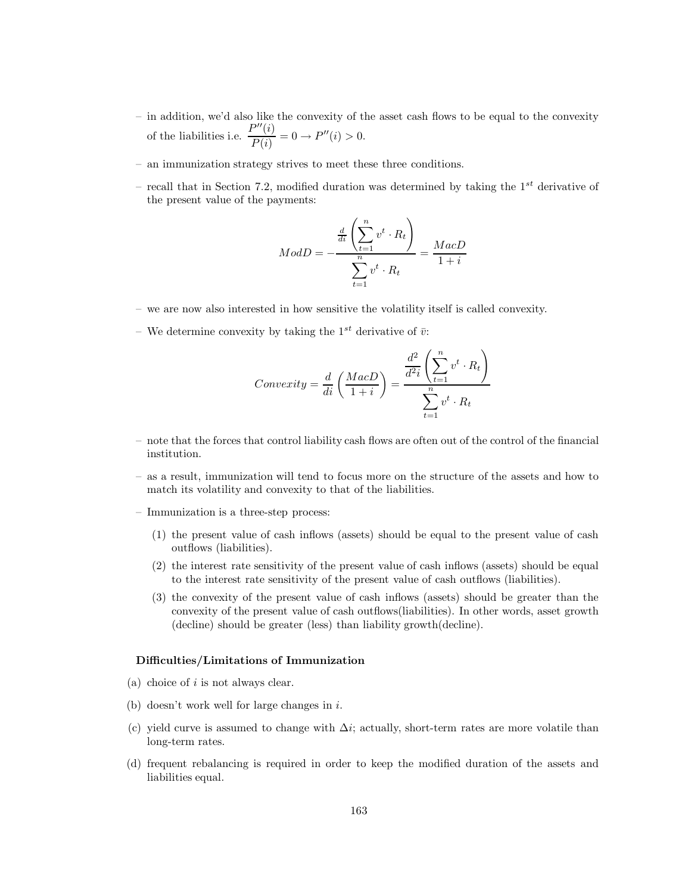- in addition, we'd also like the convexity of the asset cash flows to be equal to the convexity of the liabilities i.e. $\dfrac{P''(i)}{P(i)} = 0 \rightarrow P''(i) > 0$.

- an immunization strategy strives to meet these three conditions.

- recall that in Section 7.2, modified duration was determined by taking the $1^{st}$ derivative of the present value of the payments:

$$ModD = -\frac{\frac{d}{di}\left(\sum_{t=1}^{n} v^t \cdot R_t\right)}{\sum_{t=1}^{n} v^t \cdot R_t} = \frac{MacD}{1+i}$$

- we are now also interested in how sensitive the volatility itself is called convexity.

- We determine convexity by taking the $1^{st}$ derivative of $\bar{v}$:

$$Convexity = \frac{d}{di}\left(\frac{MacD}{1+i}\right) = \frac{\frac{d^2}{d^2 i}\left(\sum_{t=1}^{n} v^t \cdot R_t\right)}{\sum_{t=1}^{n} v^t \cdot R_t}$$

- note that the forces that control liability cash flows are often out of the control of the financial institution.

- as a result, immunization will tend to focus more on the structure of the assets and how to match its volatility and convexity to that of the liabilities.

- Immunization is a three-step process:

  (1) the present value of cash inflows (assets) should be equal to the present value of cash outflows (liabilities).

  (2) the interest rate sensitivity of the present value of cash inflows (assets) should be equal to the interest rate sensitivity of the present value of cash outflows (liabilities).

  (3) the convexity of the present value of cash inflows (assets) should be greater than the convexity of the present value of cash outflows(liabilities). In other words, asset growth (decline) should be greater (less) than liability growth(decline).

**Difficulties/Limitations of Immunization**

(a) choice of $i$ is not always clear.

(b) doesn't work well for large changes in $i$.

(c) yield curve is assumed to change with $\Delta i$; actually, short-term rates are more volatile than long-term rates.

(d) frequent rebalancing is required in order to keep the modified duration of the assets and liabilities equal.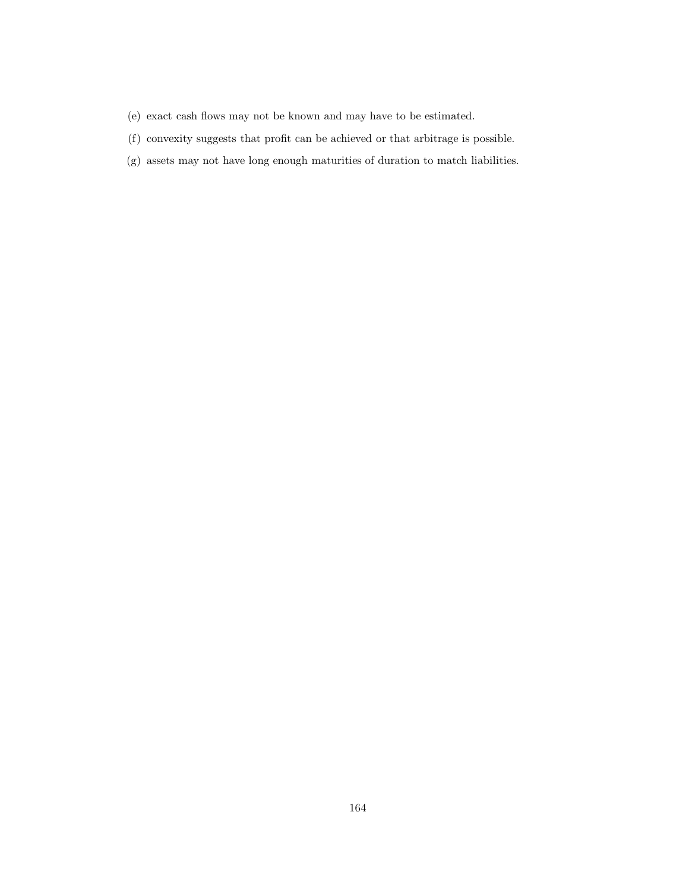(e) exact cash flows may not be known and may have to be estimated.

(f) convexity suggests that profit can be achieved or that arbitrage is possible.

(g) assets may not have long enough maturities of duration to match liabilities.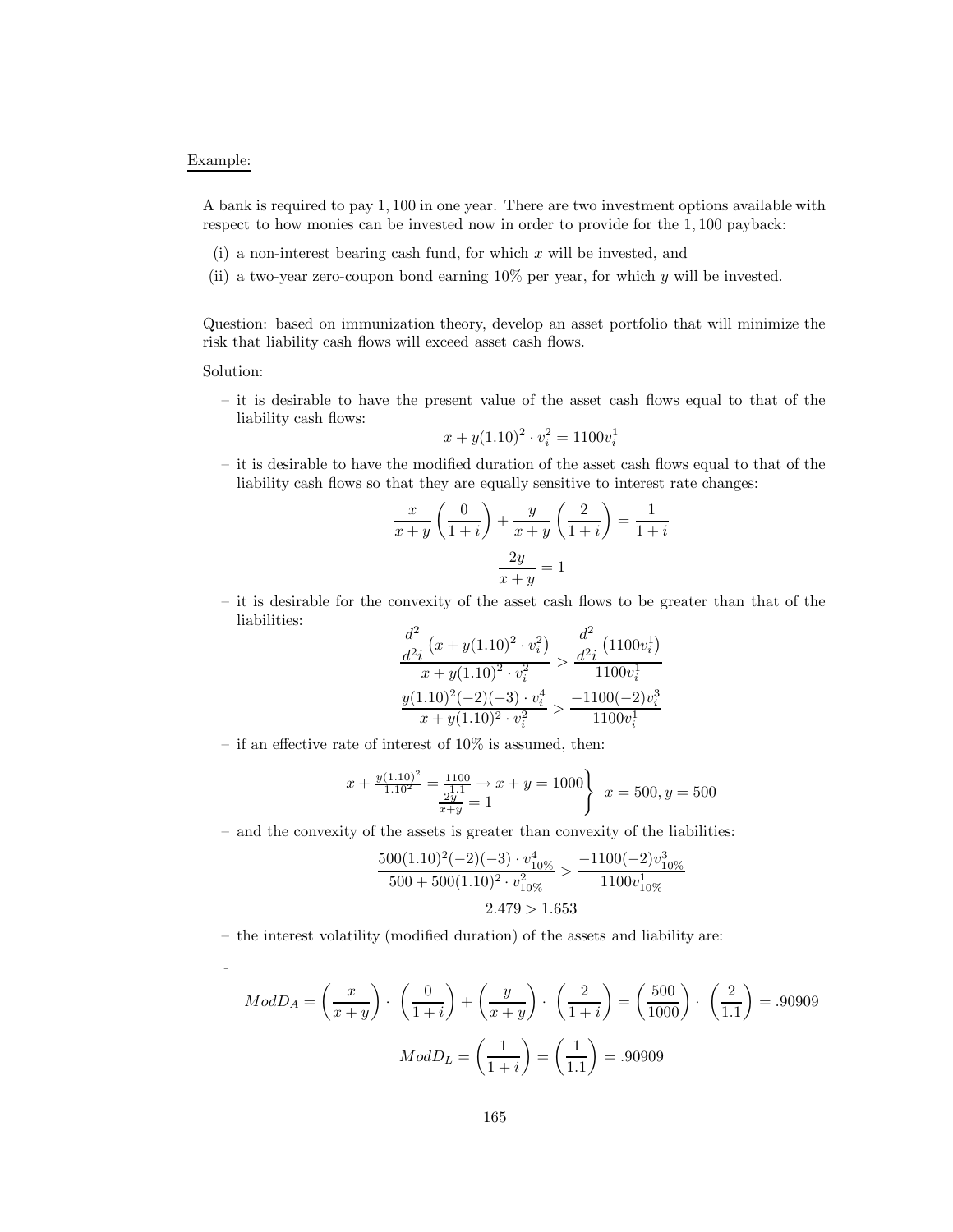Example:

A bank is required to pay 1,100 in one year. There are two investment options available with respect to how monies can be invested now in order to provide for the 1,100 payback:

(i) a non-interest bearing cash fund, for which $x$ will be invested, and

(ii) a two-year zero-coupon bond earning 10% per year, for which $y$ will be invested.

Question: based on immunization theory, develop an asset portfolio that will minimize the risk that liability cash flows will exceed asset cash flows.

Solution:

– it is desirable to have the present value of the asset cash flows equal to that of the liability cash flows:

$$x + y(1.10)^2 \cdot v_i^2 = 1100v_i^1$$

– it is desirable to have the modified duration of the asset cash flows equal to that of the liability cash flows so that they are equally sensitive to interest rate changes:

$$\frac{x}{x+y}\left(\frac{0}{1+i}\right) + \frac{y}{x+y}\left(\frac{2}{1+i}\right) = \frac{1}{1+i}$$

$$\frac{2y}{x+y} = 1$$

– it is desirable for the convexity of the asset cash flows to be greater than that of the liabilities:

$$\frac{\frac{d^2}{d^2i}\left(x + y(1.10)^2 \cdot v_i^2\right)}{x + y(1.10)^2 \cdot v_i^2} > \frac{\frac{d^2}{d^2i}\left(1100v_i^1\right)}{1100v_i^1}$$

$$\frac{y(1.10)^2(-2)(-3) \cdot v_i^4}{x + y(1.10)^2 \cdot v_i^2} > \frac{-1100(-2)v_i^3}{1100v_i^1}$$

– if an effective rate of interest of 10% is assumed, then:

$$\left.\begin{array}{l} x + \frac{y(1.10)^2}{1.10^2} = \frac{1100}{1.1} \rightarrow x + y = 1000 \\ \frac{2y}{x+y} = 1 \end{array}\right\} \quad x = 500, y = 500$$

– and the convexity of the assets is greater than convexity of the liabilities:

$$\frac{500(1.10)^2(-2)(-3) \cdot v_{10\%}^4}{500 + 500(1.10)^2 \cdot v_{10\%}^2} > \frac{-1100(-2)v_{10\%}^3}{1100v_{10\%}^1}$$

$$2.479 > 1.653$$

– the interest volatility (modified duration) of the assets and liability are:

-

$$ModD_A = \left(\frac{x}{x+y}\right) \cdot \left(\frac{0}{1+i}\right) + \left(\frac{y}{x+y}\right) \cdot \left(\frac{2}{1+i}\right) = \left(\frac{500}{1000}\right) \cdot \left(\frac{2}{1.1}\right) = .90909$$

$$ModD_L = \left(\frac{1}{1+i}\right) = \left(\frac{1}{1.1}\right) = .90909$$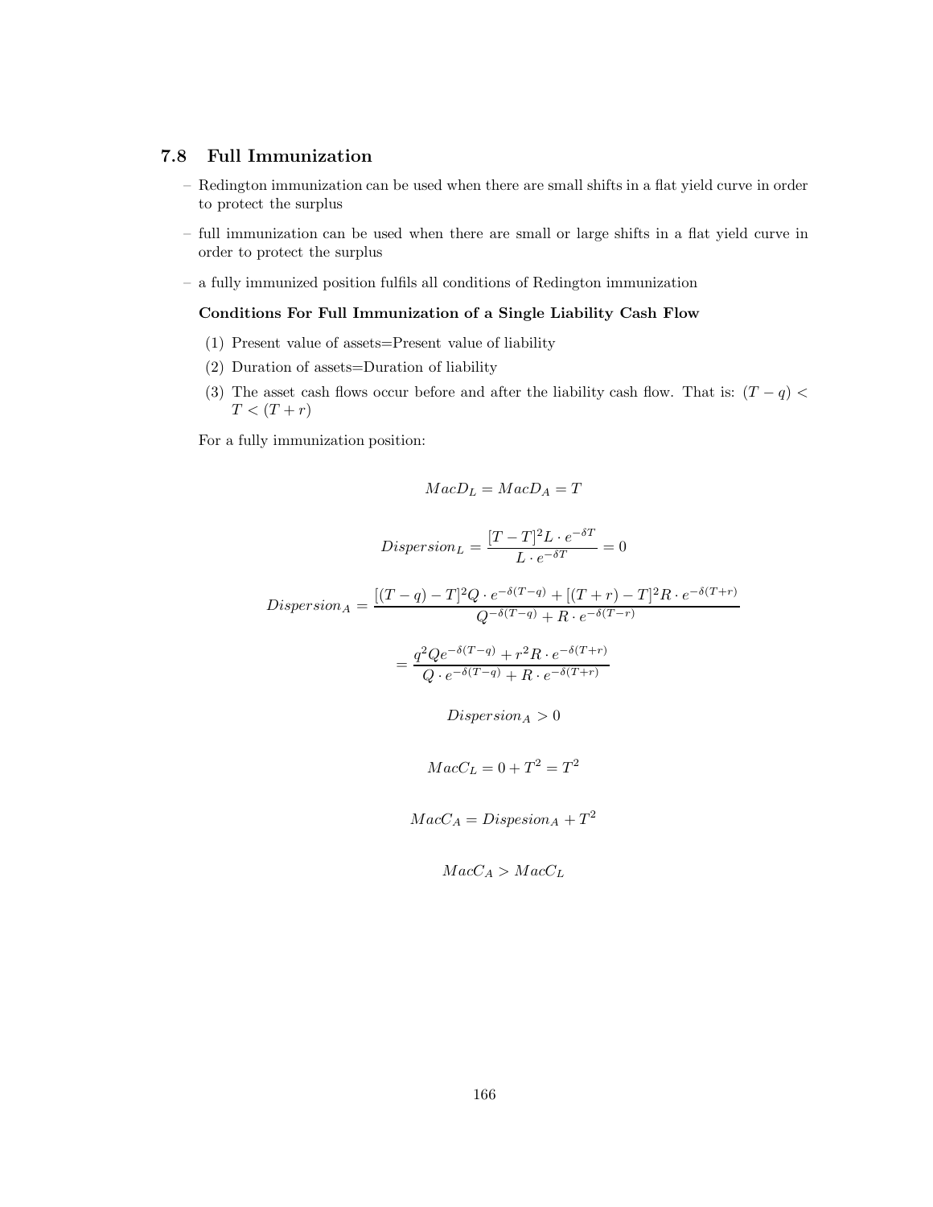## 7.8 Full Immunization

- Redington immunization can be used when there are small shifts in a flat yield curve in order to protect the surplus
- full immunization can be used when there are small or large shifts in a flat yield curve in order to protect the surplus
- a fully immunized position fulfils all conditions of Redington immunization

**Conditions For Full Immunization of a Single Liability Cash Flow**

(1) Present value of assets=Present value of liability

(2) Duration of assets=Duration of liability

(3) The asset cash flows occur before and after the liability cash flow. That is: $(T-q) < T < (T+r)$

For a fully immunization position:

$$MacD_L = MacD_A = T$$

$$Dispersion_L = \frac{[T-T]^2 L \cdot e^{-\delta T}}{L \cdot e^{-\delta T}} = 0$$

$$Dispersion_A = \frac{[(T-q)-T]^2 Q \cdot e^{-\delta(T-q)} + [(T+r)-T]^2 R \cdot e^{-\delta(T+r)}}{Q^{-\delta(T-q)} + R \cdot e^{-\delta(T-r)}}$$

$$= \frac{q^2 Q e^{-\delta(T-q)} + r^2 R \cdot e^{-\delta(T+r)}}{Q \cdot e^{-\delta(T-q)} + R \cdot e^{-\delta(T+r)}}$$

$$Dispersion_A > 0$$

$$MacC_L = 0 + T^2 = T^2$$

$$MacC_A = Dispesion_A + T^2$$

$$MacC_A > MacC_L$$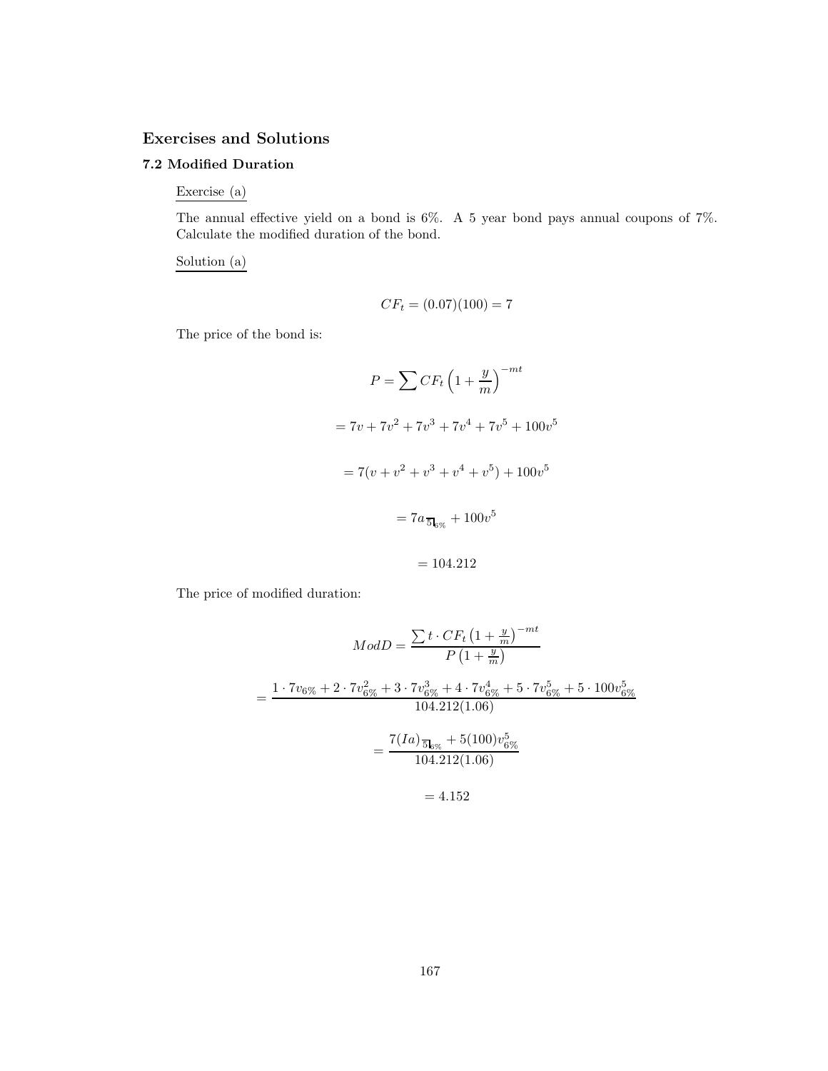## Exercises and Solutions

### 7.2 Modified Duration

Exercise (a)

The annual effective yield on a bond is 6%. A 5 year bond pays annual coupons of 7%. Calculate the modified duration of the bond.

Solution (a)

$$CF_t = (0.07)(100) = 7$$

The price of the bond is:

$$P = \sum CF_t \left(1 + \frac{y}{m}\right)^{-mt}$$

$$= 7v + 7v^2 + 7v^3 + 7v^4 + 7v^5 + 100v^5$$

$$= 7(v + v^2 + v^3 + v^4 + v^5) + 100v^5$$

$$= 7a_{\overline{5}|6\%} + 100v^5$$

$$= 104.212$$

The price of modified duration:

$$ModD = \frac{\sum t \cdot CF_t \left(1 + \frac{y}{m}\right)^{-mt}}{P\left(1 + \frac{y}{m}\right)}$$

$$= \frac{1 \cdot 7v_{6\%} + 2 \cdot 7v_{6\%}^2 + 3 \cdot 7v_{6\%}^3 + 4 \cdot 7v_{6\%}^4 + 5 \cdot 7v_{6\%}^5 + 5 \cdot 100v_{6\%}^5}{104.212(1.06)}$$

$$= \frac{7(Ia)_{\overline{5}|6\%} + 5(100)v_{6\%}^5}{104.212(1.06)}$$

$$= 4.152$$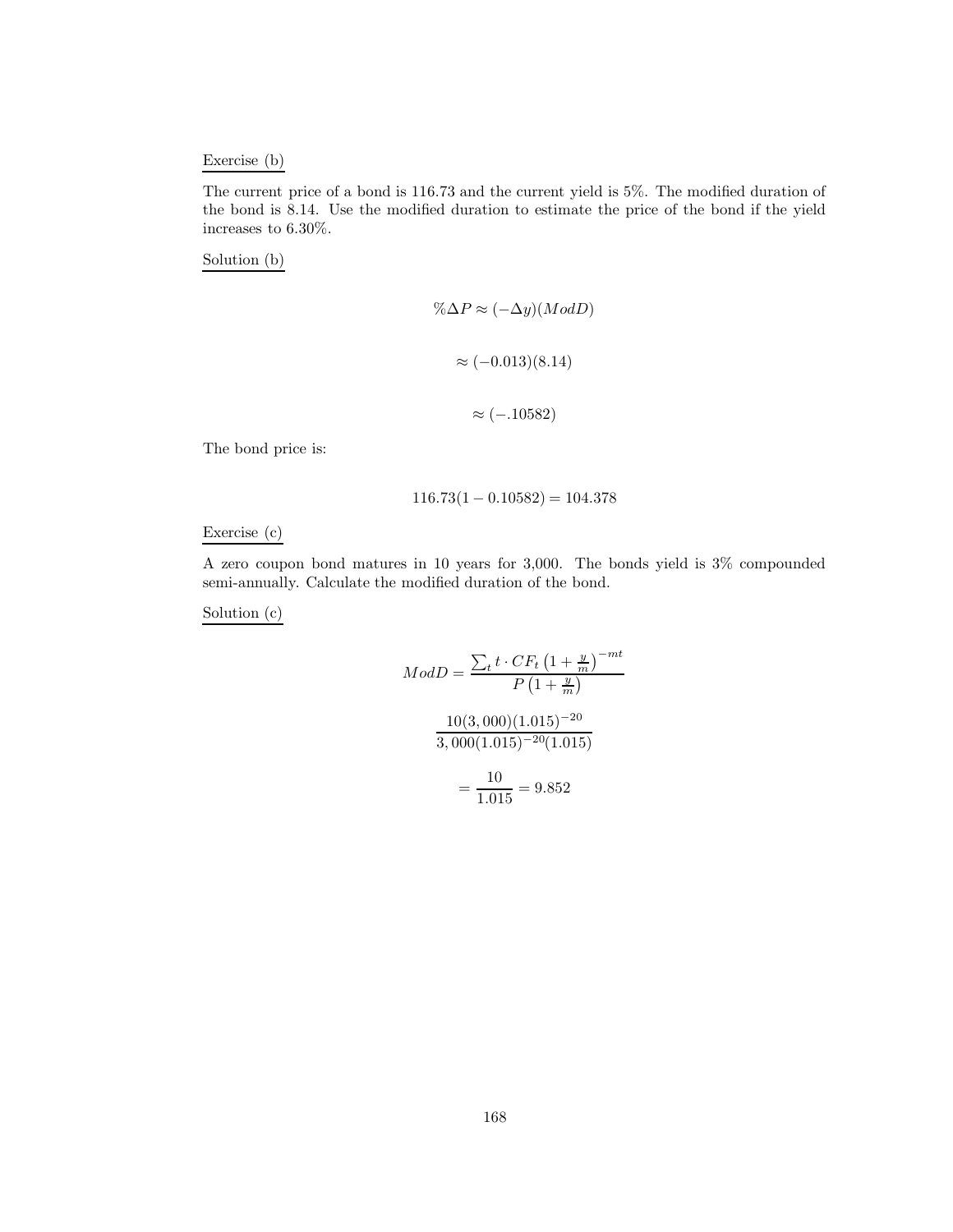Exercise (b)

The current price of a bond is 116.73 and the current yield is 5%. The modified duration of the bond is 8.14. Use the modified duration to estimate the price of the bond if the yield increases to 6.30%.

Solution (b)

$$\%\Delta P \approx (-\Delta y)(ModD)$$

$$\approx (-0.013)(8.14)$$

$$\approx (-.10582)$$

The bond price is:

$$116.73(1 - 0.10582) = 104.378$$

Exercise (c)

A zero coupon bond matures in 10 years for 3,000. The bonds yield is 3% compounded semi-annually. Calculate the modified duration of the bond.

Solution (c)

$$ModD = \frac{\sum_t t \cdot CF_t \left(1 + \frac{y}{m}\right)^{-mt}}{P\left(1 + \frac{y}{m}\right)}$$

$$\frac{10(3,000)(1.015)^{-20}}{3,000(1.015)^{-20}(1.015)}$$

$$= \frac{10}{1.015} = 9.852$$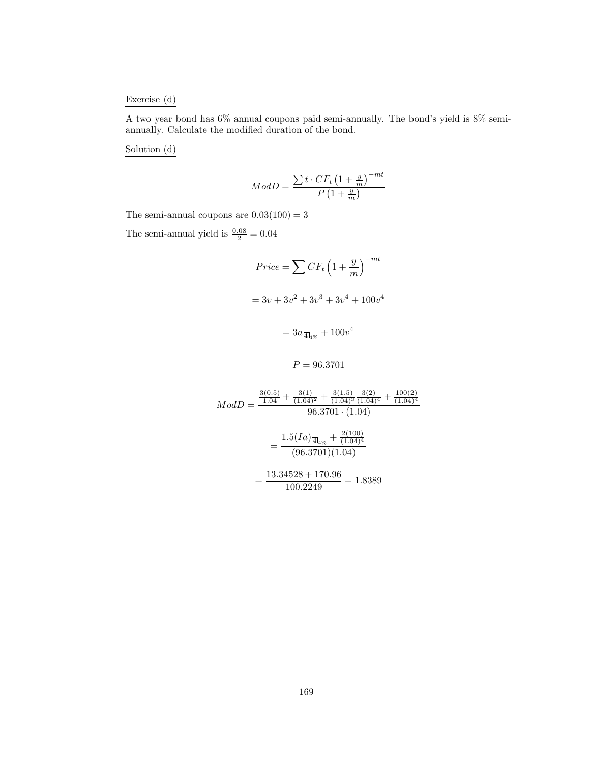Exercise (d)

A two year bond has 6% annual coupons paid semi-annually. The bond's yield is 8% semi-annually. Calculate the modified duration of the bond.

Solution (d)

$$ModD = \frac{\sum t \cdot CF_t \left(1 + \frac{y}{m}\right)^{-mt}}{P\left(1 + \frac{y}{m}\right)}$$

The semi-annual coupons are $0.03(100) = 3$

The semi-annual yield is $\frac{0.08}{2} = 0.04$

$$Price = \sum CF_t \left(1 + \frac{y}{m}\right)^{-mt}$$

$$= 3v + 3v^2 + 3v^3 + 3v^4 + 100v^4$$

$$= 3a_{\overline{4}|4\%} + 100v^4$$

$$P = 96.3701$$

$$ModD = \frac{\frac{3(0.5)}{1.04} + \frac{3(1)}{(1.04)^2} + \frac{3(1.5)}{(1.04)^3}\frac{3(2)}{(1.04)^4} + \frac{100(2)}{(1.04)^4}}{96.3701 \cdot (1.04)}$$

$$= \frac{1.5(Ia)_{\overline{4}|4\%} + \frac{2(100)}{(1.04)^4}}{(96.3701)(1.04)}$$

$$= \frac{13.34528 + 170.96}{100.2249} = 1.8389$$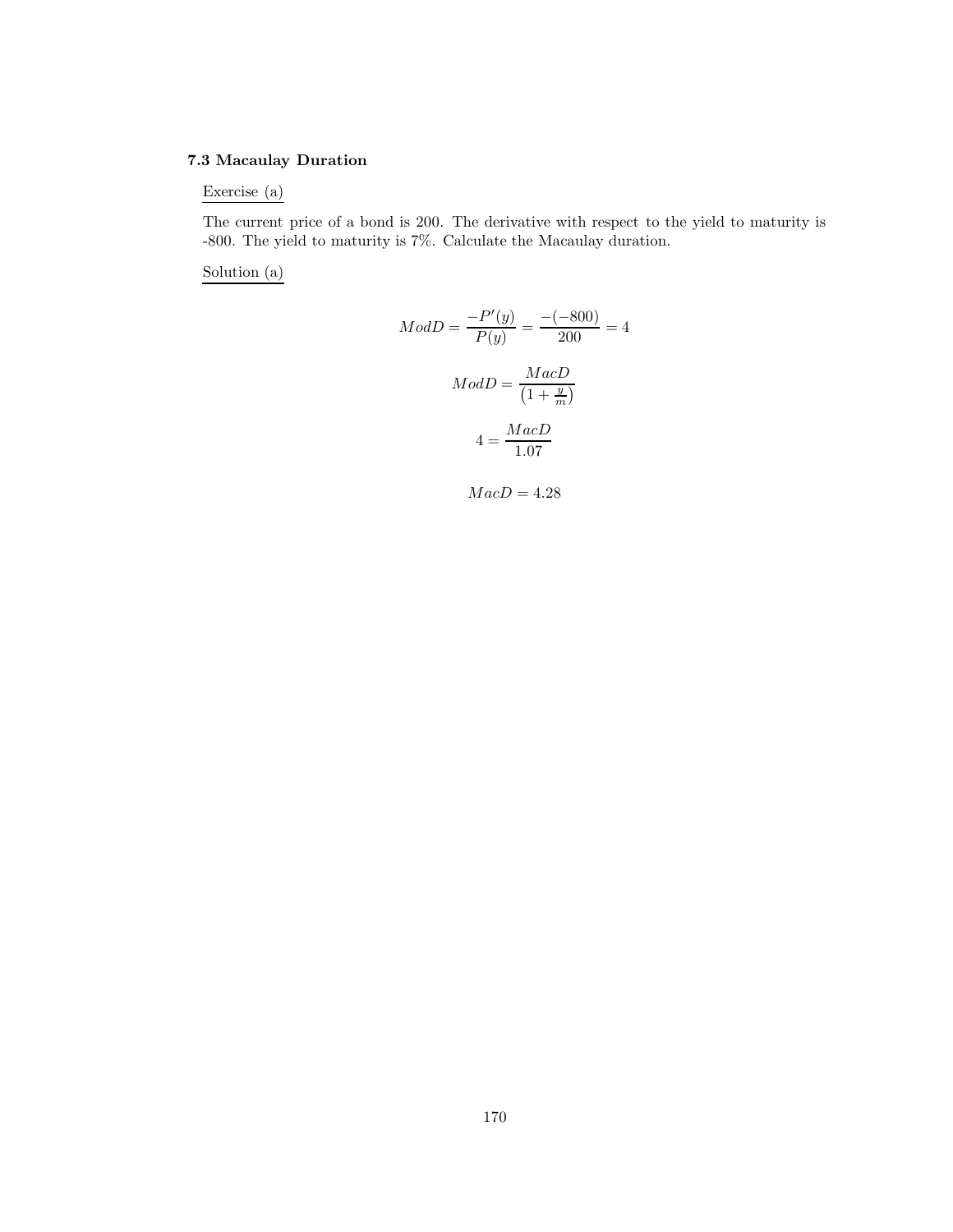### 7.3 Macaulay Duration

Exercise (a)

The current price of a bond is 200. The derivative with respect to the yield to maturity is -800. The yield to maturity is 7%. Calculate the Macaulay duration.

Solution (a)

$$ModD = \frac{-P'(y)}{P(y)} = \frac{-(-800)}{200} = 4$$

$$ModD = \frac{MacD}{\left(1 + \frac{y}{m}\right)}$$

$$4 = \frac{MacD}{1.07}$$

$$MacD = 4.28$$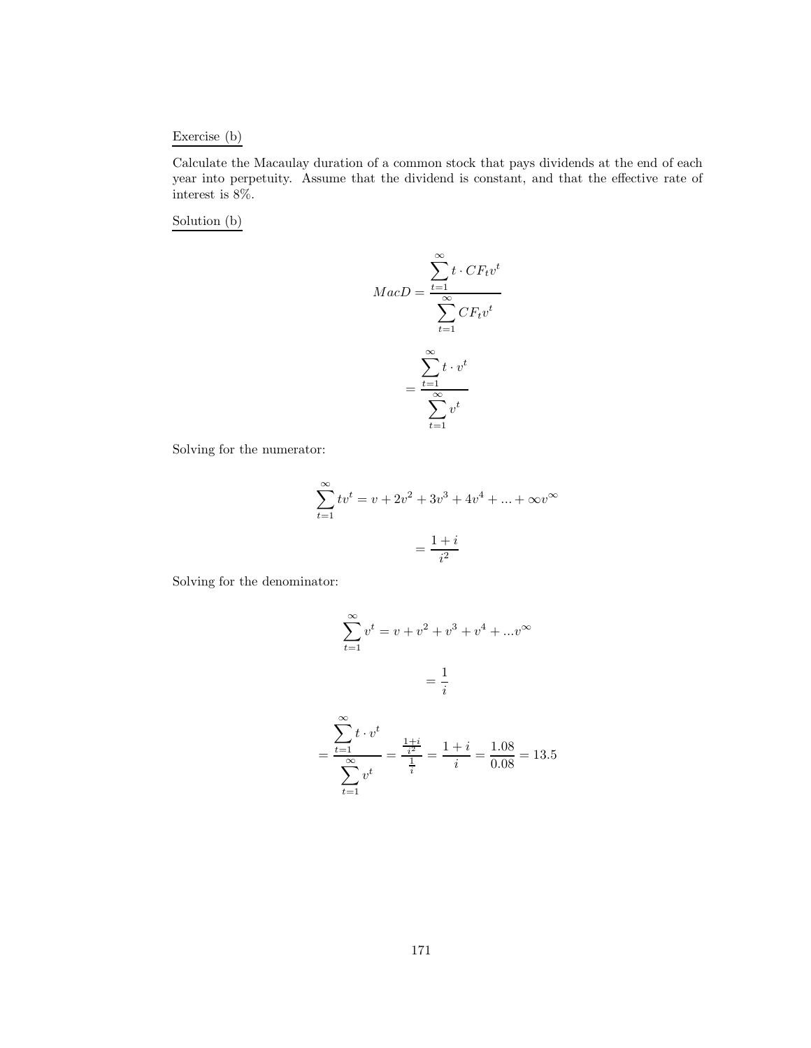Exercise (b)

Calculate the Macaulay duration of a common stock that pays dividends at the end of each year into perpetuity. Assume that the dividend is constant, and that the effective rate of interest is 8%.

Solution (b)

$$MacD = \frac{\sum_{t=1}^{\infty} t \cdot CF_t v^t}{\sum_{t=1}^{\infty} CF_t v^t}$$

$$= \frac{\sum_{t=1}^{\infty} t \cdot v^t}{\sum_{t=1}^{\infty} v^t}$$

Solving for the numerator:

$$\sum_{t=1}^{\infty} t v^t = v + 2v^2 + 3v^3 + 4v^4 + ... + \infty v^{\infty}$$

$$= \frac{1+i}{i^2}$$

Solving for the denominator:

$$\sum_{t=1}^{\infty} v^t = v + v^2 + v^3 + v^4 + ... v^{\infty}$$

$$= \frac{1}{i}$$

$$= \frac{\sum_{t=1}^{\infty} t \cdot v^t}{\sum_{t=1}^{\infty} v^t} = \frac{\frac{1+i}{i^2}}{\frac{1}{i}} = \frac{1+i}{i} = \frac{1.08}{0.08} = 13.5$$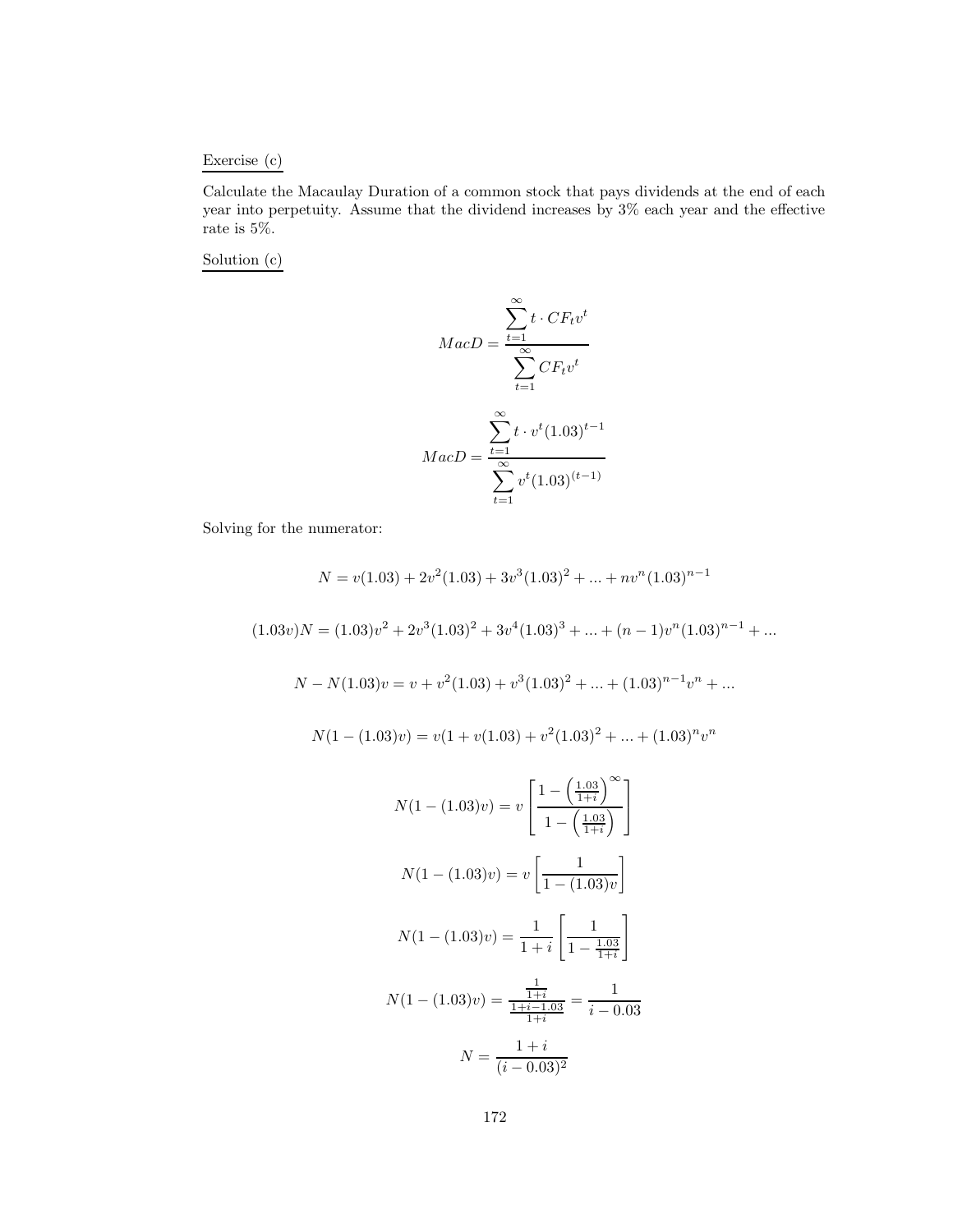Exercise (c)

Calculate the Macaulay Duration of a common stock that pays dividends at the end of each year into perpetuity. Assume that the dividend increases by 3% each year and the effective rate is 5%.

Solution (c)

$$MacD = \frac{\sum_{t=1}^{\infty} t \cdot CF_t v^t}{\sum_{t=1}^{\infty} CF_t v^t}$$

$$MacD = \frac{\sum_{t=1}^{\infty} t \cdot v^t (1.03)^{t-1}}{\sum_{t=1}^{\infty} v^t (1.03)^{(t-1)}}$$

Solving for the numerator:

$$N = v(1.03) + 2v^2(1.03) + 3v^3(1.03)^2 + ... + nv^n(1.03)^{n-1}$$

$$(1.03v)N = (1.03)v^2 + 2v^3(1.03)^2 + 3v^4(1.03)^3 + ... + (n-1)v^n(1.03)^{n-1} + ...$$

$$N - N(1.03)v = v + v^2(1.03) + v^3(1.03)^2 + ... + (1.03)^{n-1}v^n + ...$$

$$N(1 - (1.03)v) = v(1 + v(1.03) + v^2(1.03)^2 + ... + (1.03)^n v^n$$

$$N(1 - (1.03)v) = v\left[\frac{1 - \left(\frac{1.03}{1+i}\right)^{\infty}}{1 - \left(\frac{1.03}{1+i}\right)}\right]$$

$$N(1 - (1.03)v) = v\left[\frac{1}{1 - (1.03)v}\right]$$

$$N(1 - (1.03)v) = \frac{1}{1+i}\left[\frac{1}{1 - \frac{1.03}{1+i}}\right]$$

$$N(1 - (1.03)v) = \frac{\frac{1}{1+i}}{\frac{1+i-1.03}{1+i}} = \frac{1}{i - 0.03}$$

$$N = \frac{1+i}{(i - 0.03)^2}$$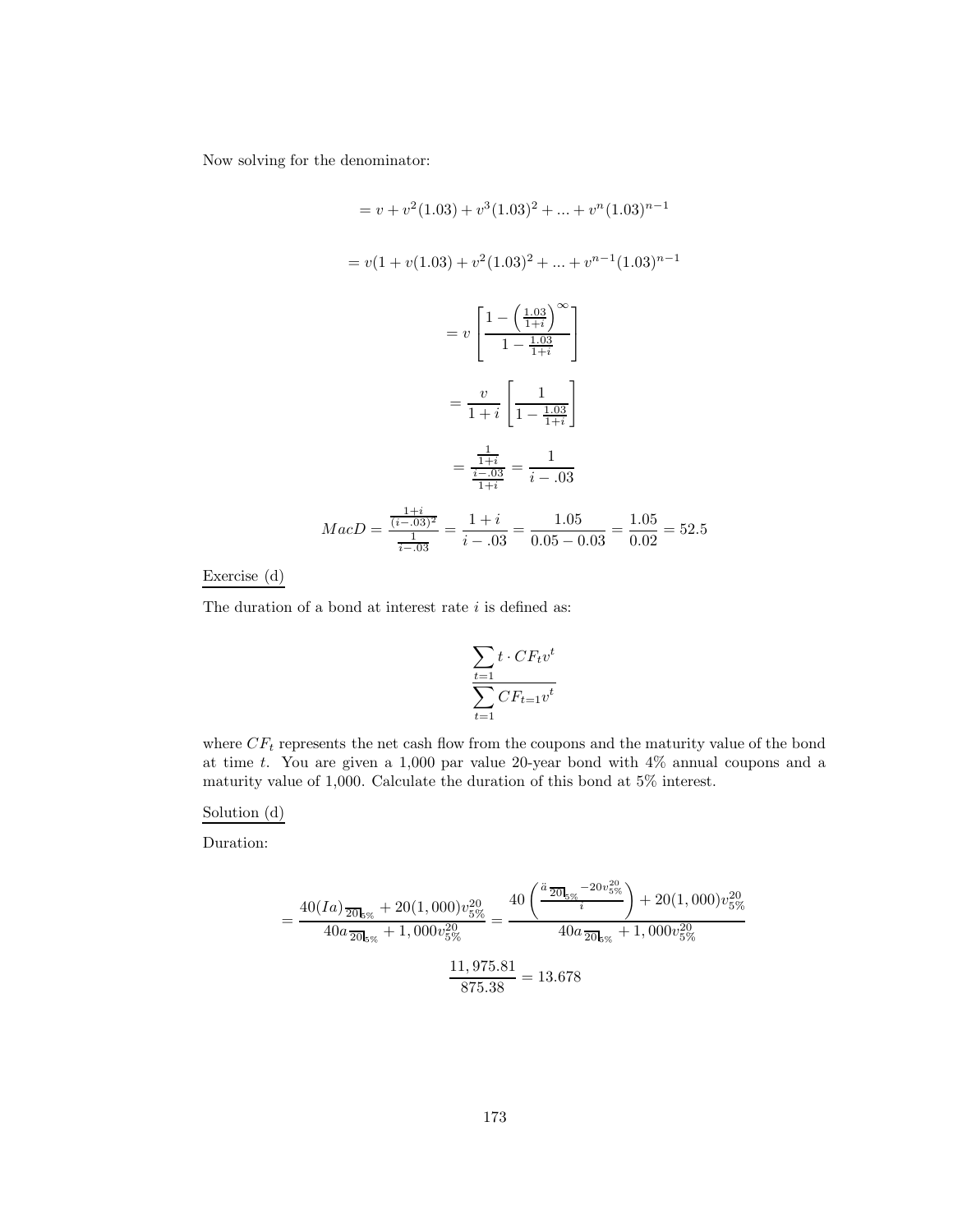Now solving for the denominator:

$$= v + v^2(1.03) + v^3(1.03)^2 + ... + v^n(1.03)^{n-1}$$

$$= v(1 + v(1.03) + v^2(1.03)^2 + ... + v^{n-1}(1.03)^{n-1}$$

$$= v\left[\frac{1 - \left(\frac{1.03}{1+i}\right)^{\infty}}{1 - \frac{1.03}{1+i}}\right]$$

$$= \frac{v}{1+i}\left[\frac{1}{1 - \frac{1.03}{1+i}}\right]$$

$$= \frac{\frac{1}{1+i}}{\frac{i-.03}{1+i}} = \frac{1}{i-.03}$$

$$MacD = \frac{\frac{1+i}{(i-.03)^2}}{\frac{1}{i-.03}} = \frac{1+i}{i-.03} = \frac{1.05}{0.05-0.03} = \frac{1.05}{0.02} = 52.5$$

Exercise (d)

The duration of a bond at interest rate $i$ is defined as:

$$\frac{\sum_{t=1} t \cdot CF_t v^t}{\sum_{t=1} CF_{t=1} v^t}$$

where $CF_t$ represents the net cash flow from the coupons and the maturity value of the bond at time $t$. You are given a 1,000 par value 20-year bond with 4% annual coupons and a maturity value of 1,000. Calculate the duration of this bond at 5% interest.

Solution (d)

Duration:

$$= \frac{40(Ia)_{\overline{20|}5\%} + 20(1,000)v^{20}_{5\%}}{40a_{\overline{20|}5\%} + 1,000v^{20}_{5\%}} = \frac{40\left(\frac{\ddot{a}_{\overline{20|}5\%} - 20v^{20}_{5\%}}{i}\right) + 20(1,000)v^{20}_{5\%}}{40a_{\overline{20|}5\%} + 1,000v^{20}_{5\%}}$$

$$\frac{11,975.81}{875.38} = 13.678$$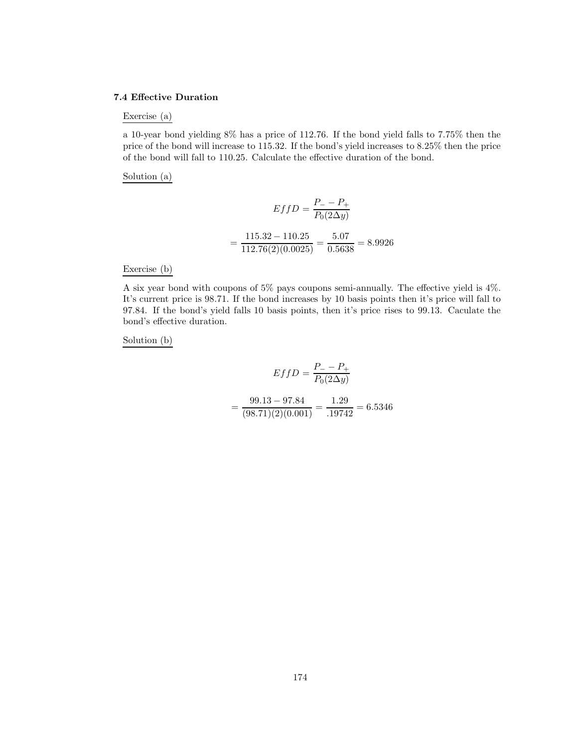### 7.4 Effective Duration

Exercise (a)

a 10-year bond yielding 8% has a price of 112.76. If the bond yield falls to 7.75% then the price of the bond will increase to 115.32. If the bond's yield increases to 8.25% then the price of the bond will fall to 110.25. Calculate the effective duration of the bond.

Solution (a)

$$EffD = \frac{P_{-} - P_{+}}{P_0(2\Delta y)}$$

$$= \frac{115.32 - 110.25}{112.76(2)(0.0025)} = \frac{5.07}{0.5638} = 8.9926$$

Exercise (b)

A six year bond with coupons of 5% pays coupons semi-annually. The effective yield is 4%. It's current price is 98.71. If the bond increases by 10 basis points then it's price will fall to 97.84. If the bond's yield falls 10 basis points, then it's price rises to 99.13. Caculate the bond's effective duration.

Solution (b)

$$EffD = \frac{P_{-} - P_{+}}{P_0(2\Delta y)}$$

$$= \frac{99.13 - 97.84}{(98.71)(2)(0.001)} = \frac{1.29}{.19742} = 6.5346$$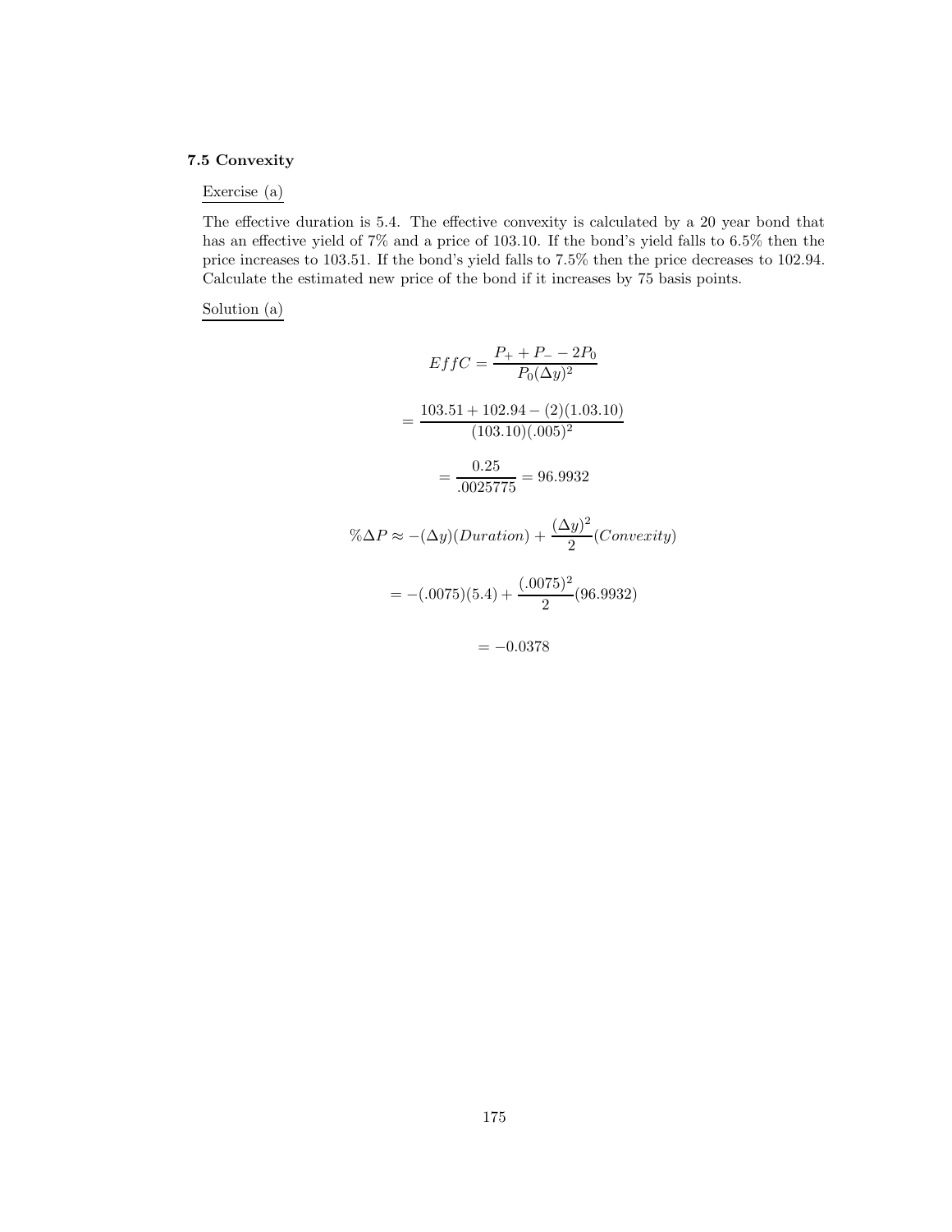### 7.5 Convexity

Exercise (a)

The effective duration is 5.4. The effective convexity is calculated by a 20 year bond that has an effective yield of 7% and a price of 103.10. If the bond's yield falls to 6.5% then the price increases to 103.51. If the bond's yield falls to 7.5% then the price decreases to 102.94. Calculate the estimated new price of the bond if it increases by 75 basis points.

Solution (a)

$$EffC = \frac{P_{+} + P_{-} - 2P_0}{P_0(\Delta y)^2}$$

$$= \frac{103.51 + 102.94 - (2)(1.03.10)}{(103.10)(.005)^2}$$

$$= \frac{0.25}{.0025775} = 96.9932$$

$$\%\Delta P \approx -(\Delta y)(Duration) + \frac{(\Delta y)^2}{2}(Convexity)$$

$$= -(.0075)(5.4) + \frac{(.0075)^2}{2}(96.9932)$$

$$= -0.0378$$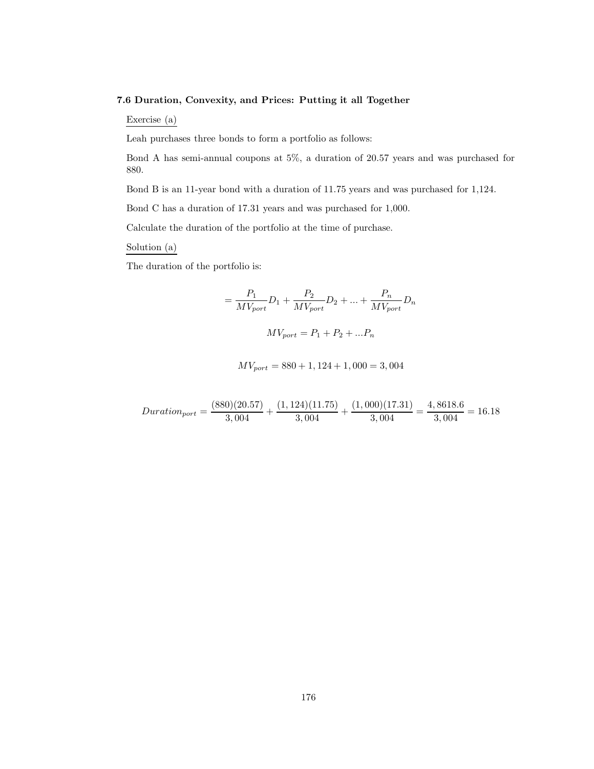### 7.6 Duration, Convexity, and Prices: Putting it all Together

Exercise (a)

Leah purchases three bonds to form a portfolio as follows:

Bond A has semi-annual coupons at 5%, a duration of 20.57 years and was purchased for 880.

Bond B is an 11-year bond with a duration of 11.75 years and was purchased for 1,124.

Bond C has a duration of 17.31 years and was purchased for 1,000.

Calculate the duration of the portfolio at the time of purchase.

Solution (a)

The duration of the portfolio is:

$$= \frac{P_1}{MV_{port}} D_1 + \frac{P_2}{MV_{port}} D_2 + ... + \frac{P_n}{MV_{port}} D_n$$

$$MV_{port} = P_1 + P_2 + ...P_n$$

$$MV_{port} = 880 + 1,124 + 1,000 = 3,004$$

$$Duration_{port} = \frac{(880)(20.57)}{3,004} + \frac{(1,124)(11.75)}{3,004} + \frac{(1,000)(17.31)}{3,004} = \frac{4,8618.6}{3,004} = 16.18$$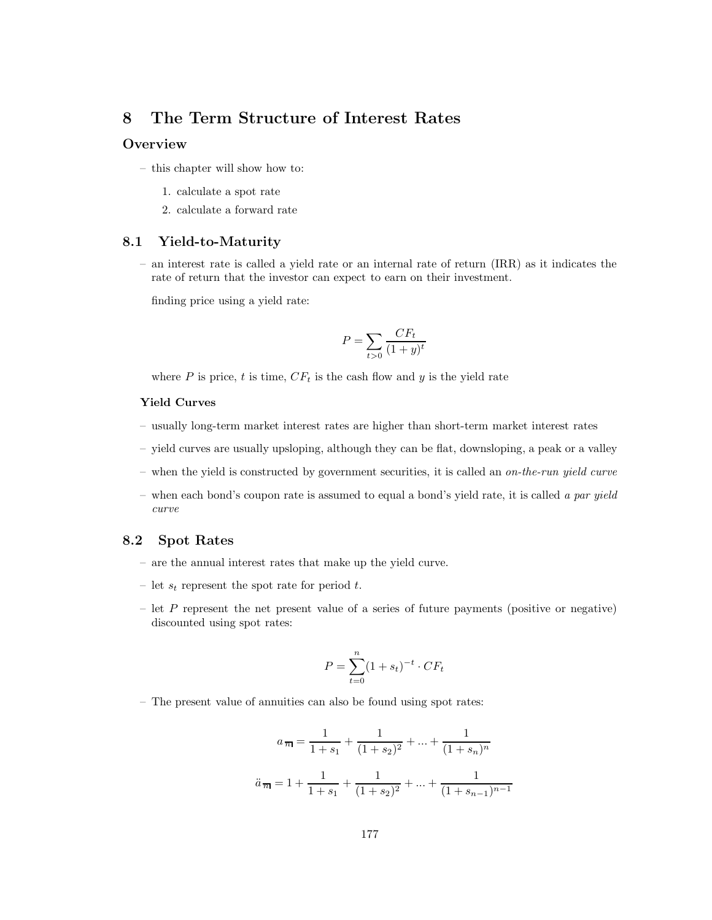# 8 The Term Structure of Interest Rates

## Overview

- this chapter will show how to:
  1. calculate a spot rate
  2. calculate a forward rate

## 8.1 Yield-to-Maturity

- an interest rate is called a yield rate or an internal rate of return (IRR) as it indicates the rate of return that the investor can expect to earn on their investment.

  finding price using a yield rate:

$$P = \sum_{t>0} \frac{CF_t}{(1+y)^t}$$

  where $P$ is price, $t$ is time, $CF_t$ is the cash flow and $y$ is the yield rate

### Yield Curves

- usually long-term market interest rates are higher than short-term market interest rates
- yield curves are usually upsloping, although they can be flat, downsloping, a peak or a valley
- when the yield is constructed by government securities, it is called an *on-the-run yield curve*
- when each bond's coupon rate is assumed to equal a bond's yield rate, it is called *a par yield curve*

## 8.2 Spot Rates

- are the annual interest rates that make up the yield curve.
- let $s_t$ represent the spot rate for period $t$.
- let $P$ represent the net present value of a series of future payments (positive or negative) discounted using spot rates:

$$P = \sum_{t=0}^{n} (1+s_t)^{-t} \cdot CF_t$$

- The present value of annuities can also be found using spot rates:

$$a_{\overline{n}|} = \frac{1}{1+s_1} + \frac{1}{(1+s_2)^2} + ... + \frac{1}{(1+s_n)^n}$$

$$\ddot{a}_{\overline{n}|} = 1 + \frac{1}{1+s_1} + \frac{1}{(1+s_2)^2} + ... + \frac{1}{(1+s_{n-1})^{n-1}}$$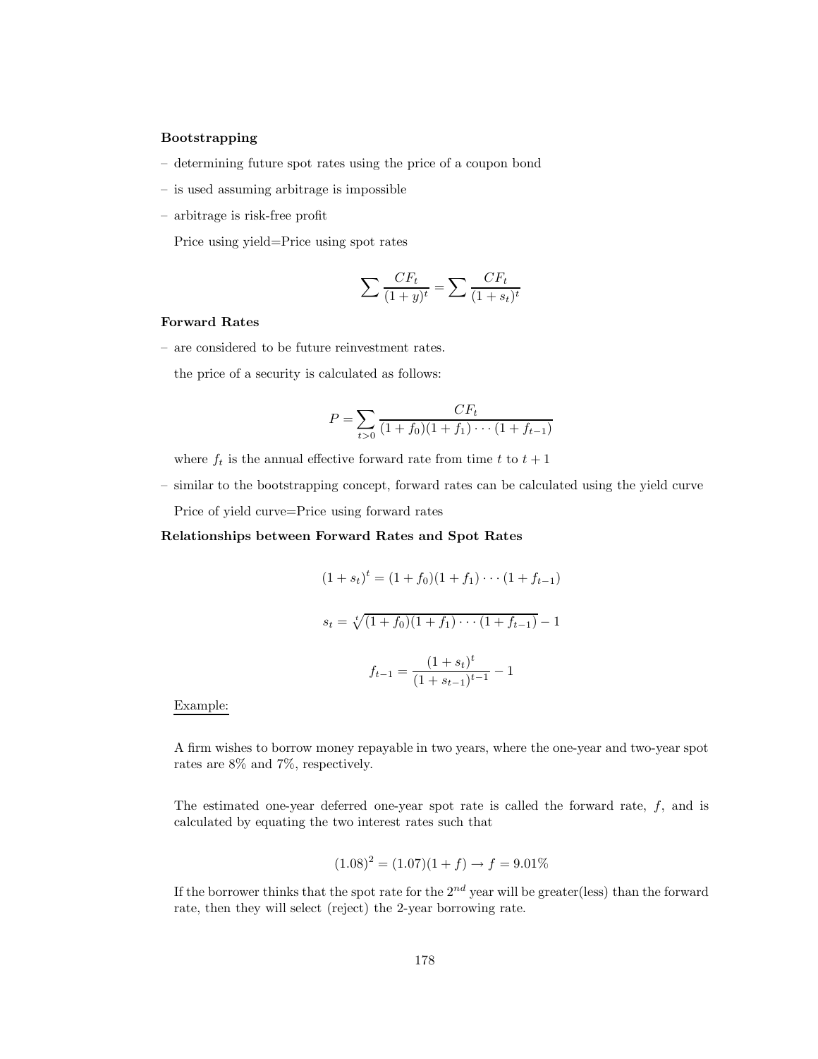**Bootstrapping**

– determining future spot rates using the price of a coupon bond

– is used assuming arbitrage is impossible

– arbitrage is risk-free profit

Price using yield=Price using spot rates

$$\sum \frac{CF_t}{(1+y)^t} = \sum \frac{CF_t}{(1+s_t)^t}$$

**Forward Rates**

– are considered to be future reinvestment rates.

the price of a security is calculated as follows:

$$P = \sum_{t>0} \frac{CF_t}{(1+f_0)(1+f_1)\cdots(1+f_{t-1})}$$

where $f_t$ is the annual effective forward rate from time $t$ to $t+1$

– similar to the bootstrapping concept, forward rates can be calculated using the yield curve

Price of yield curve=Price using forward rates

**Relationships between Forward Rates and Spot Rates**

$$(1+s_t)^t = (1+f_0)(1+f_1)\cdots(1+f_{t-1})$$

$$s_t = \sqrt[t]{(1+f_0)(1+f_1)\cdots(1+f_{t-1})} - 1$$

$$f_{t-1} = \frac{(1+s_t)^t}{(1+s_{t-1})^{t-1}} - 1$$

Example:

A firm wishes to borrow money repayable in two years, where the one-year and two-year spot rates are 8% and 7%, respectively.

The estimated one-year deferred one-year spot rate is called the forward rate, $f$, and is calculated by equating the two interest rates such that

$$(1.08)^2 = (1.07)(1+f) \rightarrow f = 9.01\%$$

If the borrower thinks that the spot rate for the $2^{nd}$ year will be greater(less) than the forward rate, then they will select (reject) the 2-year borrowing rate.